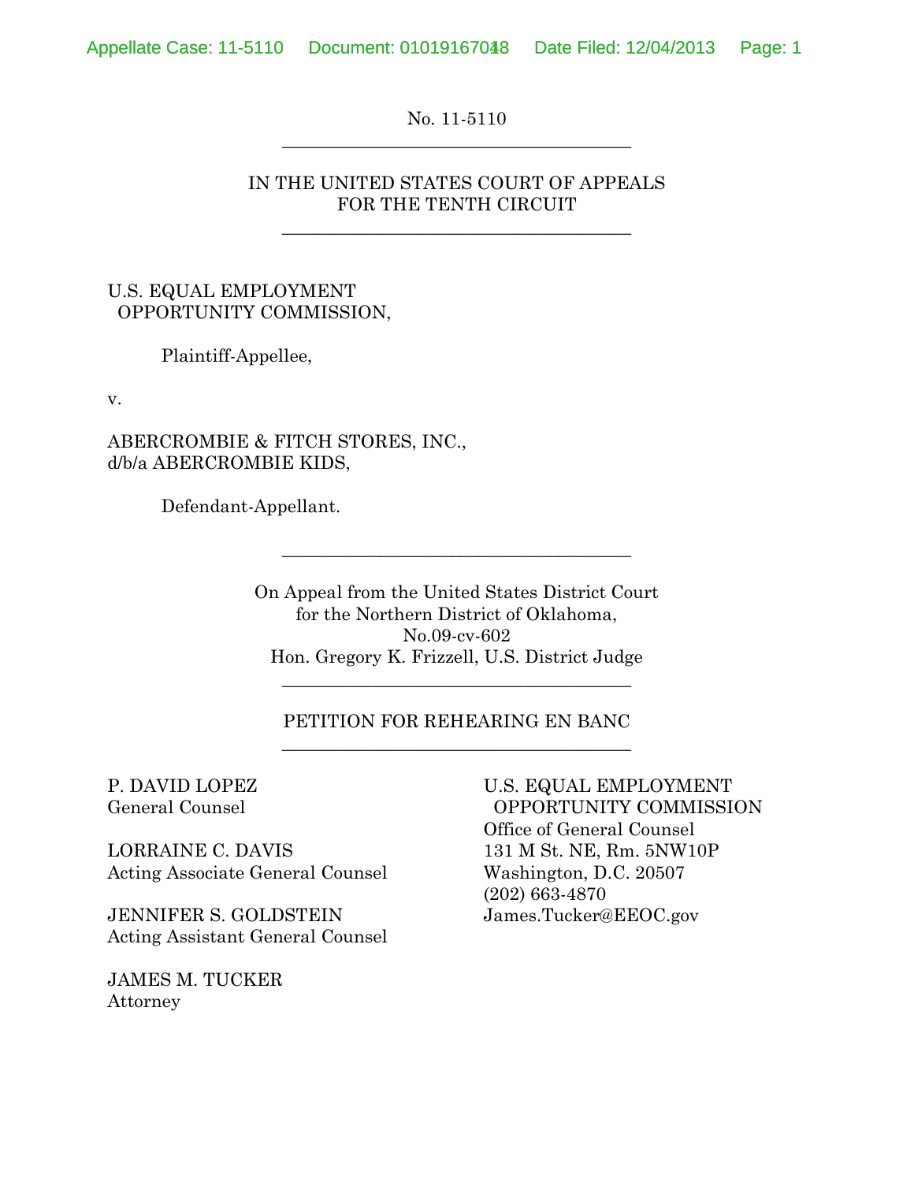No. 11-5110

---

IN THE UNITED STATES COURT OF APPEALS
FOR THE TENTH CIRCUIT

---

U.S. EQUAL EMPLOYMENT OPPORTUNITY COMMISSION,

Plaintiff-Appellee,

v.

ABERCROMBIE & FITCH STORES, INC., d/b/a ABERCROMBIE KIDS,

Defendant-Appellant.

---

On Appeal from the United States District Court
for the Northern District of Oklahoma,
No.09-cv-602
Hon. Gregory K. Frizzell, U.S. District Judge

---

PETITION FOR REHEARING EN BANC

---

P. DAVID LOPEZ
General Counsel

LORRAINE C. DAVIS
Acting Associate General Counsel

JENNIFER S. GOLDSTEIN
Acting Assistant General Counsel

JAMES M. TUCKER
Attorney

U.S. EQUAL EMPLOYMENT OPPORTUNITY COMMISSION
Office of General Counsel
131 M St. NE, Rm. 5NW10P
Washington, D.C. 20507
(202) 663-4870
James.Tucker@EEOC.gov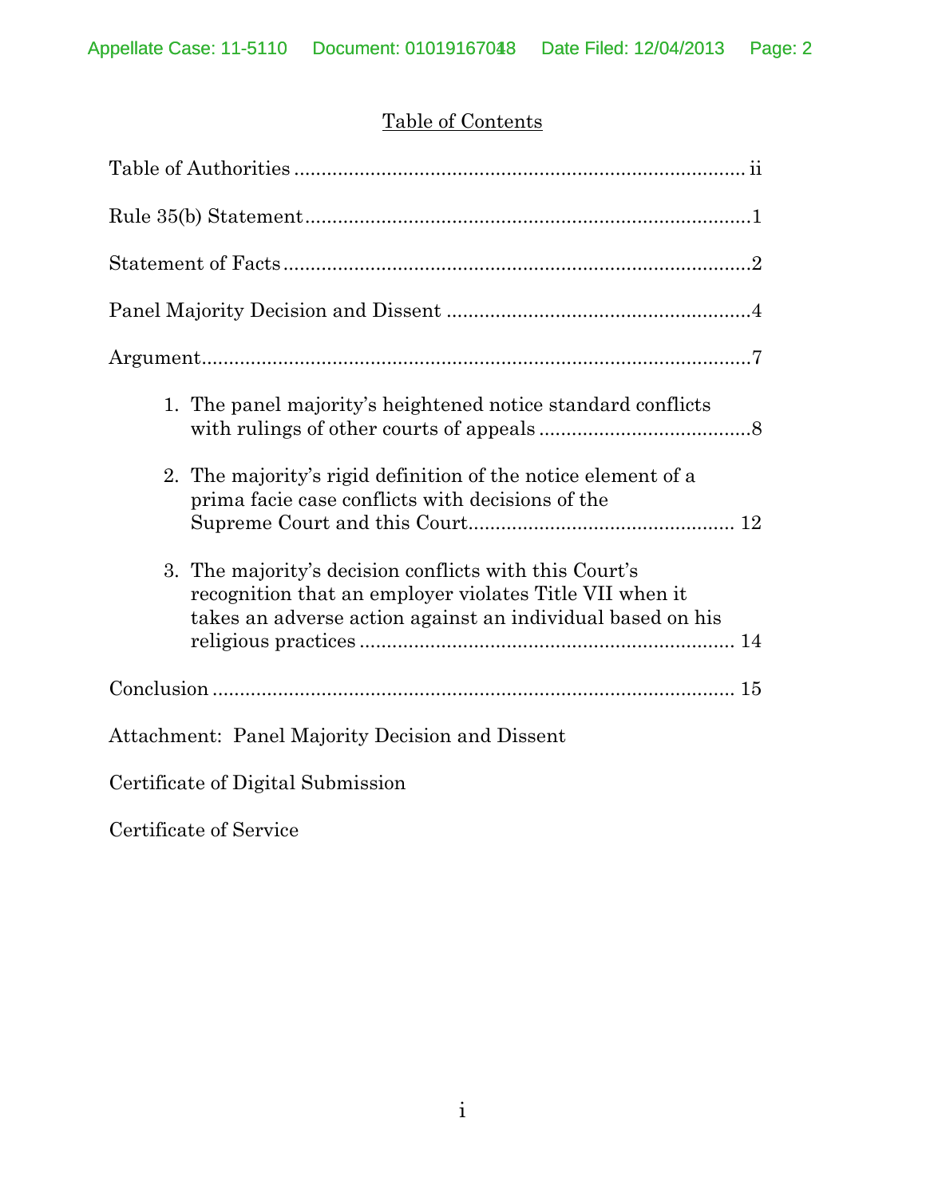# Table of Contents

Table of Authorities .................................................................................. ii

Rule 35(b) Statement..................................................................................1

Statement of Facts......................................................................................2

Panel Majority Decision and Dissent .........................................................4

Argument.....................................................................................................7

1. The panel majority's heightened notice standard conflicts with rulings of other courts of appeals .......................................8
2. The majority's rigid definition of the notice element of a prima facie case conflicts with decisions of the Supreme Court and this Court................................................. 12
3. The majority's decision conflicts with this Court's recognition that an employer violates Title VII when it takes an adverse action against an individual based on his religious practices ..................................................................... 14

Conclusion ................................................................................................ 15

Attachment: Panel Majority Decision and Dissent

Certificate of Digital Submission

Certificate of Service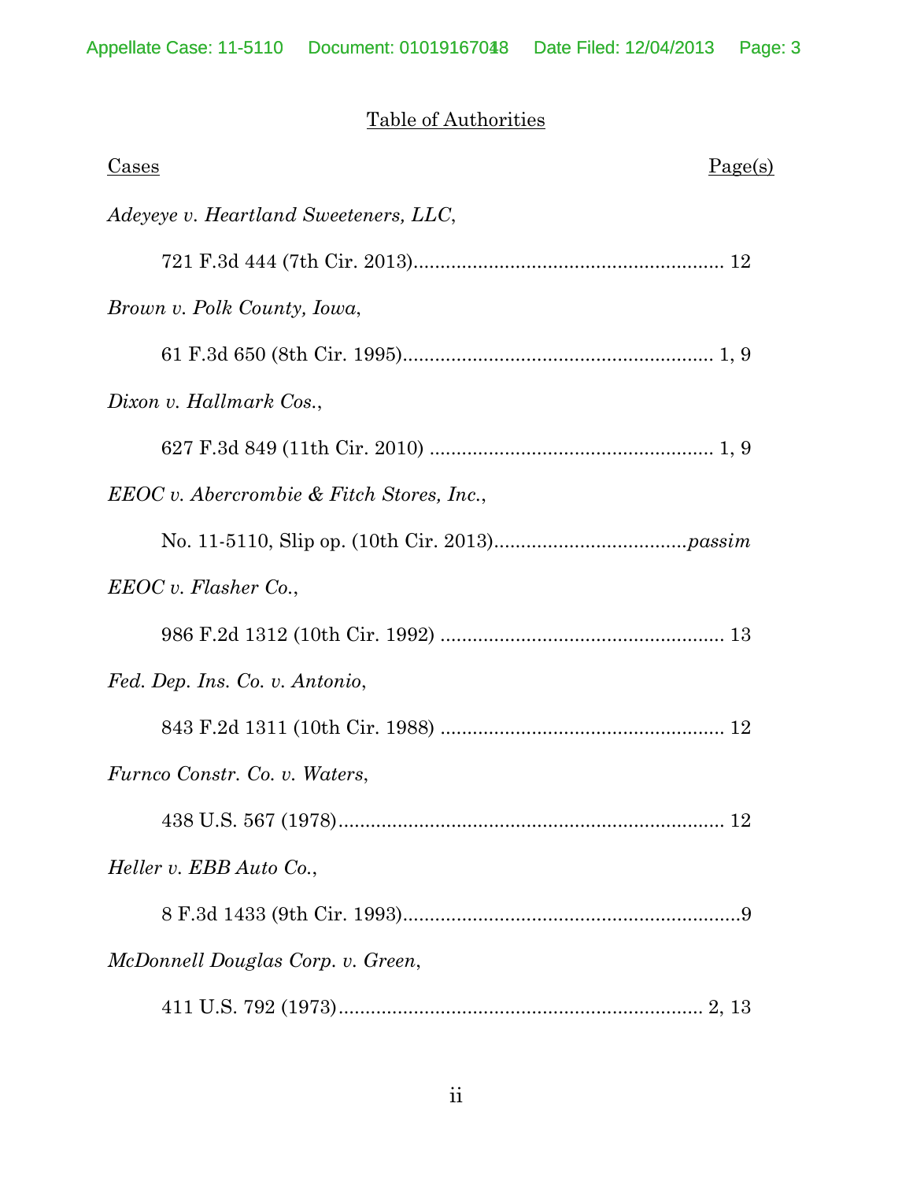## Table of Authorities

| Cases | Page(s) |
|---|---|
| *Adeyeye v. Heartland Sweeteners, LLC*, 721 F.3d 444 (7th Cir. 2013) | 12 |
| *Brown v. Polk County, Iowa*, 61 F.3d 650 (8th Cir. 1995) | 1, 9 |
| *Dixon v. Hallmark Cos.*, 627 F.3d 849 (11th Cir. 2010) | 1, 9 |
| *EEOC v. Abercrombie & Fitch Stores, Inc.*, No. 11-5110, Slip op. (10th Cir. 2013) | *passim* |
| *EEOC v. Flasher Co.*, 986 F.2d 1312 (10th Cir. 1992) | 13 |
| *Fed. Dep. Ins. Co. v. Antonio*, 843 F.2d 1311 (10th Cir. 1988) | 12 |
| *Furnco Constr. Co. v. Waters*, 438 U.S. 567 (1978) | 12 |
| *Heller v. EBB Auto Co.*, 8 F.3d 1433 (9th Cir. 1993) | 9 |
| *McDonnell Douglas Corp. v. Green*, 411 U.S. 792 (1973) | 2, 13 |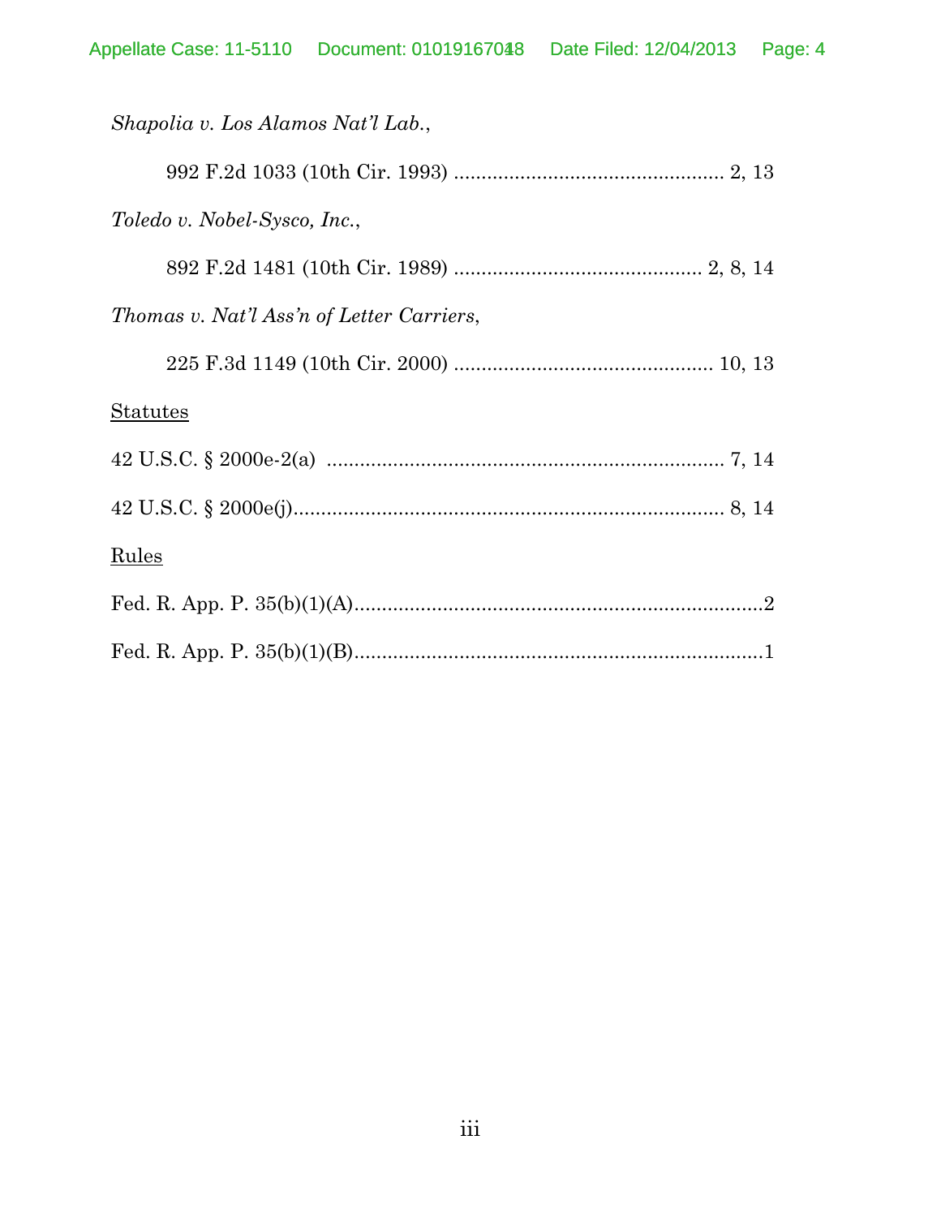*Shapolia v. Los Alamos Nat'l Lab.*,

992 F.2d 1033 (10th Cir. 1993) ................................................ 2, 13

*Toledo v. Nobel-Sysco, Inc.*,

892 F.2d 1481 (10th Cir. 1989) ............................................ 2, 8, 14

*Thomas v. Nat'l Ass'n of Letter Carriers*,

225 F.3d 1149 (10th Cir. 2000) .............................................. 10, 13

<u>Statutes</u>

42 U.S.C. § 2000e-2(a) ........................................................................ 7, 14

42 U.S.C. § 2000e(j)............................................................................. 8, 14

<u>Rules</u>

Fed. R. App. P. 35(b)(1)(A)..........................................................................2

Fed. R. App. P. 35(b)(1)(B)..........................................................................1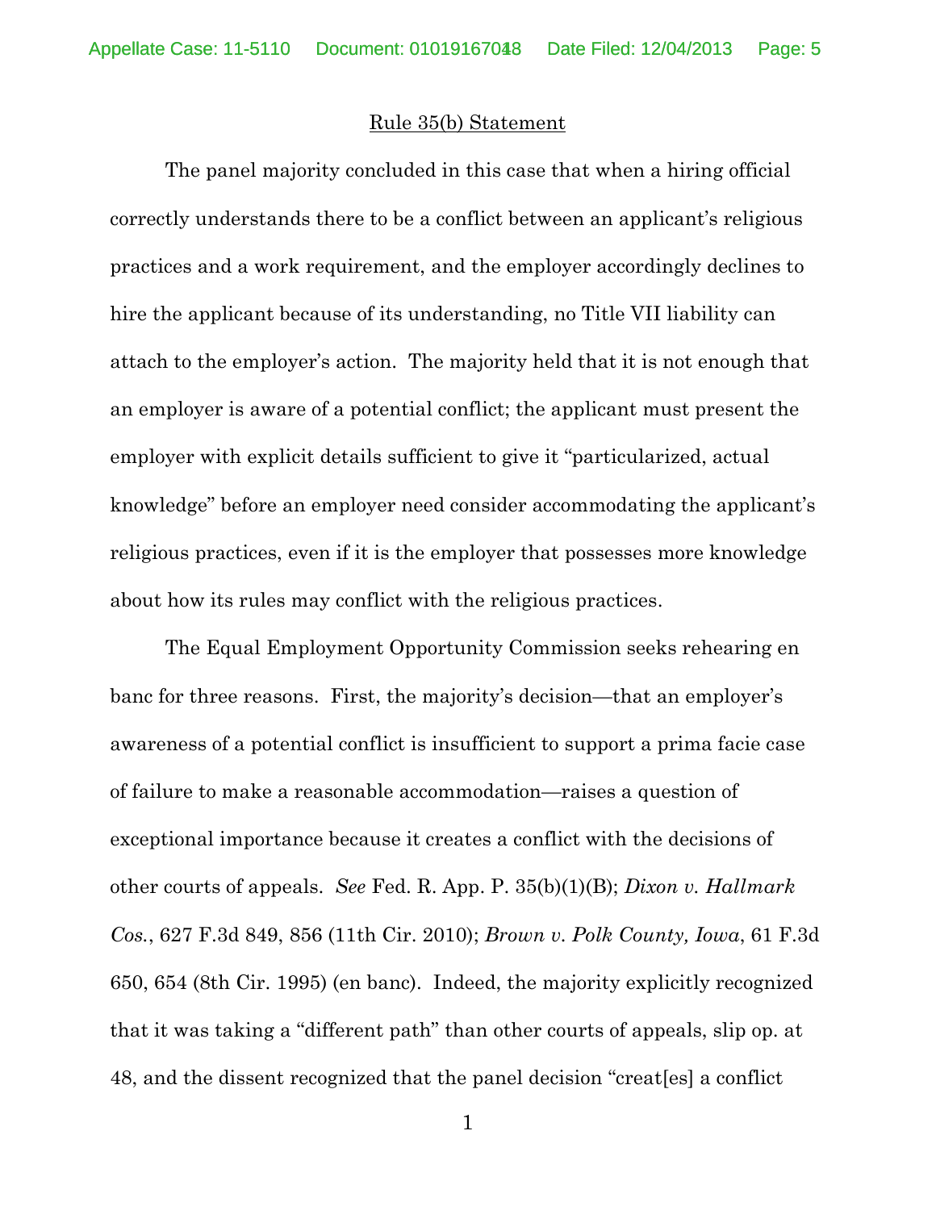## Rule 35(b) Statement

The panel majority concluded in this case that when a hiring official correctly understands there to be a conflict between an applicant's religious practices and a work requirement, and the employer accordingly declines to hire the applicant because of its understanding, no Title VII liability can attach to the employer's action. The majority held that it is not enough that an employer is aware of a potential conflict; the applicant must present the employer with explicit details sufficient to give it "particularized, actual knowledge" before an employer need consider accommodating the applicant's religious practices, even if it is the employer that possesses more knowledge about how its rules may conflict with the religious practices.

The Equal Employment Opportunity Commission seeks rehearing en banc for three reasons. First, the majority's decision—that an employer's awareness of a potential conflict is insufficient to support a prima facie case of failure to make a reasonable accommodation—raises a question of exceptional importance because it creates a conflict with the decisions of other courts of appeals. *See* Fed. R. App. P. 35(b)(1)(B); *Dixon v. Hallmark Cos.*, 627 F.3d 849, 856 (11th Cir. 2010); *Brown v. Polk County, Iowa*, 61 F.3d 650, 654 (8th Cir. 1995) (en banc). Indeed, the majority explicitly recognized that it was taking a "different path" than other courts of appeals, slip op. at 48, and the dissent recognized that the panel decision "creat[es] a conflict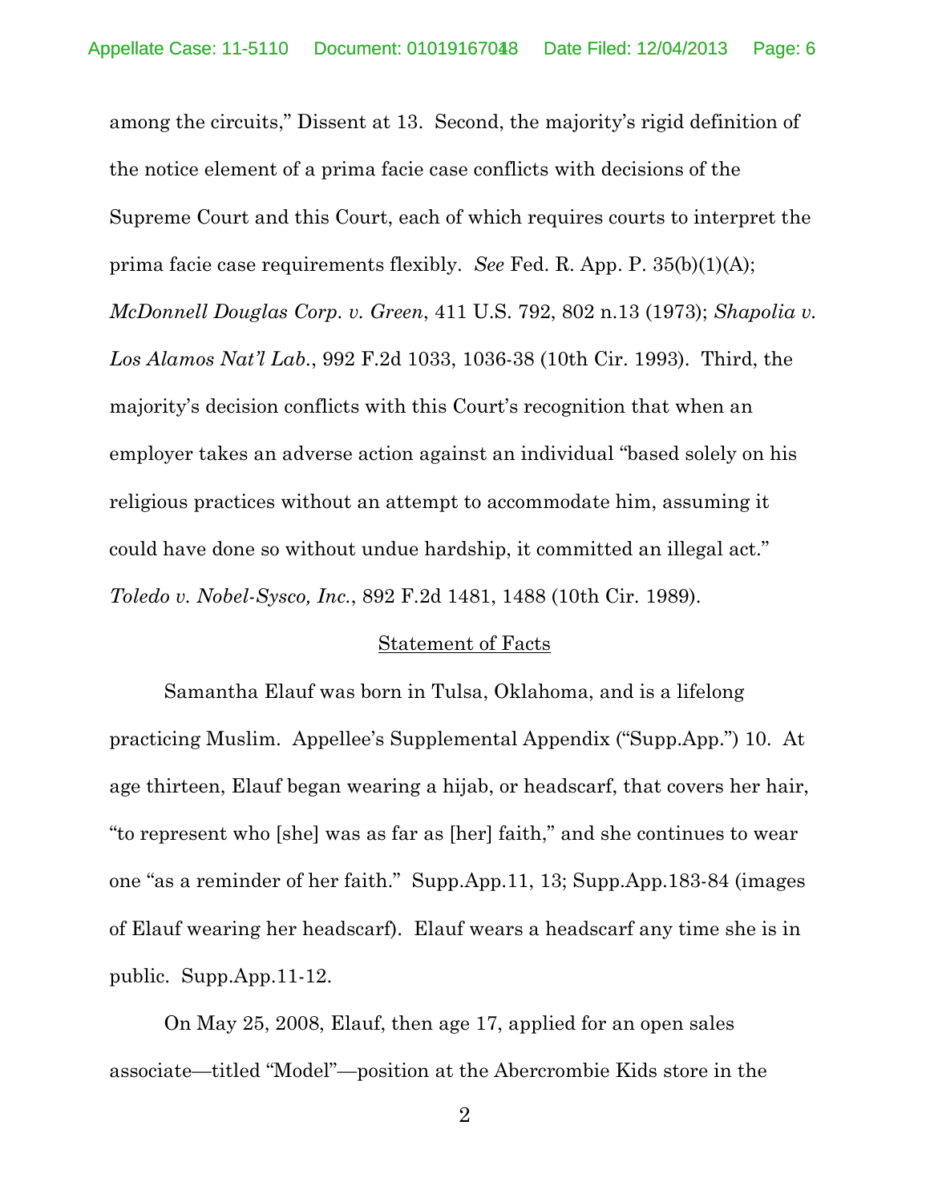among the circuits," Dissent at 13. Second, the majority's rigid definition of the notice element of a prima facie case conflicts with decisions of the Supreme Court and this Court, each of which requires courts to interpret the prima facie case requirements flexibly. *See* Fed. R. App. P. 35(b)(1)(A); *McDonnell Douglas Corp. v. Green*, 411 U.S. 792, 802 n.13 (1973); *Shapolia v. Los Alamos Nat'l Lab.*, 992 F.2d 1033, 1036-38 (10th Cir. 1993). Third, the majority's decision conflicts with this Court's recognition that when an employer takes an adverse action against an individual "based solely on his religious practices without an attempt to accommodate him, assuming it could have done so without undue hardship, it committed an illegal act." *Toledo v. Nobel-Sysco, Inc.*, 892 F.2d 1481, 1488 (10th Cir. 1989).

## Statement of Facts

Samantha Elauf was born in Tulsa, Oklahoma, and is a lifelong practicing Muslim. Appellee's Supplemental Appendix ("Supp.App.") 10. At age thirteen, Elauf began wearing a hijab, or headscarf, that covers her hair, "to represent who [she] was as far as [her] faith," and she continues to wear one "as a reminder of her faith." Supp.App.11, 13; Supp.App.183-84 (images of Elauf wearing her headscarf). Elauf wears a headscarf any time she is in public. Supp.App.11-12.

On May 25, 2008, Elauf, then age 17, applied for an open sales associate—titled "Model"—position at the Abercrombie Kids store in the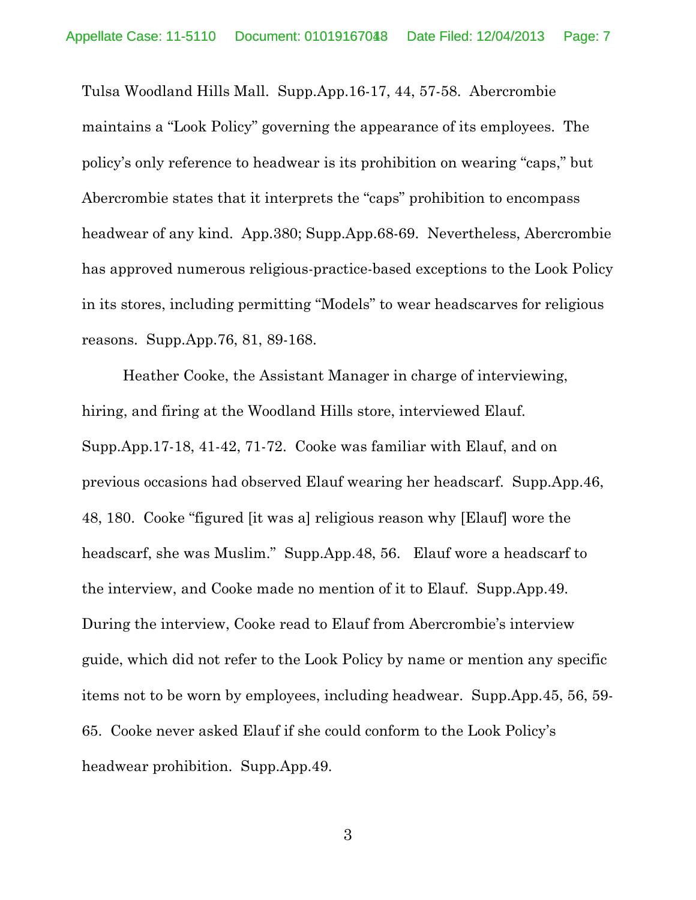Tulsa Woodland Hills Mall. Supp.App.16-17, 44, 57-58. Abercrombie maintains a "Look Policy" governing the appearance of its employees. The policy's only reference to headwear is its prohibition on wearing "caps," but Abercrombie states that it interprets the "caps" prohibition to encompass headwear of any kind. App.380; Supp.App.68-69. Nevertheless, Abercrombie has approved numerous religious-practice-based exceptions to the Look Policy in its stores, including permitting "Models" to wear headscarves for religious reasons. Supp.App.76, 81, 89-168.

Heather Cooke, the Assistant Manager in charge of interviewing, hiring, and firing at the Woodland Hills store, interviewed Elauf. Supp.App.17-18, 41-42, 71-72. Cooke was familiar with Elauf, and on previous occasions had observed Elauf wearing her headscarf. Supp.App.46, 48, 180. Cooke "figured [it was a] religious reason why [Elauf] wore the headscarf, she was Muslim." Supp.App.48, 56. Elauf wore a headscarf to the interview, and Cooke made no mention of it to Elauf. Supp.App.49. During the interview, Cooke read to Elauf from Abercrombie's interview guide, which did not refer to the Look Policy by name or mention any specific items not to be worn by employees, including headwear. Supp.App.45, 56, 59-65. Cooke never asked Elauf if she could conform to the Look Policy's headwear prohibition. Supp.App.49.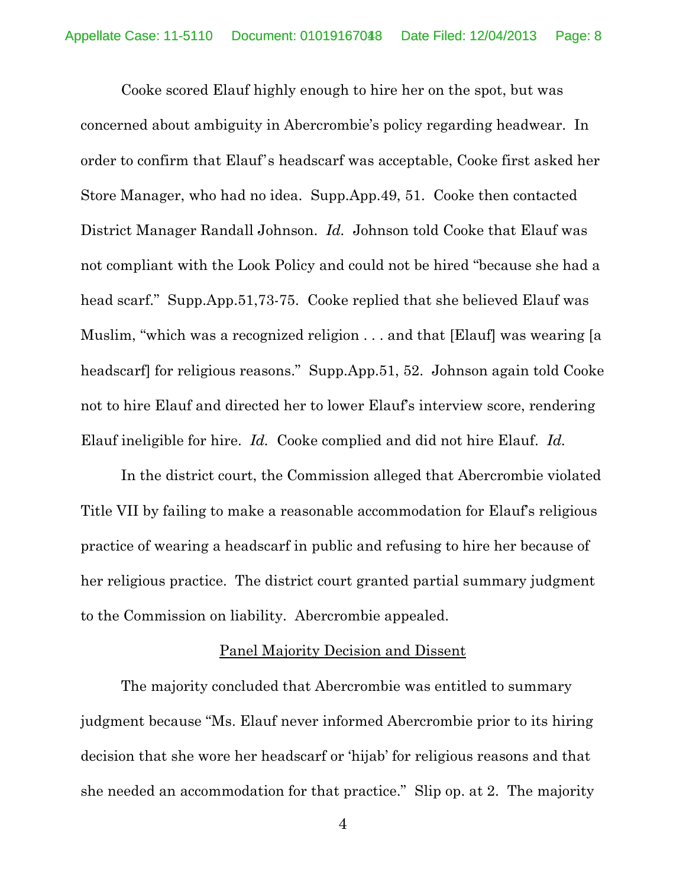Cooke scored Elauf highly enough to hire her on the spot, but was concerned about ambiguity in Abercrombie's policy regarding headwear. In order to confirm that Elauf's headscarf was acceptable, Cooke first asked her Store Manager, who had no idea. Supp.App.49, 51. Cooke then contacted District Manager Randall Johnson. *Id.* Johnson told Cooke that Elauf was not compliant with the Look Policy and could not be hired "because she had a head scarf." Supp.App.51,73-75. Cooke replied that she believed Elauf was Muslim, "which was a recognized religion . . . and that [Elauf] was wearing [a headscarf] for religious reasons." Supp.App.51, 52. Johnson again told Cooke not to hire Elauf and directed her to lower Elauf's interview score, rendering Elauf ineligible for hire. *Id.* Cooke complied and did not hire Elauf. *Id.*

In the district court, the Commission alleged that Abercrombie violated Title VII by failing to make a reasonable accommodation for Elauf's religious practice of wearing a headscarf in public and refusing to hire her because of her religious practice. The district court granted partial summary judgment to the Commission on liability. Abercrombie appealed.

<u>Panel Majority Decision and Dissent</u>

The majority concluded that Abercrombie was entitled to summary judgment because "Ms. Elauf never informed Abercrombie prior to its hiring decision that she wore her headscarf or 'hijab' for religious reasons and that she needed an accommodation for that practice." Slip op. at 2. The majority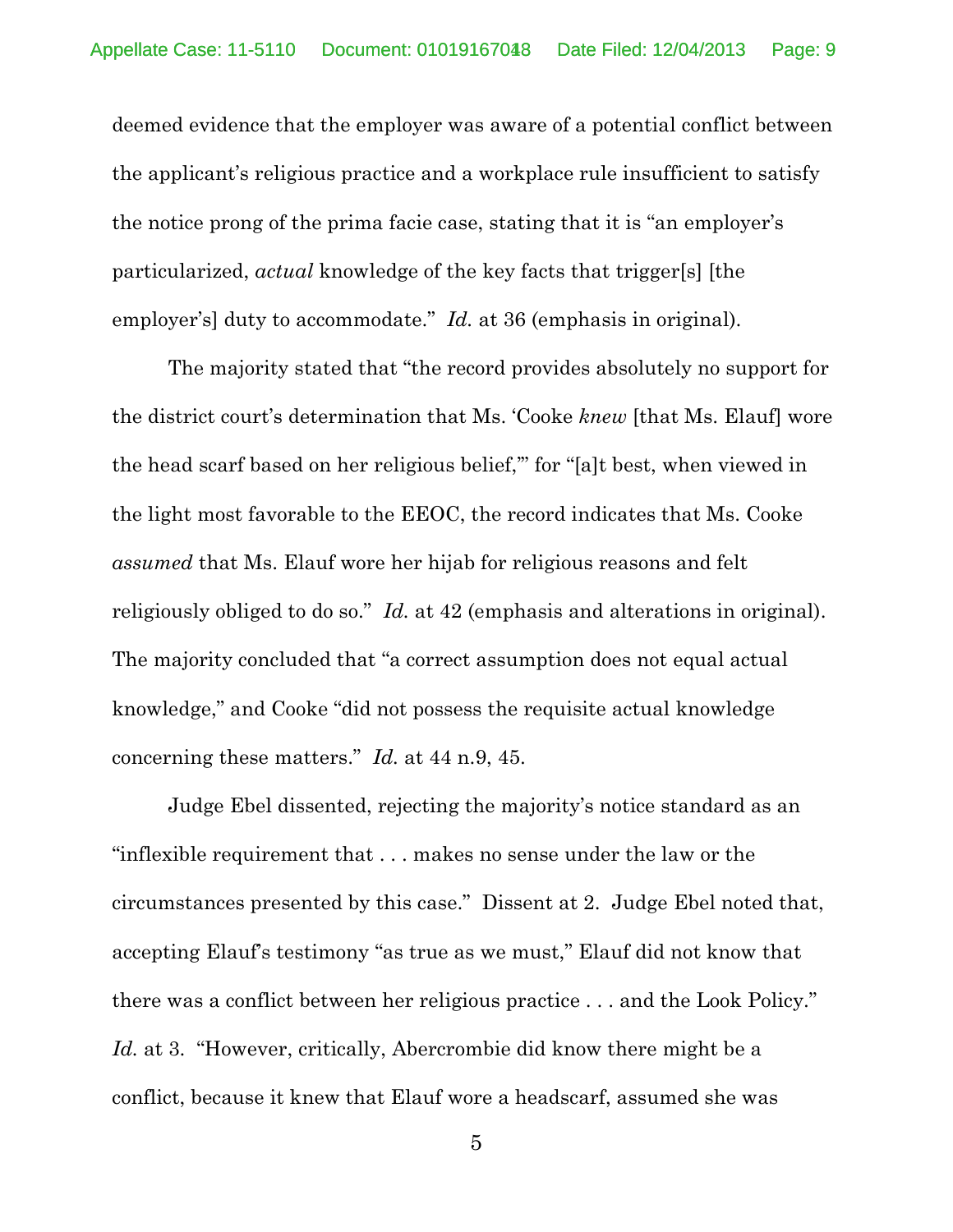deemed evidence that the employer was aware of a potential conflict between the applicant's religious practice and a workplace rule insufficient to satisfy the notice prong of the prima facie case, stating that it is "an employer's particularized, *actual* knowledge of the key facts that trigger[s] [the employer's] duty to accommodate." *Id.* at 36 (emphasis in original).

The majority stated that "the record provides absolutely no support for the district court's determination that Ms. 'Cooke *knew* [that Ms. Elauf] wore the head scarf based on her religious belief,'" for "[a]t best, when viewed in the light most favorable to the EEOC, the record indicates that Ms. Cooke *assumed* that Ms. Elauf wore her hijab for religious reasons and felt religiously obliged to do so." *Id.* at 42 (emphasis and alterations in original). The majority concluded that "a correct assumption does not equal actual knowledge," and Cooke "did not possess the requisite actual knowledge concerning these matters." *Id.* at 44 n.9, 45.

Judge Ebel dissented, rejecting the majority's notice standard as an "inflexible requirement that . . . makes no sense under the law or the circumstances presented by this case." Dissent at 2. Judge Ebel noted that, accepting Elauf's testimony "as true as we must," Elauf did not know that there was a conflict between her religious practice . . . and the Look Policy." *Id.* at 3. "However, critically, Abercrombie did know there might be a conflict, because it knew that Elauf wore a headscarf, assumed she was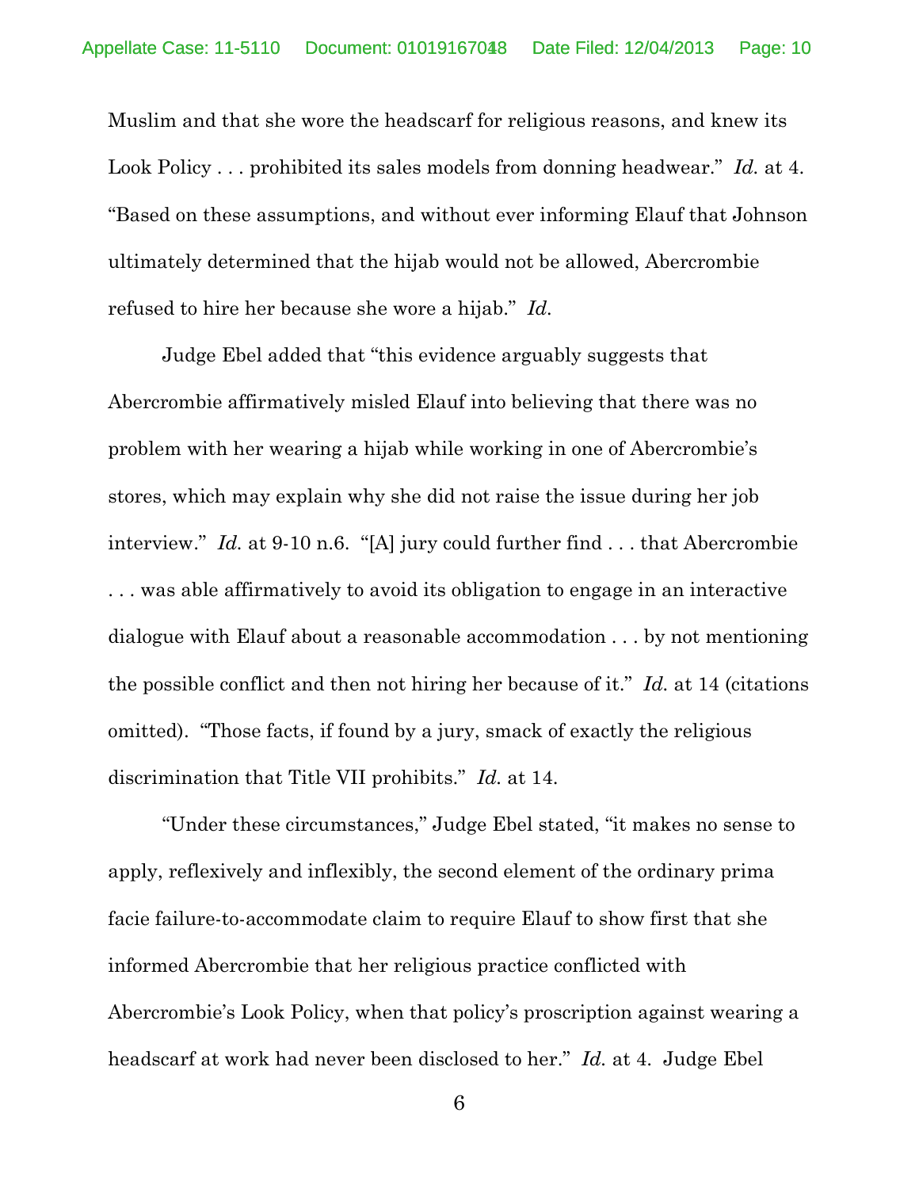Muslim and that she wore the headscarf for religious reasons, and knew its Look Policy . . . prohibited its sales models from donning headwear." *Id.* at 4. "Based on these assumptions, and without ever informing Elauf that Johnson ultimately determined that the hijab would not be allowed, Abercrombie refused to hire her because she wore a hijab." *Id.*

Judge Ebel added that "this evidence arguably suggests that Abercrombie affirmatively misled Elauf into believing that there was no problem with her wearing a hijab while working in one of Abercrombie's stores, which may explain why she did not raise the issue during her job interview." *Id.* at 9-10 n.6. "[A] jury could further find . . . that Abercrombie . . . was able affirmatively to avoid its obligation to engage in an interactive dialogue with Elauf about a reasonable accommodation . . . by not mentioning the possible conflict and then not hiring her because of it." *Id.* at 14 (citations omitted). "Those facts, if found by a jury, smack of exactly the religious discrimination that Title VII prohibits." *Id.* at 14.

"Under these circumstances," Judge Ebel stated, "it makes no sense to apply, reflexively and inflexibly, the second element of the ordinary prima facie failure-to-accommodate claim to require Elauf to show first that she informed Abercrombie that her religious practice conflicted with Abercrombie's Look Policy, when that policy's proscription against wearing a headscarf at work had never been disclosed to her." *Id.* at 4. Judge Ebel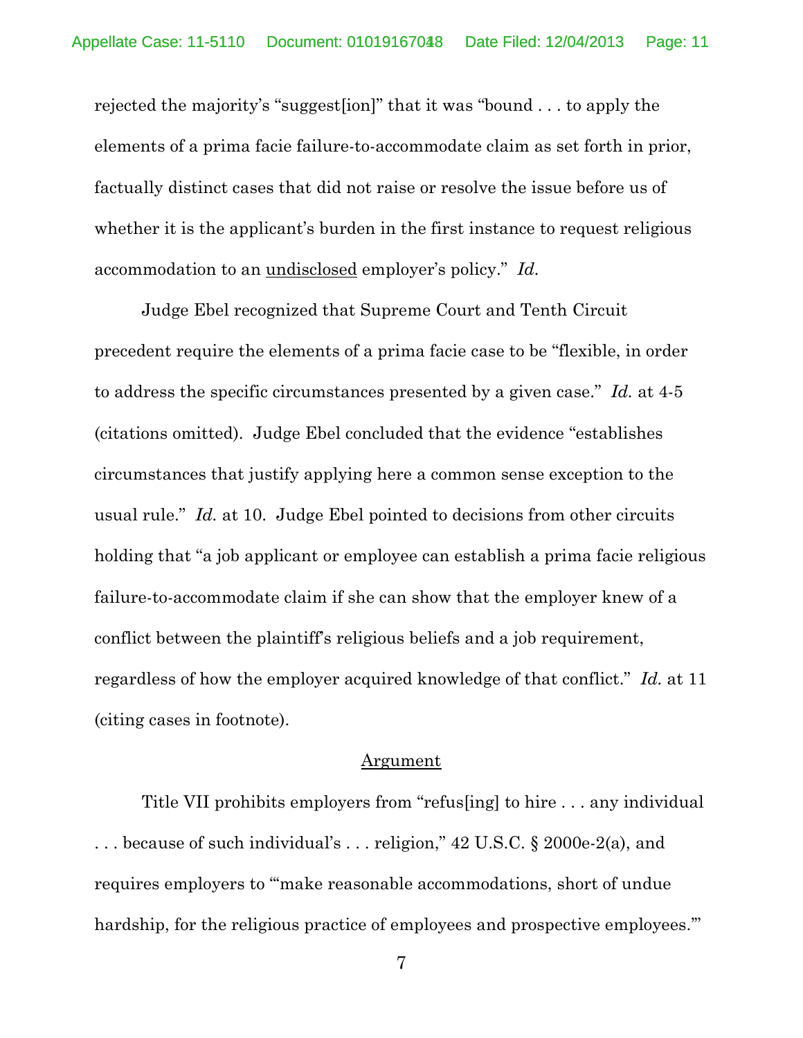rejected the majority's "suggest[ion]" that it was "bound . . . to apply the elements of a prima facie failure-to-accommodate claim as set forth in prior, factually distinct cases that did not raise or resolve the issue before us of whether it is the applicant's burden in the first instance to request religious accommodation to an <u>undisclosed</u> employer's policy." *Id.*

Judge Ebel recognized that Supreme Court and Tenth Circuit precedent require the elements of a prima facie case to be "flexible, in order to address the specific circumstances presented by a given case." *Id.* at 4-5 (citations omitted). Judge Ebel concluded that the evidence "establishes circumstances that justify applying here a common sense exception to the usual rule." *Id.* at 10. Judge Ebel pointed to decisions from other circuits holding that "a job applicant or employee can establish a prima facie religious failure-to-accommodate claim if she can show that the employer knew of a conflict between the plaintiff's religious beliefs and a job requirement, regardless of how the employer acquired knowledge of that conflict." *Id.* at 11 (citing cases in footnote).

## <u>Argument</u>

Title VII prohibits employers from "refus[ing] to hire . . . any individual . . . because of such individual's . . . religion," 42 U.S.C. § 2000e-2(a), and requires employers to "'make reasonable accommodations, short of undue hardship, for the religious practice of employees and prospective employees.'"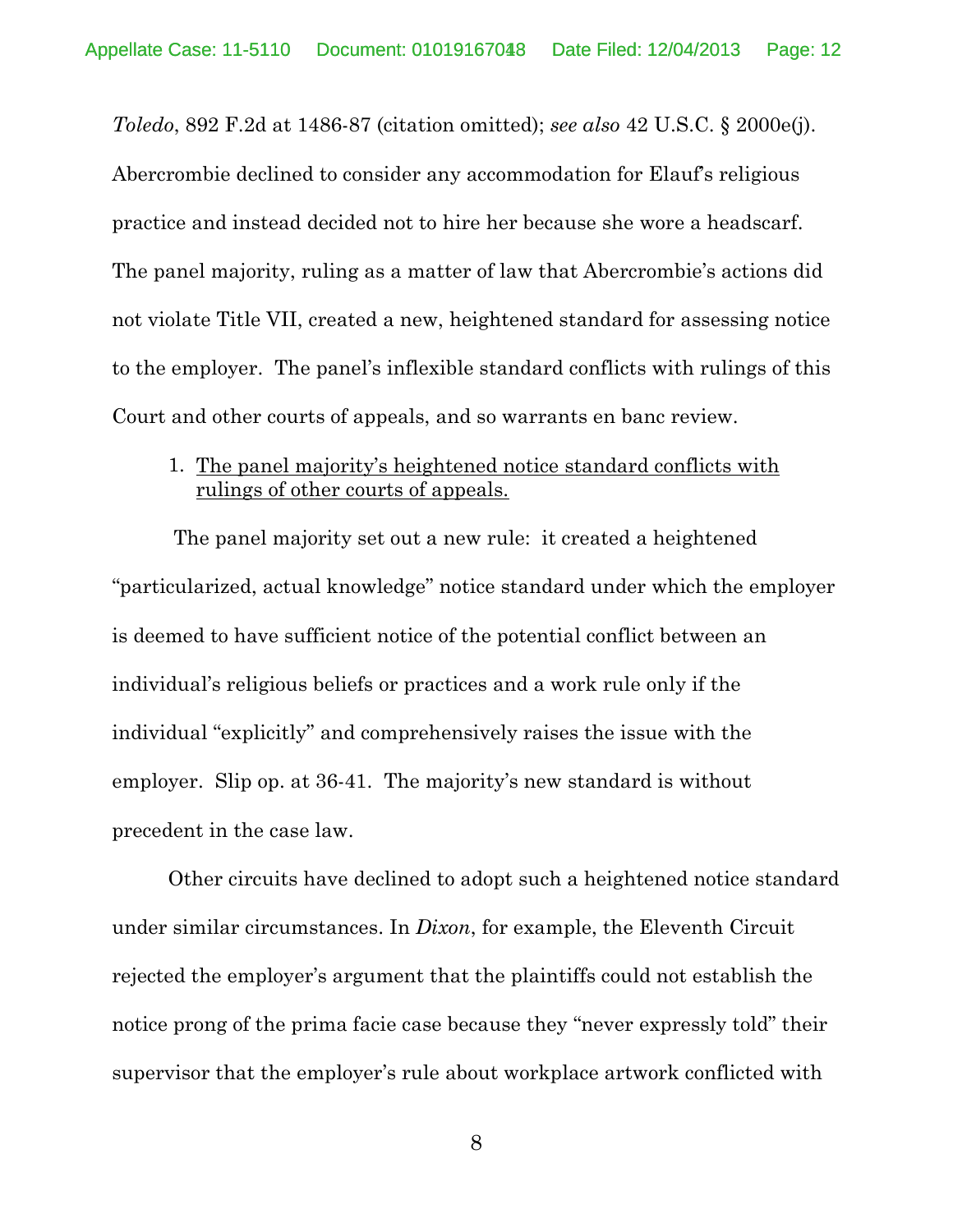*Toledo*, 892 F.2d at 1486-87 (citation omitted); *see also* 42 U.S.C. § 2000e(j). Abercrombie declined to consider any accommodation for Elauf's religious practice and instead decided not to hire her because she wore a headscarf. The panel majority, ruling as a matter of law that Abercrombie's actions did not violate Title VII, created a new, heightened standard for assessing notice to the employer. The panel's inflexible standard conflicts with rulings of this Court and other courts of appeals, and so warrants en banc review.

1. <u>The panel majority's heightened notice standard conflicts with rulings of other courts of appeals.</u>

The panel majority set out a new rule: it created a heightened "particularized, actual knowledge" notice standard under which the employer is deemed to have sufficient notice of the potential conflict between an individual's religious beliefs or practices and a work rule only if the individual "explicitly" and comprehensively raises the issue with the employer. Slip op. at 36-41. The majority's new standard is without precedent in the case law.

Other circuits have declined to adopt such a heightened notice standard under similar circumstances. In *Dixon*, for example, the Eleventh Circuit rejected the employer's argument that the plaintiffs could not establish the notice prong of the prima facie case because they "never expressly told" their supervisor that the employer's rule about workplace artwork conflicted with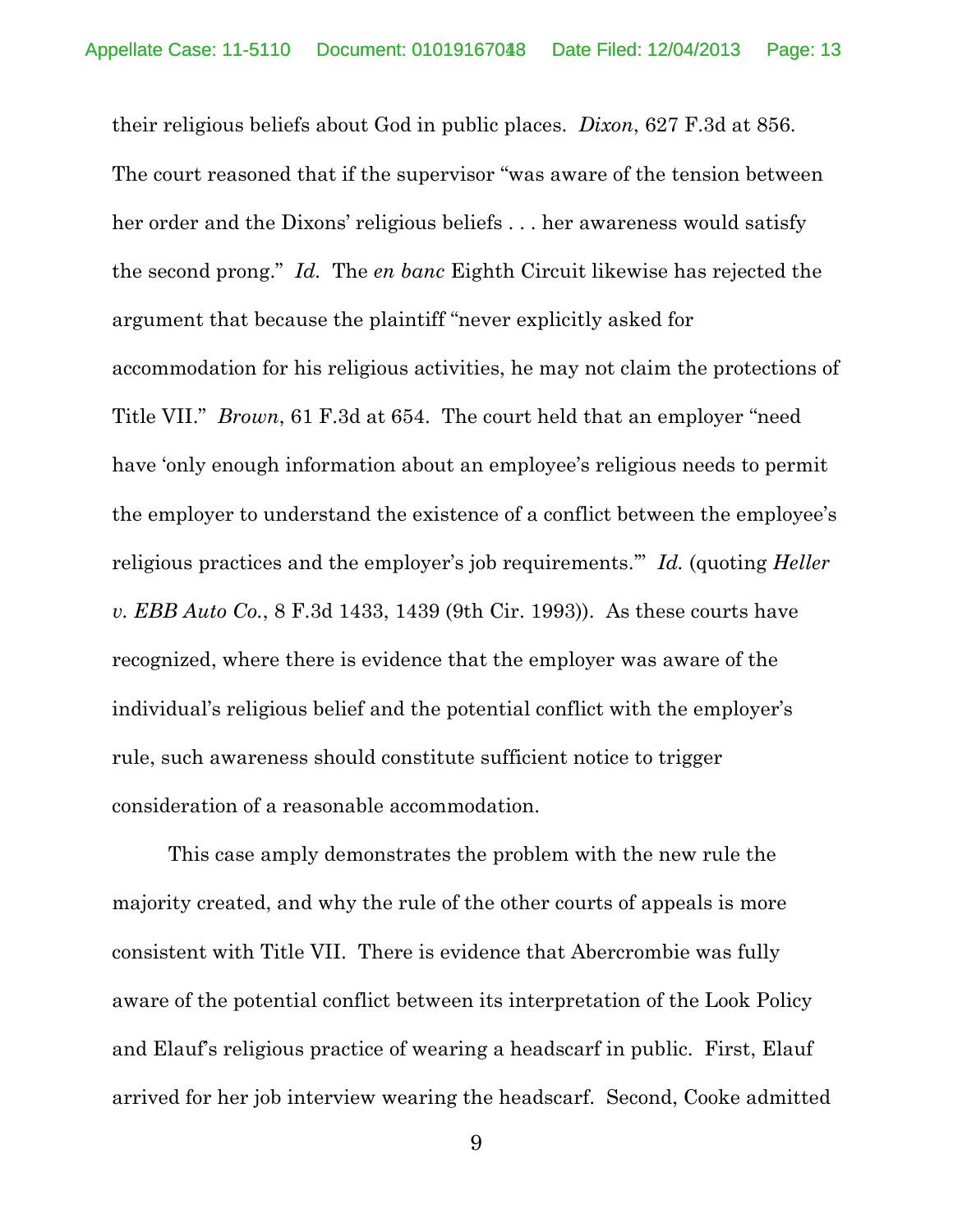their religious beliefs about God in public places. *Dixon*, 627 F.3d at 856. The court reasoned that if the supervisor "was aware of the tension between her order and the Dixons' religious beliefs . . . her awareness would satisfy the second prong." *Id.* The *en banc* Eighth Circuit likewise has rejected the argument that because the plaintiff "never explicitly asked for accommodation for his religious activities, he may not claim the protections of Title VII." *Brown*, 61 F.3d at 654. The court held that an employer "need have 'only enough information about an employee's religious needs to permit the employer to understand the existence of a conflict between the employee's religious practices and the employer's job requirements.'" *Id.* (quoting *Heller v. EBB Auto Co.*, 8 F.3d 1433, 1439 (9th Cir. 1993)). As these courts have recognized, where there is evidence that the employer was aware of the individual's religious belief and the potential conflict with the employer's rule, such awareness should constitute sufficient notice to trigger consideration of a reasonable accommodation.

This case amply demonstrates the problem with the new rule the majority created, and why the rule of the other courts of appeals is more consistent with Title VII. There is evidence that Abercrombie was fully aware of the potential conflict between its interpretation of the Look Policy and Elauf's religious practice of wearing a headscarf in public. First, Elauf arrived for her job interview wearing the headscarf. Second, Cooke admitted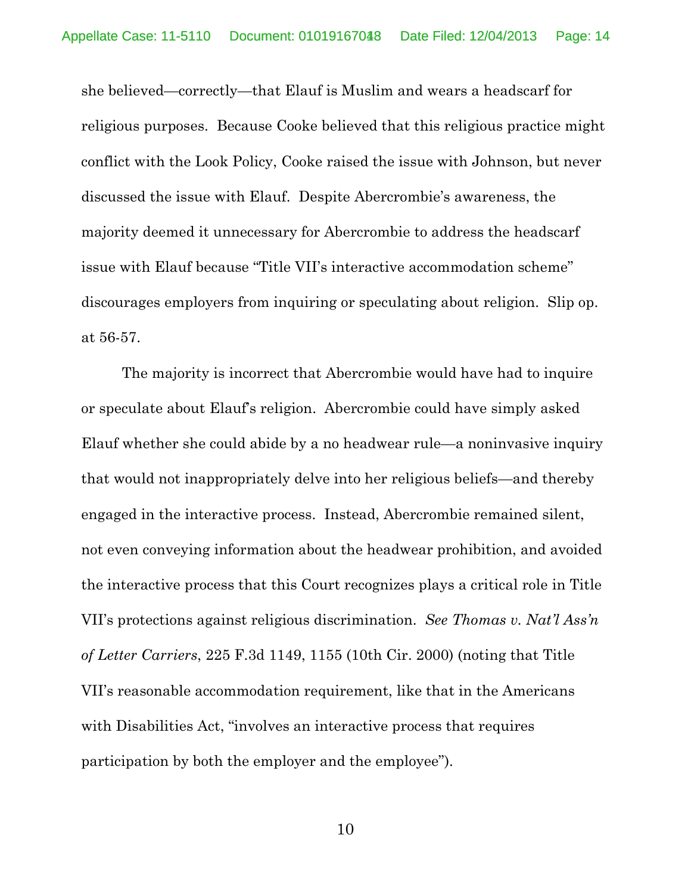she believed—correctly—that Elauf is Muslim and wears a headscarf for religious purposes. Because Cooke believed that this religious practice might conflict with the Look Policy, Cooke raised the issue with Johnson, but never discussed the issue with Elauf. Despite Abercrombie's awareness, the majority deemed it unnecessary for Abercrombie to address the headscarf issue with Elauf because "Title VII's interactive accommodation scheme" discourages employers from inquiring or speculating about religion. Slip op. at 56-57.

The majority is incorrect that Abercrombie would have had to inquire or speculate about Elauf's religion. Abercrombie could have simply asked Elauf whether she could abide by a no headwear rule—a noninvasive inquiry that would not inappropriately delve into her religious beliefs—and thereby engaged in the interactive process. Instead, Abercrombie remained silent, not even conveying information about the headwear prohibition, and avoided the interactive process that this Court recognizes plays a critical role in Title VII's protections against religious discrimination. *See Thomas v. Nat'l Ass'n of Letter Carriers*, 225 F.3d 1149, 1155 (10th Cir. 2000) (noting that Title VII's reasonable accommodation requirement, like that in the Americans with Disabilities Act, "involves an interactive process that requires participation by both the employer and the employee").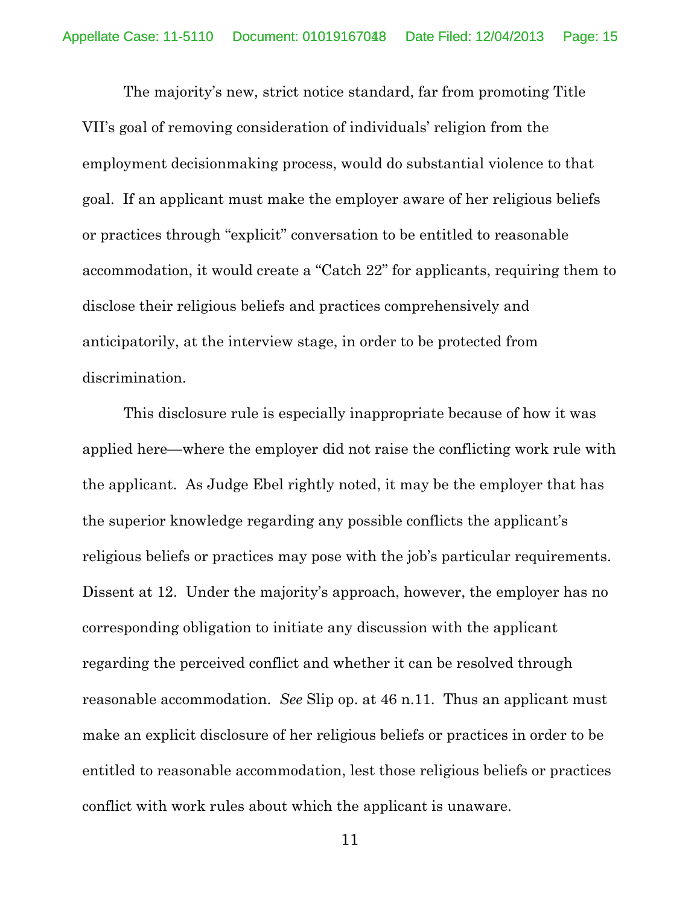The majority's new, strict notice standard, far from promoting Title VII's goal of removing consideration of individuals' religion from the employment decisionmaking process, would do substantial violence to that goal. If an applicant must make the employer aware of her religious beliefs or practices through "explicit" conversation to be entitled to reasonable accommodation, it would create a "Catch 22" for applicants, requiring them to disclose their religious beliefs and practices comprehensively and anticipatorily, at the interview stage, in order to be protected from discrimination.

This disclosure rule is especially inappropriate because of how it was applied here—where the employer did not raise the conflicting work rule with the applicant. As Judge Ebel rightly noted, it may be the employer that has the superior knowledge regarding any possible conflicts the applicant's religious beliefs or practices may pose with the job's particular requirements. Dissent at 12. Under the majority's approach, however, the employer has no corresponding obligation to initiate any discussion with the applicant regarding the perceived conflict and whether it can be resolved through reasonable accommodation. *See* Slip op. at 46 n.11. Thus an applicant must make an explicit disclosure of her religious beliefs or practices in order to be entitled to reasonable accommodation, lest those religious beliefs or practices conflict with work rules about which the applicant is unaware.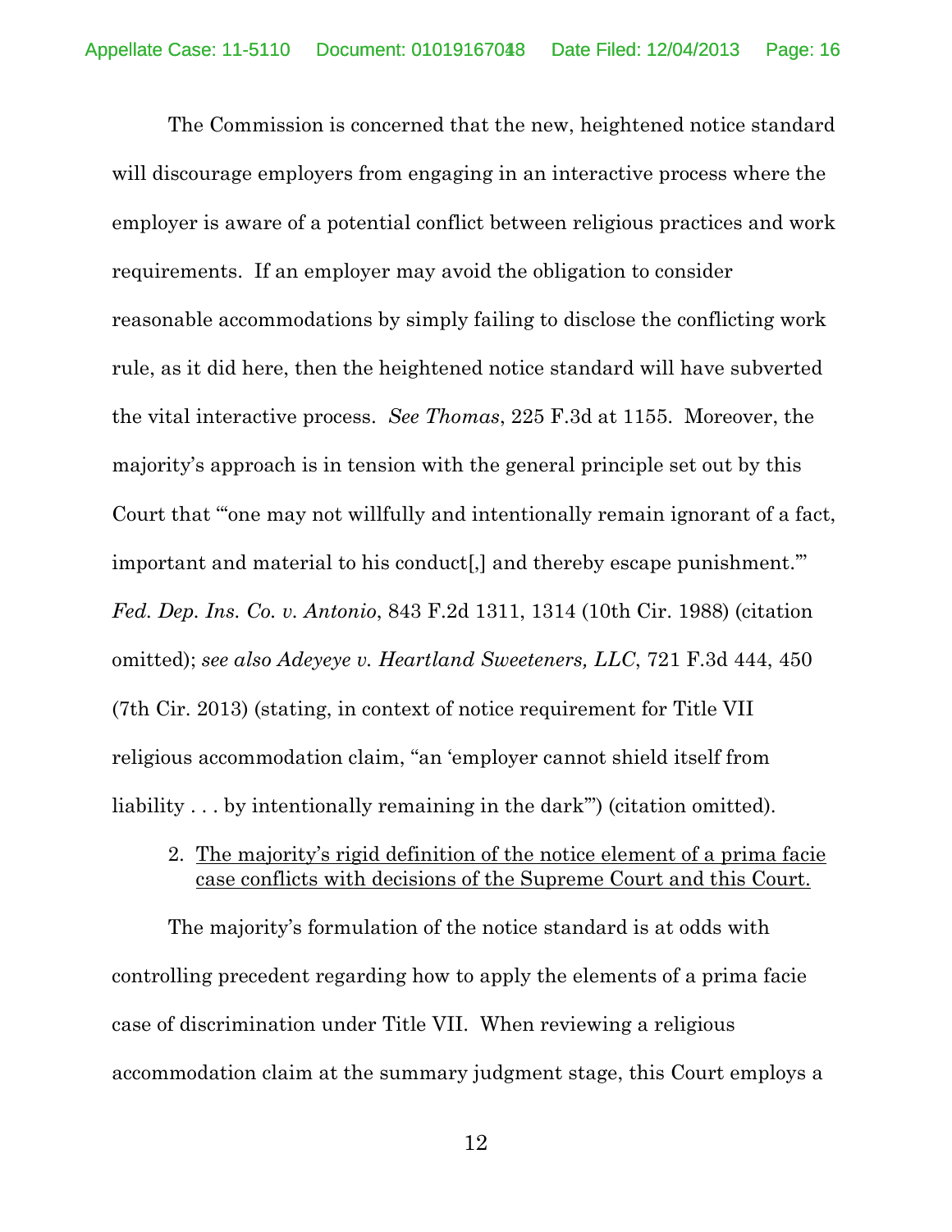The Commission is concerned that the new, heightened notice standard will discourage employers from engaging in an interactive process where the employer is aware of a potential conflict between religious practices and work requirements. If an employer may avoid the obligation to consider reasonable accommodations by simply failing to disclose the conflicting work rule, as it did here, then the heightened notice standard will have subverted the vital interactive process. *See Thomas*, 225 F.3d at 1155. Moreover, the majority's approach is in tension with the general principle set out by this Court that "'one may not willfully and intentionally remain ignorant of a fact, important and material to his conduct[,] and thereby escape punishment.'" *Fed. Dep. Ins. Co. v. Antonio*, 843 F.2d 1311, 1314 (10th Cir. 1988) (citation omitted); *see also Adeyeye v. Heartland Sweeteners, LLC*, 721 F.3d 444, 450 (7th Cir. 2013) (stating, in context of notice requirement for Title VII religious accommodation claim, "an 'employer cannot shield itself from liability . . . by intentionally remaining in the dark'") (citation omitted).

2. <u>The majority's rigid definition of the notice element of a prima facie case conflicts with decisions of the Supreme Court and this Court.</u>

The majority's formulation of the notice standard is at odds with controlling precedent regarding how to apply the elements of a prima facie case of discrimination under Title VII. When reviewing a religious accommodation claim at the summary judgment stage, this Court employs a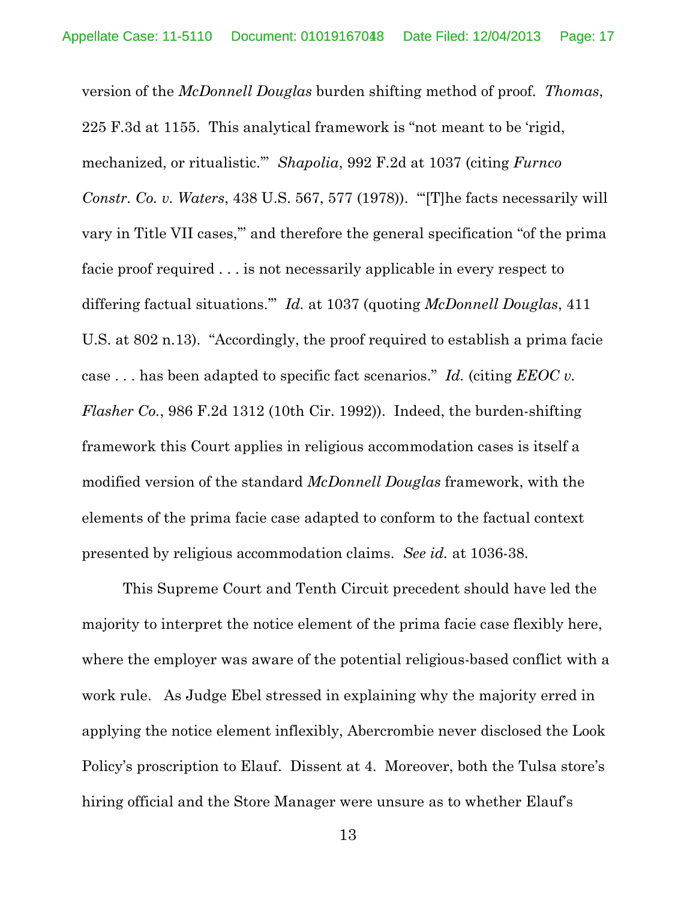version of the *McDonnell Douglas* burden shifting method of proof. *Thomas*, 225 F.3d at 1155. This analytical framework is "not meant to be 'rigid, mechanized, or ritualistic.'" *Shapolia*, 992 F.2d at 1037 (citing *Furnco Constr. Co. v. Waters*, 438 U.S. 567, 577 (1978)). "'[T]he facts necessarily will vary in Title VII cases,'" and therefore the general specification "of the prima facie proof required . . . is not necessarily applicable in every respect to differing factual situations.'" *Id.* at 1037 (quoting *McDonnell Douglas*, 411 U.S. at 802 n.13). "Accordingly, the proof required to establish a prima facie case . . . has been adapted to specific fact scenarios." *Id.* (citing *EEOC v. Flasher Co.*, 986 F.2d 1312 (10th Cir. 1992)). Indeed, the burden-shifting framework this Court applies in religious accommodation cases is itself a modified version of the standard *McDonnell Douglas* framework, with the elements of the prima facie case adapted to conform to the factual context presented by religious accommodation claims. *See id.* at 1036-38.

This Supreme Court and Tenth Circuit precedent should have led the majority to interpret the notice element of the prima facie case flexibly here, where the employer was aware of the potential religious-based conflict with a work rule. As Judge Ebel stressed in explaining why the majority erred in applying the notice element inflexibly, Abercrombie never disclosed the Look Policy's proscription to Elauf. Dissent at 4. Moreover, both the Tulsa store's hiring official and the Store Manager were unsure as to whether Elauf's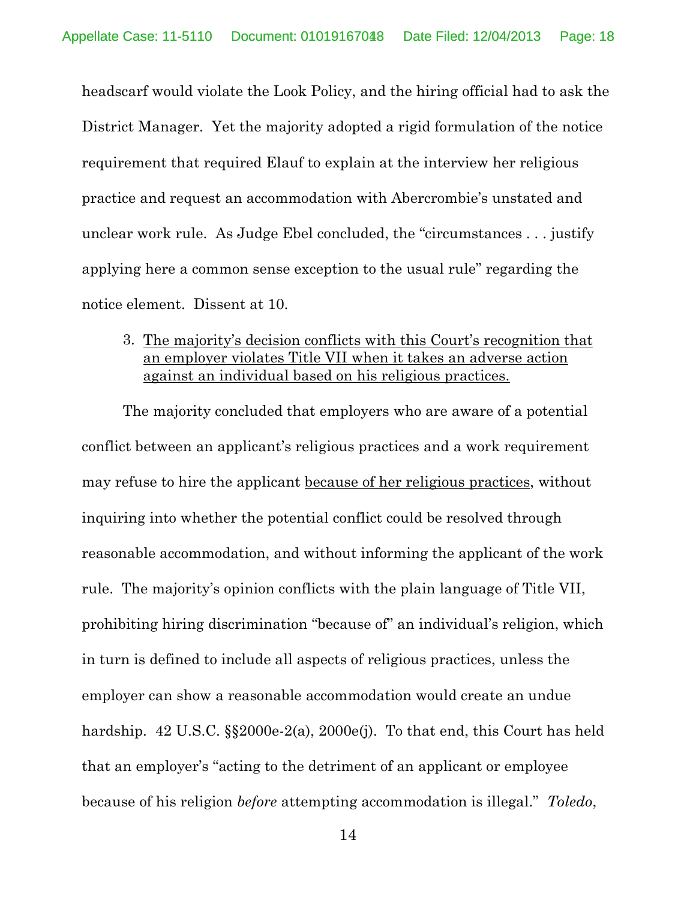headscarf would violate the Look Policy, and the hiring official had to ask the District Manager. Yet the majority adopted a rigid formulation of the notice requirement that required Elauf to explain at the interview her religious practice and request an accommodation with Abercrombie's unstated and unclear work rule. As Judge Ebel concluded, the "circumstances . . . justify applying here a common sense exception to the usual rule" regarding the notice element. Dissent at 10.

3. <u>The majority's decision conflicts with this Court's recognition that an employer violates Title VII when it takes an adverse action against an individual based on his religious practices.</u>

The majority concluded that employers who are aware of a potential conflict between an applicant's religious practices and a work requirement may refuse to hire the applicant <u>because of her religious practices</u>, without inquiring into whether the potential conflict could be resolved through reasonable accommodation, and without informing the applicant of the work rule. The majority's opinion conflicts with the plain language of Title VII, prohibiting hiring discrimination "because of" an individual's religion, which in turn is defined to include all aspects of religious practices, unless the employer can show a reasonable accommodation would create an undue hardship. 42 U.S.C. §§2000e-2(a), 2000e(j). To that end, this Court has held that an employer's "acting to the detriment of an applicant or employee because of his religion *before* attempting accommodation is illegal." *Toledo*,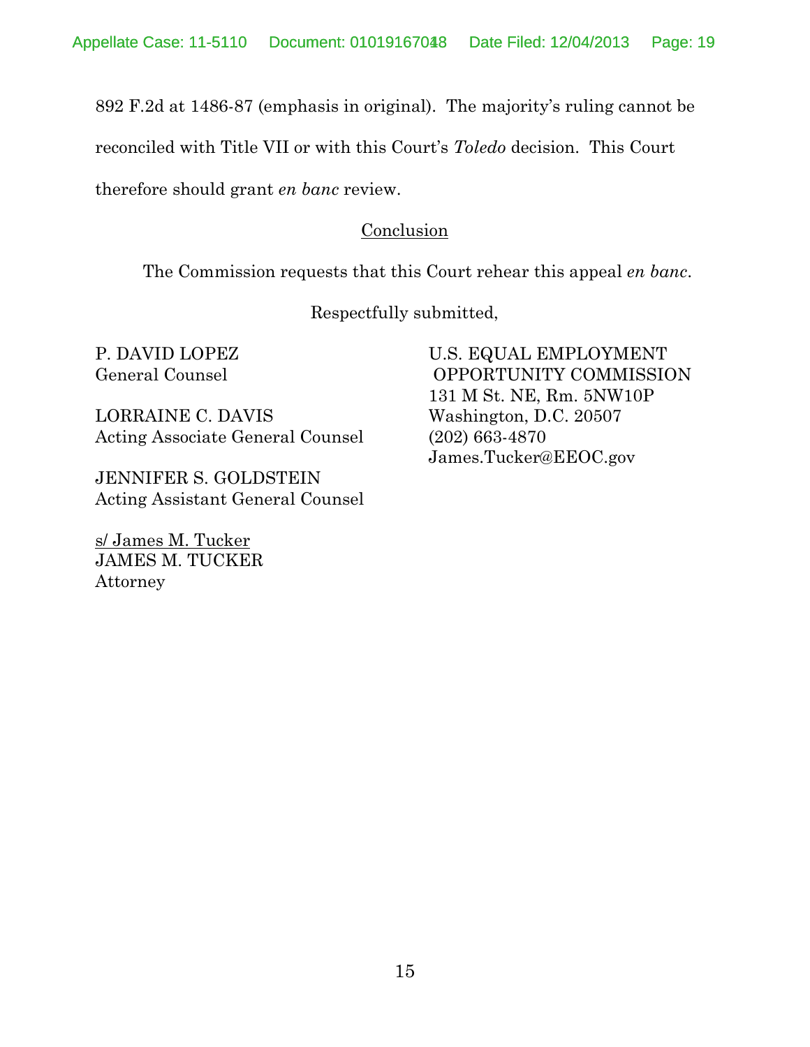892 F.2d at 1486-87 (emphasis in original). The majority's ruling cannot be reconciled with Title VII or with this Court's *Toledo* decision. This Court therefore should grant *en banc* review.

## Conclusion

The Commission requests that this Court rehear this appeal *en banc*.

Respectfully submitted,

P. DAVID LOPEZ
General Counsel

LORRAINE C. DAVIS
Acting Associate General Counsel

JENNIFER S. GOLDSTEIN
Acting Assistant General Counsel

s/ James M. Tucker
JAMES M. TUCKER
Attorney

U.S. EQUAL EMPLOYMENT OPPORTUNITY COMMISSION
131 M St. NE, Rm. 5NW10P
Washington, D.C. 20507
(202) 663-4870
James.Tucker@EEOC.gov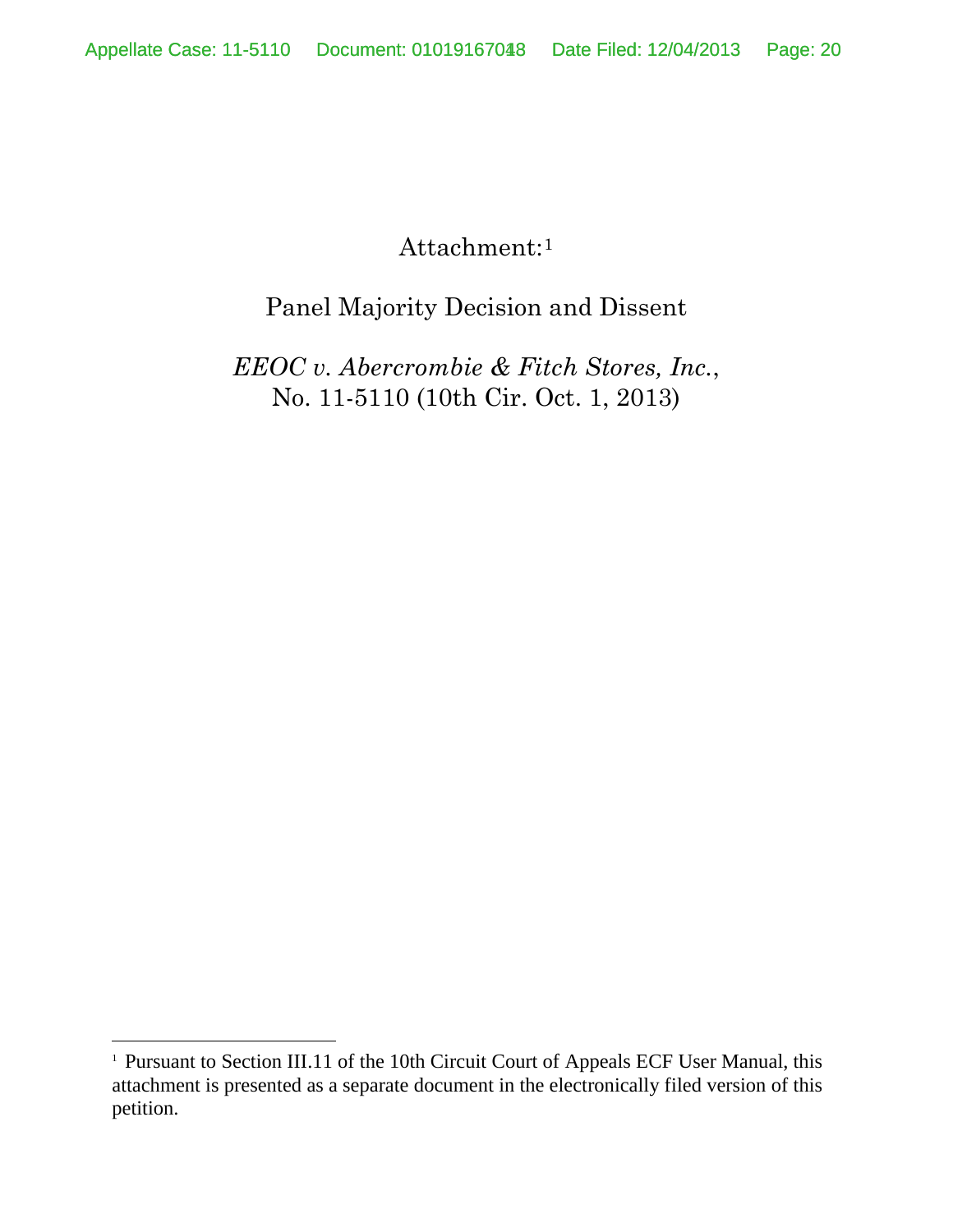Attachment:[1]

Panel Majority Decision and Dissent

*EEOC v. Abercrombie & Fitch Stores, Inc.*,
No. 11-5110 (10th Cir. Oct. 1, 2013)

[1] Pursuant to Section III.11 of the 10th Circuit Court of Appeals ECF User Manual, this attachment is presented as a separate document in the electronically filed version of this petition.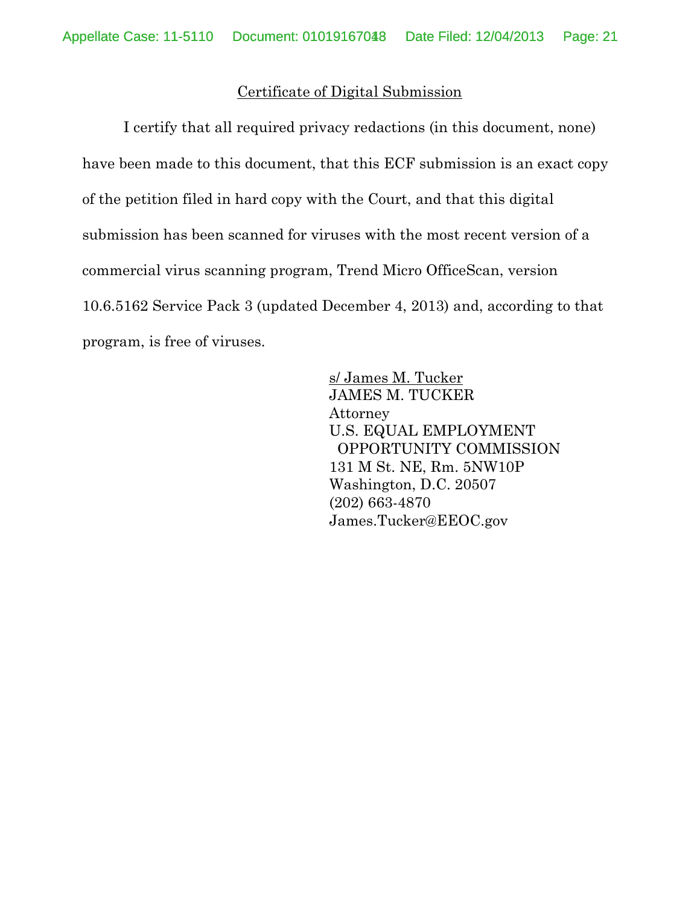## Certificate of Digital Submission

I certify that all required privacy redactions (in this document, none) have been made to this document, that this ECF submission is an exact copy of the petition filed in hard copy with the Court, and that this digital submission has been scanned for viruses with the most recent version of a commercial virus scanning program, Trend Micro OfficeScan, version 10.6.5162 Service Pack 3 (updated December 4, 2013) and, according to that program, is free of viruses.

s/ James M. Tucker
JAMES M. TUCKER
Attorney
U.S. EQUAL EMPLOYMENT
OPPORTUNITY COMMISSION
131 M St. NE, Rm. 5NW10P
Washington, D.C. 20507
(202) 663-4870
James.Tucker@EEOC.gov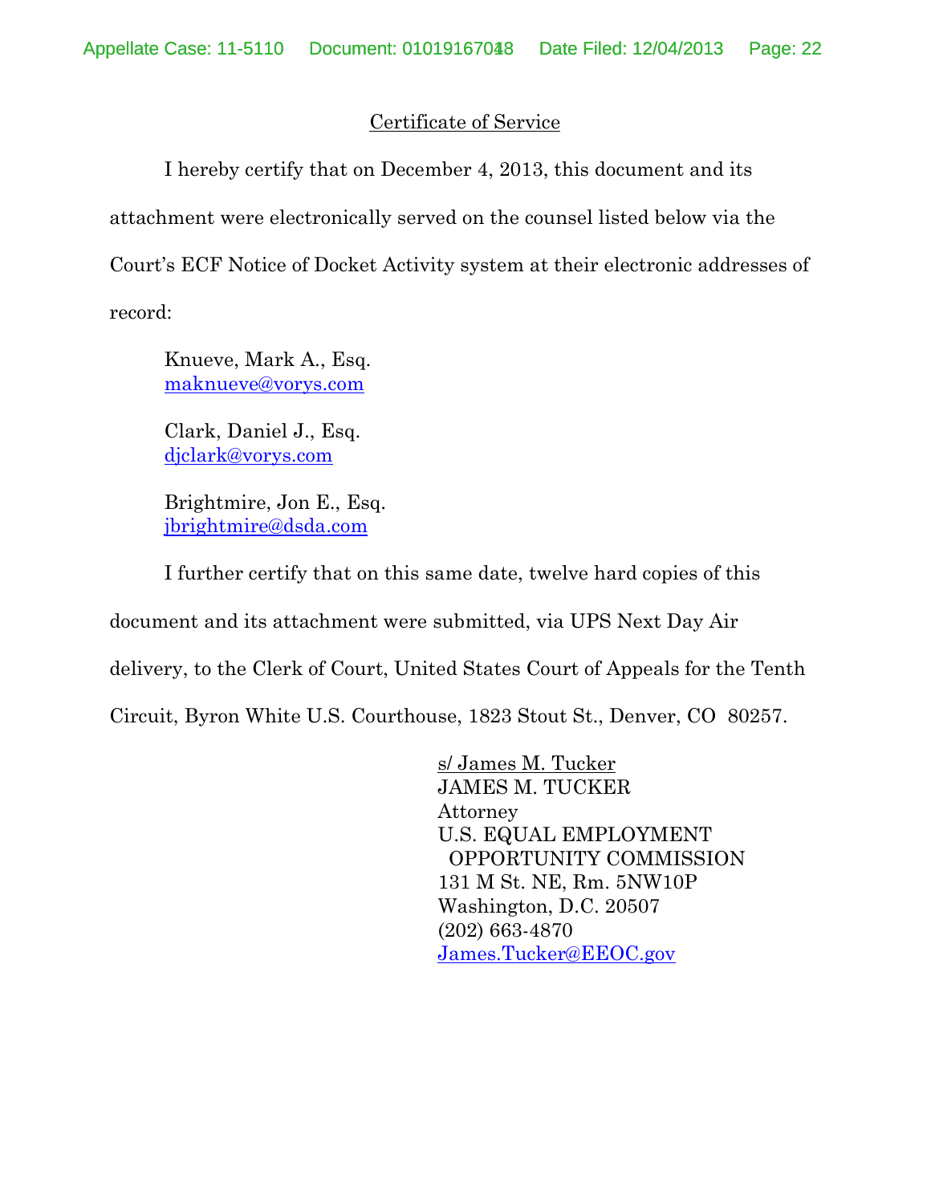## Certificate of Service

I hereby certify that on December 4, 2013, this document and its attachment were electronically served on the counsel listed below via the Court's ECF Notice of Docket Activity system at their electronic addresses of record:

Knueve, Mark A., Esq.
maknueve@vorys.com

Clark, Daniel J., Esq.
djclark@vorys.com

Brightmire, Jon E., Esq.
jbrightmire@dsda.com

I further certify that on this same date, twelve hard copies of this document and its attachment were submitted, via UPS Next Day Air delivery, to the Clerk of Court, United States Court of Appeals for the Tenth Circuit, Byron White U.S. Courthouse, 1823 Stout St., Denver, CO 80257.

s/ James M. Tucker
JAMES M. TUCKER
Attorney
U.S. EQUAL EMPLOYMENT
OPPORTUNITY COMMISSION
131 M St. NE, Rm. 5NW10P
Washington, D.C. 20507
(202) 663-4870
James.Tucker@EEOC.gov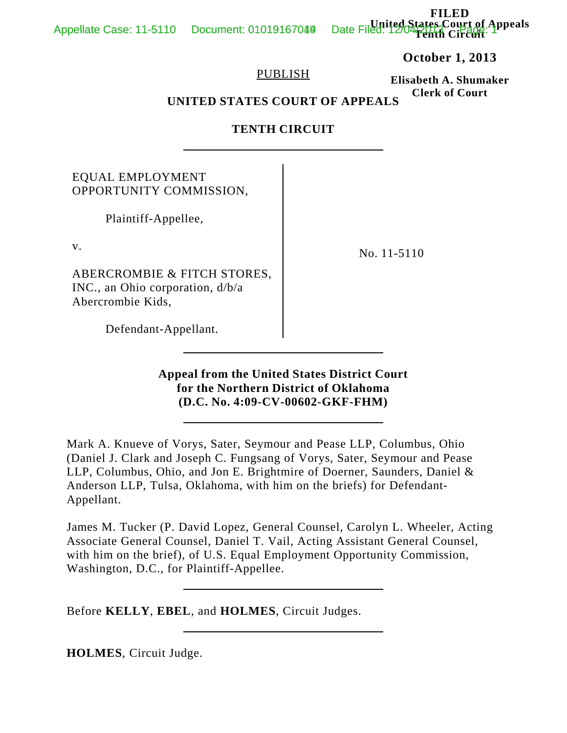FILED
United States Court of Appeals
Tenth Circuit

**October 1, 2013**

**Elisabeth A. Shumaker**
**Clerk of Court**

PUBLISH

**UNITED STATES COURT OF APPEALS**

**TENTH CIRCUIT**

EQUAL EMPLOYMENT OPPORTUNITY COMMISSION,

Plaintiff-Appellee,

v.

ABERCROMBIE & FITCH STORES, INC., an Ohio corporation, d/b/a Abercrombie Kids,

Defendant-Appellant.

No. 11-5110

**Appeal from the United States District Court for the Northern District of Oklahoma (D.C. No. 4:09-CV-00602-GKF-FHM)**

Mark A. Knueve of Vorys, Sater, Seymour and Pease LLP, Columbus, Ohio (Daniel J. Clark and Joseph C. Fungsang of Vorys, Sater, Seymour and Pease LLP, Columbus, Ohio, and Jon E. Brightmire of Doerner, Saunders, Daniel & Anderson LLP, Tulsa, Oklahoma, with him on the briefs) for Defendant-Appellant.

James M. Tucker (P. David Lopez, General Counsel, Carolyn L. Wheeler, Acting Associate General Counsel, Daniel T. Vail, Acting Assistant General Counsel, with him on the brief), of U.S. Equal Employment Opportunity Commission, Washington, D.C., for Plaintiff-Appellee.

Before **KELLY**, **EBEL**, and **HOLMES**, Circuit Judges.

**HOLMES**, Circuit Judge.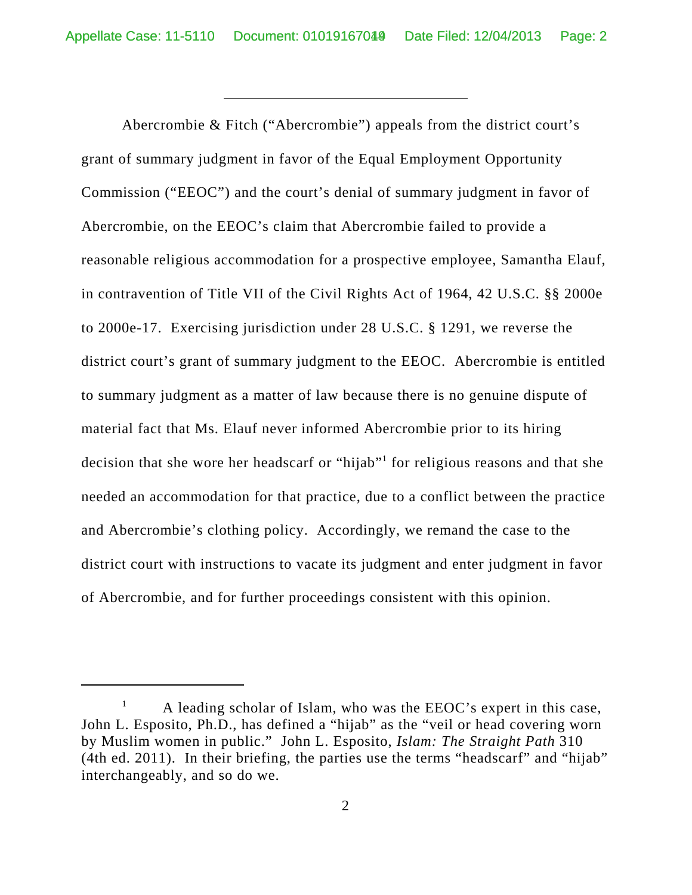Abercrombie & Fitch ("Abercrombie") appeals from the district court's grant of summary judgment in favor of the Equal Employment Opportunity Commission ("EEOC") and the court's denial of summary judgment in favor of Abercrombie, on the EEOC's claim that Abercrombie failed to provide a reasonable religious accommodation for a prospective employee, Samantha Elauf, in contravention of Title VII of the Civil Rights Act of 1964, 42 U.S.C. §§ 2000e to 2000e-17. Exercising jurisdiction under 28 U.S.C. § 1291, we reverse the district court's grant of summary judgment to the EEOC. Abercrombie is entitled to summary judgment as a matter of law because there is no genuine dispute of material fact that Ms. Elauf never informed Abercrombie prior to its hiring decision that she wore her headscarf or "hijab"[1] for religious reasons and that she needed an accommodation for that practice, due to a conflict between the practice and Abercrombie's clothing policy. Accordingly, we remand the case to the district court with instructions to vacate its judgment and enter judgment in favor of Abercrombie, and for further proceedings consistent with this opinion.

---

[1] A leading scholar of Islam, who was the EEOC's expert in this case, John L. Esposito, Ph.D., has defined a "hijab" as the "veil or head covering worn by Muslim women in public." John L. Esposito, *Islam: The Straight Path* 310 (4th ed. 2011). In their briefing, the parties use the terms "headscarf" and "hijab" interchangeably, and so do we.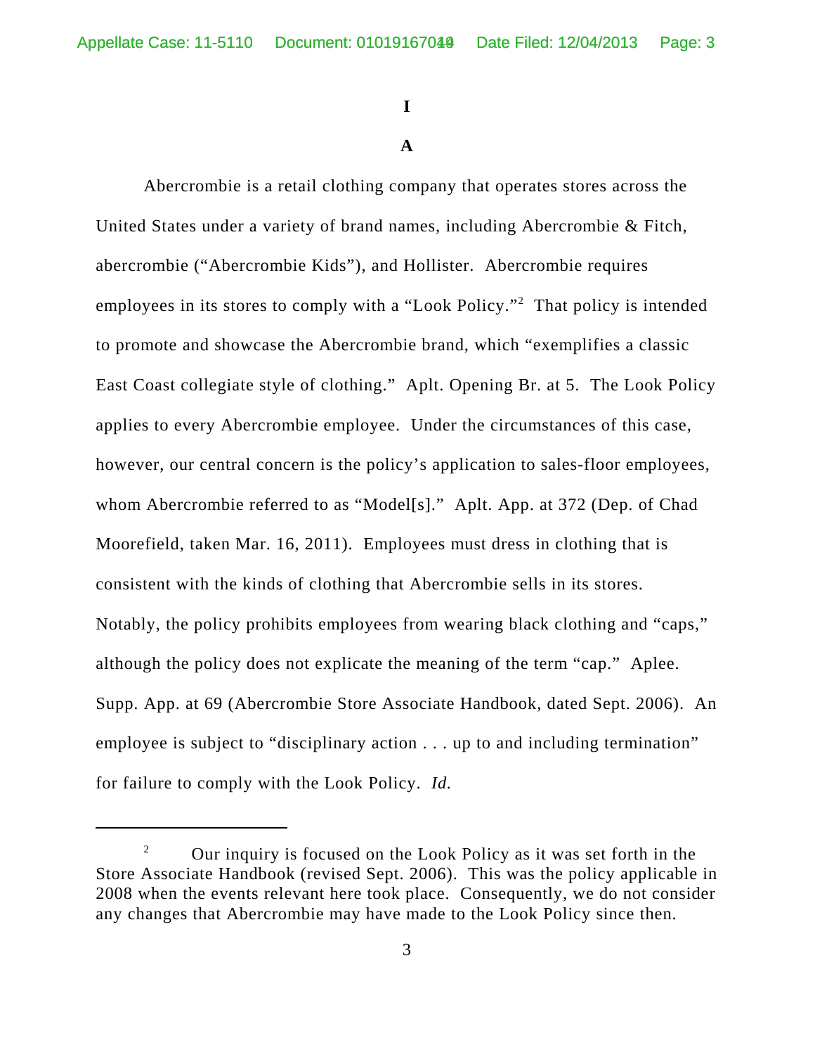# I

## A

Abercrombie is a retail clothing company that operates stores across the United States under a variety of brand names, including Abercrombie & Fitch, abercrombie ("Abercrombie Kids"), and Hollister. Abercrombie requires employees in its stores to comply with a "Look Policy."[2] That policy is intended to promote and showcase the Abercrombie brand, which "exemplifies a classic East Coast collegiate style of clothing." Aplt. Opening Br. at 5. The Look Policy applies to every Abercrombie employee. Under the circumstances of this case, however, our central concern is the policy's application to sales-floor employees, whom Abercrombie referred to as "Model[s]." Aplt. App. at 372 (Dep. of Chad Moorefield, taken Mar. 16, 2011). Employees must dress in clothing that is consistent with the kinds of clothing that Abercrombie sells in its stores. Notably, the policy prohibits employees from wearing black clothing and "caps," although the policy does not explicate the meaning of the term "cap." Aplee. Supp. App. at 69 (Abercrombie Store Associate Handbook, dated Sept. 2006). An employee is subject to "disciplinary action . . . up to and including termination" for failure to comply with the Look Policy. *Id.*

---

[2] Our inquiry is focused on the Look Policy as it was set forth in the Store Associate Handbook (revised Sept. 2006). This was the policy applicable in 2008 when the events relevant here took place. Consequently, we do not consider any changes that Abercrombie may have made to the Look Policy since then.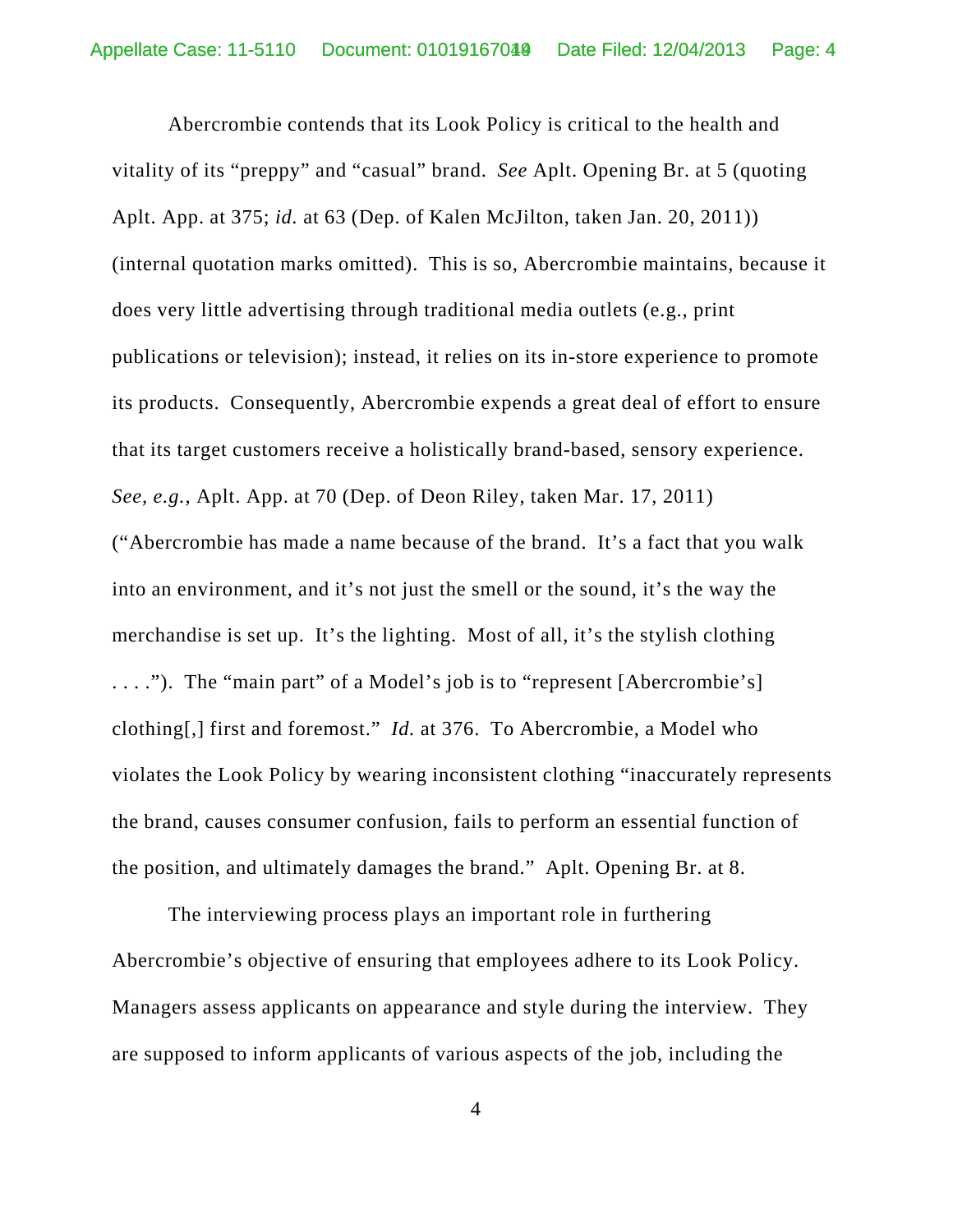Abercrombie contends that its Look Policy is critical to the health and vitality of its "preppy" and "casual" brand. *See* Aplt. Opening Br. at 5 (quoting Aplt. App. at 375; *id.* at 63 (Dep. of Kalen McJilton, taken Jan. 20, 2011)) (internal quotation marks omitted). This is so, Abercrombie maintains, because it does very little advertising through traditional media outlets (e.g., print publications or television); instead, it relies on its in-store experience to promote its products. Consequently, Abercrombie expends a great deal of effort to ensure that its target customers receive a holistically brand-based, sensory experience. *See, e.g.*, Aplt. App. at 70 (Dep. of Deon Riley, taken Mar. 17, 2011) ("Abercrombie has made a name because of the brand. It's a fact that you walk into an environment, and it's not just the smell or the sound, it's the way the merchandise is set up. It's the lighting. Most of all, it's the stylish clothing . . . ."). The "main part" of a Model's job is to "represent [Abercrombie's] clothing[,] first and foremost." *Id.* at 376. To Abercrombie, a Model who violates the Look Policy by wearing inconsistent clothing "inaccurately represents the brand, causes consumer confusion, fails to perform an essential function of the position, and ultimately damages the brand." Aplt. Opening Br. at 8.

The interviewing process plays an important role in furthering Abercrombie's objective of ensuring that employees adhere to its Look Policy. Managers assess applicants on appearance and style during the interview. They are supposed to inform applicants of various aspects of the job, including the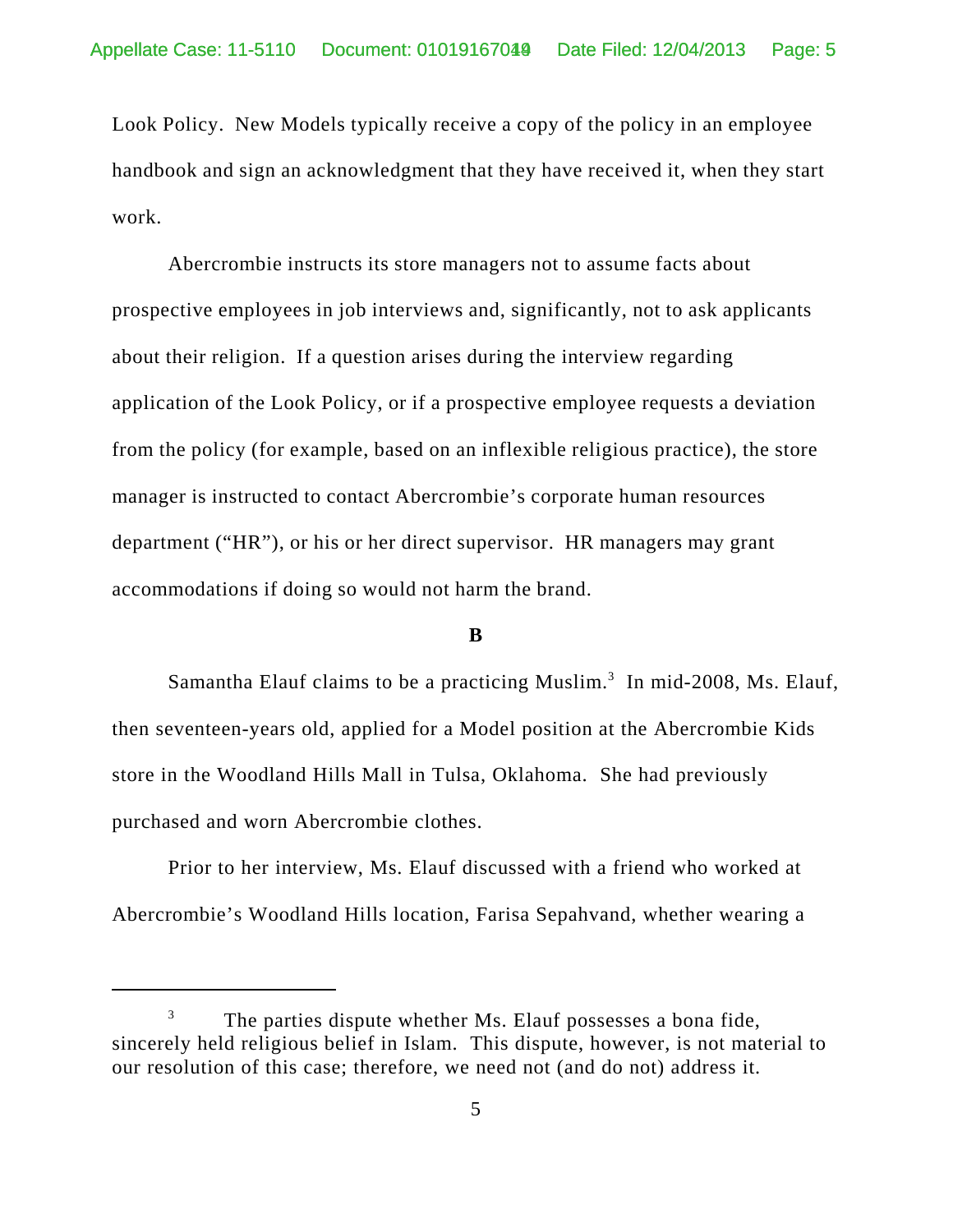Look Policy. New Models typically receive a copy of the policy in an employee handbook and sign an acknowledgment that they have received it, when they start work.

Abercrombie instructs its store managers not to assume facts about prospective employees in job interviews and, significantly, not to ask applicants about their religion. If a question arises during the interview regarding application of the Look Policy, or if a prospective employee requests a deviation from the policy (for example, based on an inflexible religious practice), the store manager is instructed to contact Abercrombie's corporate human resources department ("HR"), or his or her direct supervisor. HR managers may grant accommodations if doing so would not harm the brand.

**B**

Samantha Elauf claims to be a practicing Muslim.[3] In mid-2008, Ms. Elauf, then seventeen-years old, applied for a Model position at the Abercrombie Kids store in the Woodland Hills Mall in Tulsa, Oklahoma. She had previously purchased and worn Abercrombie clothes.

Prior to her interview, Ms. Elauf discussed with a friend who worked at Abercrombie's Woodland Hills location, Farisa Sepahvand, whether wearing a

---

[3] The parties dispute whether Ms. Elauf possesses a bona fide, sincerely held religious belief in Islam. This dispute, however, is not material to our resolution of this case; therefore, we need not (and do not) address it.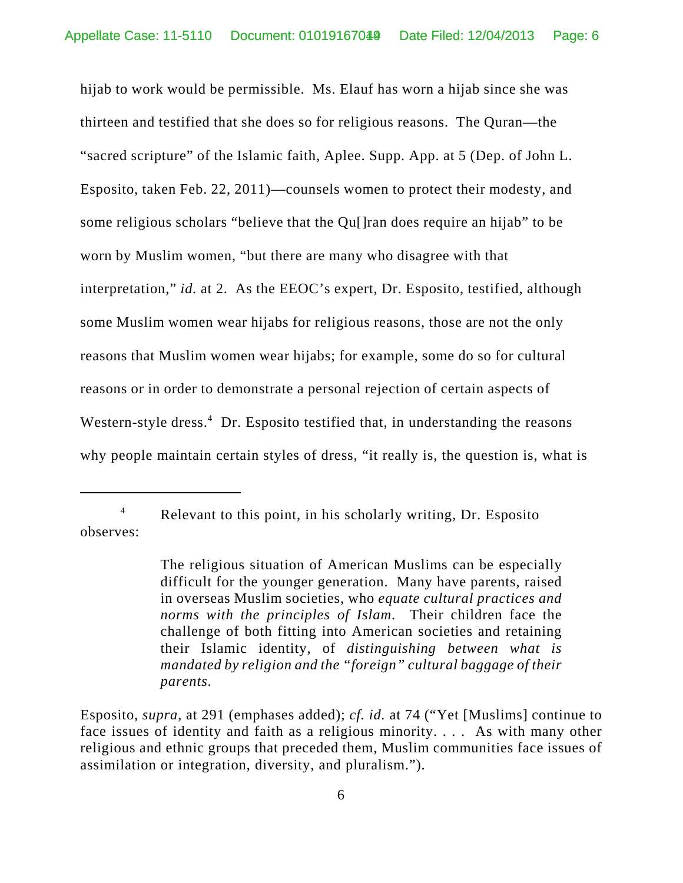hijab to work would be permissible. Ms. Elauf has worn a hijab since she was thirteen and testified that she does so for religious reasons. The Quran—the "sacred scripture" of the Islamic faith, Aplee. Supp. App. at 5 (Dep. of John L. Esposito, taken Feb. 22, 2011)—counsels women to protect their modesty, and some religious scholars "believe that the Qu[]ran does require an hijab" to be worn by Muslim women, "but there are many who disagree with that interpretation," *id.* at 2. As the EEOC's expert, Dr. Esposito, testified, although some Muslim women wear hijabs for religious reasons, those are not the only reasons that Muslim women wear hijabs; for example, some do so for cultural reasons or in order to demonstrate a personal rejection of certain aspects of Western-style dress.[4] Dr. Esposito testified that, in understanding the reasons why people maintain certain styles of dress, "it really is, the question is, what is

---

[4] Relevant to this point, in his scholarly writing, Dr. Esposito observes:

> The religious situation of American Muslims can be especially difficult for the younger generation. Many have parents, raised in overseas Muslim societies, who *equate cultural practices and norms with the principles of Islam*. Their children face the challenge of both fitting into American societies and retaining their Islamic identity, of *distinguishing between what is mandated by religion and the "foreign" cultural baggage of their parents*.

Esposito, *supra*, at 291 (emphases added); *cf. id.* at 74 ("Yet [Muslims] continue to face issues of identity and faith as a religious minority. . . . As with many other religious and ethnic groups that preceded them, Muslim communities face issues of assimilation or integration, diversity, and pluralism.").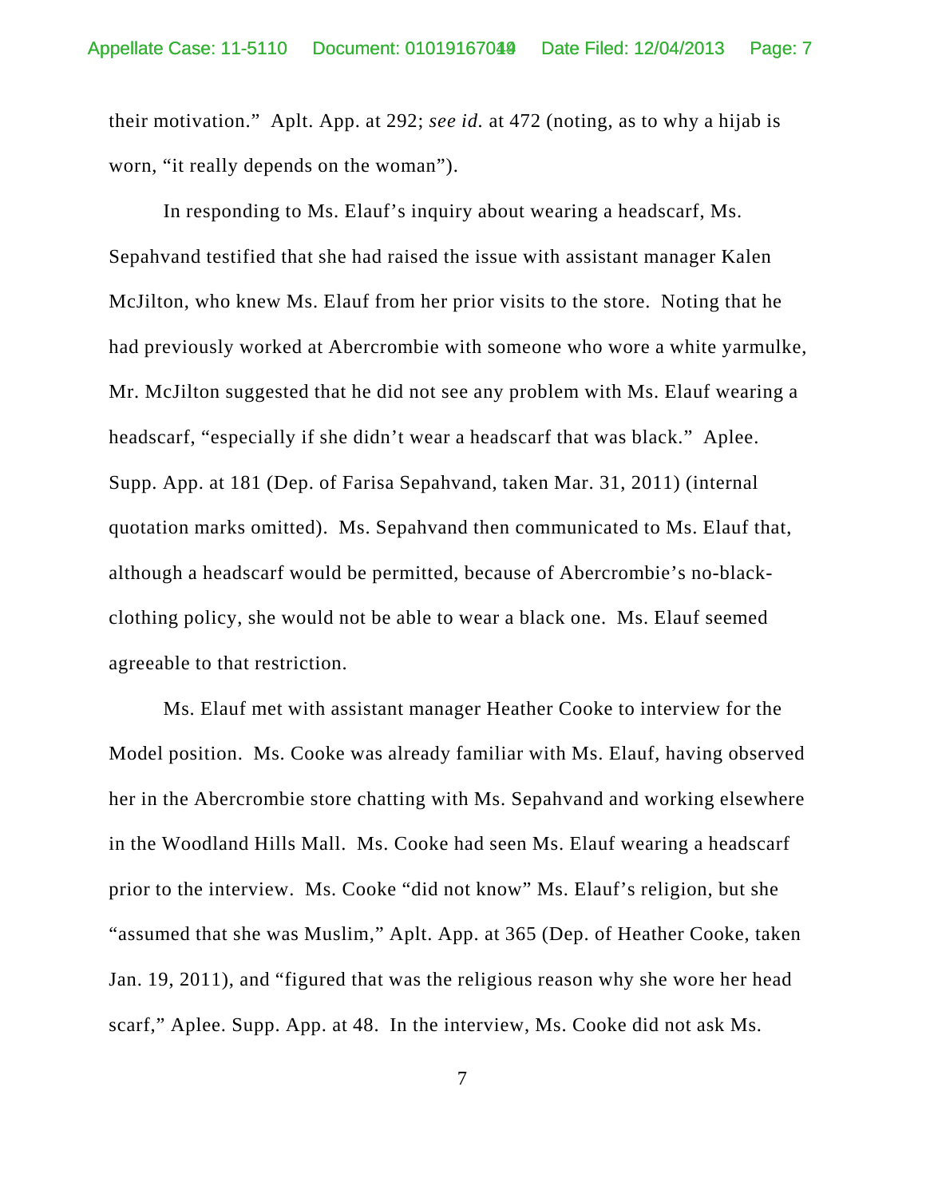their motivation." Aplt. App. at 292; *see id.* at 472 (noting, as to why a hijab is worn, "it really depends on the woman").

In responding to Ms. Elauf's inquiry about wearing a headscarf, Ms. Sepahvand testified that she had raised the issue with assistant manager Kalen McJilton, who knew Ms. Elauf from her prior visits to the store. Noting that he had previously worked at Abercrombie with someone who wore a white yarmulke, Mr. McJilton suggested that he did not see any problem with Ms. Elauf wearing a headscarf, "especially if she didn't wear a headscarf that was black." Aplee. Supp. App. at 181 (Dep. of Farisa Sepahvand, taken Mar. 31, 2011) (internal quotation marks omitted). Ms. Sepahvand then communicated to Ms. Elauf that, although a headscarf would be permitted, because of Abercrombie's no-black-clothing policy, she would not be able to wear a black one. Ms. Elauf seemed agreeable to that restriction.

Ms. Elauf met with assistant manager Heather Cooke to interview for the Model position. Ms. Cooke was already familiar with Ms. Elauf, having observed her in the Abercrombie store chatting with Ms. Sepahvand and working elsewhere in the Woodland Hills Mall. Ms. Cooke had seen Ms. Elauf wearing a headscarf prior to the interview. Ms. Cooke "did not know" Ms. Elauf's religion, but she "assumed that she was Muslim," Aplt. App. at 365 (Dep. of Heather Cooke, taken Jan. 19, 2011), and "figured that was the religious reason why she wore her head scarf," Aplee. Supp. App. at 48. In the interview, Ms. Cooke did not ask Ms.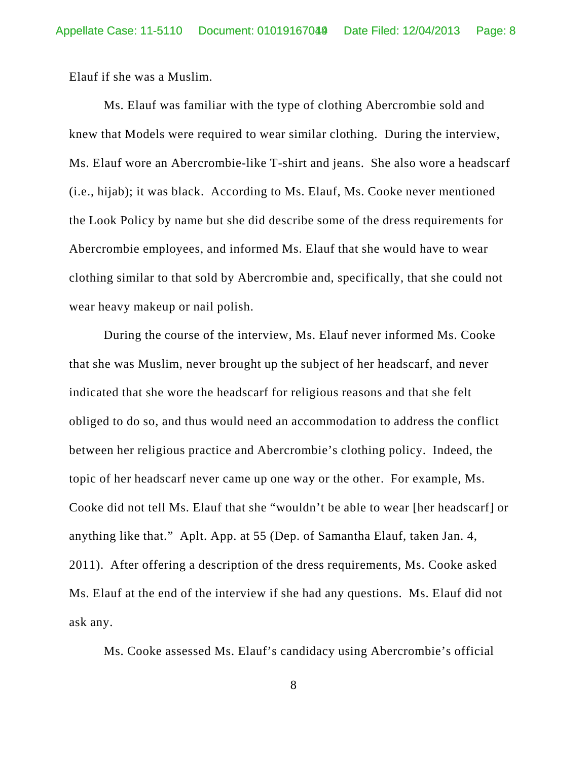Elauf if she was a Muslim.

Ms. Elauf was familiar with the type of clothing Abercrombie sold and knew that Models were required to wear similar clothing. During the interview, Ms. Elauf wore an Abercrombie-like T-shirt and jeans. She also wore a headscarf (i.e., hijab); it was black. According to Ms. Elauf, Ms. Cooke never mentioned the Look Policy by name but she did describe some of the dress requirements for Abercrombie employees, and informed Ms. Elauf that she would have to wear clothing similar to that sold by Abercrombie and, specifically, that she could not wear heavy makeup or nail polish.

During the course of the interview, Ms. Elauf never informed Ms. Cooke that she was Muslim, never brought up the subject of her headscarf, and never indicated that she wore the headscarf for religious reasons and that she felt obliged to do so, and thus would need an accommodation to address the conflict between her religious practice and Abercrombie's clothing policy. Indeed, the topic of her headscarf never came up one way or the other. For example, Ms. Cooke did not tell Ms. Elauf that she "wouldn't be able to wear [her headscarf] or anything like that." Aplt. App. at 55 (Dep. of Samantha Elauf, taken Jan. 4, 2011). After offering a description of the dress requirements, Ms. Cooke asked Ms. Elauf at the end of the interview if she had any questions. Ms. Elauf did not ask any.

Ms. Cooke assessed Ms. Elauf's candidacy using Abercrombie's official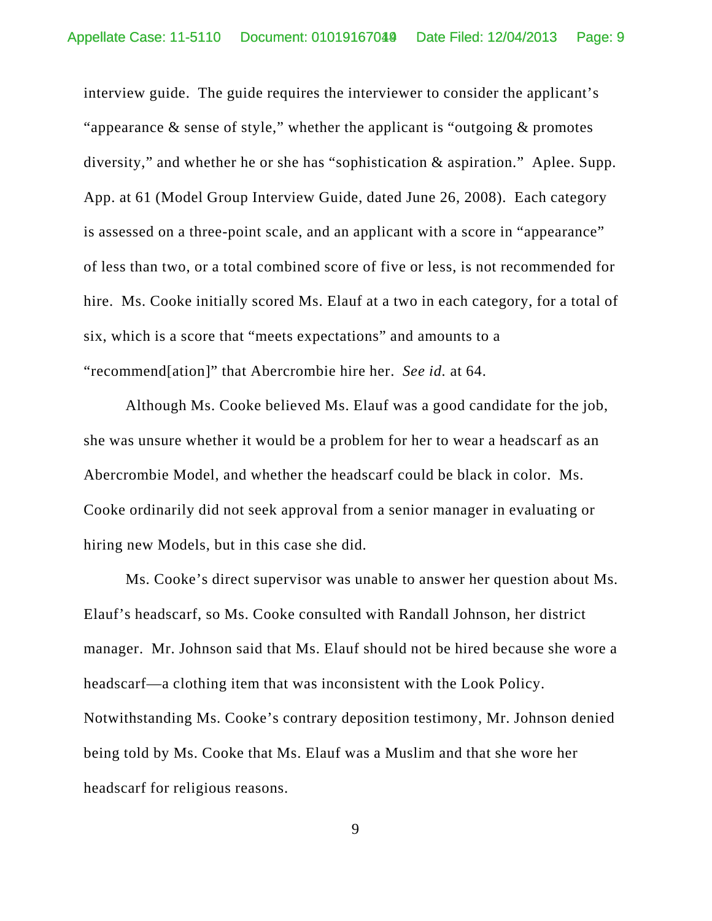interview guide. The guide requires the interviewer to consider the applicant's "appearance & sense of style," whether the applicant is "outgoing & promotes diversity," and whether he or she has "sophistication & aspiration." Aplee. Supp. App. at 61 (Model Group Interview Guide, dated June 26, 2008). Each category is assessed on a three-point scale, and an applicant with a score in "appearance" of less than two, or a total combined score of five or less, is not recommended for hire. Ms. Cooke initially scored Ms. Elauf at a two in each category, for a total of six, which is a score that "meets expectations" and amounts to a "recommend[ation]" that Abercrombie hire her. *See id.* at 64.

Although Ms. Cooke believed Ms. Elauf was a good candidate for the job, she was unsure whether it would be a problem for her to wear a headscarf as an Abercrombie Model, and whether the headscarf could be black in color. Ms. Cooke ordinarily did not seek approval from a senior manager in evaluating or hiring new Models, but in this case she did.

Ms. Cooke's direct supervisor was unable to answer her question about Ms. Elauf's headscarf, so Ms. Cooke consulted with Randall Johnson, her district manager. Mr. Johnson said that Ms. Elauf should not be hired because she wore a headscarf—a clothing item that was inconsistent with the Look Policy. Notwithstanding Ms. Cooke's contrary deposition testimony, Mr. Johnson denied being told by Ms. Cooke that Ms. Elauf was a Muslim and that she wore her headscarf for religious reasons.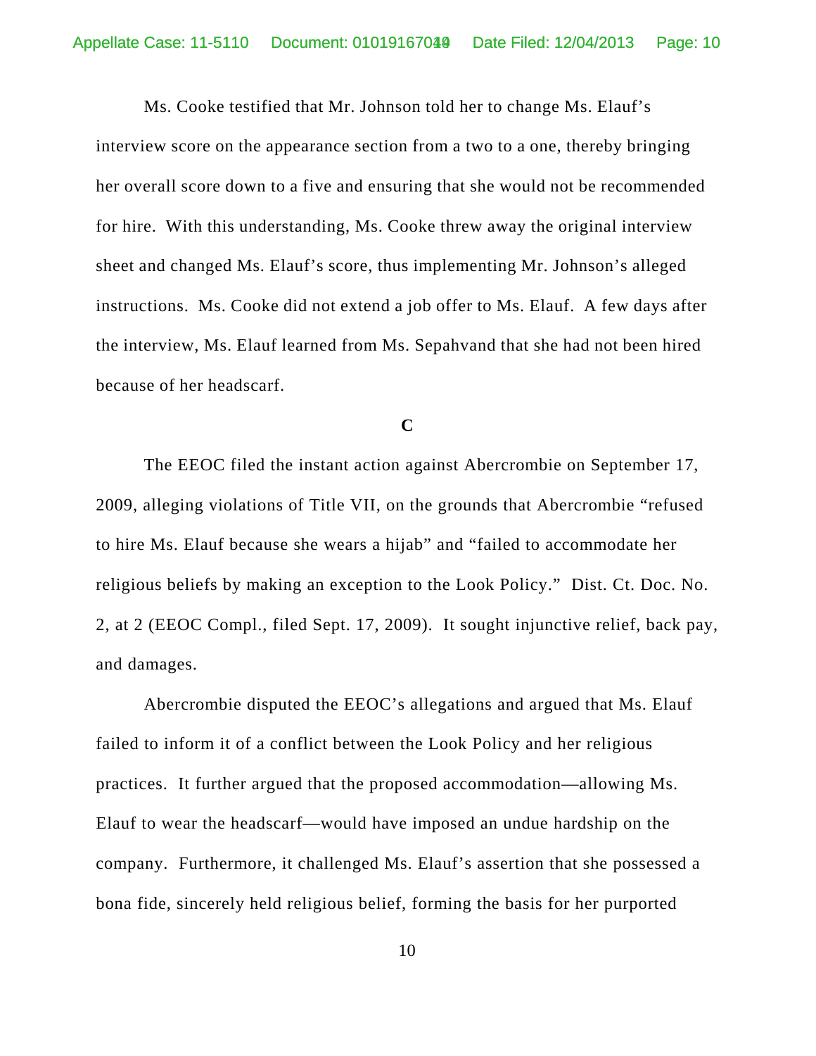Ms. Cooke testified that Mr. Johnson told her to change Ms. Elauf's interview score on the appearance section from a two to a one, thereby bringing her overall score down to a five and ensuring that she would not be recommended for hire. With this understanding, Ms. Cooke threw away the original interview sheet and changed Ms. Elauf's score, thus implementing Mr. Johnson's alleged instructions. Ms. Cooke did not extend a job offer to Ms. Elauf. A few days after the interview, Ms. Elauf learned from Ms. Sepahvand that she had not been hired because of her headscarf.

**C**

The EEOC filed the instant action against Abercrombie on September 17, 2009, alleging violations of Title VII, on the grounds that Abercrombie "refused to hire Ms. Elauf because she wears a hijab" and "failed to accommodate her religious beliefs by making an exception to the Look Policy." Dist. Ct. Doc. No. 2, at 2 (EEOC Compl., filed Sept. 17, 2009). It sought injunctive relief, back pay, and damages.

Abercrombie disputed the EEOC's allegations and argued that Ms. Elauf failed to inform it of a conflict between the Look Policy and her religious practices. It further argued that the proposed accommodation—allowing Ms. Elauf to wear the headscarf—would have imposed an undue hardship on the company. Furthermore, it challenged Ms. Elauf's assertion that she possessed a bona fide, sincerely held religious belief, forming the basis for her purported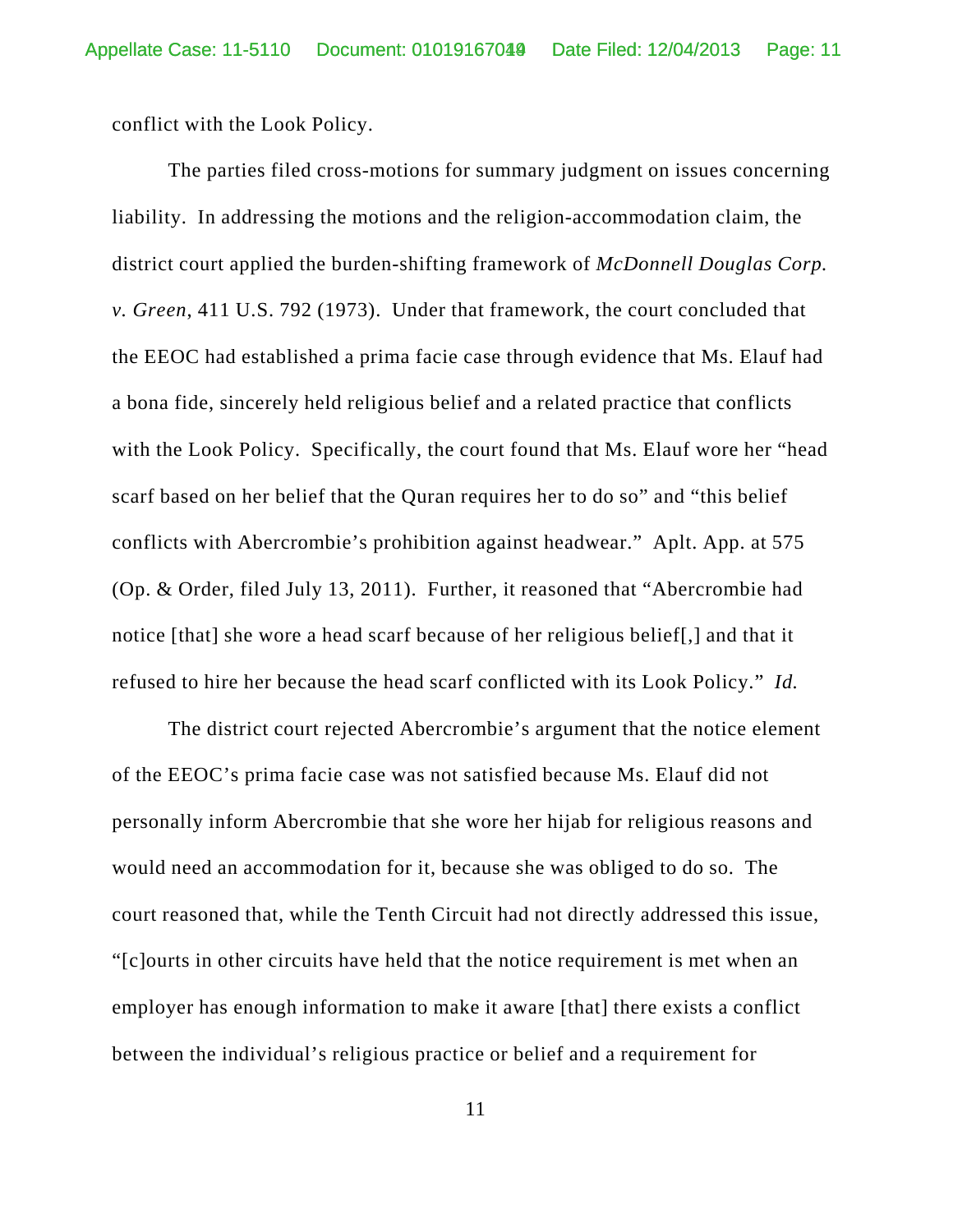conflict with the Look Policy.

The parties filed cross-motions for summary judgment on issues concerning liability. In addressing the motions and the religion-accommodation claim, the district court applied the burden-shifting framework of *McDonnell Douglas Corp. v. Green*, 411 U.S. 792 (1973). Under that framework, the court concluded that the EEOC had established a prima facie case through evidence that Ms. Elauf had a bona fide, sincerely held religious belief and a related practice that conflicts with the Look Policy. Specifically, the court found that Ms. Elauf wore her "head scarf based on her belief that the Quran requires her to do so" and "this belief conflicts with Abercrombie's prohibition against headwear." Aplt. App. at 575 (Op. & Order, filed July 13, 2011). Further, it reasoned that "Abercrombie had notice [that] she wore a head scarf because of her religious belief[,] and that it refused to hire her because the head scarf conflicted with its Look Policy." *Id.*

The district court rejected Abercrombie's argument that the notice element of the EEOC's prima facie case was not satisfied because Ms. Elauf did not personally inform Abercrombie that she wore her hijab for religious reasons and would need an accommodation for it, because she was obliged to do so. The court reasoned that, while the Tenth Circuit had not directly addressed this issue, "[c]ourts in other circuits have held that the notice requirement is met when an employer has enough information to make it aware [that] there exists a conflict between the individual's religious practice or belief and a requirement for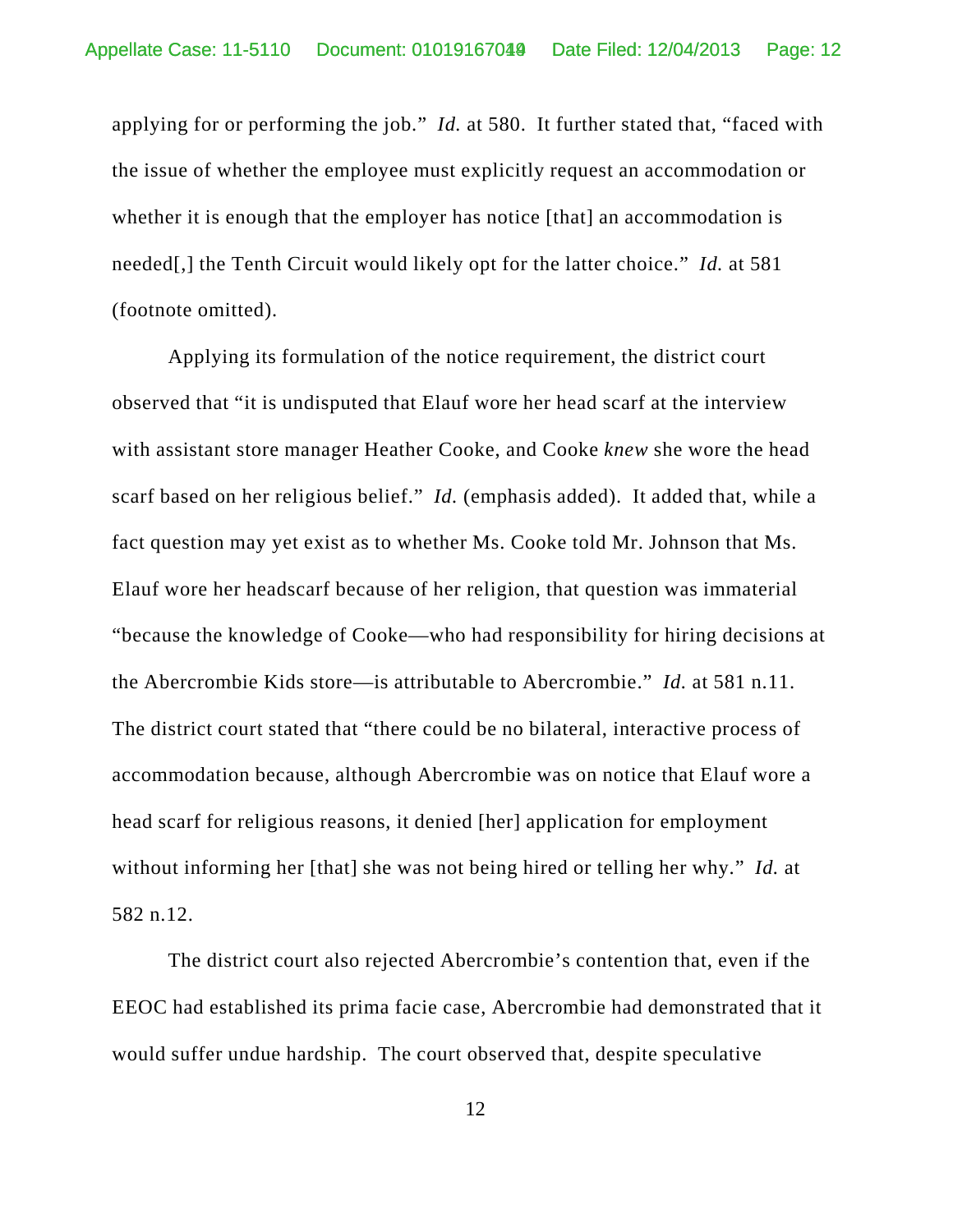applying for or performing the job." *Id.* at 580. It further stated that, "faced with the issue of whether the employee must explicitly request an accommodation or whether it is enough that the employer has notice [that] an accommodation is needed[,] the Tenth Circuit would likely opt for the latter choice." *Id.* at 581 (footnote omitted).

Applying its formulation of the notice requirement, the district court observed that "it is undisputed that Elauf wore her head scarf at the interview with assistant store manager Heather Cooke, and Cooke *knew* she wore the head scarf based on her religious belief." *Id.* (emphasis added). It added that, while a fact question may yet exist as to whether Ms. Cooke told Mr. Johnson that Ms. Elauf wore her headscarf because of her religion, that question was immaterial "because the knowledge of Cooke—who had responsibility for hiring decisions at the Abercrombie Kids store—is attributable to Abercrombie." *Id.* at 581 n.11. The district court stated that "there could be no bilateral, interactive process of accommodation because, although Abercrombie was on notice that Elauf wore a head scarf for religious reasons, it denied [her] application for employment without informing her [that] she was not being hired or telling her why." *Id.* at 582 n.12.

The district court also rejected Abercrombie's contention that, even if the EEOC had established its prima facie case, Abercrombie had demonstrated that it would suffer undue hardship. The court observed that, despite speculative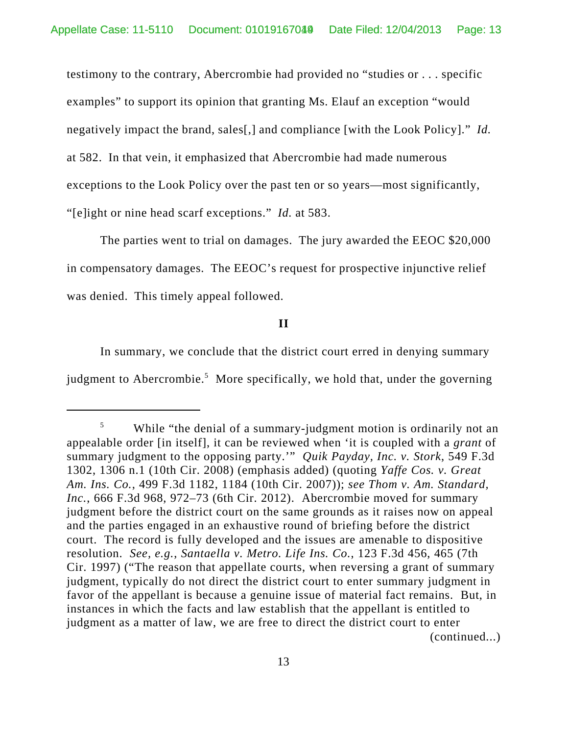testimony to the contrary, Abercrombie had provided no "studies or . . . specific examples" to support its opinion that granting Ms. Elauf an exception "would negatively impact the brand, sales[,] and compliance [with the Look Policy]." *Id.* at 582. In that vein, it emphasized that Abercrombie had made numerous exceptions to the Look Policy over the past ten or so years—most significantly, "[e]ight or nine head scarf exceptions." *Id.* at 583.

The parties went to trial on damages. The jury awarded the EEOC $20,000 in compensatory damages. The EEOC's request for prospective injunctive relief was denied. This timely appeal followed.

**II**

In summary, we conclude that the district court erred in denying summary judgment to Abercrombie.[5] More specifically, we hold that, under the governing

---

[5] While "the denial of a summary-judgment motion is ordinarily not an appealable order [in itself], it can be reviewed when 'it is coupled with a *grant* of summary judgment to the opposing party.'" *Quik Payday, Inc. v. Stork*, 549 F.3d 1302, 1306 n.1 (10th Cir. 2008) (emphasis added) (quoting *Yaffe Cos. v. Great Am. Ins. Co.*, 499 F.3d 1182, 1184 (10th Cir. 2007)); *see Thom v. Am. Standard, Inc.*, 666 F.3d 968, 972–73 (6th Cir. 2012). Abercrombie moved for summary judgment before the district court on the same grounds as it raises now on appeal and the parties engaged in an exhaustive round of briefing before the district court. The record is fully developed and the issues are amenable to dispositive resolution. *See, e.g.*, *Santaella v. Metro. Life Ins. Co.*, 123 F.3d 456, 465 (7th Cir. 1997) ("The reason that appellate courts, when reversing a grant of summary judgment, typically do not direct the district court to enter summary judgment in favor of the appellant is because a genuine issue of material fact remains. But, in instances in which the facts and law establish that the appellant is entitled to judgment as a matter of law, we are free to direct the district court to enter (continued...)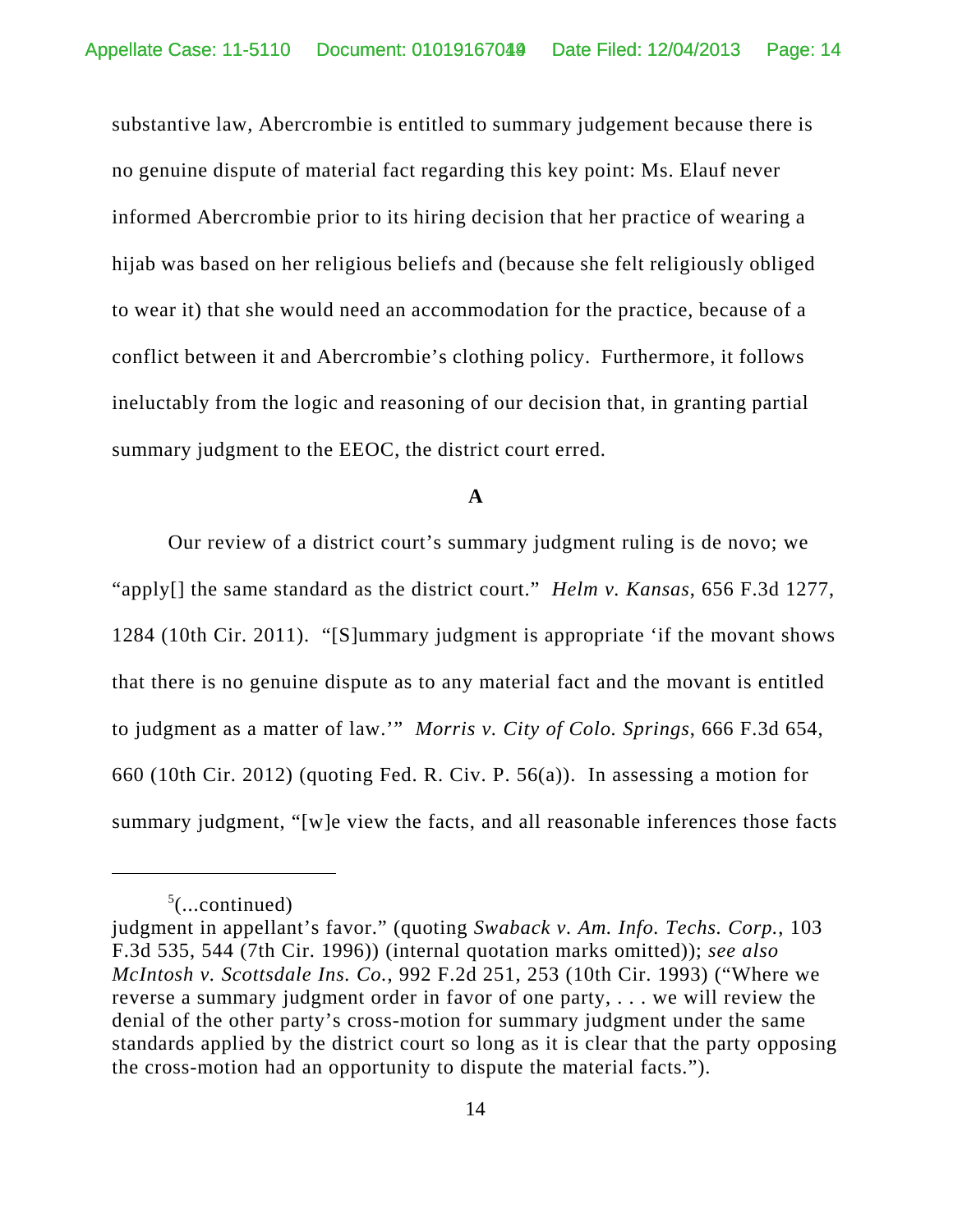substantive law, Abercrombie is entitled to summary judgement because there is no genuine dispute of material fact regarding this key point: Ms. Elauf never informed Abercrombie prior to its hiring decision that her practice of wearing a hijab was based on her religious beliefs and (because she felt religiously obliged to wear it) that she would need an accommodation for the practice, because of a conflict between it and Abercrombie's clothing policy. Furthermore, it follows ineluctably from the logic and reasoning of our decision that, in granting partial summary judgment to the EEOC, the district court erred.

**A**

Our review of a district court's summary judgment ruling is de novo; we "apply[] the same standard as the district court." *Helm v. Kansas*, 656 F.3d 1277, 1284 (10th Cir. 2011). "[S]ummary judgment is appropriate 'if the movant shows that there is no genuine dispute as to any material fact and the movant is entitled to judgment as a matter of law.'" *Morris v. City of Colo. Springs*, 666 F.3d 654, 660 (10th Cir. 2012) (quoting Fed. R. Civ. P. 56(a)). In assessing a motion for summary judgment, "[w]e view the facts, and all reasonable inferences those facts

---

[5](...continued)
judgment in appellant's favor." (quoting *Swaback v. Am. Info. Techs. Corp.*, 103 F.3d 535, 544 (7th Cir. 1996)) (internal quotation marks omitted)); *see also McIntosh v. Scottsdale Ins. Co.*, 992 F.2d 251, 253 (10th Cir. 1993) ("Where we reverse a summary judgment order in favor of one party, . . . we will review the denial of the other party's cross-motion for summary judgment under the same standards applied by the district court so long as it is clear that the party opposing the cross-motion had an opportunity to dispute the material facts.").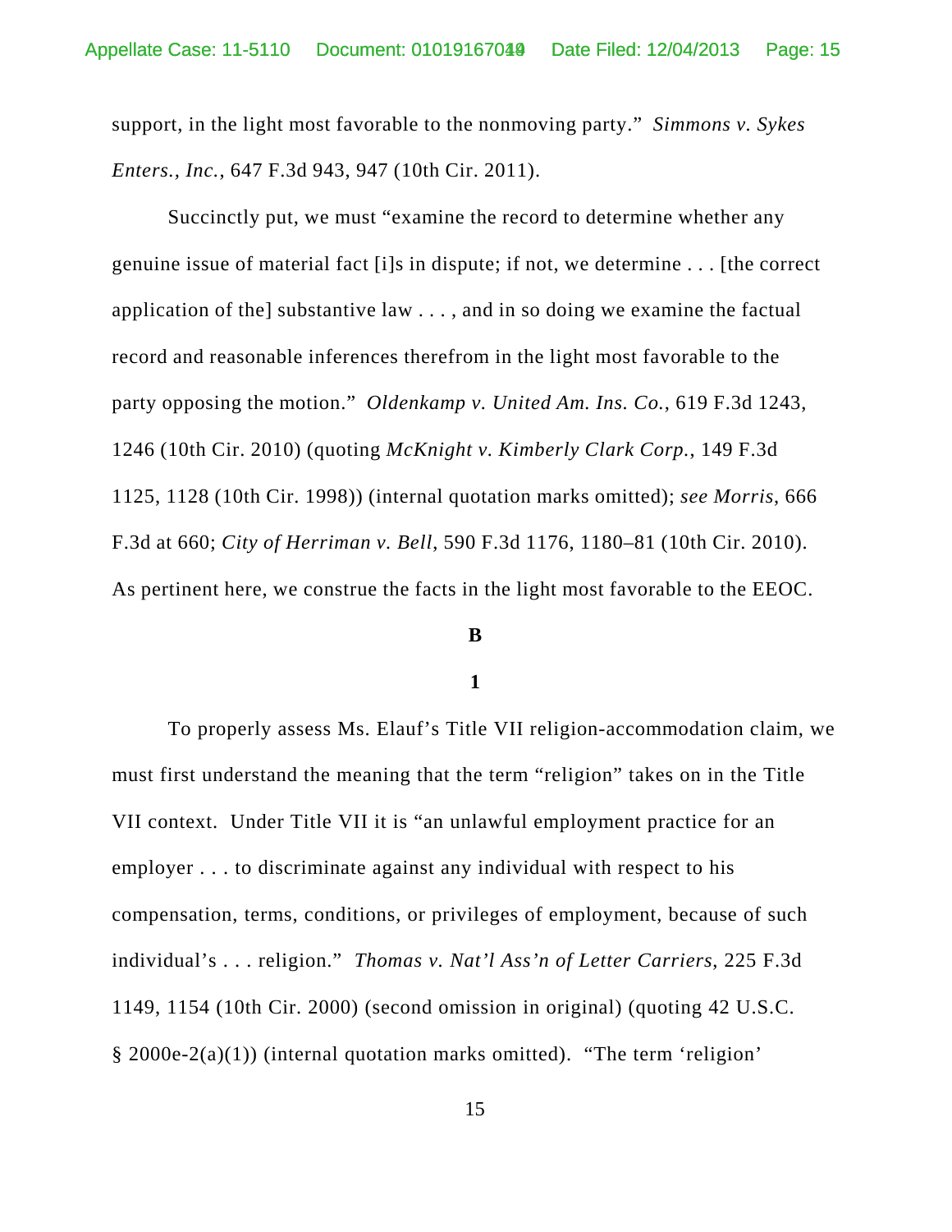support, in the light most favorable to the nonmoving party." *Simmons v. Sykes Enters., Inc.*, 647 F.3d 943, 947 (10th Cir. 2011).

Succinctly put, we must "examine the record to determine whether any genuine issue of material fact [i]s in dispute; if not, we determine . . . [the correct application of the] substantive law . . . , and in so doing we examine the factual record and reasonable inferences therefrom in the light most favorable to the party opposing the motion." *Oldenkamp v. United Am. Ins. Co.*, 619 F.3d 1243, 1246 (10th Cir. 2010) (quoting *McKnight v. Kimberly Clark Corp.*, 149 F.3d 1125, 1128 (10th Cir. 1998)) (internal quotation marks omitted); *see Morris*, 666 F.3d at 660; *City of Herriman v. Bell*, 590 F.3d 1176, 1180–81 (10th Cir. 2010). As pertinent here, we construe the facts in the light most favorable to the EEOC.

**B**

**1**

To properly assess Ms. Elauf's Title VII religion-accommodation claim, we must first understand the meaning that the term "religion" takes on in the Title VII context. Under Title VII it is "an unlawful employment practice for an employer . . . to discriminate against any individual with respect to his compensation, terms, conditions, or privileges of employment, because of such individual's . . . religion." *Thomas v. Nat'l Ass'n of Letter Carriers*, 225 F.3d 1149, 1154 (10th Cir. 2000) (second omission in original) (quoting 42 U.S.C. § 2000e-2(a)(1)) (internal quotation marks omitted). "The term 'religion'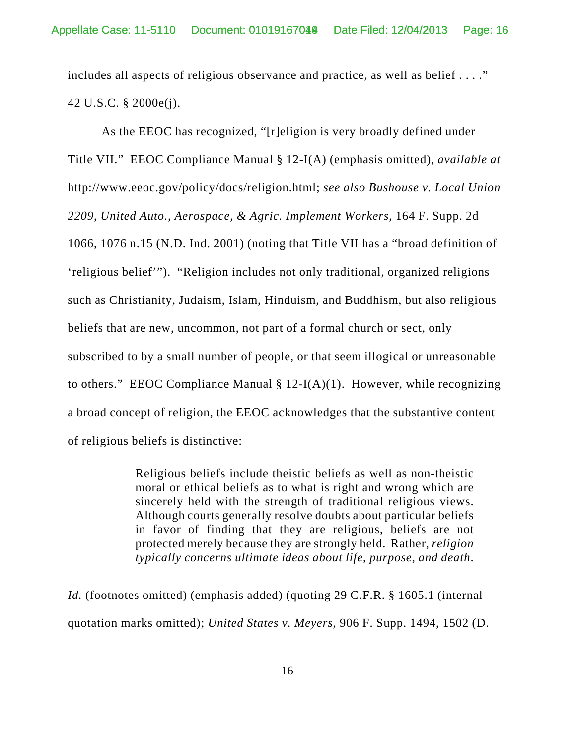includes all aspects of religious observance and practice, as well as belief . . . ." 42 U.S.C. § 2000e(j).

As the EEOC has recognized, "[r]eligion is very broadly defined under Title VII." EEOC Compliance Manual § 12-I(A) (emphasis omitted), *available at* http://www.eeoc.gov/policy/docs/religion.html; *see also Bushouse v. Local Union 2209, United Auto., Aerospace, & Agric. Implement Workers*, 164 F. Supp. 2d 1066, 1076 n.15 (N.D. Ind. 2001) (noting that Title VII has a "broad definition of 'religious belief'"). "Religion includes not only traditional, organized religions such as Christianity, Judaism, Islam, Hinduism, and Buddhism, but also religious beliefs that are new, uncommon, not part of a formal church or sect, only subscribed to by a small number of people, or that seem illogical or unreasonable to others." EEOC Compliance Manual § 12-I(A)(1). However, while recognizing a broad concept of religion, the EEOC acknowledges that the substantive content of religious beliefs is distinctive:

> Religious beliefs include theistic beliefs as well as non-theistic moral or ethical beliefs as to what is right and wrong which are sincerely held with the strength of traditional religious views. Although courts generally resolve doubts about particular beliefs in favor of finding that they are religious, beliefs are not protected merely because they are strongly held. Rather, *religion typically concerns ultimate ideas about life, purpose, and death*.

*Id.* (footnotes omitted) (emphasis added) (quoting 29 C.F.R. § 1605.1 (internal quotation marks omitted); *United States v. Meyers*, 906 F. Supp. 1494, 1502 (D.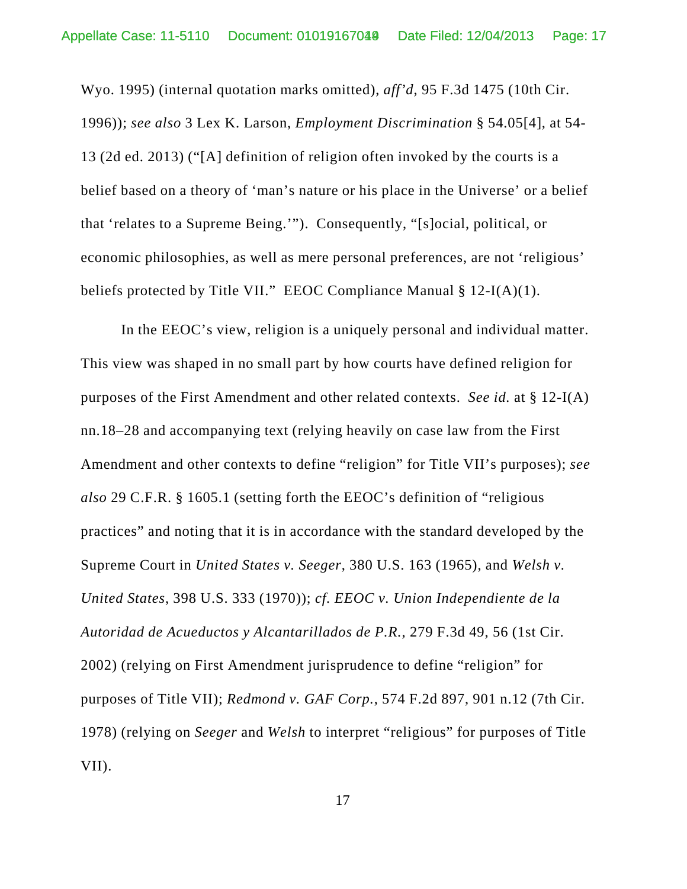Wyo. 1995) (internal quotation marks omitted), *aff'd*, 95 F.3d 1475 (10th Cir. 1996)); *see also* 3 Lex K. Larson, *Employment Discrimination* § 54.05[4], at 54-13 (2d ed. 2013) ("[A] definition of religion often invoked by the courts is a belief based on a theory of 'man's nature or his place in the Universe' or a belief that 'relates to a Supreme Being.'"). Consequently, "[s]ocial, political, or economic philosophies, as well as mere personal preferences, are not 'religious' beliefs protected by Title VII." EEOC Compliance Manual § 12-I(A)(1).

In the EEOC's view, religion is a uniquely personal and individual matter. This view was shaped in no small part by how courts have defined religion for purposes of the First Amendment and other related contexts. *See id.* at § 12-I(A) nn.18–28 and accompanying text (relying heavily on case law from the First Amendment and other contexts to define "religion" for Title VII's purposes); *see also* 29 C.F.R. § 1605.1 (setting forth the EEOC's definition of "religious practices" and noting that it is in accordance with the standard developed by the Supreme Court in *United States v. Seeger*, 380 U.S. 163 (1965), and *Welsh v. United States*, 398 U.S. 333 (1970)); *cf. EEOC v. Union Independiente de la Autoridad de Acueductos y Alcantarillados de P.R.*, 279 F.3d 49, 56 (1st Cir. 2002) (relying on First Amendment jurisprudence to define "religion" for purposes of Title VII); *Redmond v. GAF Corp.*, 574 F.2d 897, 901 n.12 (7th Cir. 1978) (relying on *Seeger* and *Welsh* to interpret "religious" for purposes of Title VII).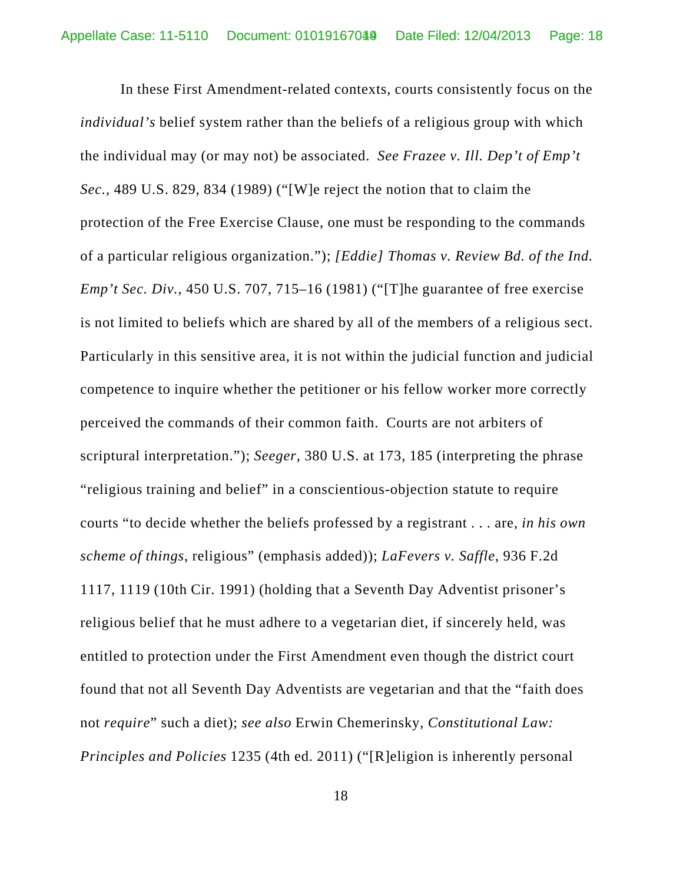In these First Amendment-related contexts, courts consistently focus on the *individual's* belief system rather than the beliefs of a religious group with which the individual may (or may not) be associated. *See Frazee v. Ill. Dep't of Emp't Sec.*, 489 U.S. 829, 834 (1989) ("[W]e reject the notion that to claim the protection of the Free Exercise Clause, one must be responding to the commands of a particular religious organization."); *[Eddie] Thomas v. Review Bd. of the Ind. Emp't Sec. Div.*, 450 U.S. 707, 715–16 (1981) ("[T]he guarantee of free exercise is not limited to beliefs which are shared by all of the members of a religious sect. Particularly in this sensitive area, it is not within the judicial function and judicial competence to inquire whether the petitioner or his fellow worker more correctly perceived the commands of their common faith. Courts are not arbiters of scriptural interpretation."); *Seeger*, 380 U.S. at 173, 185 (interpreting the phrase "religious training and belief" in a conscientious-objection statute to require courts "to decide whether the beliefs professed by a registrant . . . are, *in his own scheme of things*, religious" (emphasis added)); *LaFevers v. Saffle*, 936 F.2d 1117, 1119 (10th Cir. 1991) (holding that a Seventh Day Adventist prisoner's religious belief that he must adhere to a vegetarian diet, if sincerely held, was entitled to protection under the First Amendment even though the district court found that not all Seventh Day Adventists are vegetarian and that the "faith does not *require*" such a diet); *see also* Erwin Chemerinsky, *Constitutional Law: Principles and Policies* 1235 (4th ed. 2011) ("[R]eligion is inherently personal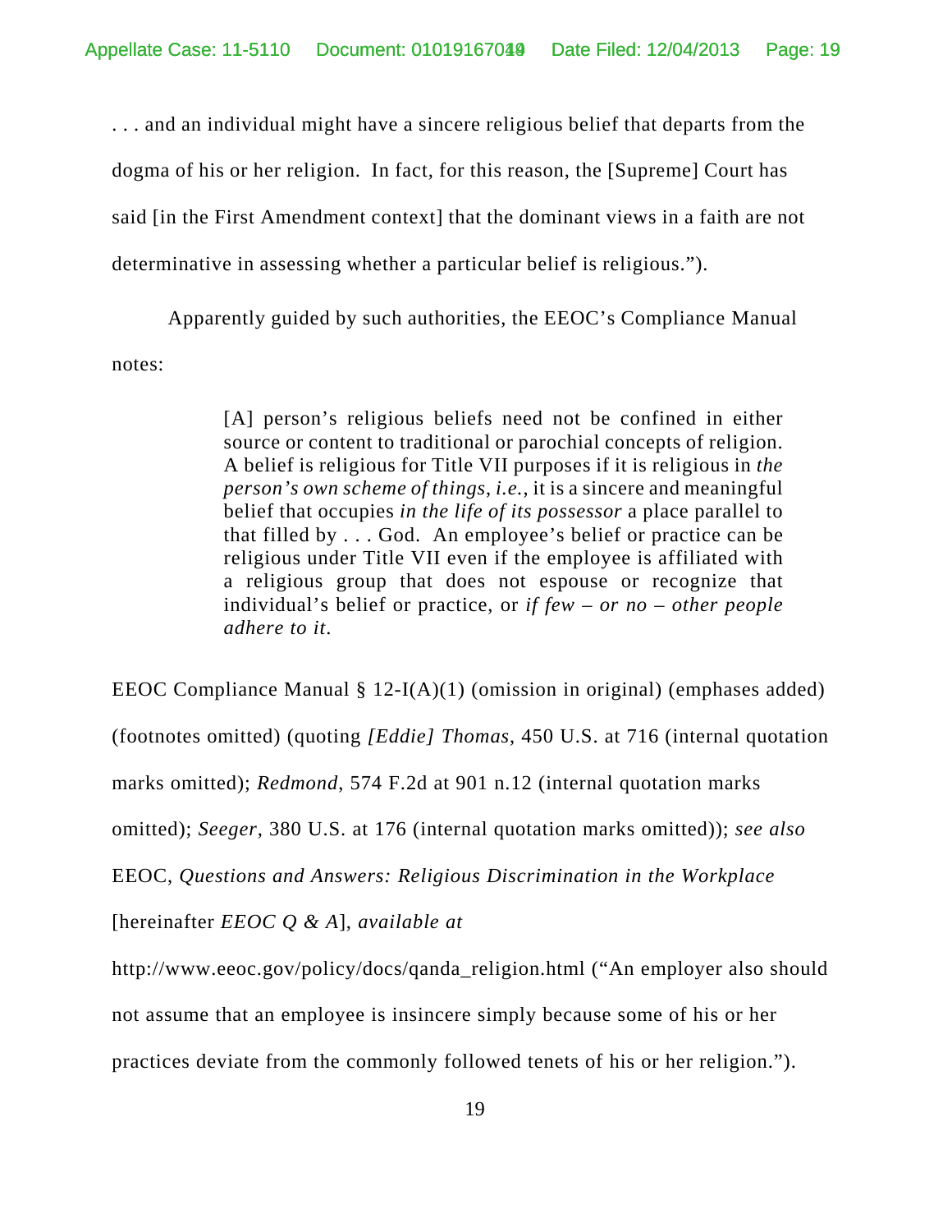. . . and an individual might have a sincere religious belief that departs from the dogma of his or her religion. In fact, for this reason, the [Supreme] Court has said [in the First Amendment context] that the dominant views in a faith are not determinative in assessing whether a particular belief is religious.").

Apparently guided by such authorities, the EEOC's Compliance Manual notes:

> [A] person's religious beliefs need not be confined in either source or content to traditional or parochial concepts of religion. A belief is religious for Title VII purposes if it is religious in *the person's own scheme of things*, *i.e.*, it is a sincere and meaningful belief that occupies *in the life of its possessor* a place parallel to that filled by . . . God. An employee's belief or practice can be religious under Title VII even if the employee is affiliated with a religious group that does not espouse or recognize that individual's belief or practice, or *if few – or no – other people adhere to it*.

EEOC Compliance Manual § 12-I(A)(1) (omission in original) (emphases added) (footnotes omitted) (quoting *[Eddie] Thomas*, 450 U.S. at 716 (internal quotation marks omitted); *Redmond*, 574 F.2d at 901 n.12 (internal quotation marks omitted); *Seeger*, 380 U.S. at 176 (internal quotation marks omitted)); *see also* EEOC, *Questions and Answers: Religious Discrimination in the Workplace* [hereinafter *EEOC Q & A*], *available at* http://www.eeoc.gov/policy/docs/qanda_religion.html ("An employer also should not assume that an employee is insincere simply because some of his or her practices deviate from the commonly followed tenets of his or her religion.").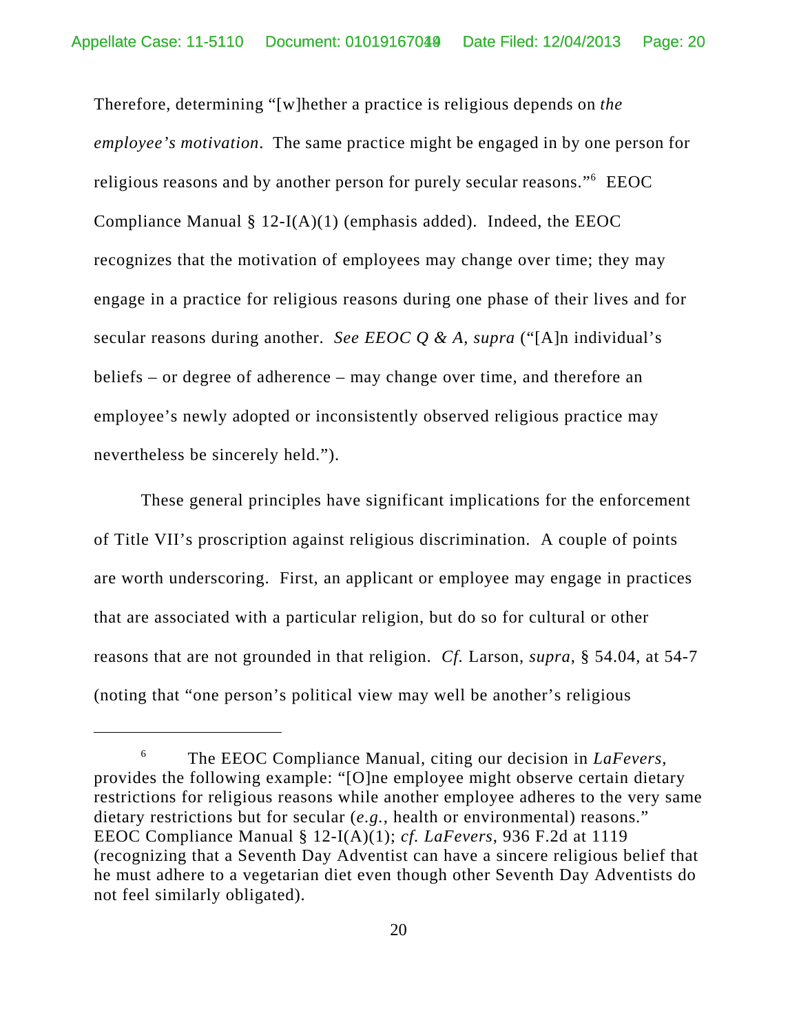Therefore, determining "[w]hether a practice is religious depends on *the employee's motivation*. The same practice might be engaged in by one person for religious reasons and by another person for purely secular reasons."[6] EEOC Compliance Manual § 12-I(A)(1) (emphasis added). Indeed, the EEOC recognizes that the motivation of employees may change over time; they may engage in a practice for religious reasons during one phase of their lives and for secular reasons during another. *See EEOC Q & A*, *supra* ("[A]n individual's beliefs – or degree of adherence – may change over time, and therefore an employee's newly adopted or inconsistently observed religious practice may nevertheless be sincerely held.").

These general principles have significant implications for the enforcement of Title VII's proscription against religious discrimination. A couple of points are worth underscoring. First, an applicant or employee may engage in practices that are associated with a particular religion, but do so for cultural or other reasons that are not grounded in that religion. *Cf.* Larson, *supra*, § 54.04, at 54-7 (noting that "one person's political view may well be another's religious

---

[6] The EEOC Compliance Manual, citing our decision in *LaFevers*, provides the following example: "[O]ne employee might observe certain dietary restrictions for religious reasons while another employee adheres to the very same dietary restrictions but for secular (*e.g.*, health or environmental) reasons." EEOC Compliance Manual § 12-I(A)(1); *cf. LaFevers*, 936 F.2d at 1119 (recognizing that a Seventh Day Adventist can have a sincere religious belief that he must adhere to a vegetarian diet even though other Seventh Day Adventists do not feel similarly obligated).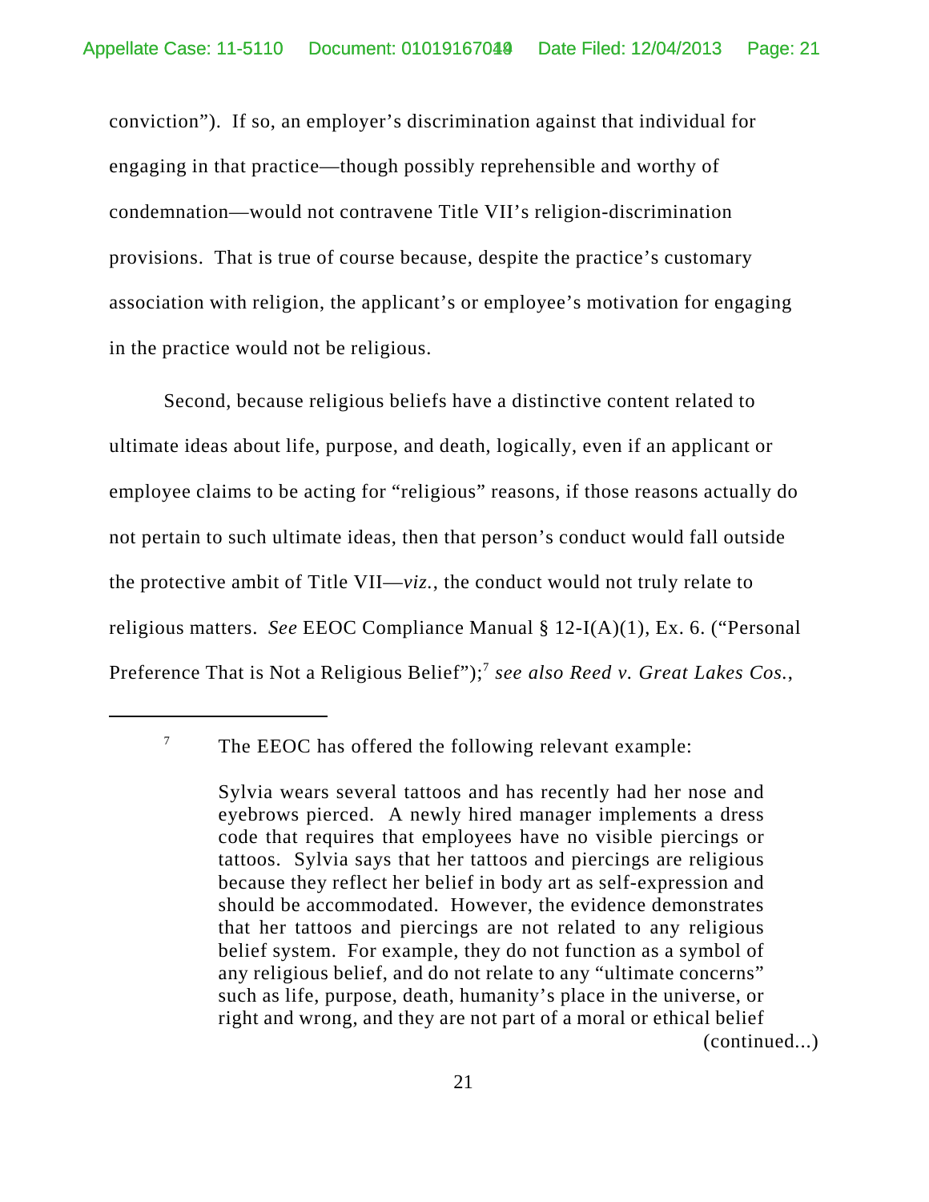conviction"). If so, an employer's discrimination against that individual for engaging in that practice—though possibly reprehensible and worthy of condemnation—would not contravene Title VII's religion-discrimination provisions. That is true of course because, despite the practice's customary association with religion, the applicant's or employee's motivation for engaging in the practice would not be religious.

Second, because religious beliefs have a distinctive content related to ultimate ideas about life, purpose, and death, logically, even if an applicant or employee claims to be acting for "religious" reasons, if those reasons actually do not pertain to such ultimate ideas, then that person's conduct would fall outside the protective ambit of Title VII—*viz.*, the conduct would not truly relate to religious matters. *See* EEOC Compliance Manual § 12-I(A)(1), Ex. 6. ("Personal Preference That is Not a Religious Belief");[7] *see also Reed v. Great Lakes Cos.*,

---

[7] The EEOC has offered the following relevant example:

> Sylvia wears several tattoos and has recently had her nose and eyebrows pierced. A newly hired manager implements a dress code that requires that employees have no visible piercings or tattoos. Sylvia says that her tattoos and piercings are religious because they reflect her belief in body art as self-expression and should be accommodated. However, the evidence demonstrates that her tattoos and piercings are not related to any religious belief system. For example, they do not function as a symbol of any religious belief, and do not relate to any "ultimate concerns" such as life, purpose, death, humanity's place in the universe, or right and wrong, and they are not part of a moral or ethical belief

(continued...)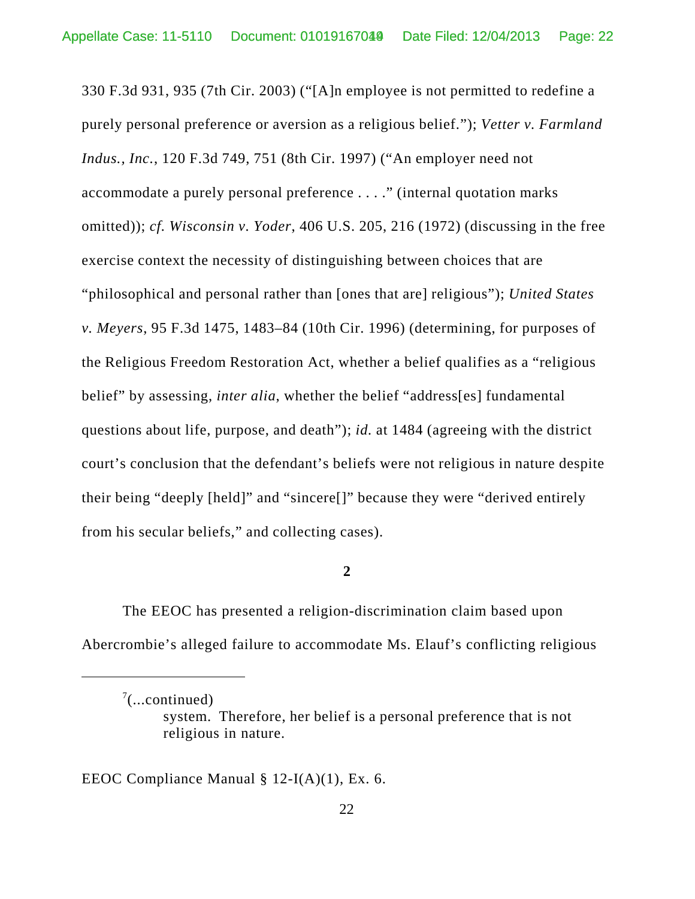330 F.3d 931, 935 (7th Cir. 2003) ("[A]n employee is not permitted to redefine a purely personal preference or aversion as a religious belief."); *Vetter v. Farmland Indus., Inc.*, 120 F.3d 749, 751 (8th Cir. 1997) ("An employer need not accommodate a purely personal preference . . . ." (internal quotation marks omitted)); *cf. Wisconsin v. Yoder*, 406 U.S. 205, 216 (1972) (discussing in the free exercise context the necessity of distinguishing between choices that are "philosophical and personal rather than [ones that are] religious"); *United States v. Meyers*, 95 F.3d 1475, 1483–84 (10th Cir. 1996) (determining, for purposes of the Religious Freedom Restoration Act, whether a belief qualifies as a "religious belief" by assessing, *inter alia*, whether the belief "address[es] fundamental questions about life, purpose, and death"); *id.* at 1484 (agreeing with the district court's conclusion that the defendant's beliefs were not religious in nature despite their being "deeply [held]" and "sincere[]" because they were "derived entirely from his secular beliefs," and collecting cases).

**2**

The EEOC has presented a religion-discrimination claim based upon Abercrombie's alleged failure to accommodate Ms. Elauf's conflicting religious

---

[7](...continued)

> system. Therefore, her belief is a personal preference that is not religious in nature.

EEOC Compliance Manual § 12-I(A)(1), Ex. 6.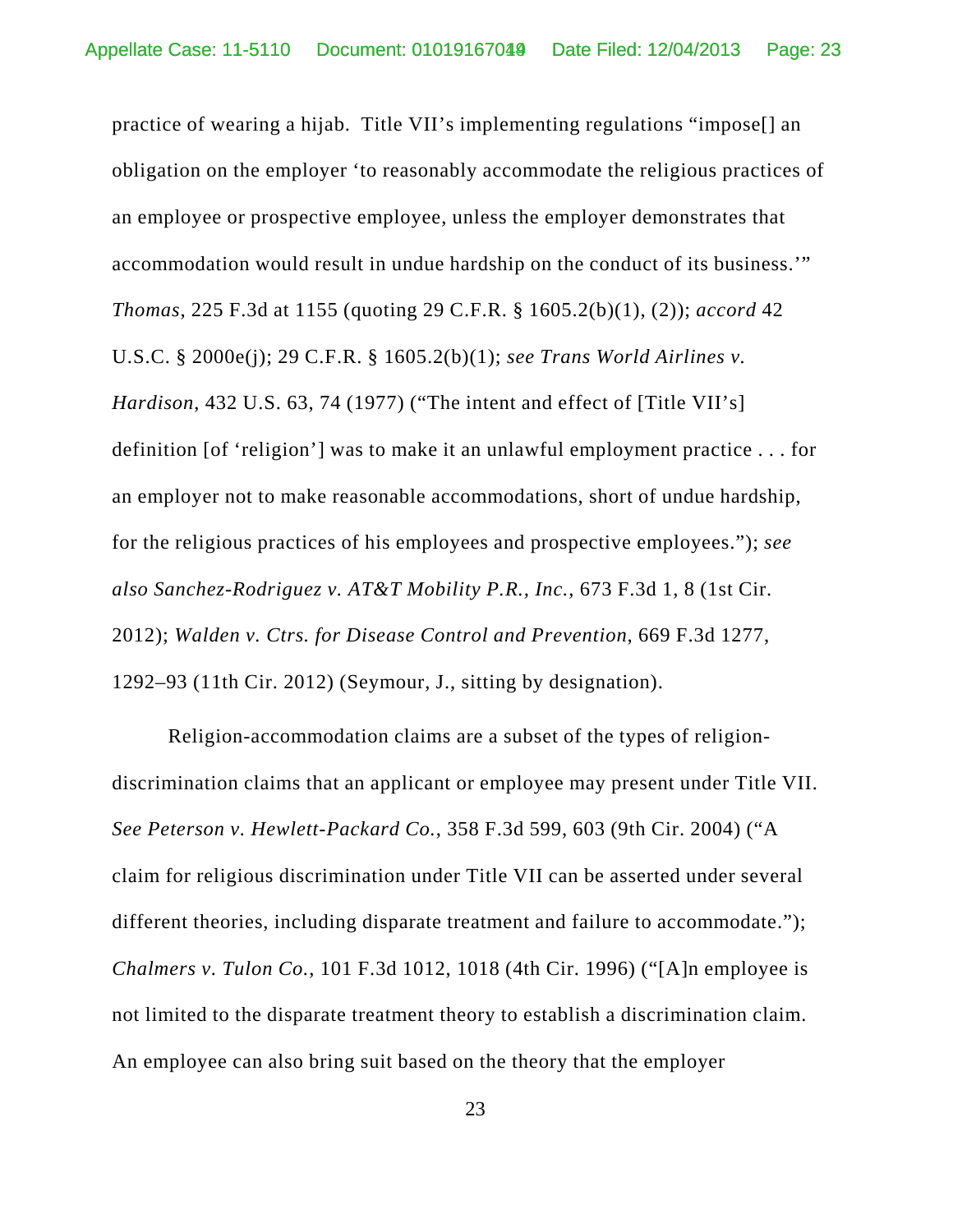practice of wearing a hijab. Title VII's implementing regulations "impose[] an obligation on the employer 'to reasonably accommodate the religious practices of an employee or prospective employee, unless the employer demonstrates that accommodation would result in undue hardship on the conduct of its business.'" *Thomas*, 225 F.3d at 1155 (quoting 29 C.F.R. § 1605.2(b)(1), (2)); *accord* 42 U.S.C. § 2000e(j); 29 C.F.R. § 1605.2(b)(1); *see Trans World Airlines v. Hardison*, 432 U.S. 63, 74 (1977) ("The intent and effect of [Title VII's] definition [of 'religion'] was to make it an unlawful employment practice . . . for an employer not to make reasonable accommodations, short of undue hardship, for the religious practices of his employees and prospective employees."); *see also Sanchez-Rodriguez v. AT&T Mobility P.R., Inc.*, 673 F.3d 1, 8 (1st Cir. 2012); *Walden v. Ctrs. for Disease Control and Prevention*, 669 F.3d 1277, 1292–93 (11th Cir. 2012) (Seymour, J., sitting by designation).

Religion-accommodation claims are a subset of the types of religion-discrimination claims that an applicant or employee may present under Title VII. *See Peterson v. Hewlett-Packard Co.*, 358 F.3d 599, 603 (9th Cir. 2004) ("A claim for religious discrimination under Title VII can be asserted under several different theories, including disparate treatment and failure to accommodate."); *Chalmers v. Tulon Co.*, 101 F.3d 1012, 1018 (4th Cir. 1996) ("[A]n employee is not limited to the disparate treatment theory to establish a discrimination claim. An employee can also bring suit based on the theory that the employer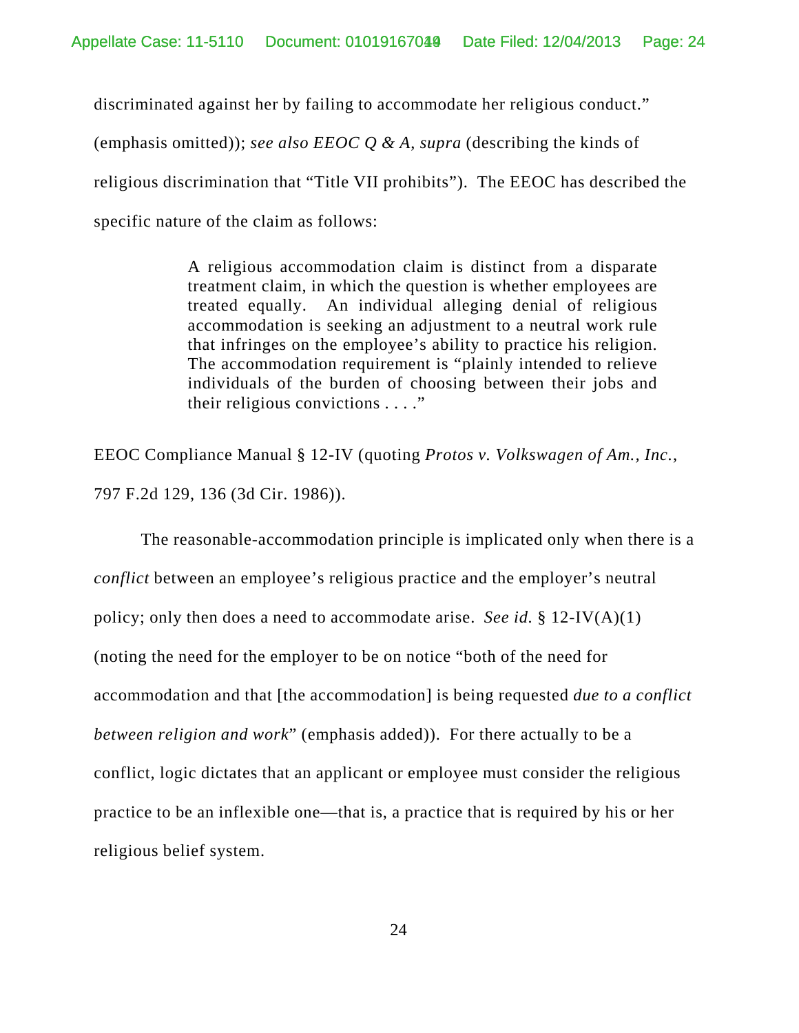discriminated against her by failing to accommodate her religious conduct." (emphasis omitted)); *see also EEOC Q & A*, *supra* (describing the kinds of religious discrimination that "Title VII prohibits"). The EEOC has described the specific nature of the claim as follows:

> A religious accommodation claim is distinct from a disparate treatment claim, in which the question is whether employees are treated equally. An individual alleging denial of religious accommodation is seeking an adjustment to a neutral work rule that infringes on the employee's ability to practice his religion. The accommodation requirement is "plainly intended to relieve individuals of the burden of choosing between their jobs and their religious convictions . . . ."

EEOC Compliance Manual § 12-IV (quoting *Protos v. Volkswagen of Am., Inc.*, 797 F.2d 129, 136 (3d Cir. 1986)).

The reasonable-accommodation principle is implicated only when there is a *conflict* between an employee's religious practice and the employer's neutral policy; only then does a need to accommodate arise. *See id.* § 12-IV(A)(1) (noting the need for the employer to be on notice "both of the need for accommodation and that [the accommodation] is being requested *due to a conflict between religion and work*" (emphasis added)). For there actually to be a conflict, logic dictates that an applicant or employee must consider the religious practice to be an inflexible one—that is, a practice that is required by his or her religious belief system.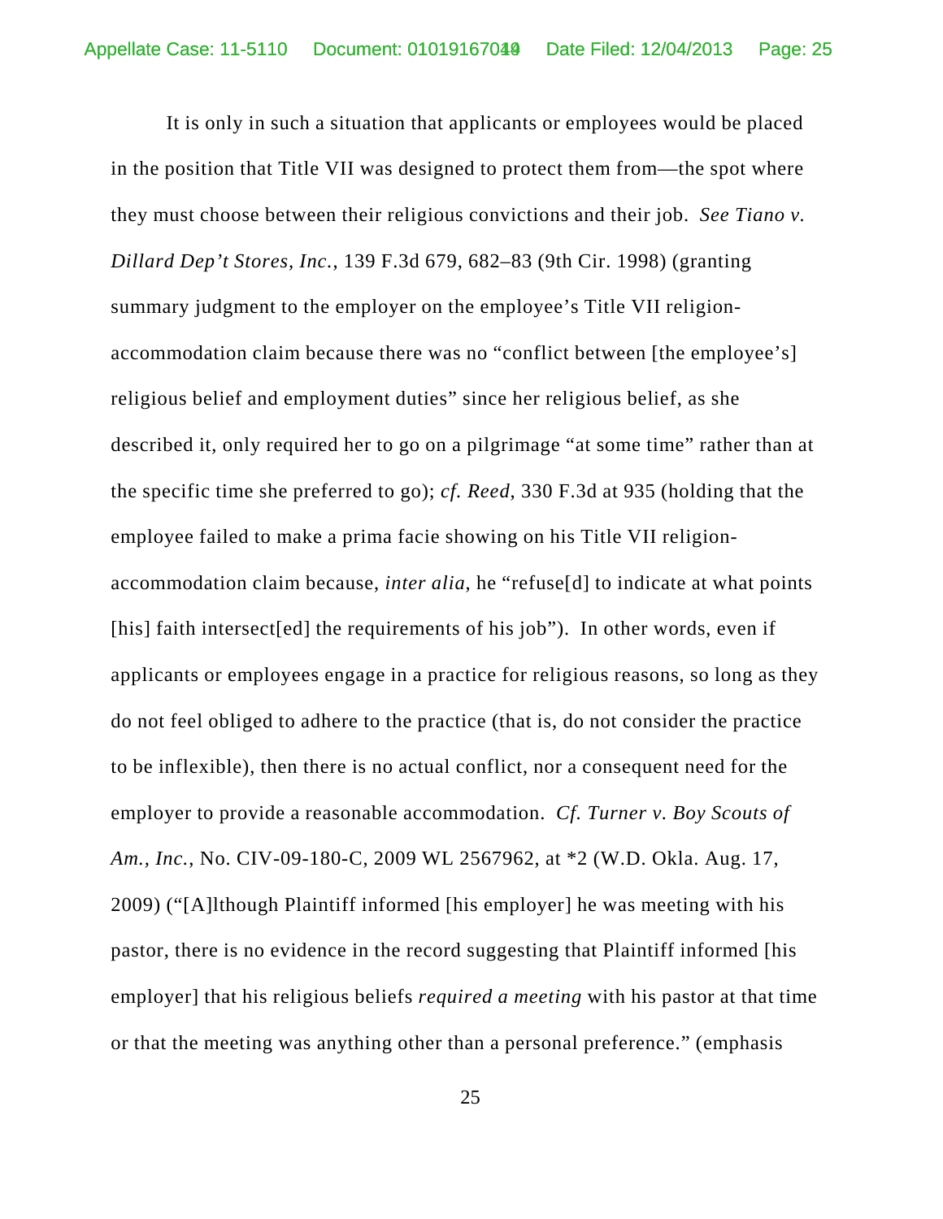It is only in such a situation that applicants or employees would be placed in the position that Title VII was designed to protect them from—the spot where they must choose between their religious convictions and their job. *See Tiano v. Dillard Dep't Stores, Inc.*, 139 F.3d 679, 682–83 (9th Cir. 1998) (granting summary judgment to the employer on the employee's Title VII religion-accommodation claim because there was no "conflict between [the employee's] religious belief and employment duties" since her religious belief, as she described it, only required her to go on a pilgrimage "at some time" rather than at the specific time she preferred to go); *cf. Reed*, 330 F.3d at 935 (holding that the employee failed to make a prima facie showing on his Title VII religion-accommodation claim because, *inter alia*, he "refuse[d] to indicate at what points [his] faith intersect[ed] the requirements of his job"). In other words, even if applicants or employees engage in a practice for religious reasons, so long as they do not feel obliged to adhere to the practice (that is, do not consider the practice to be inflexible), then there is no actual conflict, nor a consequent need for the employer to provide a reasonable accommodation. *Cf. Turner v. Boy Scouts of Am., Inc.*, No. CIV-09-180-C, 2009 WL 2567962, at *2 (W.D. Okla. Aug. 17, 2009) ("[A]lthough Plaintiff informed [his employer] he was meeting with his pastor, there is no evidence in the record suggesting that Plaintiff informed [his employer] that his religious beliefs *required a meeting* with his pastor at that time or that the meeting was anything other than a personal preference." (emphasis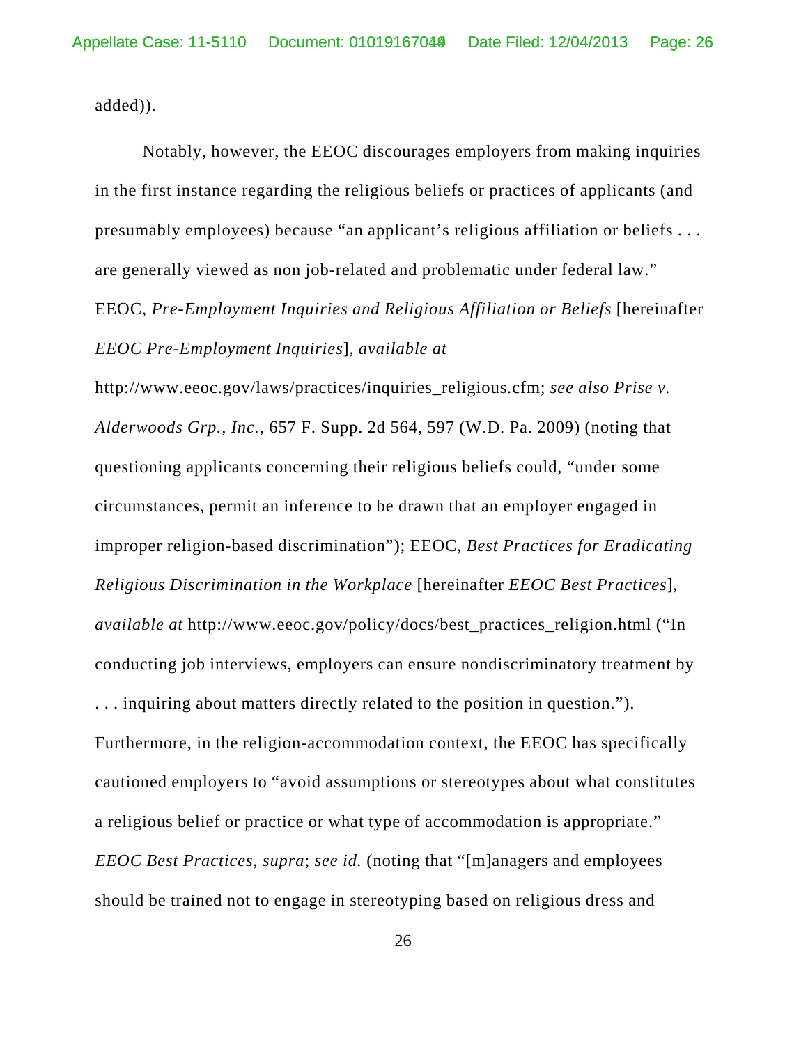added)).

Notably, however, the EEOC discourages employers from making inquiries in the first instance regarding the religious beliefs or practices of applicants (and presumably employees) because "an applicant's religious affiliation or beliefs . . . are generally viewed as non job-related and problematic under federal law." EEOC, *Pre-Employment Inquiries and Religious Affiliation or Beliefs* [hereinafter *EEOC Pre-Employment Inquiries*], *available at* http://www.eeoc.gov/laws/practices/inquiries_religious.cfm; *see also Prise v. Alderwoods Grp., Inc.*, 657 F. Supp. 2d 564, 597 (W.D. Pa. 2009) (noting that questioning applicants concerning their religious beliefs could, "under some circumstances, permit an inference to be drawn that an employer engaged in improper religion-based discrimination"); EEOC, *Best Practices for Eradicating Religious Discrimination in the Workplace* [hereinafter *EEOC Best Practices*], *available at* http://www.eeoc.gov/policy/docs/best_practices_religion.html ("In conducting job interviews, employers can ensure nondiscriminatory treatment by . . . inquiring about matters directly related to the position in question."). Furthermore, in the religion-accommodation context, the EEOC has specifically cautioned employers to "avoid assumptions or stereotypes about what constitutes a religious belief or practice or what type of accommodation is appropriate." *EEOC Best Practices*, *supra*; *see id.* (noting that "[m]anagers and employees should be trained not to engage in stereotyping based on religious dress and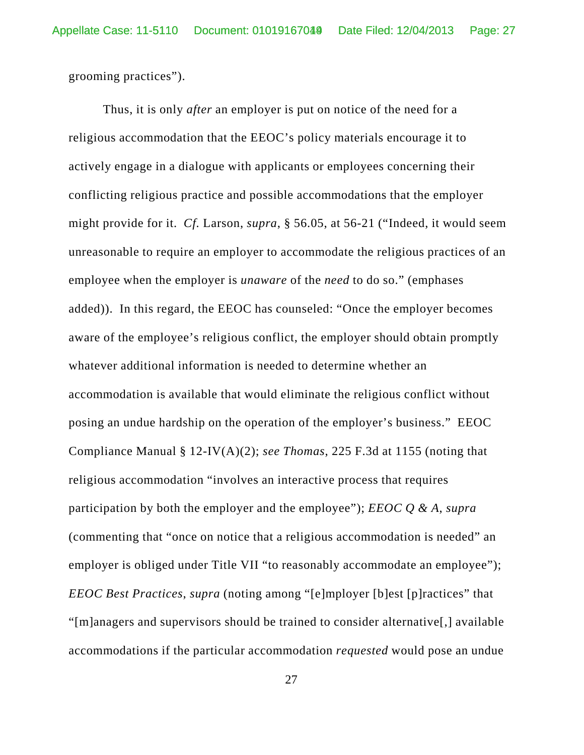grooming practices”).

Thus, it is only *after* an employer is put on notice of the need for a religious accommodation that the EEOC’s policy materials encourage it to actively engage in a dialogue with applicants or employees concerning their conflicting religious practice and possible accommodations that the employer might provide for it. *Cf.* Larson, *supra*, § 56.05, at 56-21 (“Indeed, it would seem unreasonable to require an employer to accommodate the religious practices of an employee when the employer is *unaware* of the *need* to do so.” (emphases added)). In this regard, the EEOC has counseled: “Once the employer becomes aware of the employee’s religious conflict, the employer should obtain promptly whatever additional information is needed to determine whether an accommodation is available that would eliminate the religious conflict without posing an undue hardship on the operation of the employer’s business.” EEOC Compliance Manual § 12-IV(A)(2); *see Thomas*, 225 F.3d at 1155 (noting that religious accommodation “involves an interactive process that requires participation by both the employer and the employee”); *EEOC Q & A*, *supra* (commenting that “once on notice that a religious accommodation is needed” an employer is obliged under Title VII “to reasonably accommodate an employee”); *EEOC Best Practices*, *supra* (noting among “[e]mployer [b]est [p]ractices” that “[m]anagers and supervisors should be trained to consider alternative[,] available accommodations if the particular accommodation *requested* would pose an undue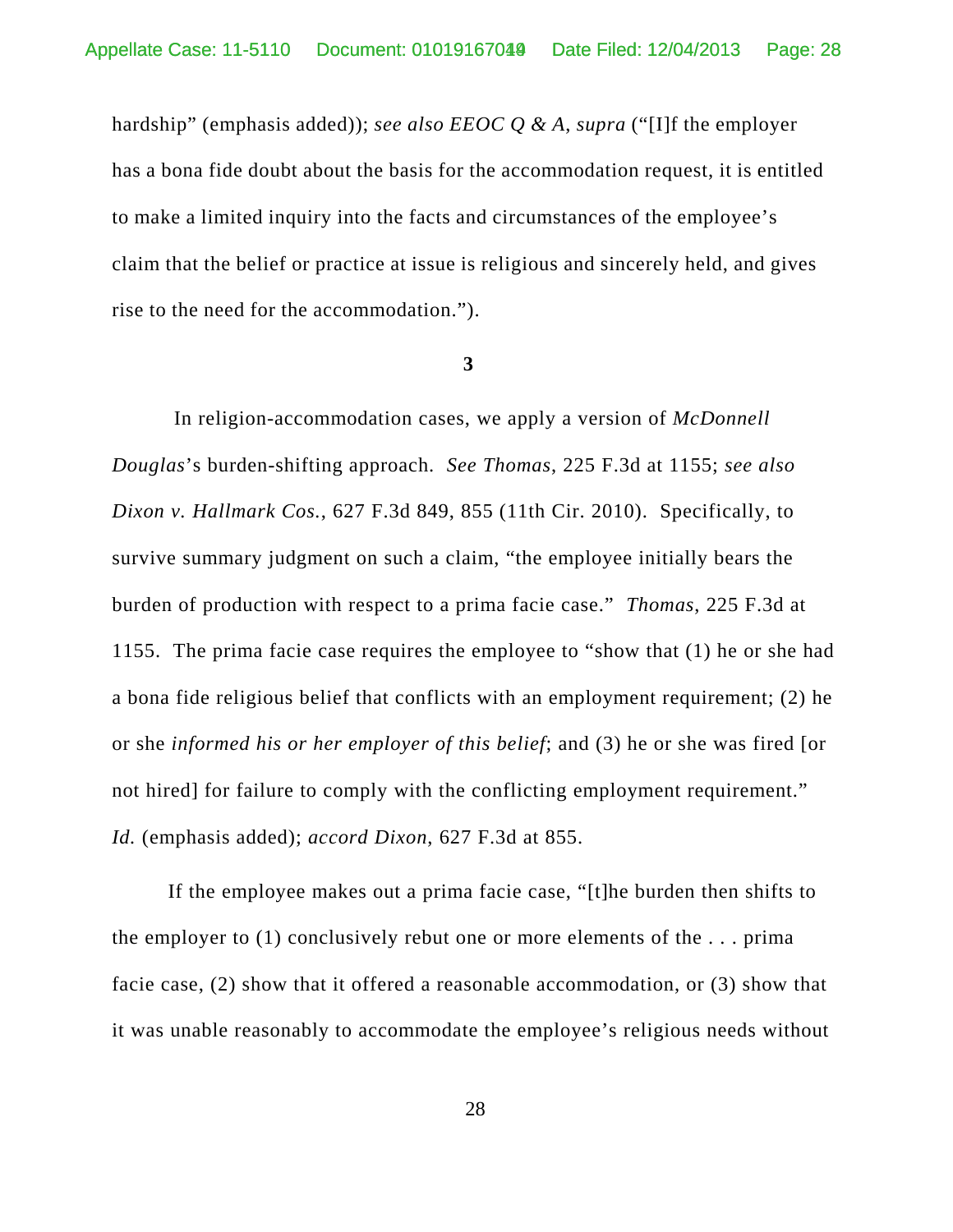hardship" (emphasis added)); *see also EEOC Q & A*, *supra* ("[I]f the employer has a bona fide doubt about the basis for the accommodation request, it is entitled to make a limited inquiry into the facts and circumstances of the employee's claim that the belief or practice at issue is religious and sincerely held, and gives rise to the need for the accommodation.").

**3**

In religion-accommodation cases, we apply a version of *McDonnell Douglas*'s burden-shifting approach. *See Thomas*, 225 F.3d at 1155; *see also Dixon v. Hallmark Cos.*, 627 F.3d 849, 855 (11th Cir. 2010). Specifically, to survive summary judgment on such a claim, "the employee initially bears the burden of production with respect to a prima facie case." *Thomas*, 225 F.3d at 1155. The prima facie case requires the employee to "show that (1) he or she had a bona fide religious belief that conflicts with an employment requirement; (2) he or she *informed his or her employer of this belief*; and (3) he or she was fired [or not hired] for failure to comply with the conflicting employment requirement." *Id.* (emphasis added); *accord Dixon*, 627 F.3d at 855.

If the employee makes out a prima facie case, "[t]he burden then shifts to the employer to (1) conclusively rebut one or more elements of the . . . prima facie case, (2) show that it offered a reasonable accommodation, or (3) show that it was unable reasonably to accommodate the employee's religious needs without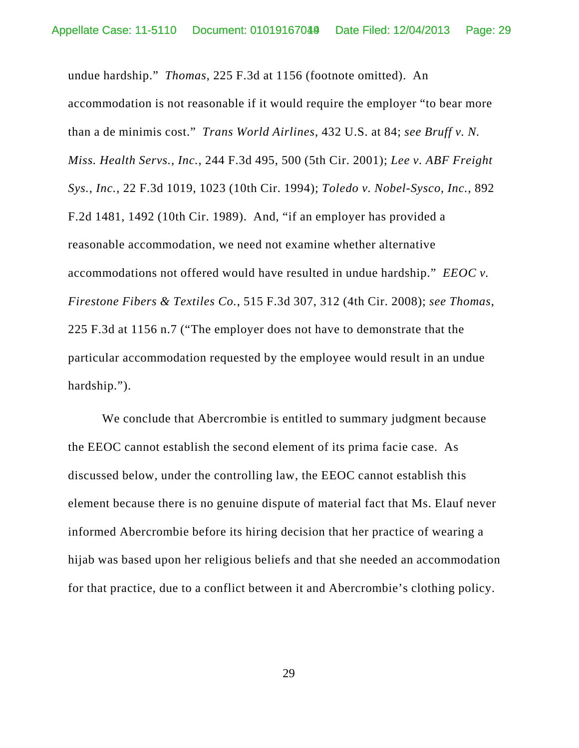undue hardship." *Thomas*, 225 F.3d at 1156 (footnote omitted). An accommodation is not reasonable if it would require the employer "to bear more than a de minimis cost." *Trans World Airlines*, 432 U.S. at 84; *see Bruff v. N. Miss. Health Servs., Inc.*, 244 F.3d 495, 500 (5th Cir. 2001); *Lee v. ABF Freight Sys., Inc.*, 22 F.3d 1019, 1023 (10th Cir. 1994); *Toledo v. Nobel-Sysco, Inc.*, 892 F.2d 1481, 1492 (10th Cir. 1989). And, "if an employer has provided a reasonable accommodation, we need not examine whether alternative accommodations not offered would have resulted in undue hardship." *EEOC v. Firestone Fibers & Textiles Co.*, 515 F.3d 307, 312 (4th Cir. 2008); *see Thomas*, 225 F.3d at 1156 n.7 ("The employer does not have to demonstrate that the particular accommodation requested by the employee would result in an undue hardship.").

We conclude that Abercrombie is entitled to summary judgment because the EEOC cannot establish the second element of its prima facie case. As discussed below, under the controlling law, the EEOC cannot establish this element because there is no genuine dispute of material fact that Ms. Elauf never informed Abercrombie before its hiring decision that her practice of wearing a hijab was based upon her religious beliefs and that she needed an accommodation for that practice, due to a conflict between it and Abercrombie's clothing policy.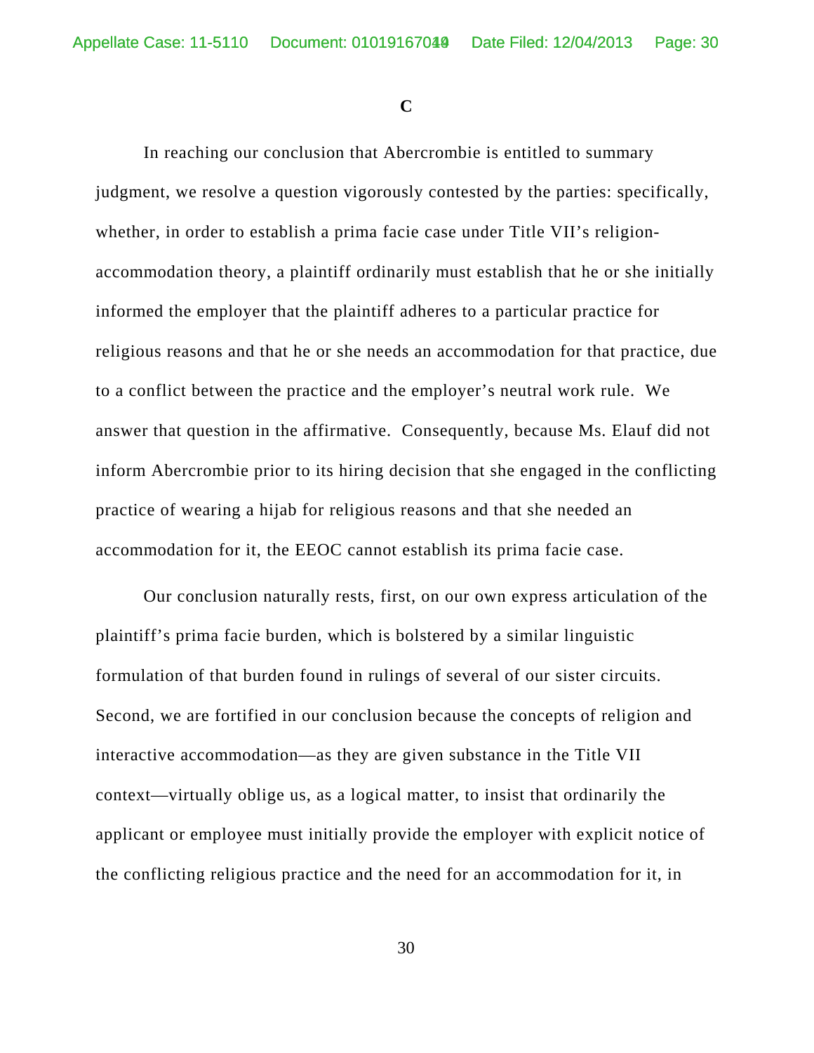### C

In reaching our conclusion that Abercrombie is entitled to summary judgment, we resolve a question vigorously contested by the parties: specifically, whether, in order to establish a prima facie case under Title VII's religion-accommodation theory, a plaintiff ordinarily must establish that he or she initially informed the employer that the plaintiff adheres to a particular practice for religious reasons and that he or she needs an accommodation for that practice, due to a conflict between the practice and the employer's neutral work rule. We answer that question in the affirmative. Consequently, because Ms. Elauf did not inform Abercrombie prior to its hiring decision that she engaged in the conflicting practice of wearing a hijab for religious reasons and that she needed an accommodation for it, the EEOC cannot establish its prima facie case.

Our conclusion naturally rests, first, on our own express articulation of the plaintiff's prima facie burden, which is bolstered by a similar linguistic formulation of that burden found in rulings of several of our sister circuits. Second, we are fortified in our conclusion because the concepts of religion and interactive accommodation—as they are given substance in the Title VII context—virtually oblige us, as a logical matter, to insist that ordinarily the applicant or employee must initially provide the employer with explicit notice of the conflicting religious practice and the need for an accommodation for it, in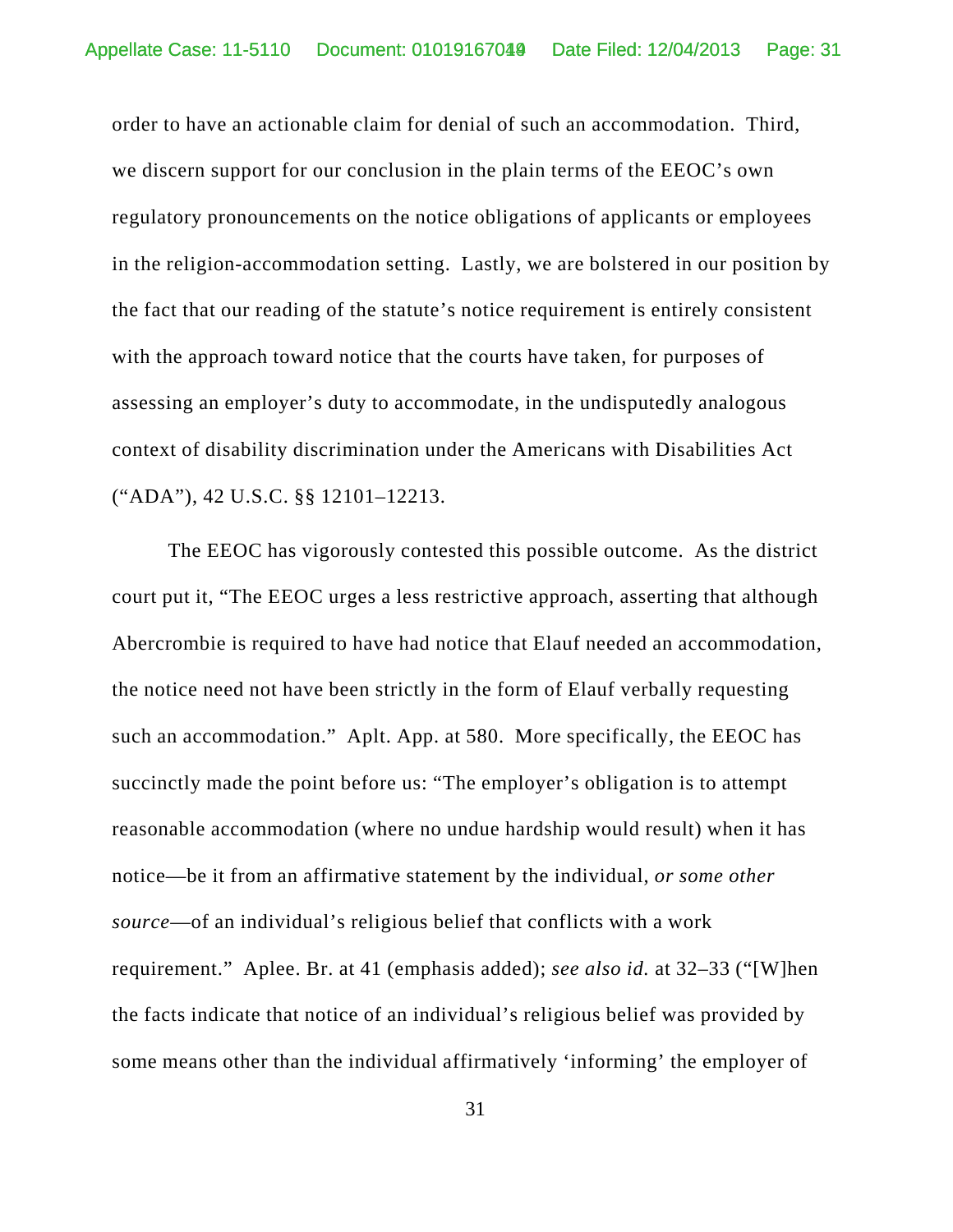order to have an actionable claim for denial of such an accommodation. Third, we discern support for our conclusion in the plain terms of the EEOC's own regulatory pronouncements on the notice obligations of applicants or employees in the religion-accommodation setting. Lastly, we are bolstered in our position by the fact that our reading of the statute's notice requirement is entirely consistent with the approach toward notice that the courts have taken, for purposes of assessing an employer's duty to accommodate, in the undisputedly analogous context of disability discrimination under the Americans with Disabilities Act ("ADA"), 42 U.S.C. §§ 12101–12213.

The EEOC has vigorously contested this possible outcome. As the district court put it, "The EEOC urges a less restrictive approach, asserting that although Abercrombie is required to have had notice that Elauf needed an accommodation, the notice need not have been strictly in the form of Elauf verbally requesting such an accommodation." Aplt. App. at 580. More specifically, the EEOC has succinctly made the point before us: "The employer's obligation is to attempt reasonable accommodation (where no undue hardship would result) when it has notice—be it from an affirmative statement by the individual, *or some other source*—of an individual's religious belief that conflicts with a work requirement." Aplee. Br. at 41 (emphasis added); *see also id.* at 32–33 ("[W]hen the facts indicate that notice of an individual's religious belief was provided by some means other than the individual affirmatively 'informing' the employer of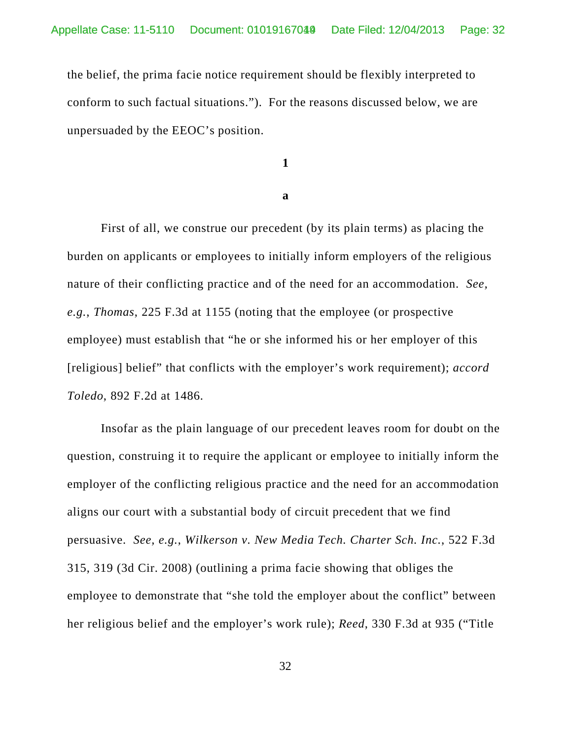the belief, the prima facie notice requirement should be flexibly interpreted to conform to such factual situations."). For the reasons discussed below, we are unpersuaded by the EEOC's position.

**1**

**a**

First of all, we construe our precedent (by its plain terms) as placing the burden on applicants or employees to initially inform employers of the religious nature of their conflicting practice and of the need for an accommodation. *See, e.g.*, *Thomas*, 225 F.3d at 1155 (noting that the employee (or prospective employee) must establish that "he or she informed his or her employer of this [religious] belief" that conflicts with the employer's work requirement); *accord Toledo*, 892 F.2d at 1486.

Insofar as the plain language of our precedent leaves room for doubt on the question, construing it to require the applicant or employee to initially inform the employer of the conflicting religious practice and the need for an accommodation aligns our court with a substantial body of circuit precedent that we find persuasive. *See, e.g.*, *Wilkerson v. New Media Tech. Charter Sch. Inc.*, 522 F.3d 315, 319 (3d Cir. 2008) (outlining a prima facie showing that obliges the employee to demonstrate that "she told the employer about the conflict" between her religious belief and the employer's work rule); *Reed*, 330 F.3d at 935 ("Title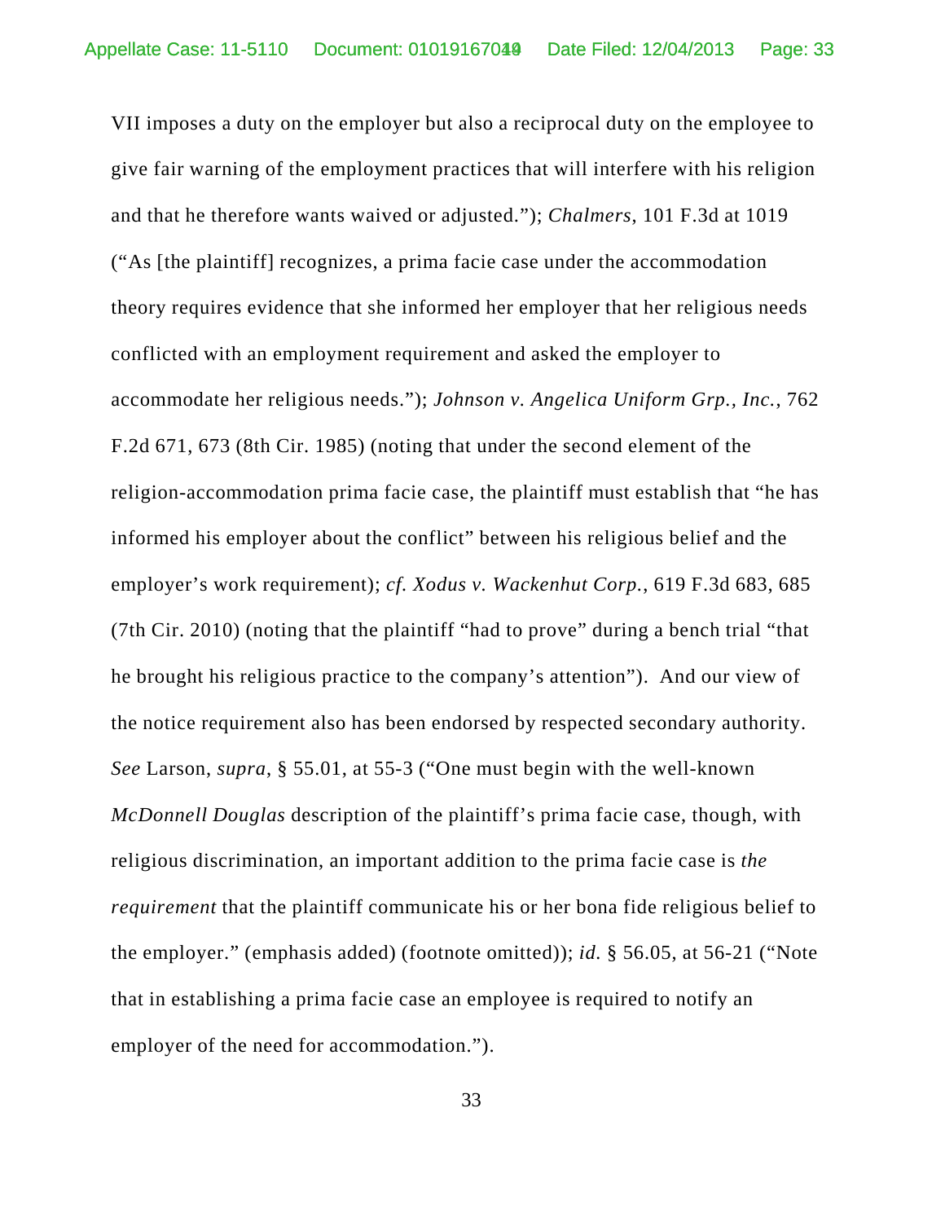VII imposes a duty on the employer but also a reciprocal duty on the employee to give fair warning of the employment practices that will interfere with his religion and that he therefore wants waived or adjusted."); *Chalmers*, 101 F.3d at 1019 ("As [the plaintiff] recognizes, a prima facie case under the accommodation theory requires evidence that she informed her employer that her religious needs conflicted with an employment requirement and asked the employer to accommodate her religious needs."); *Johnson v. Angelica Uniform Grp., Inc.*, 762 F.2d 671, 673 (8th Cir. 1985) (noting that under the second element of the religion-accommodation prima facie case, the plaintiff must establish that "he has informed his employer about the conflict" between his religious belief and the employer's work requirement); *cf. Xodus v. Wackenhut Corp.*, 619 F.3d 683, 685 (7th Cir. 2010) (noting that the plaintiff "had to prove" during a bench trial "that he brought his religious practice to the company's attention"). And our view of the notice requirement also has been endorsed by respected secondary authority. *See* Larson, *supra*, § 55.01, at 55-3 ("One must begin with the well-known *McDonnell Douglas* description of the plaintiff's prima facie case, though, with religious discrimination, an important addition to the prima facie case is *the requirement* that the plaintiff communicate his or her bona fide religious belief to the employer." (emphasis added) (footnote omitted)); *id.* § 56.05, at 56-21 ("Note that in establishing a prima facie case an employee is required to notify an employer of the need for accommodation.").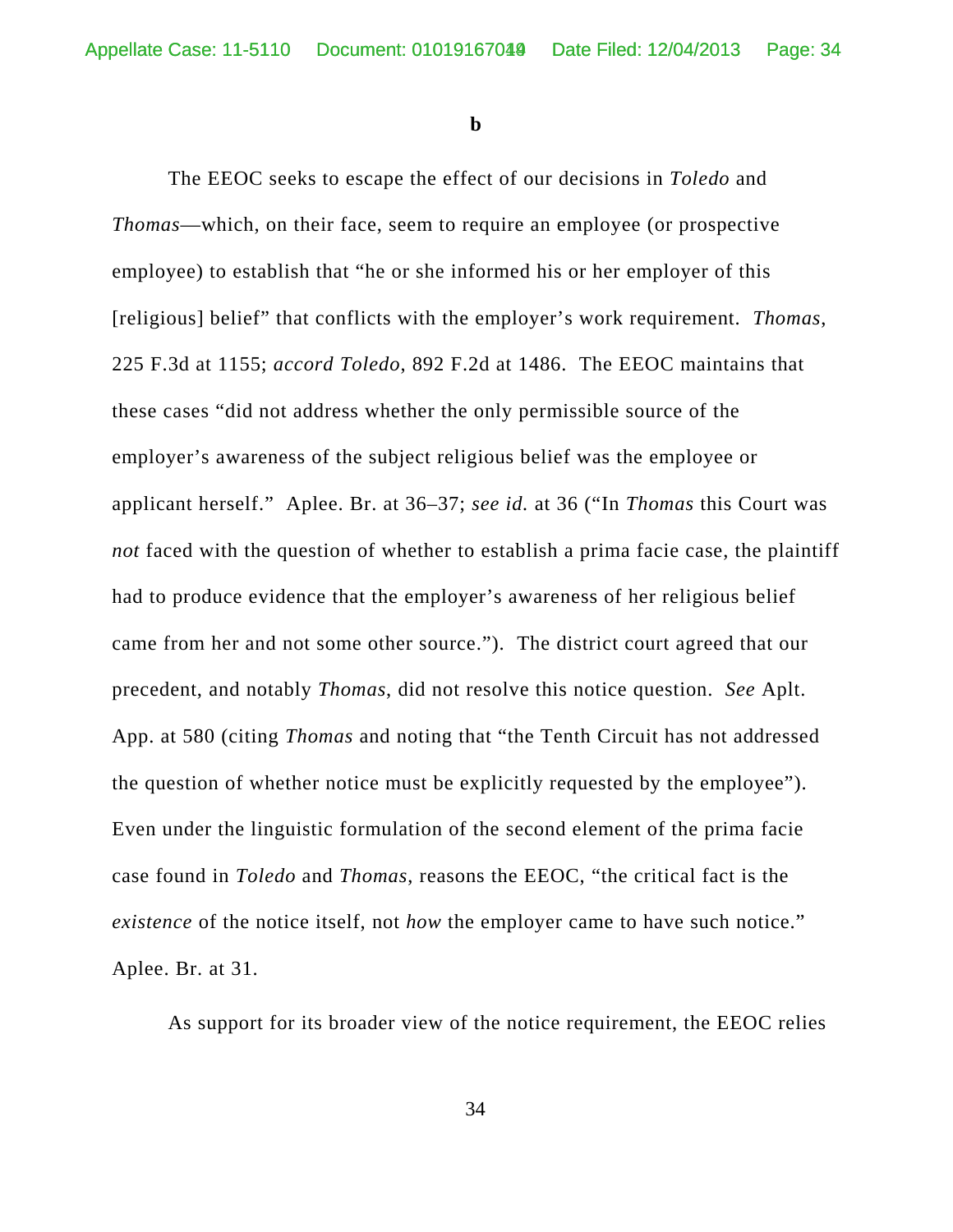**b**

The EEOC seeks to escape the effect of our decisions in *Toledo* and *Thomas*—which, on their face, seem to require an employee (or prospective employee) to establish that "he or she informed his or her employer of this [religious] belief" that conflicts with the employer's work requirement. *Thomas*, 225 F.3d at 1155; *accord Toledo*, 892 F.2d at 1486. The EEOC maintains that these cases "did not address whether the only permissible source of the employer's awareness of the subject religious belief was the employee or applicant herself." Aplee. Br. at 36–37; *see id.* at 36 ("In *Thomas* this Court was *not* faced with the question of whether to establish a prima facie case, the plaintiff had to produce evidence that the employer's awareness of her religious belief came from her and not some other source."). The district court agreed that our precedent, and notably *Thomas*, did not resolve this notice question. *See* Aplt. App. at 580 (citing *Thomas* and noting that "the Tenth Circuit has not addressed the question of whether notice must be explicitly requested by the employee"). Even under the linguistic formulation of the second element of the prima facie case found in *Toledo* and *Thomas*, reasons the EEOC, "the critical fact is the *existence* of the notice itself, not *how* the employer came to have such notice." Aplee. Br. at 31.

As support for its broader view of the notice requirement, the EEOC relies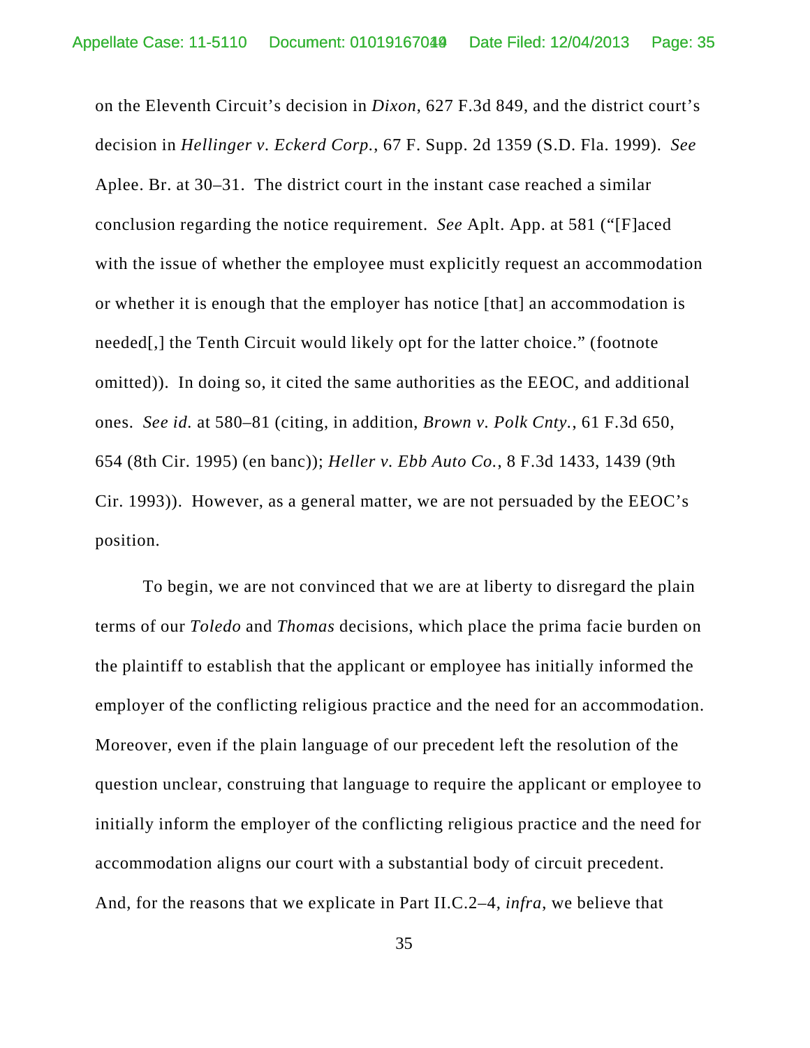on the Eleventh Circuit's decision in *Dixon*, 627 F.3d 849, and the district court's decision in *Hellinger v. Eckerd Corp.*, 67 F. Supp. 2d 1359 (S.D. Fla. 1999). *See* Aplee. Br. at 30–31. The district court in the instant case reached a similar conclusion regarding the notice requirement. *See* Aplt. App. at 581 ("[F]aced with the issue of whether the employee must explicitly request an accommodation or whether it is enough that the employer has notice [that] an accommodation is needed[,] the Tenth Circuit would likely opt for the latter choice." (footnote omitted)). In doing so, it cited the same authorities as the EEOC, and additional ones. *See id.* at 580–81 (citing, in addition, *Brown v. Polk Cnty.*, 61 F.3d 650, 654 (8th Cir. 1995) (en banc)); *Heller v. Ebb Auto Co.*, 8 F.3d 1433, 1439 (9th Cir. 1993)). However, as a general matter, we are not persuaded by the EEOC's position.

To begin, we are not convinced that we are at liberty to disregard the plain terms of our *Toledo* and *Thomas* decisions, which place the prima facie burden on the plaintiff to establish that the applicant or employee has initially informed the employer of the conflicting religious practice and the need for an accommodation. Moreover, even if the plain language of our precedent left the resolution of the question unclear, construing that language to require the applicant or employee to initially inform the employer of the conflicting religious practice and the need for accommodation aligns our court with a substantial body of circuit precedent. And, for the reasons that we explicate in Part II.C.2–4, *infra*, we believe that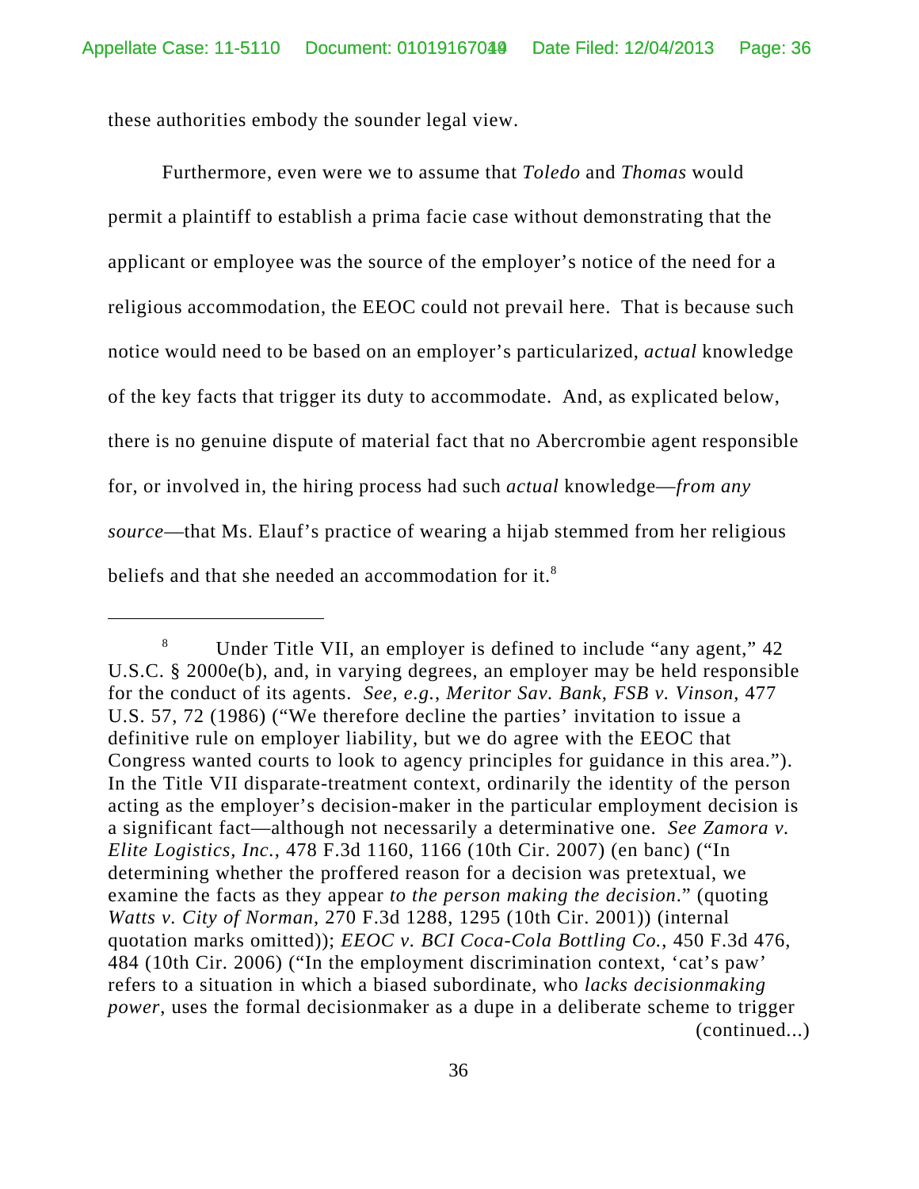these authorities embody the sounder legal view.

Furthermore, even were we to assume that *Toledo* and *Thomas* would permit a plaintiff to establish a prima facie case without demonstrating that the applicant or employee was the source of the employer's notice of the need for a religious accommodation, the EEOC could not prevail here. That is because such notice would need to be based on an employer's particularized, *actual* knowledge of the key facts that trigger its duty to accommodate. And, as explicated below, there is no genuine dispute of material fact that no Abercrombie agent responsible for, or involved in, the hiring process had such *actual* knowledge—*from any source*—that Ms. Elauf's practice of wearing a hijab stemmed from her religious beliefs and that she needed an accommodation for it.[8]

---

[8] Under Title VII, an employer is defined to include "any agent," 42 U.S.C. § 2000e(b), and, in varying degrees, an employer may be held responsible for the conduct of its agents. *See, e.g.*, *Meritor Sav. Bank, FSB v. Vinson*, 477 U.S. 57, 72 (1986) ("We therefore decline the parties' invitation to issue a definitive rule on employer liability, but we do agree with the EEOC that Congress wanted courts to look to agency principles for guidance in this area."). In the Title VII disparate-treatment context, ordinarily the identity of the person acting as the employer's decision-maker in the particular employment decision is a significant fact—although not necessarily a determinative one. *See Zamora v. Elite Logistics, Inc.*, 478 F.3d 1160, 1166 (10th Cir. 2007) (en banc) ("In determining whether the proffered reason for a decision was pretextual, we examine the facts as they appear *to the person making the decision*." (quoting *Watts v. City of Norman*, 270 F.3d 1288, 1295 (10th Cir. 2001)) (internal quotation marks omitted)); *EEOC v. BCI Coca-Cola Bottling Co.*, 450 F.3d 476, 484 (10th Cir. 2006) ("In the employment discrimination context, 'cat's paw' refers to a situation in which a biased subordinate, who *lacks decisionmaking power*, uses the formal decisionmaker as a dupe in a deliberate scheme to trigger (continued...)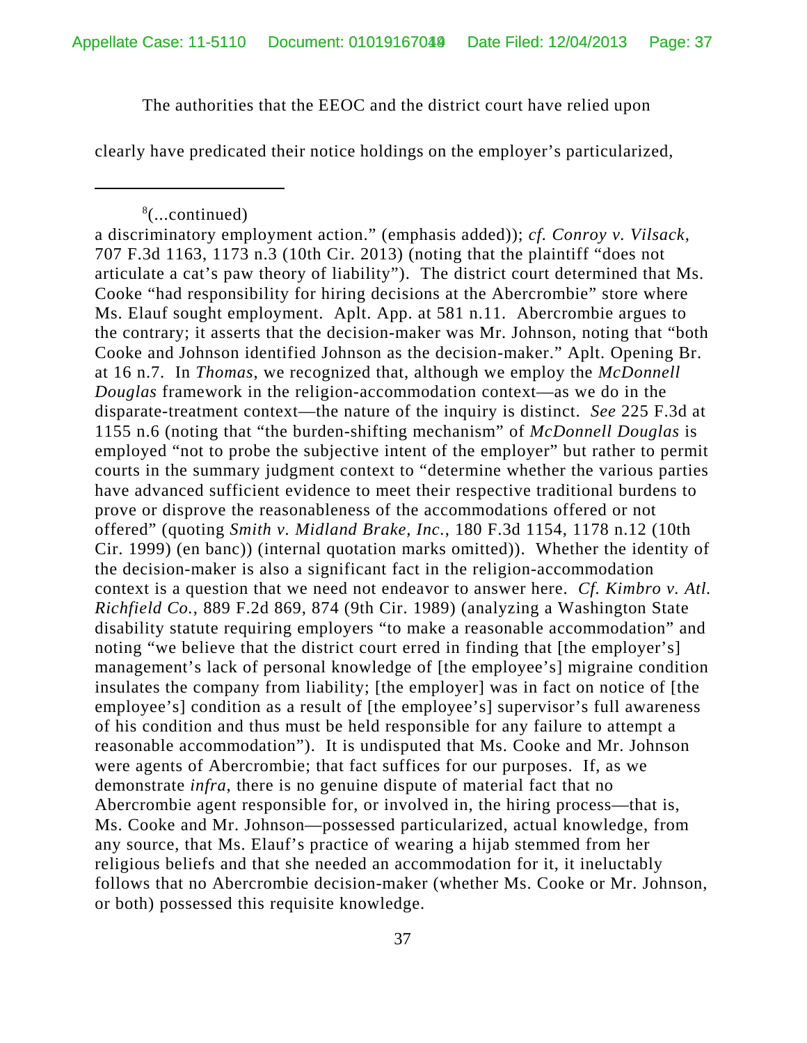The authorities that the EEOC and the district court have relied upon

clearly have predicated their notice holdings on the employer's particularized,

---

[8](...continued)
a discriminatory employment action." (emphasis added)); *cf. Conroy v. Vilsack*, 707 F.3d 1163, 1173 n.3 (10th Cir. 2013) (noting that the plaintiff "does not articulate a cat's paw theory of liability"). The district court determined that Ms. Cooke "had responsibility for hiring decisions at the Abercrombie" store where Ms. Elauf sought employment. Aplt. App. at 581 n.11. Abercrombie argues to the contrary; it asserts that the decision-maker was Mr. Johnson, noting that "both Cooke and Johnson identified Johnson as the decision-maker." Aplt. Opening Br. at 16 n.7. In *Thomas*, we recognized that, although we employ the *McDonnell Douglas* framework in the religion-accommodation context—as we do in the disparate-treatment context—the nature of the inquiry is distinct. *See* 225 F.3d at 1155 n.6 (noting that "the burden-shifting mechanism" of *McDonnell Douglas* is employed "not to probe the subjective intent of the employer" but rather to permit courts in the summary judgment context to "determine whether the various parties have advanced sufficient evidence to meet their respective traditional burdens to prove or disprove the reasonableness of the accommodations offered or not offered" (quoting *Smith v. Midland Brake, Inc.*, 180 F.3d 1154, 1178 n.12 (10th Cir. 1999) (en banc)) (internal quotation marks omitted)). Whether the identity of the decision-maker is also a significant fact in the religion-accommodation context is a question that we need not endeavor to answer here. *Cf. Kimbro v. Atl. Richfield Co.*, 889 F.2d 869, 874 (9th Cir. 1989) (analyzing a Washington State disability statute requiring employers "to make a reasonable accommodation" and noting "we believe that the district court erred in finding that [the employer's] management's lack of personal knowledge of [the employee's] migraine condition insulates the company from liability; [the employer] was in fact on notice of [the employee's] condition as a result of [the employee's] supervisor's full awareness of his condition and thus must be held responsible for any failure to attempt a reasonable accommodation"). It is undisputed that Ms. Cooke and Mr. Johnson were agents of Abercrombie; that fact suffices for our purposes. If, as we demonstrate *infra*, there is no genuine dispute of material fact that no Abercrombie agent responsible for, or involved in, the hiring process—that is, Ms. Cooke and Mr. Johnson—possessed particularized, actual knowledge, from any source, that Ms. Elauf's practice of wearing a hijab stemmed from her religious beliefs and that she needed an accommodation for it, it ineluctably follows that no Abercrombie decision-maker (whether Ms. Cooke or Mr. Johnson, or both) possessed this requisite knowledge.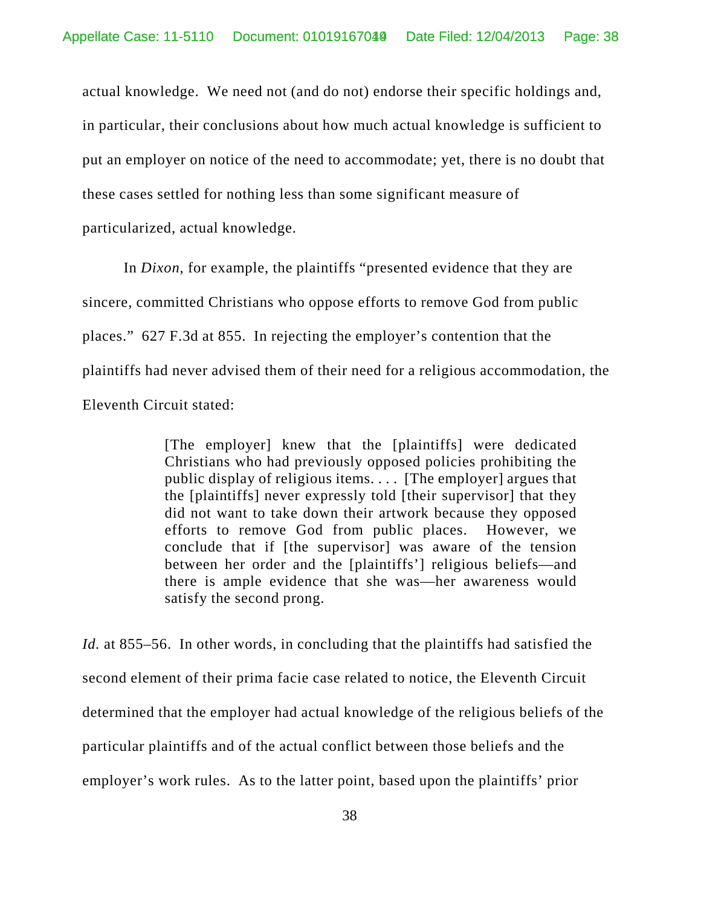actual knowledge. We need not (and do not) endorse their specific holdings and, in particular, their conclusions about how much actual knowledge is sufficient to put an employer on notice of the need to accommodate; yet, there is no doubt that these cases settled for nothing less than some significant measure of particularized, actual knowledge.

In *Dixon*, for example, the plaintiffs "presented evidence that they are sincere, committed Christians who oppose efforts to remove God from public places." 627 F.3d at 855. In rejecting the employer's contention that the plaintiffs had never advised them of their need for a religious accommodation, the Eleventh Circuit stated:

> [The employer] knew that the [plaintiffs] were dedicated Christians who had previously opposed policies prohibiting the public display of religious items. . . . [The employer] argues that the [plaintiffs] never expressly told [their supervisor] that they did not want to take down their artwork because they opposed efforts to remove God from public places. However, we conclude that if [the supervisor] was aware of the tension between her order and the [plaintiffs'] religious beliefs—and there is ample evidence that she was—her awareness would satisfy the second prong.

*Id.* at 855–56. In other words, in concluding that the plaintiffs had satisfied the second element of their prima facie case related to notice, the Eleventh Circuit determined that the employer had actual knowledge of the religious beliefs of the particular plaintiffs and of the actual conflict between those beliefs and the employer's work rules. As to the latter point, based upon the plaintiffs' prior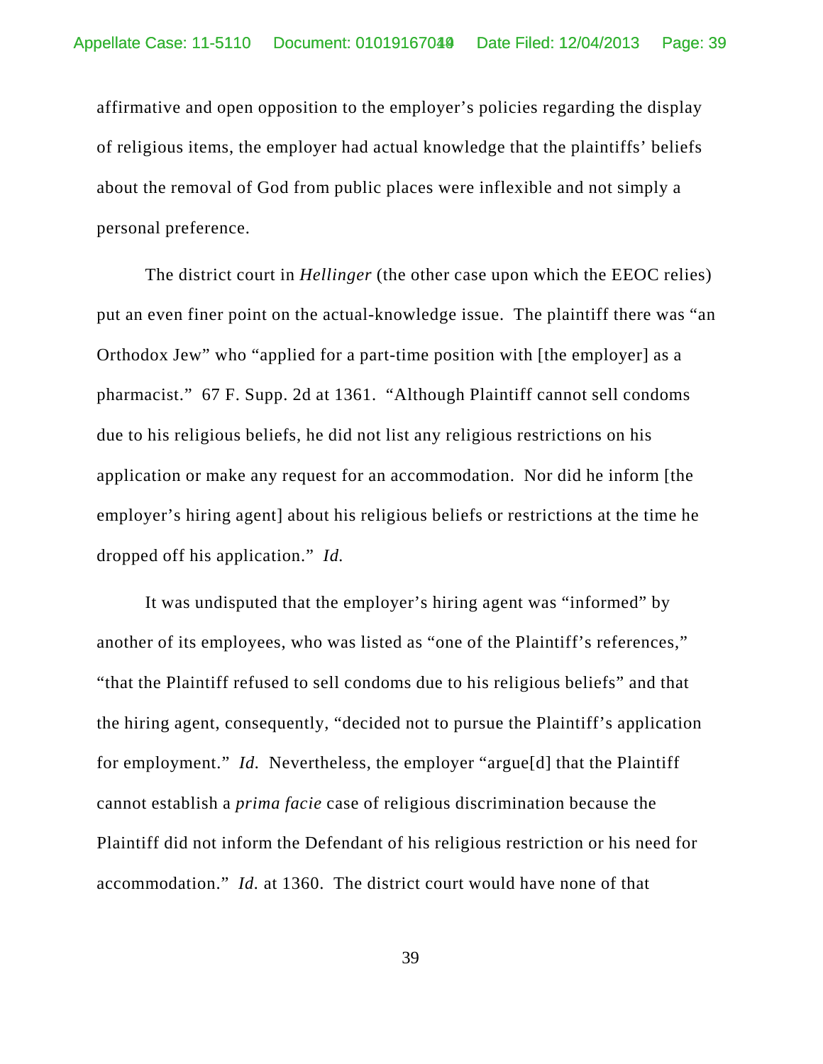affirmative and open opposition to the employer's policies regarding the display of religious items, the employer had actual knowledge that the plaintiffs' beliefs about the removal of God from public places were inflexible and not simply a personal preference.

The district court in *Hellinger* (the other case upon which the EEOC relies) put an even finer point on the actual-knowledge issue. The plaintiff there was "an Orthodox Jew" who "applied for a part-time position with [the employer] as a pharmacist." 67 F. Supp. 2d at 1361. "Although Plaintiff cannot sell condoms due to his religious beliefs, he did not list any religious restrictions on his application or make any request for an accommodation. Nor did he inform [the employer's hiring agent] about his religious beliefs or restrictions at the time he dropped off his application." *Id.*

It was undisputed that the employer's hiring agent was "informed" by another of its employees, who was listed as "one of the Plaintiff's references," "that the Plaintiff refused to sell condoms due to his religious beliefs" and that the hiring agent, consequently, "decided not to pursue the Plaintiff's application for employment." *Id.* Nevertheless, the employer "argue[d] that the Plaintiff cannot establish a *prima facie* case of religious discrimination because the Plaintiff did not inform the Defendant of his religious restriction or his need for accommodation." *Id.* at 1360. The district court would have none of that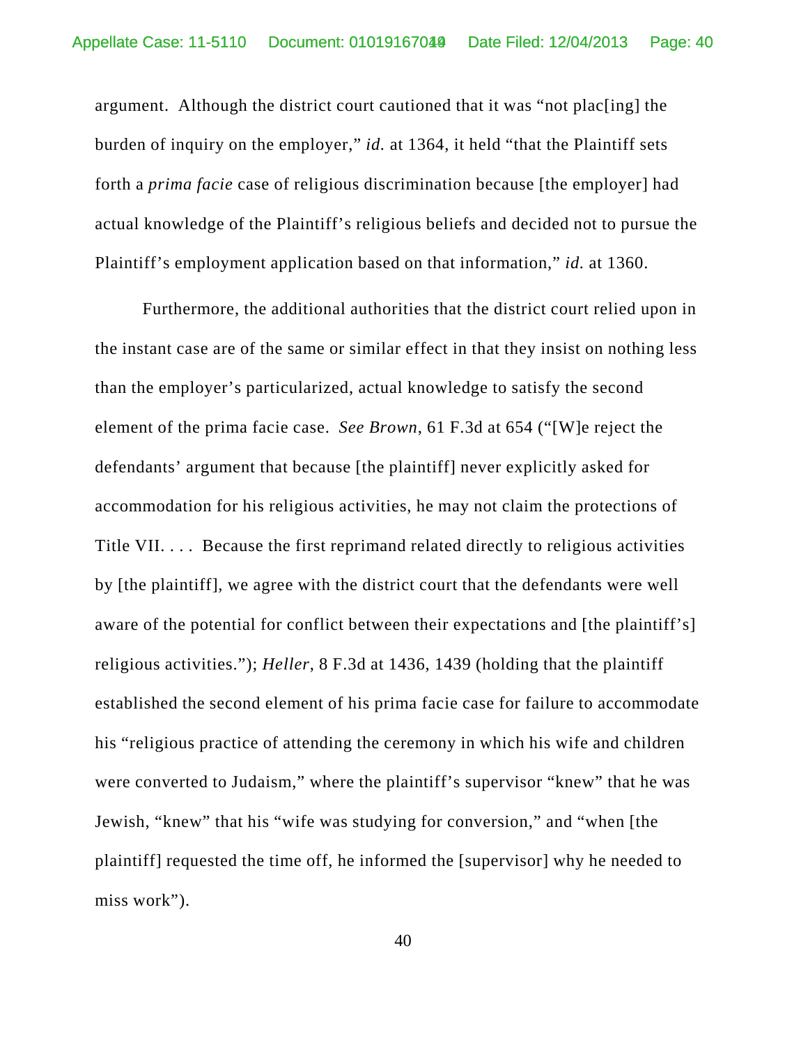argument. Although the district court cautioned that it was "not plac[ing] the burden of inquiry on the employer," *id.* at 1364, it held "that the Plaintiff sets forth a *prima facie* case of religious discrimination because [the employer] had actual knowledge of the Plaintiff's religious beliefs and decided not to pursue the Plaintiff's employment application based on that information," *id.* at 1360.

Furthermore, the additional authorities that the district court relied upon in the instant case are of the same or similar effect in that they insist on nothing less than the employer's particularized, actual knowledge to satisfy the second element of the prima facie case. *See Brown*, 61 F.3d at 654 ("[W]e reject the defendants' argument that because [the plaintiff] never explicitly asked for accommodation for his religious activities, he may not claim the protections of Title VII. . . . Because the first reprimand related directly to religious activities by [the plaintiff], we agree with the district court that the defendants were well aware of the potential for conflict between their expectations and [the plaintiff's] religious activities."); *Heller*, 8 F.3d at 1436, 1439 (holding that the plaintiff established the second element of his prima facie case for failure to accommodate his "religious practice of attending the ceremony in which his wife and children were converted to Judaism," where the plaintiff's supervisor "knew" that he was Jewish, "knew" that his "wife was studying for conversion," and "when [the plaintiff] requested the time off, he informed the [supervisor] why he needed to miss work").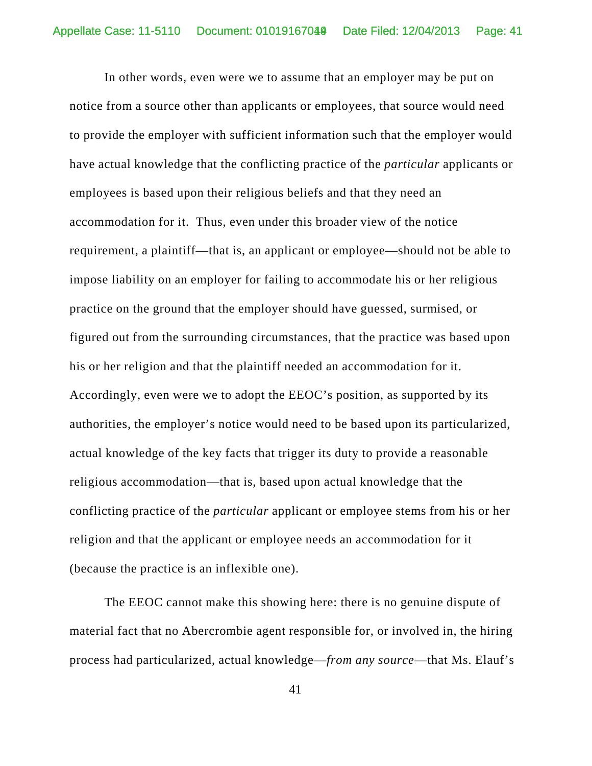In other words, even were we to assume that an employer may be put on notice from a source other than applicants or employees, that source would need to provide the employer with sufficient information such that the employer would have actual knowledge that the conflicting practice of the *particular* applicants or employees is based upon their religious beliefs and that they need an accommodation for it. Thus, even under this broader view of the notice requirement, a plaintiff—that is, an applicant or employee—should not be able to impose liability on an employer for failing to accommodate his or her religious practice on the ground that the employer should have guessed, surmised, or figured out from the surrounding circumstances, that the practice was based upon his or her religion and that the plaintiff needed an accommodation for it. Accordingly, even were we to adopt the EEOC's position, as supported by its authorities, the employer's notice would need to be based upon its particularized, actual knowledge of the key facts that trigger its duty to provide a reasonable religious accommodation—that is, based upon actual knowledge that the conflicting practice of the *particular* applicant or employee stems from his or her religion and that the applicant or employee needs an accommodation for it (because the practice is an inflexible one).

The EEOC cannot make this showing here: there is no genuine dispute of material fact that no Abercrombie agent responsible for, or involved in, the hiring process had particularized, actual knowledge—*from any source*—that Ms. Elauf's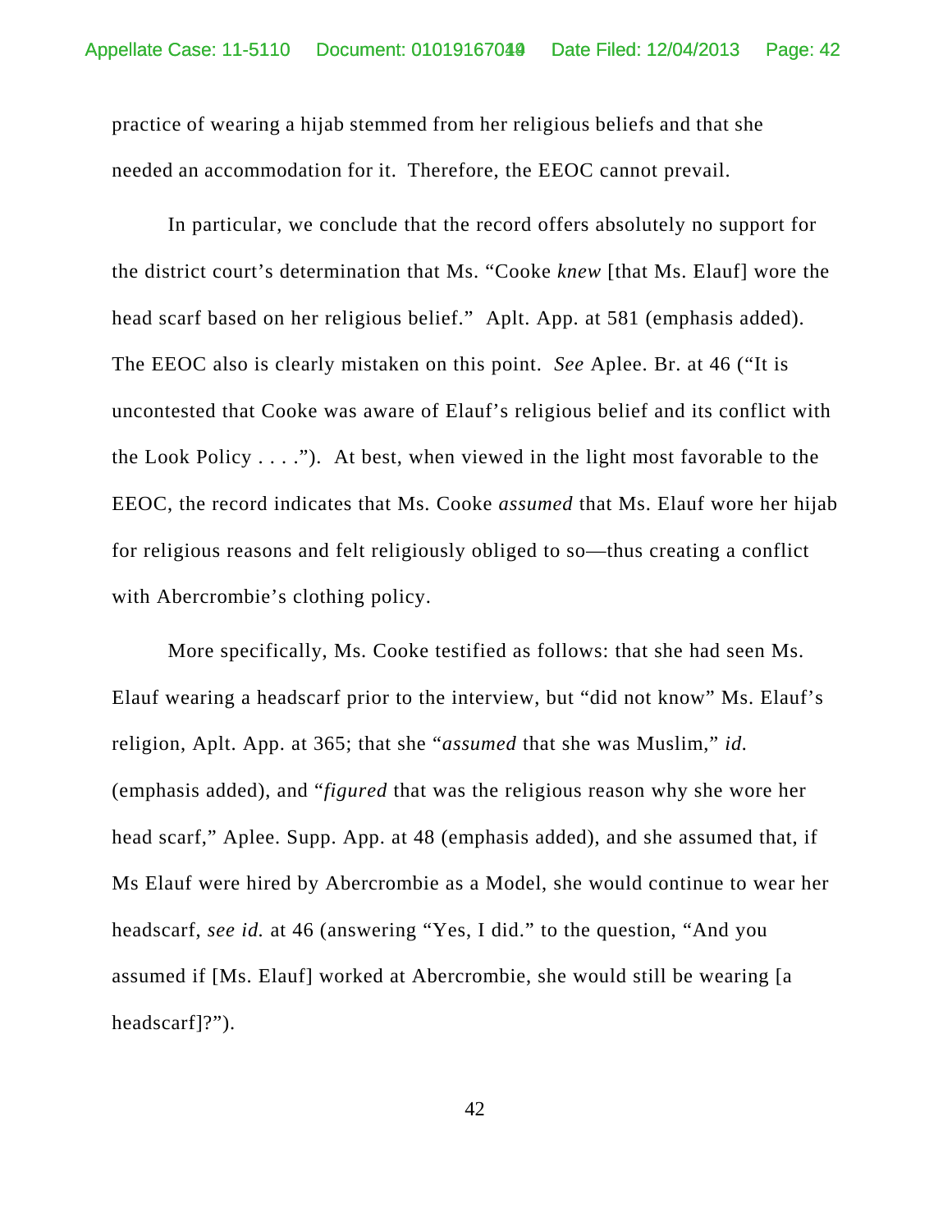practice of wearing a hijab stemmed from her religious beliefs and that she needed an accommodation for it. Therefore, the EEOC cannot prevail.

In particular, we conclude that the record offers absolutely no support for the district court's determination that Ms. "Cooke *knew* [that Ms. Elauf] wore the head scarf based on her religious belief." Aplt. App. at 581 (emphasis added). The EEOC also is clearly mistaken on this point. *See* Aplee. Br. at 46 ("It is uncontested that Cooke was aware of Elauf's religious belief and its conflict with the Look Policy . . . ."). At best, when viewed in the light most favorable to the EEOC, the record indicates that Ms. Cooke *assumed* that Ms. Elauf wore her hijab for religious reasons and felt religiously obliged to so—thus creating a conflict with Abercrombie's clothing policy.

More specifically, Ms. Cooke testified as follows: that she had seen Ms. Elauf wearing a headscarf prior to the interview, but "did not know" Ms. Elauf's religion, Aplt. App. at 365; that she "*assumed* that she was Muslim," *id.* (emphasis added), and "*figured* that was the religious reason why she wore her head scarf," Aplee. Supp. App. at 48 (emphasis added), and she assumed that, if Ms Elauf were hired by Abercrombie as a Model, she would continue to wear her headscarf, *see id.* at 46 (answering "Yes, I did." to the question, "And you assumed if [Ms. Elauf] worked at Abercrombie, she would still be wearing [a headscarf]?").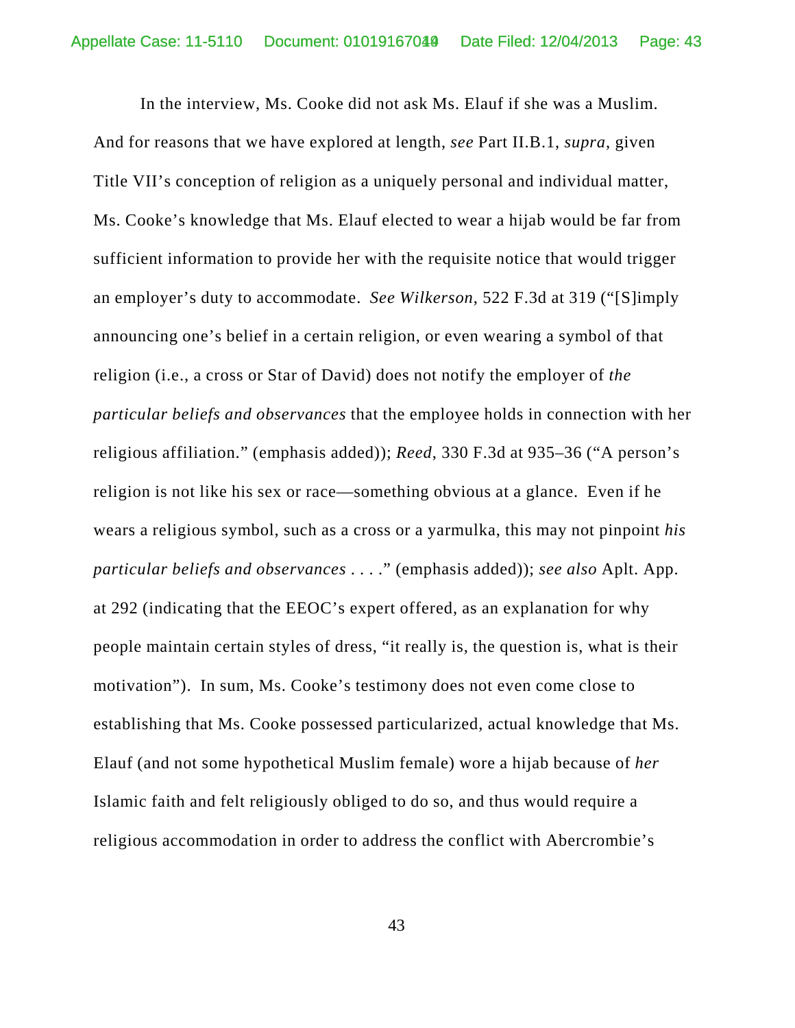In the interview, Ms. Cooke did not ask Ms. Elauf if she was a Muslim. And for reasons that we have explored at length, *see* Part II.B.1, *supra*, given Title VII's conception of religion as a uniquely personal and individual matter, Ms. Cooke's knowledge that Ms. Elauf elected to wear a hijab would be far from sufficient information to provide her with the requisite notice that would trigger an employer's duty to accommodate. *See Wilkerson*, 522 F.3d at 319 ("[S]imply announcing one's belief in a certain religion, or even wearing a symbol of that religion (i.e., a cross or Star of David) does not notify the employer of *the particular beliefs and observances* that the employee holds in connection with her religious affiliation." (emphasis added)); *Reed*, 330 F.3d at 935–36 ("A person's religion is not like his sex or race—something obvious at a glance. Even if he wears a religious symbol, such as a cross or a yarmulka, this may not pinpoint *his particular beliefs and observances* . . . ." (emphasis added)); *see also* Aplt. App. at 292 (indicating that the EEOC's expert offered, as an explanation for why people maintain certain styles of dress, "it really is, the question is, what is their motivation"). In sum, Ms. Cooke's testimony does not even come close to establishing that Ms. Cooke possessed particularized, actual knowledge that Ms. Elauf (and not some hypothetical Muslim female) wore a hijab because of *her* Islamic faith and felt religiously obliged to do so, and thus would require a religious accommodation in order to address the conflict with Abercrombie's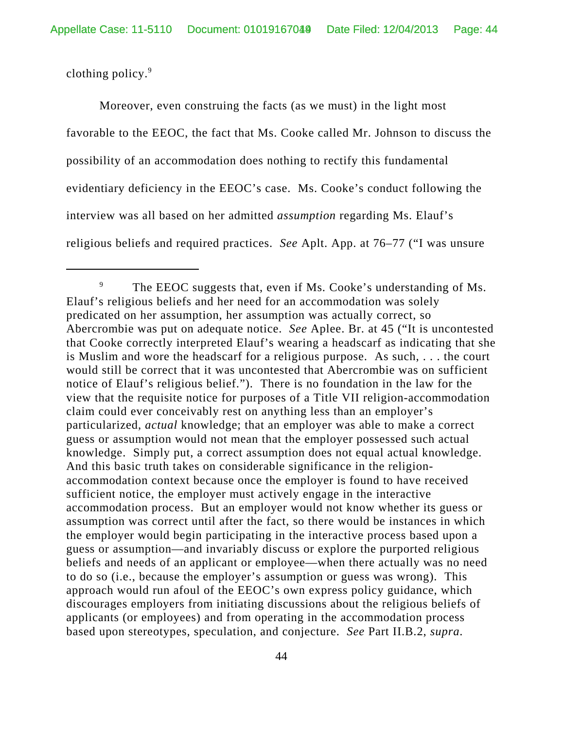clothing policy.[9]

Moreover, even construing the facts (as we must) in the light most favorable to the EEOC, the fact that Ms. Cooke called Mr. Johnson to discuss the possibility of an accommodation does nothing to rectify this fundamental evidentiary deficiency in the EEOC's case. Ms. Cooke's conduct following the interview was all based on her admitted *assumption* regarding Ms. Elauf's religious beliefs and required practices. *See* Aplt. App. at 76–77 ("I was unsure

---

[9] The EEOC suggests that, even if Ms. Cooke's understanding of Ms. Elauf's religious beliefs and her need for an accommodation was solely predicated on her assumption, her assumption was actually correct, so Abercrombie was put on adequate notice. *See* Aplee. Br. at 45 ("It is uncontested that Cooke correctly interpreted Elauf's wearing a headscarf as indicating that she is Muslim and wore the headscarf for a religious purpose. As such, . . . the court would still be correct that it was uncontested that Abercrombie was on sufficient notice of Elauf's religious belief."). There is no foundation in the law for the view that the requisite notice for purposes of a Title VII religion-accommodation claim could ever conceivably rest on anything less than an employer's particularized, *actual* knowledge; that an employer was able to make a correct guess or assumption would not mean that the employer possessed such actual knowledge. Simply put, a correct assumption does not equal actual knowledge. And this basic truth takes on considerable significance in the religion-accommodation context because once the employer is found to have received sufficient notice, the employer must actively engage in the interactive accommodation process. But an employer would not know whether its guess or assumption was correct until after the fact, so there would be instances in which the employer would begin participating in the interactive process based upon a guess or assumption—and invariably discuss or explore the purported religious beliefs and needs of an applicant or employee—when there actually was no need to do so (i.e., because the employer's assumption or guess was wrong). This approach would run afoul of the EEOC's own express policy guidance, which discourages employers from initiating discussions about the religious beliefs of applicants (or employees) and from operating in the accommodation process based upon stereotypes, speculation, and conjecture. *See* Part II.B.2, *supra*.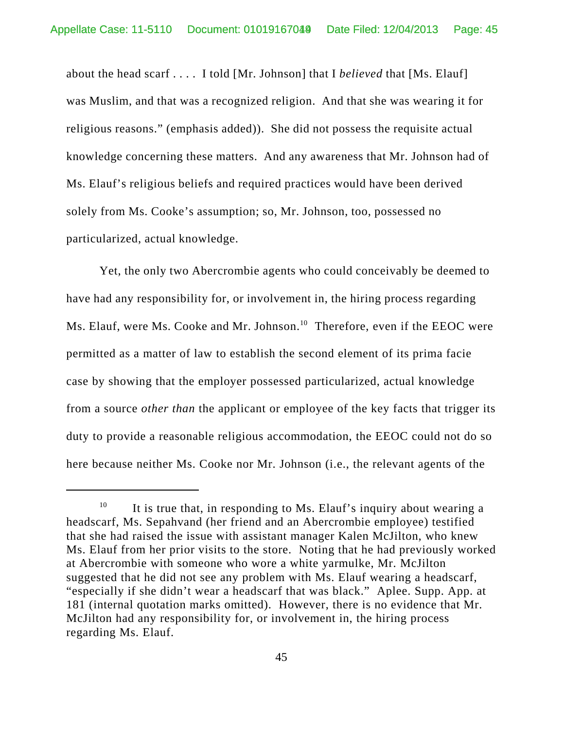about the head scarf . . . . I told [Mr. Johnson] that I *believed* that [Ms. Elauf] was Muslim, and that was a recognized religion. And that she was wearing it for religious reasons." (emphasis added)). She did not possess the requisite actual knowledge concerning these matters. And any awareness that Mr. Johnson had of Ms. Elauf's religious beliefs and required practices would have been derived solely from Ms. Cooke's assumption; so, Mr. Johnson, too, possessed no particularized, actual knowledge.

Yet, the only two Abercrombie agents who could conceivably be deemed to have had any responsibility for, or involvement in, the hiring process regarding Ms. Elauf, were Ms. Cooke and Mr. Johnson.[10] Therefore, even if the EEOC were permitted as a matter of law to establish the second element of its prima facie case by showing that the employer possessed particularized, actual knowledge from a source *other than* the applicant or employee of the key facts that trigger its duty to provide a reasonable religious accommodation, the EEOC could not do so here because neither Ms. Cooke nor Mr. Johnson (i.e., the relevant agents of the

---

[10] It is true that, in responding to Ms. Elauf's inquiry about wearing a headscarf, Ms. Sepahvand (her friend and an Abercrombie employee) testified that she had raised the issue with assistant manager Kalen McJilton, who knew Ms. Elauf from her prior visits to the store. Noting that he had previously worked at Abercrombie with someone who wore a white yarmulke, Mr. McJilton suggested that he did not see any problem with Ms. Elauf wearing a headscarf, "especially if she didn't wear a headscarf that was black." Aplee. Supp. App. at 181 (internal quotation marks omitted). However, there is no evidence that Mr. McJilton had any responsibility for, or involvement in, the hiring process regarding Ms. Elauf.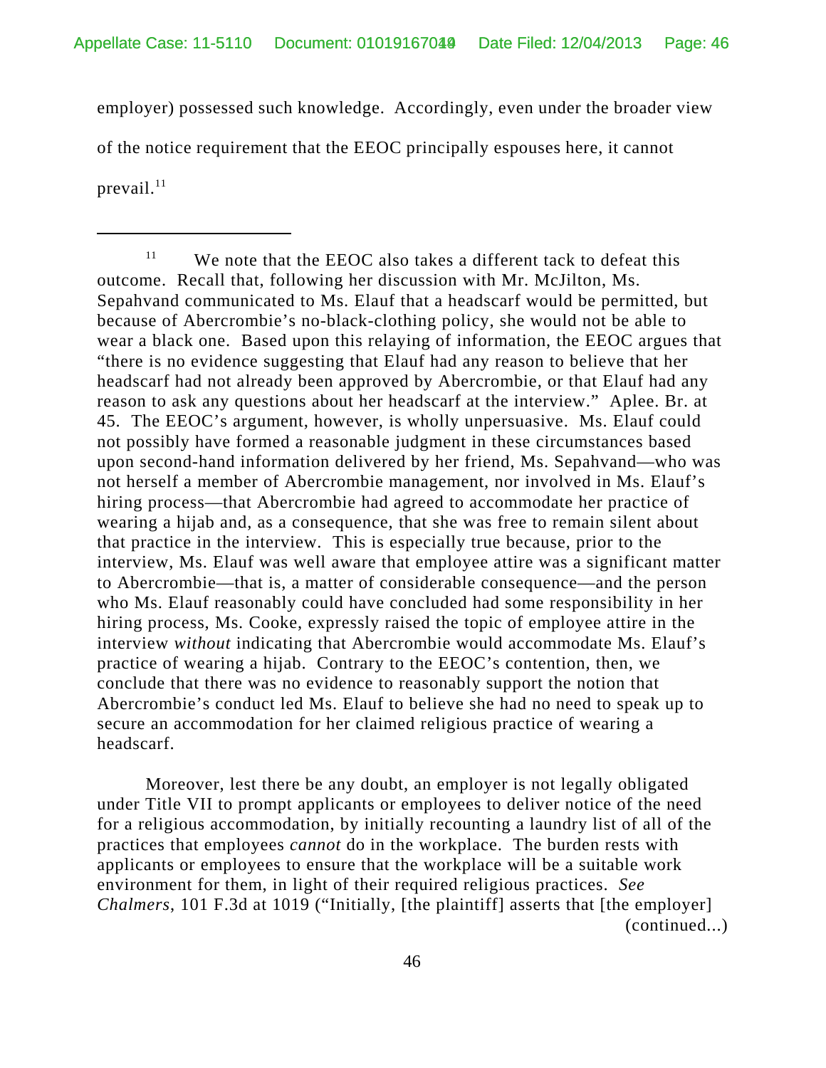employer) possessed such knowledge. Accordingly, even under the broader view of the notice requirement that the EEOC principally espouses here, it cannot prevail.[11]

---

[11] We note that the EEOC also takes a different tack to defeat this outcome. Recall that, following her discussion with Mr. McJilton, Ms. Sepahvand communicated to Ms. Elauf that a headscarf would be permitted, but because of Abercrombie's no-black-clothing policy, she would not be able to wear a black one. Based upon this relaying of information, the EEOC argues that "there is no evidence suggesting that Elauf had any reason to believe that her headscarf had not already been approved by Abercrombie, or that Elauf had any reason to ask any questions about her headscarf at the interview." Aplee. Br. at 45. The EEOC's argument, however, is wholly unpersuasive. Ms. Elauf could not possibly have formed a reasonable judgment in these circumstances based upon second-hand information delivered by her friend, Ms. Sepahvand—who was not herself a member of Abercrombie management, nor involved in Ms. Elauf's hiring process—that Abercrombie had agreed to accommodate her practice of wearing a hijab and, as a consequence, that she was free to remain silent about that practice in the interview. This is especially true because, prior to the interview, Ms. Elauf was well aware that employee attire was a significant matter to Abercrombie—that is, a matter of considerable consequence—and the person who Ms. Elauf reasonably could have concluded had some responsibility in her hiring process, Ms. Cooke, expressly raised the topic of employee attire in the interview *without* indicating that Abercrombie would accommodate Ms. Elauf's practice of wearing a hijab. Contrary to the EEOC's contention, then, we conclude that there was no evidence to reasonably support the notion that Abercrombie's conduct led Ms. Elauf to believe she had no need to speak up to secure an accommodation for her claimed religious practice of wearing a headscarf.

Moreover, lest there be any doubt, an employer is not legally obligated under Title VII to prompt applicants or employees to deliver notice of the need for a religious accommodation, by initially recounting a laundry list of all of the practices that employees *cannot* do in the workplace. The burden rests with applicants or employees to ensure that the workplace will be a suitable work environment for them, in light of their required religious practices. *See Chalmers*, 101 F.3d at 1019 ("Initially, [the plaintiff] asserts that [the employer] (continued...)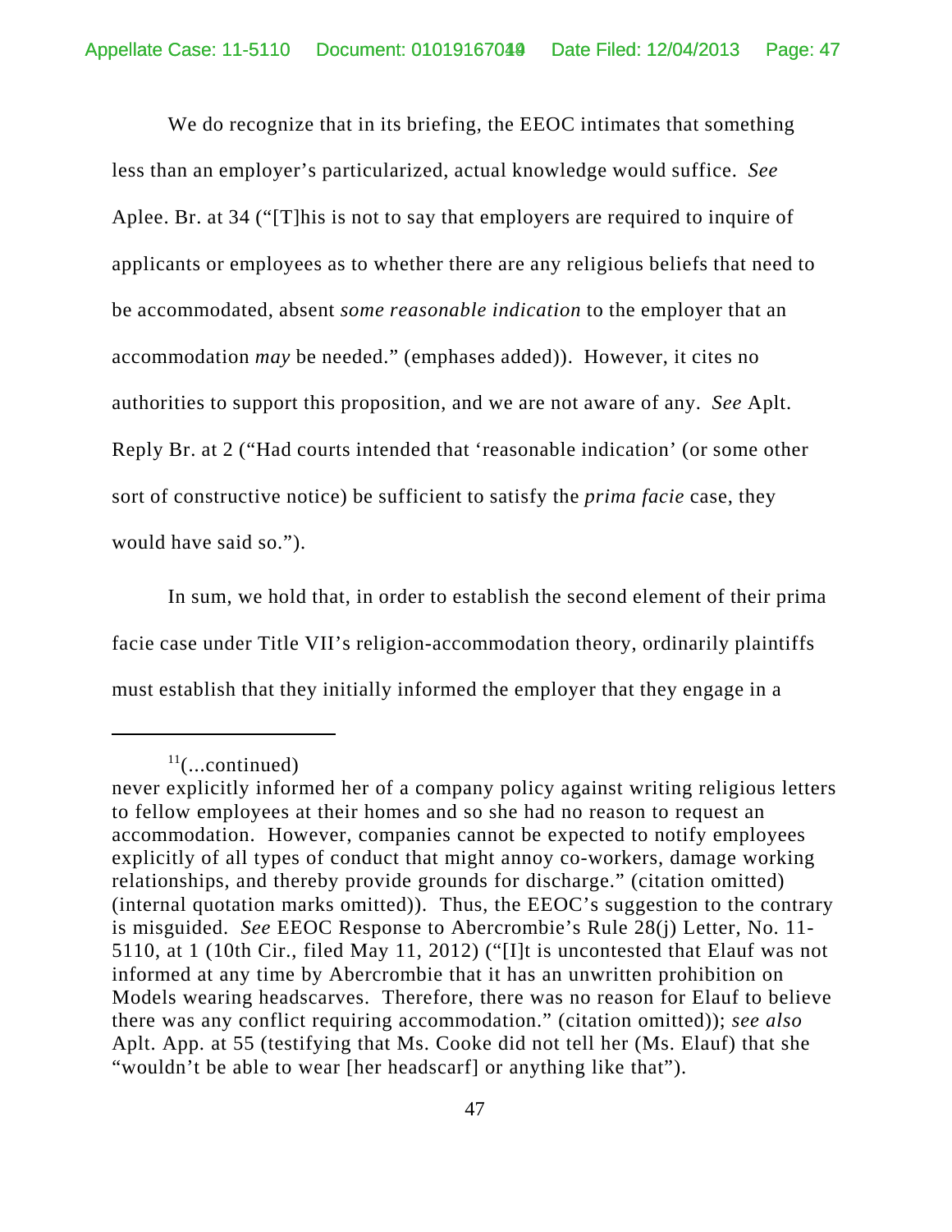We do recognize that in its briefing, the EEOC intimates that something less than an employer's particularized, actual knowledge would suffice. *See* Aplee. Br. at 34 ("[T]his is not to say that employers are required to inquire of applicants or employees as to whether there are any religious beliefs that need to be accommodated, absent *some reasonable indication* to the employer that an accommodation *may* be needed." (emphases added)). However, it cites no authorities to support this proposition, and we are not aware of any. *See* Aplt. Reply Br. at 2 ("Had courts intended that 'reasonable indication' (or some other sort of constructive notice) be sufficient to satisfy the *prima facie* case, they would have said so.").

In sum, we hold that, in order to establish the second element of their prima facie case under Title VII's religion-accommodation theory, ordinarily plaintiffs must establish that they initially informed the employer that they engage in a

---

[11](...continued)
never explicitly informed her of a company policy against writing religious letters to fellow employees at their homes and so she had no reason to request an accommodation. However, companies cannot be expected to notify employees explicitly of all types of conduct that might annoy co-workers, damage working relationships, and thereby provide grounds for discharge." (citation omitted) (internal quotation marks omitted)). Thus, the EEOC's suggestion to the contrary is misguided. *See* EEOC Response to Abercrombie's Rule 28(j) Letter, No. 11-5110, at 1 (10th Cir., filed May 11, 2012) ("[I]t is uncontested that Elauf was not informed at any time by Abercrombie that it has an unwritten prohibition on Models wearing headscarves. Therefore, there was no reason for Elauf to believe there was any conflict requiring accommodation." (citation omitted)); *see also* Aplt. App. at 55 (testifying that Ms. Cooke did not tell her (Ms. Elauf) that she "wouldn't be able to wear [her headscarf] or anything like that").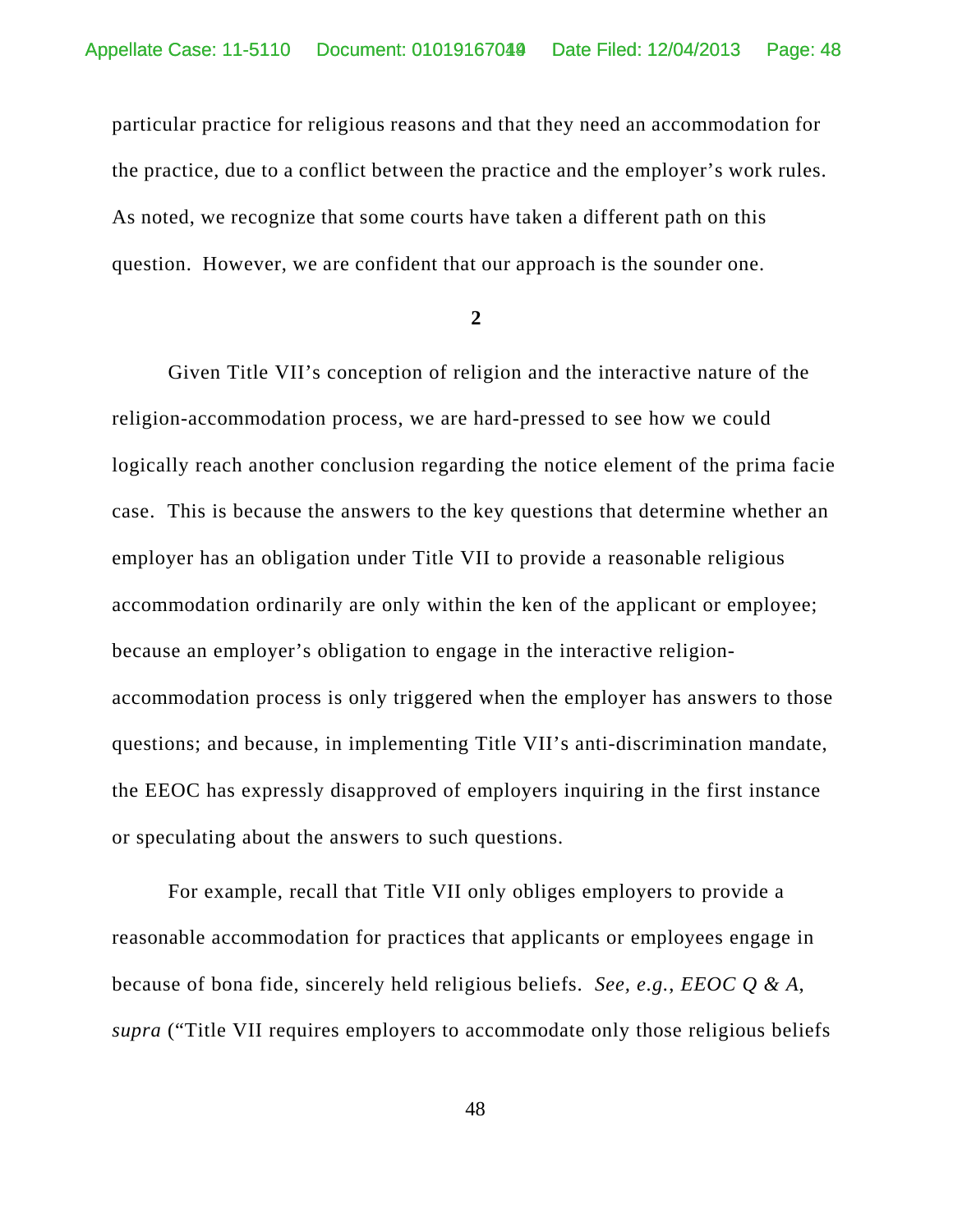particular practice for religious reasons and that they need an accommodation for the practice, due to a conflict between the practice and the employer's work rules. As noted, we recognize that some courts have taken a different path on this question. However, we are confident that our approach is the sounder one.

**2**

Given Title VII's conception of religion and the interactive nature of the religion-accommodation process, we are hard-pressed to see how we could logically reach another conclusion regarding the notice element of the prima facie case. This is because the answers to the key questions that determine whether an employer has an obligation under Title VII to provide a reasonable religious accommodation ordinarily are only within the ken of the applicant or employee; because an employer's obligation to engage in the interactive religion-accommodation process is only triggered when the employer has answers to those questions; and because, in implementing Title VII's anti-discrimination mandate, the EEOC has expressly disapproved of employers inquiring in the first instance or speculating about the answers to such questions.

For example, recall that Title VII only obliges employers to provide a reasonable accommodation for practices that applicants or employees engage in because of bona fide, sincerely held religious beliefs. *See, e.g.*, *EEOC Q & A*, *supra* ("Title VII requires employers to accommodate only those religious beliefs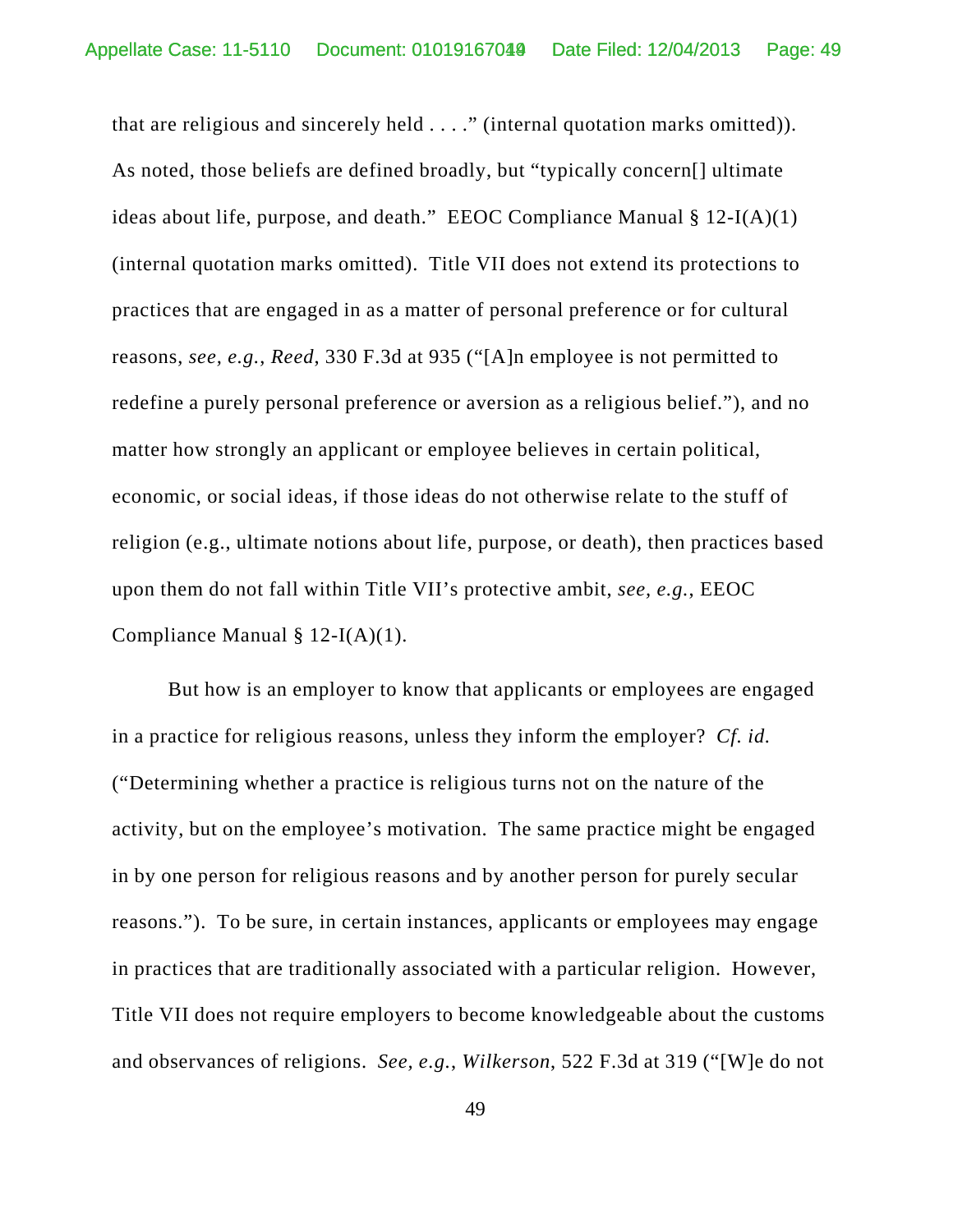that are religious and sincerely held . . . ." (internal quotation marks omitted)). As noted, those beliefs are defined broadly, but "typically concern[] ultimate ideas about life, purpose, and death." EEOC Compliance Manual § 12-I(A)(1) (internal quotation marks omitted). Title VII does not extend its protections to practices that are engaged in as a matter of personal preference or for cultural reasons, *see, e.g.*, *Reed*, 330 F.3d at 935 ("[A]n employee is not permitted to redefine a purely personal preference or aversion as a religious belief."), and no matter how strongly an applicant or employee believes in certain political, economic, or social ideas, if those ideas do not otherwise relate to the stuff of religion (e.g., ultimate notions about life, purpose, or death), then practices based upon them do not fall within Title VII's protective ambit, *see, e.g.*, EEOC Compliance Manual § 12-I(A)(1).

But how is an employer to know that applicants or employees are engaged in a practice for religious reasons, unless they inform the employer? *Cf. id.* ("Determining whether a practice is religious turns not on the nature of the activity, but on the employee's motivation. The same practice might be engaged in by one person for religious reasons and by another person for purely secular reasons."). To be sure, in certain instances, applicants or employees may engage in practices that are traditionally associated with a particular religion. However, Title VII does not require employers to become knowledgeable about the customs and observances of religions. *See, e.g.*, *Wilkerson*, 522 F.3d at 319 ("[W]e do not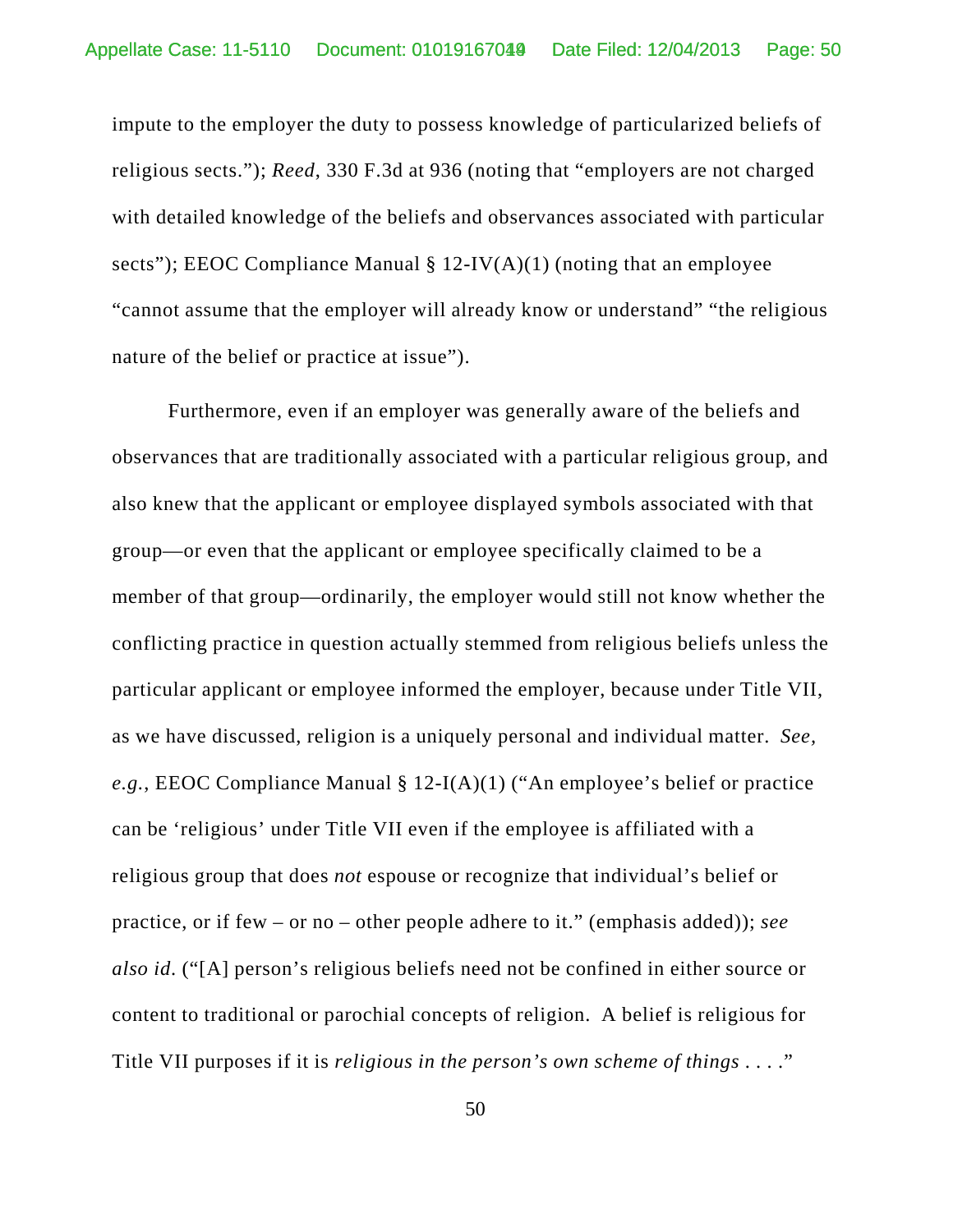impute to the employer the duty to possess knowledge of particularized beliefs of religious sects."); *Reed*, 330 F.3d at 936 (noting that "employers are not charged with detailed knowledge of the beliefs and observances associated with particular sects"); EEOC Compliance Manual § 12-IV(A)(1) (noting that an employee "cannot assume that the employer will already know or understand" "the religious nature of the belief or practice at issue").

Furthermore, even if an employer was generally aware of the beliefs and observances that are traditionally associated with a particular religious group, and also knew that the applicant or employee displayed symbols associated with that group—or even that the applicant or employee specifically claimed to be a member of that group—ordinarily, the employer would still not know whether the conflicting practice in question actually stemmed from religious beliefs unless the particular applicant or employee informed the employer, because under Title VII, as we have discussed, religion is a uniquely personal and individual matter. *See, e.g.*, EEOC Compliance Manual § 12-I(A)(1) ("An employee's belief or practice can be 'religious' under Title VII even if the employee is affiliated with a religious group that does *not* espouse or recognize that individual's belief or practice, or if few – or no – other people adhere to it." (emphasis added)); *see also id*. ("[A] person's religious beliefs need not be confined in either source or content to traditional or parochial concepts of religion. A belief is religious for Title VII purposes if it is *religious in the person's own scheme of things* . . . ."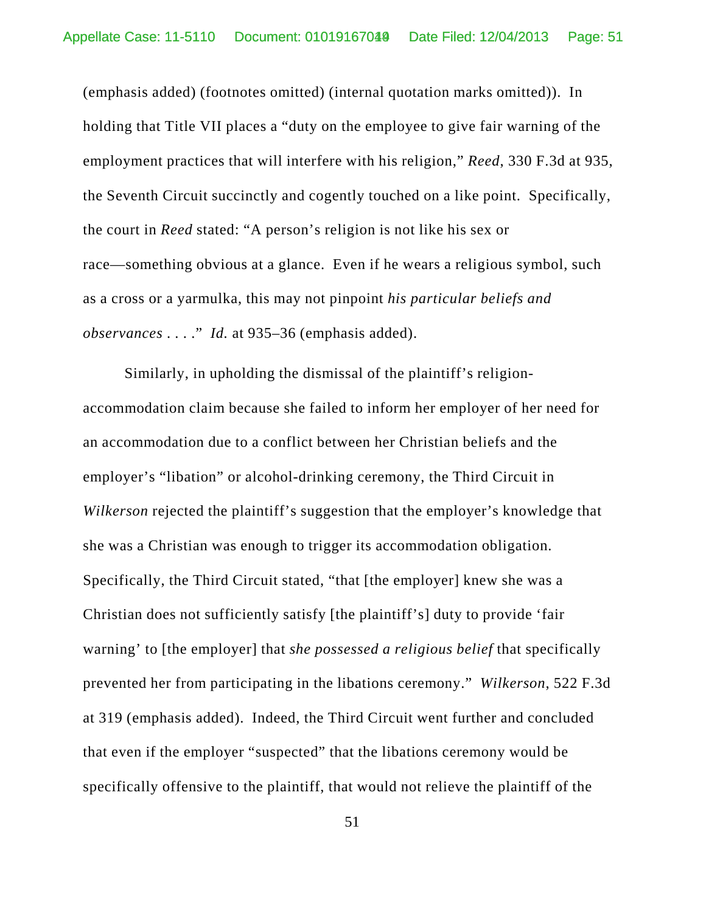(emphasis added) (footnotes omitted) (internal quotation marks omitted)). In holding that Title VII places a "duty on the employee to give fair warning of the employment practices that will interfere with his religion," *Reed*, 330 F.3d at 935, the Seventh Circuit succinctly and cogently touched on a like point. Specifically, the court in *Reed* stated: "A person's religion is not like his sex or race—something obvious at a glance. Even if he wears a religious symbol, such as a cross or a yarmulka, this may not pinpoint *his particular beliefs and observances* . . . ." *Id.* at 935–36 (emphasis added).

Similarly, in upholding the dismissal of the plaintiff's religion-accommodation claim because she failed to inform her employer of her need for an accommodation due to a conflict between her Christian beliefs and the employer's "libation" or alcohol-drinking ceremony, the Third Circuit in *Wilkerson* rejected the plaintiff's suggestion that the employer's knowledge that she was a Christian was enough to trigger its accommodation obligation. Specifically, the Third Circuit stated, "that [the employer] knew she was a Christian does not sufficiently satisfy [the plaintiff's] duty to provide 'fair warning' to [the employer] that *she possessed a religious belief* that specifically prevented her from participating in the libations ceremony." *Wilkerson*, 522 F.3d at 319 (emphasis added). Indeed, the Third Circuit went further and concluded that even if the employer "suspected" that the libations ceremony would be specifically offensive to the plaintiff, that would not relieve the plaintiff of the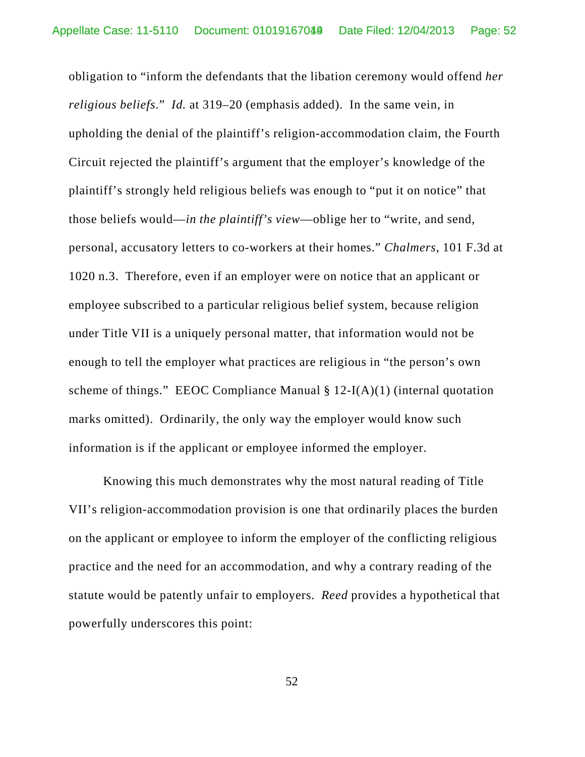obligation to "inform the defendants that the libation ceremony would offend *her religious beliefs*." *Id.* at 319–20 (emphasis added). In the same vein, in upholding the denial of the plaintiff's religion-accommodation claim, the Fourth Circuit rejected the plaintiff's argument that the employer's knowledge of the plaintiff's strongly held religious beliefs was enough to "put it on notice" that those beliefs would—*in the plaintiff's view*—oblige her to "write, and send, personal, accusatory letters to co-workers at their homes." *Chalmers*, 101 F.3d at 1020 n.3. Therefore, even if an employer were on notice that an applicant or employee subscribed to a particular religious belief system, because religion under Title VII is a uniquely personal matter, that information would not be enough to tell the employer what practices are religious in "the person's own scheme of things." EEOC Compliance Manual § 12-I(A)(1) (internal quotation marks omitted). Ordinarily, the only way the employer would know such information is if the applicant or employee informed the employer.

Knowing this much demonstrates why the most natural reading of Title VII's religion-accommodation provision is one that ordinarily places the burden on the applicant or employee to inform the employer of the conflicting religious practice and the need for an accommodation, and why a contrary reading of the statute would be patently unfair to employers. *Reed* provides a hypothetical that powerfully underscores this point: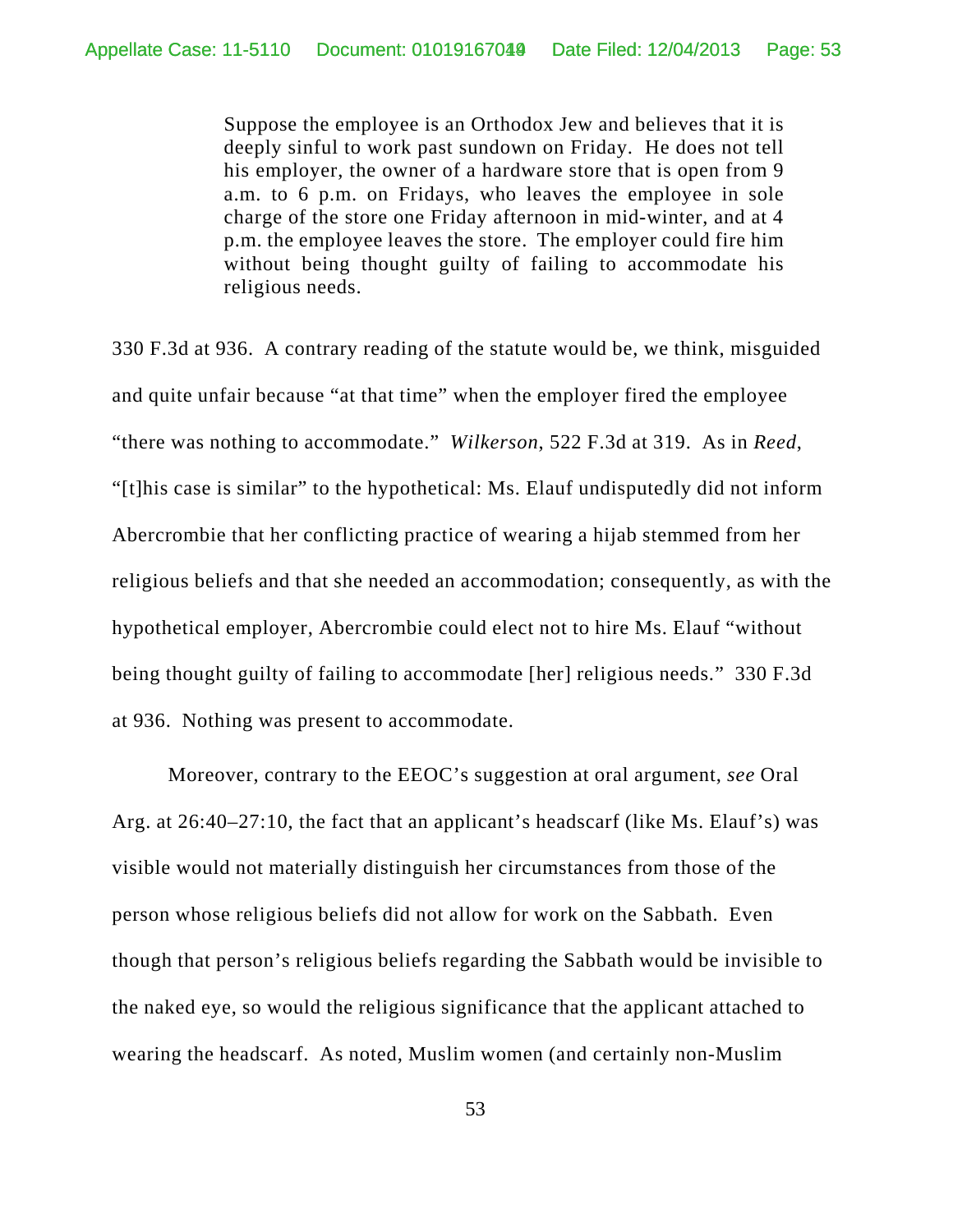> Suppose the employee is an Orthodox Jew and believes that it is deeply sinful to work past sundown on Friday. He does not tell his employer, the owner of a hardware store that is open from 9 a.m. to 6 p.m. on Fridays, who leaves the employee in sole charge of the store one Friday afternoon in mid-winter, and at 4 p.m. the employee leaves the store. The employer could fire him without being thought guilty of failing to accommodate his religious needs.

330 F.3d at 936. A contrary reading of the statute would be, we think, misguided and quite unfair because "at that time" when the employer fired the employee "there was nothing to accommodate." *Wilkerson*, 522 F.3d at 319. As in *Reed*, "[t]his case is similar" to the hypothetical: Ms. Elauf undisputedly did not inform Abercrombie that her conflicting practice of wearing a hijab stemmed from her religious beliefs and that she needed an accommodation; consequently, as with the hypothetical employer, Abercrombie could elect not to hire Ms. Elauf "without being thought guilty of failing to accommodate [her] religious needs." 330 F.3d at 936. Nothing was present to accommodate.

Moreover, contrary to the EEOC's suggestion at oral argument, *see* Oral Arg. at 26:40–27:10, the fact that an applicant's headscarf (like Ms. Elauf's) was visible would not materially distinguish her circumstances from those of the person whose religious beliefs did not allow for work on the Sabbath. Even though that person's religious beliefs regarding the Sabbath would be invisible to the naked eye, so would the religious significance that the applicant attached to wearing the headscarf. As noted, Muslim women (and certainly non-Muslim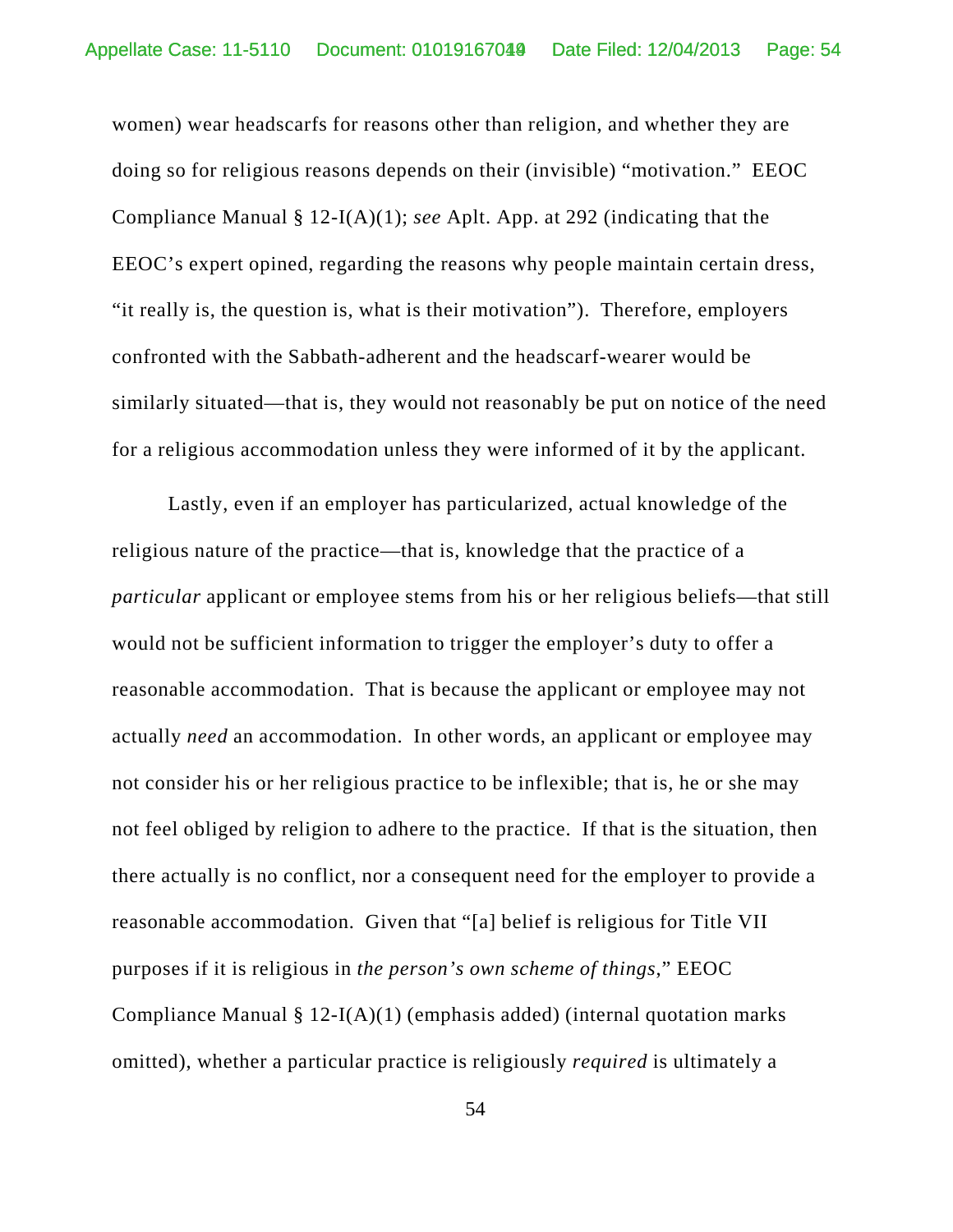women) wear headscarfs for reasons other than religion, and whether they are doing so for religious reasons depends on their (invisible) "motivation." EEOC Compliance Manual § 12-I(A)(1); *see* Aplt. App. at 292 (indicating that the EEOC's expert opined, regarding the reasons why people maintain certain dress, "it really is, the question is, what is their motivation"). Therefore, employers confronted with the Sabbath-adherent and the headscarf-wearer would be similarly situated—that is, they would not reasonably be put on notice of the need for a religious accommodation unless they were informed of it by the applicant.

Lastly, even if an employer has particularized, actual knowledge of the religious nature of the practice—that is, knowledge that the practice of a *particular* applicant or employee stems from his or her religious beliefs—that still would not be sufficient information to trigger the employer's duty to offer a reasonable accommodation. That is because the applicant or employee may not actually *need* an accommodation. In other words, an applicant or employee may not consider his or her religious practice to be inflexible; that is, he or she may not feel obliged by religion to adhere to the practice. If that is the situation, then there actually is no conflict, nor a consequent need for the employer to provide a reasonable accommodation. Given that "[a] belief is religious for Title VII purposes if it is religious in *the person's own scheme of things*," EEOC Compliance Manual § 12-I(A)(1) (emphasis added) (internal quotation marks omitted), whether a particular practice is religiously *required* is ultimately a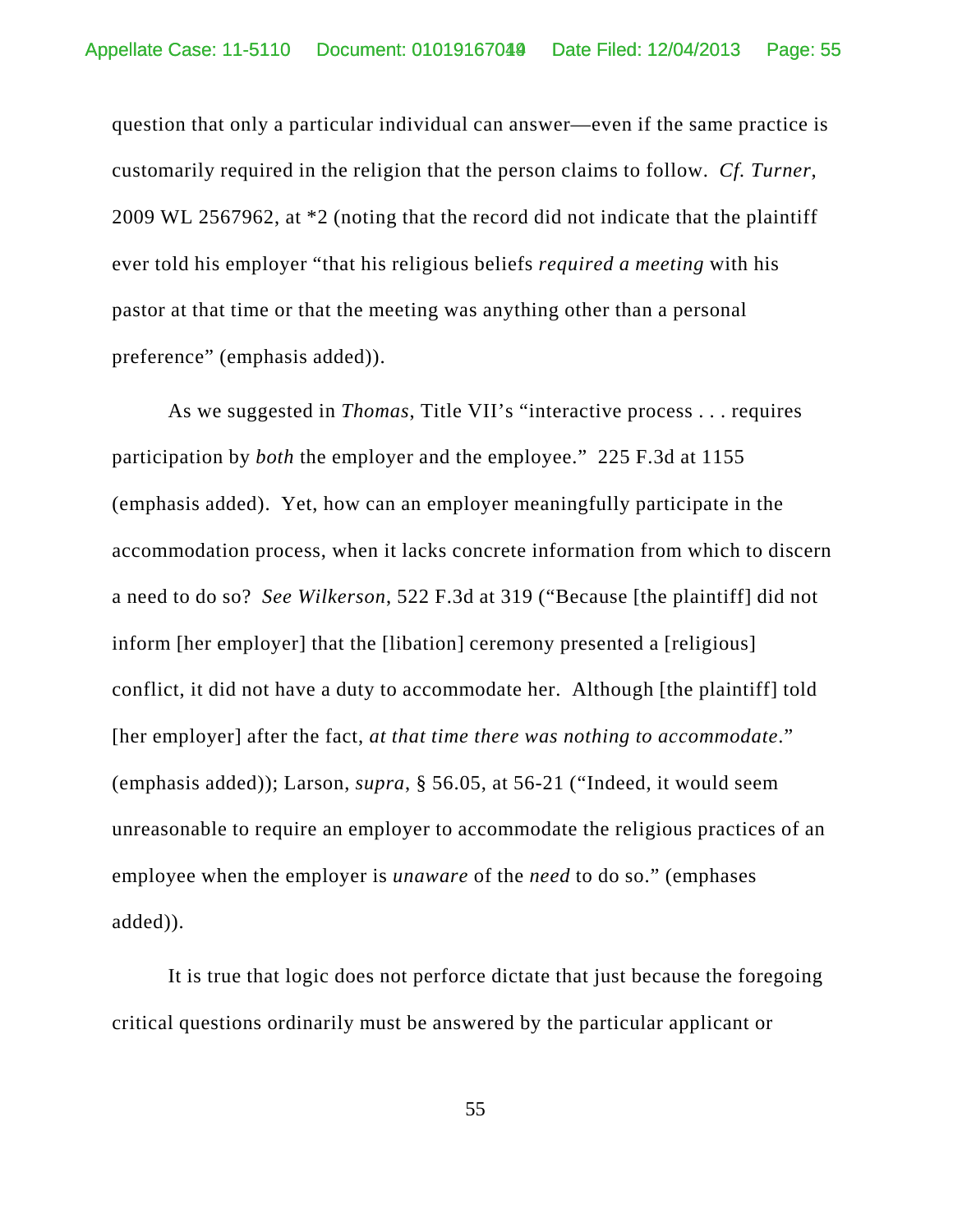question that only a particular individual can answer—even if the same practice is customarily required in the religion that the person claims to follow. *Cf. Turner*, 2009 WL 2567962, at *2 (noting that the record did not indicate that the plaintiff ever told his employer "that his religious beliefs *required a meeting* with his pastor at that time or that the meeting was anything other than a personal preference" (emphasis added)).

As we suggested in *Thomas*, Title VII's "interactive process . . . requires participation by *both* the employer and the employee." 225 F.3d at 1155 (emphasis added). Yet, how can an employer meaningfully participate in the accommodation process, when it lacks concrete information from which to discern a need to do so? *See Wilkerson*, 522 F.3d at 319 ("Because [the plaintiff] did not inform [her employer] that the [libation] ceremony presented a [religious] conflict, it did not have a duty to accommodate her. Although [the plaintiff] told [her employer] after the fact, *at that time there was nothing to accommodate*." (emphasis added)); Larson, *supra*, § 56.05, at 56-21 ("Indeed, it would seem unreasonable to require an employer to accommodate the religious practices of an employee when the employer is *unaware* of the *need* to do so." (emphases added)).

It is true that logic does not perforce dictate that just because the foregoing critical questions ordinarily must be answered by the particular applicant or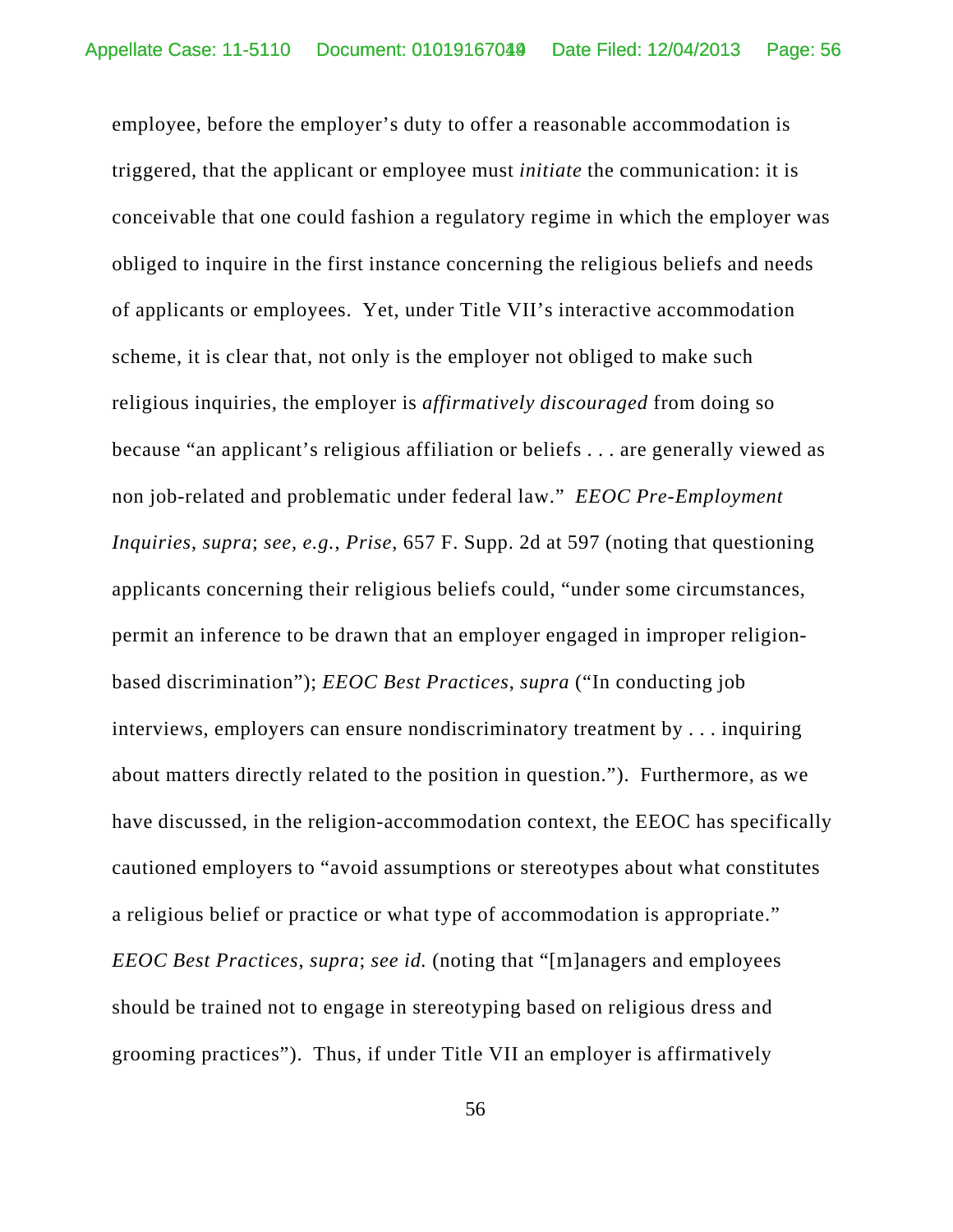employee, before the employer's duty to offer a reasonable accommodation is triggered, that the applicant or employee must *initiate* the communication: it is conceivable that one could fashion a regulatory regime in which the employer was obliged to inquire in the first instance concerning the religious beliefs and needs of applicants or employees. Yet, under Title VII's interactive accommodation scheme, it is clear that, not only is the employer not obliged to make such religious inquiries, the employer is *affirmatively discouraged* from doing so because "an applicant's religious affiliation or beliefs . . . are generally viewed as non job-related and problematic under federal law." *EEOC Pre-Employment Inquiries*, *supra*; *see, e.g.*, *Prise*, 657 F. Supp. 2d at 597 (noting that questioning applicants concerning their religious beliefs could, "under some circumstances, permit an inference to be drawn that an employer engaged in improper religion-based discrimination"); *EEOC Best Practices*, *supra* ("In conducting job interviews, employers can ensure nondiscriminatory treatment by . . . inquiring about matters directly related to the position in question."). Furthermore, as we have discussed, in the religion-accommodation context, the EEOC has specifically cautioned employers to "avoid assumptions or stereotypes about what constitutes a religious belief or practice or what type of accommodation is appropriate." *EEOC Best Practices*, *supra*; *see id.* (noting that "[m]anagers and employees should be trained not to engage in stereotyping based on religious dress and grooming practices"). Thus, if under Title VII an employer is affirmatively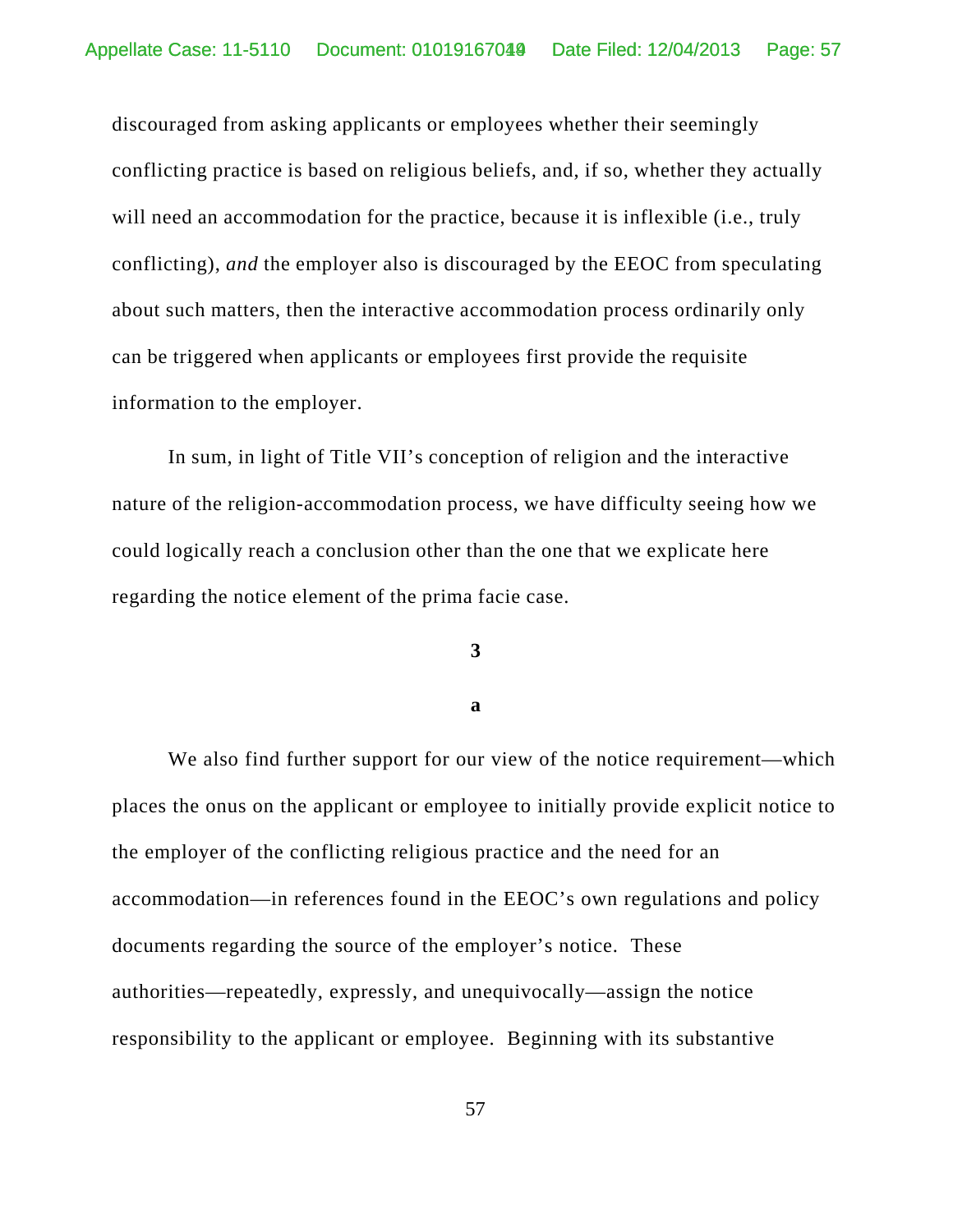discouraged from asking applicants or employees whether their seemingly conflicting practice is based on religious beliefs, and, if so, whether they actually will need an accommodation for the practice, because it is inflexible (i.e., truly conflicting), *and* the employer also is discouraged by the EEOC from speculating about such matters, then the interactive accommodation process ordinarily only can be triggered when applicants or employees first provide the requisite information to the employer.

In sum, in light of Title VII's conception of religion and the interactive nature of the religion-accommodation process, we have difficulty seeing how we could logically reach a conclusion other than the one that we explicate here regarding the notice element of the prima facie case.

**3**

**a**

We also find further support for our view of the notice requirement—which places the onus on the applicant or employee to initially provide explicit notice to the employer of the conflicting religious practice and the need for an accommodation—in references found in the EEOC's own regulations and policy documents regarding the source of the employer's notice. These authorities—repeatedly, expressly, and unequivocally—assign the notice responsibility to the applicant or employee. Beginning with its substantive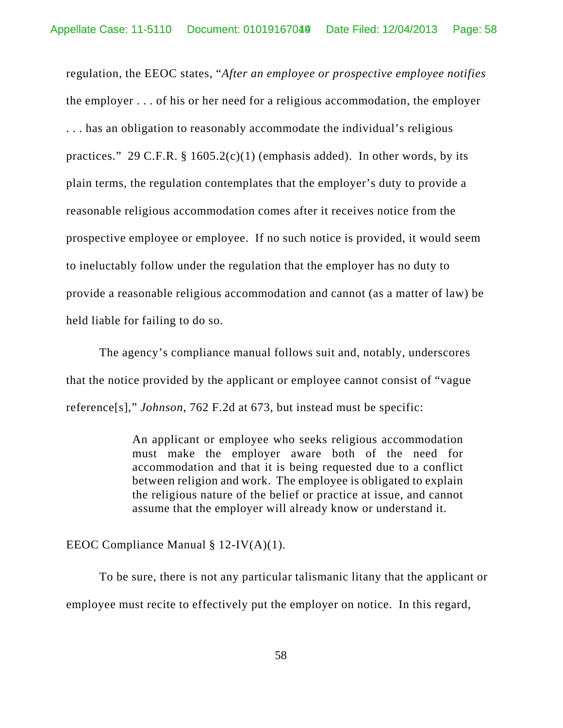regulation, the EEOC states, "*After an employee or prospective employee notifies* the employer . . . of his or her need for a religious accommodation, the employer . . . has an obligation to reasonably accommodate the individual's religious practices." 29 C.F.R. § 1605.2(c)(1) (emphasis added). In other words, by its plain terms, the regulation contemplates that the employer's duty to provide a reasonable religious accommodation comes after it receives notice from the prospective employee or employee. If no such notice is provided, it would seem to ineluctably follow under the regulation that the employer has no duty to provide a reasonable religious accommodation and cannot (as a matter of law) be held liable for failing to do so.

The agency's compliance manual follows suit and, notably, underscores that the notice provided by the applicant or employee cannot consist of "vague reference[s]," *Johnson*, 762 F.2d at 673, but instead must be specific:

> An applicant or employee who seeks religious accommodation must make the employer aware both of the need for accommodation and that it is being requested due to a conflict between religion and work. The employee is obligated to explain the religious nature of the belief or practice at issue, and cannot assume that the employer will already know or understand it.

EEOC Compliance Manual § 12-IV(A)(1).

To be sure, there is not any particular talismanic litany that the applicant or employee must recite to effectively put the employer on notice. In this regard,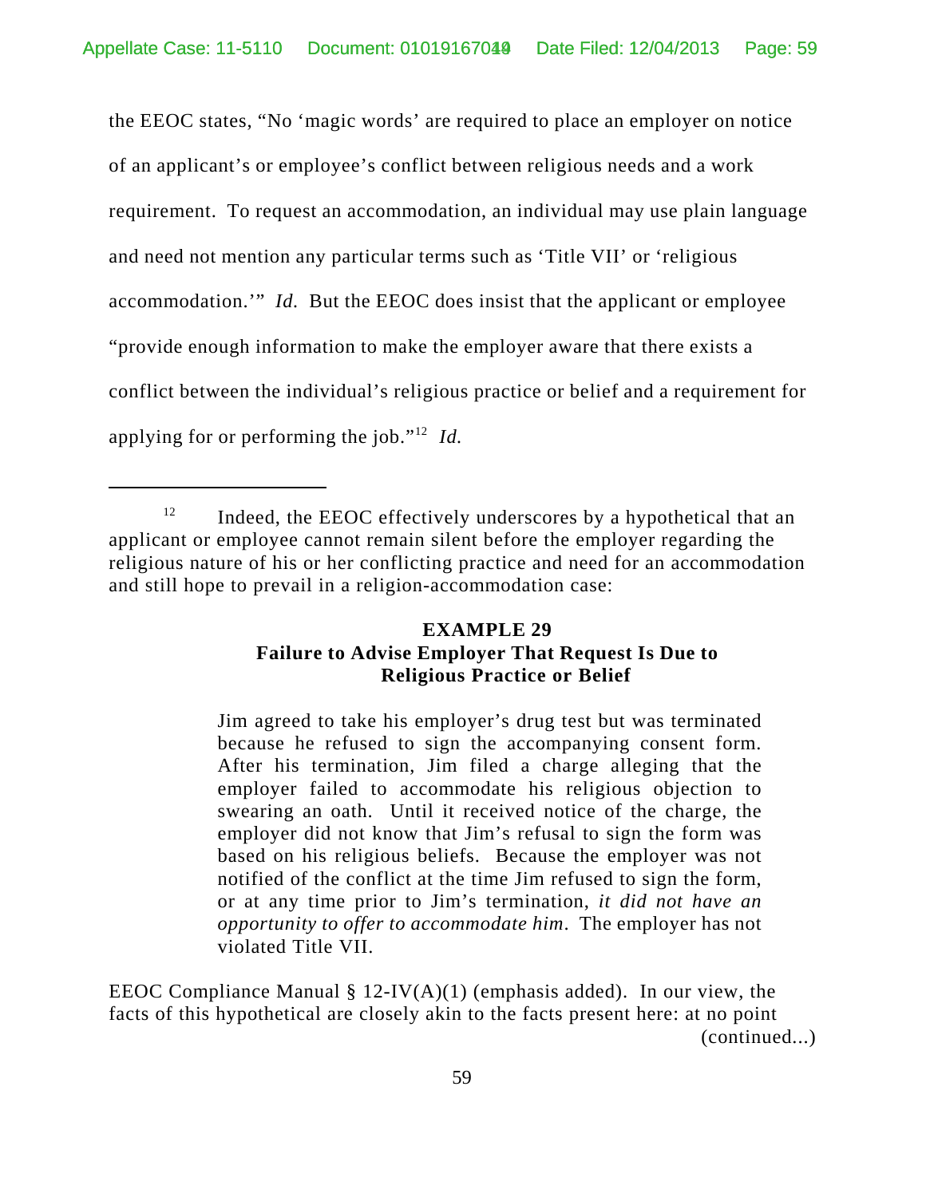the EEOC states, "No 'magic words' are required to place an employer on notice of an applicant's or employee's conflict between religious needs and a work requirement. To request an accommodation, an individual may use plain language and need not mention any particular terms such as 'Title VII' or 'religious accommodation.'" *Id.* But the EEOC does insist that the applicant or employee "provide enough information to make the employer aware that there exists a conflict between the individual's religious practice or belief and a requirement for applying for or performing the job."[12] *Id.*

---

[12] Indeed, the EEOC effectively underscores by a hypothetical that an applicant or employee cannot remain silent before the employer regarding the religious nature of his or her conflicting practice and need for an accommodation and still hope to prevail in a religion-accommodation case:

> **EXAMPLE 29**
> **Failure to Advise Employer That Request Is Due to Religious Practice or Belief**
>
> Jim agreed to take his employer's drug test but was terminated because he refused to sign the accompanying consent form. After his termination, Jim filed a charge alleging that the employer failed to accommodate his religious objection to swearing an oath. Until it received notice of the charge, the employer did not know that Jim's refusal to sign the form was based on his religious beliefs. Because the employer was not notified of the conflict at the time Jim refused to sign the form, or at any time prior to Jim's termination, *it did not have an opportunity to offer to accommodate him*. The employer has not violated Title VII.

EEOC Compliance Manual § 12-IV(A)(1) (emphasis added). In our view, the facts of this hypothetical are closely akin to the facts present here: at no point (continued...)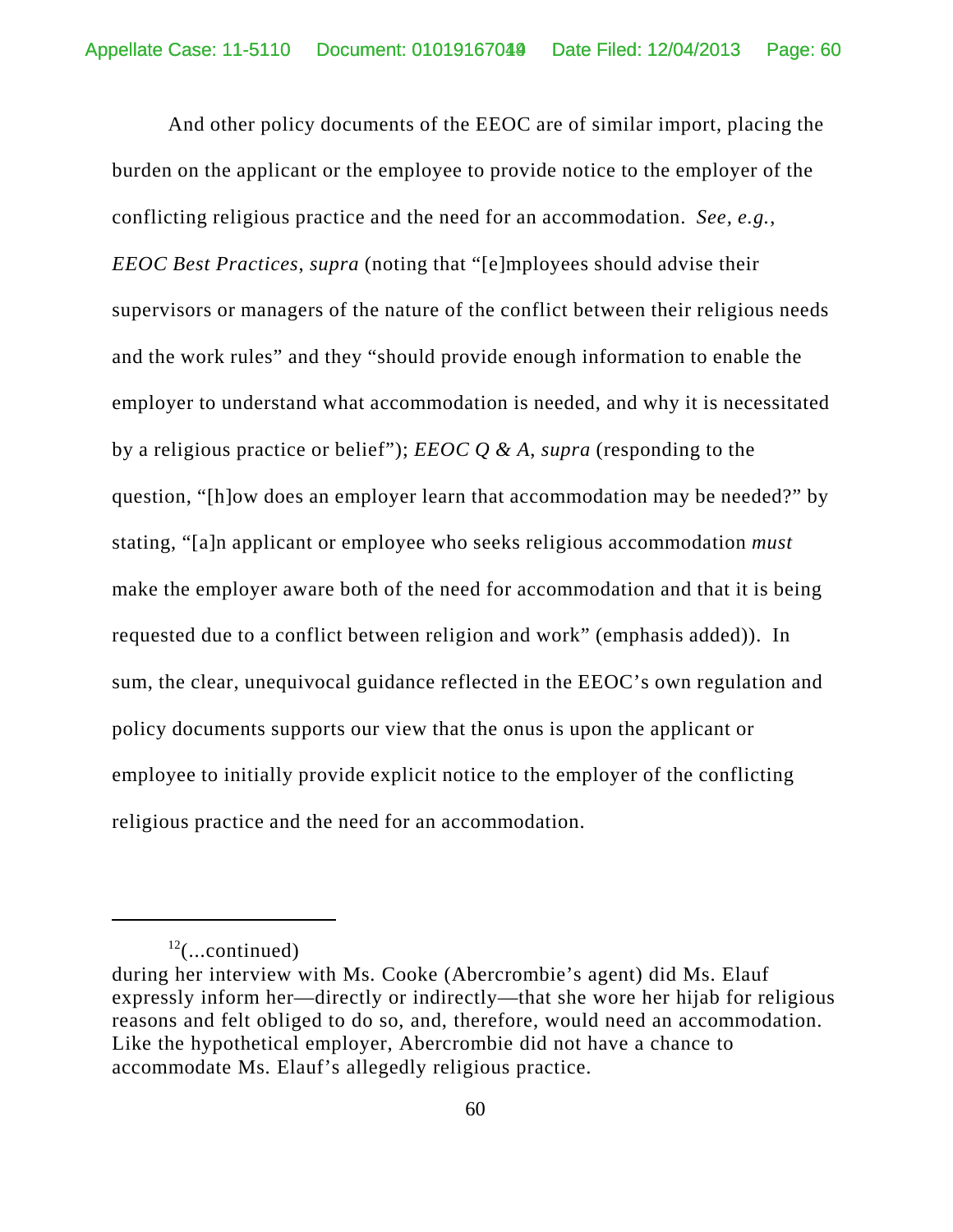And other policy documents of the EEOC are of similar import, placing the burden on the applicant or the employee to provide notice to the employer of the conflicting religious practice and the need for an accommodation. *See, e.g.*, *EEOC Best Practices*, *supra* (noting that "[e]mployees should advise their supervisors or managers of the nature of the conflict between their religious needs and the work rules" and they "should provide enough information to enable the employer to understand what accommodation is needed, and why it is necessitated by a religious practice or belief"); *EEOC Q & A*, *supra* (responding to the question, "[h]ow does an employer learn that accommodation may be needed?" by stating, "[a]n applicant or employee who seeks religious accommodation *must* make the employer aware both of the need for accommodation and that it is being requested due to a conflict between religion and work" (emphasis added)). In sum, the clear, unequivocal guidance reflected in the EEOC's own regulation and policy documents supports our view that the onus is upon the applicant or employee to initially provide explicit notice to the employer of the conflicting religious practice and the need for an accommodation.

---

[12](...continued)
during her interview with Ms. Cooke (Abercrombie's agent) did Ms. Elauf expressly inform her—directly or indirectly—that she wore her hijab for religious reasons and felt obliged to do so, and, therefore, would need an accommodation. Like the hypothetical employer, Abercrombie did not have a chance to accommodate Ms. Elauf's allegedly religious practice.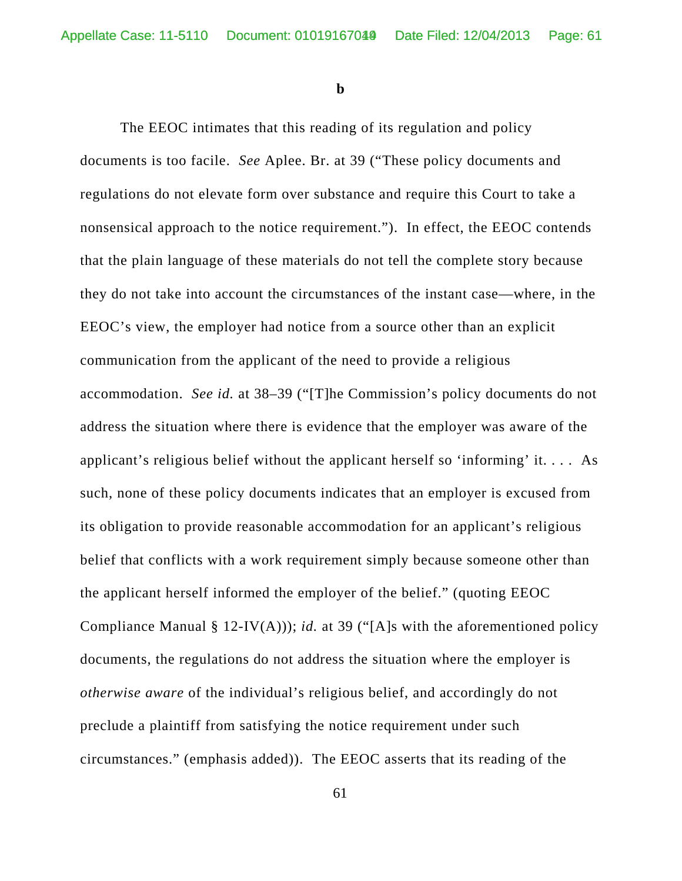**b**

The EEOC intimates that this reading of its regulation and policy documents is too facile. *See* Aplee. Br. at 39 ("These policy documents and regulations do not elevate form over substance and require this Court to take a nonsensical approach to the notice requirement."). In effect, the EEOC contends that the plain language of these materials do not tell the complete story because they do not take into account the circumstances of the instant case—where, in the EEOC's view, the employer had notice from a source other than an explicit communication from the applicant of the need to provide a religious accommodation. *See id.* at 38–39 ("[T]he Commission's policy documents do not address the situation where there is evidence that the employer was aware of the applicant's religious belief without the applicant herself so 'informing' it. . . . As such, none of these policy documents indicates that an employer is excused from its obligation to provide reasonable accommodation for an applicant's religious belief that conflicts with a work requirement simply because someone other than the applicant herself informed the employer of the belief." (quoting EEOC Compliance Manual § 12-IV(A))); *id.* at 39 ("[A]s with the aforementioned policy documents, the regulations do not address the situation where the employer is *otherwise aware* of the individual's religious belief, and accordingly do not preclude a plaintiff from satisfying the notice requirement under such circumstances." (emphasis added)). The EEOC asserts that its reading of the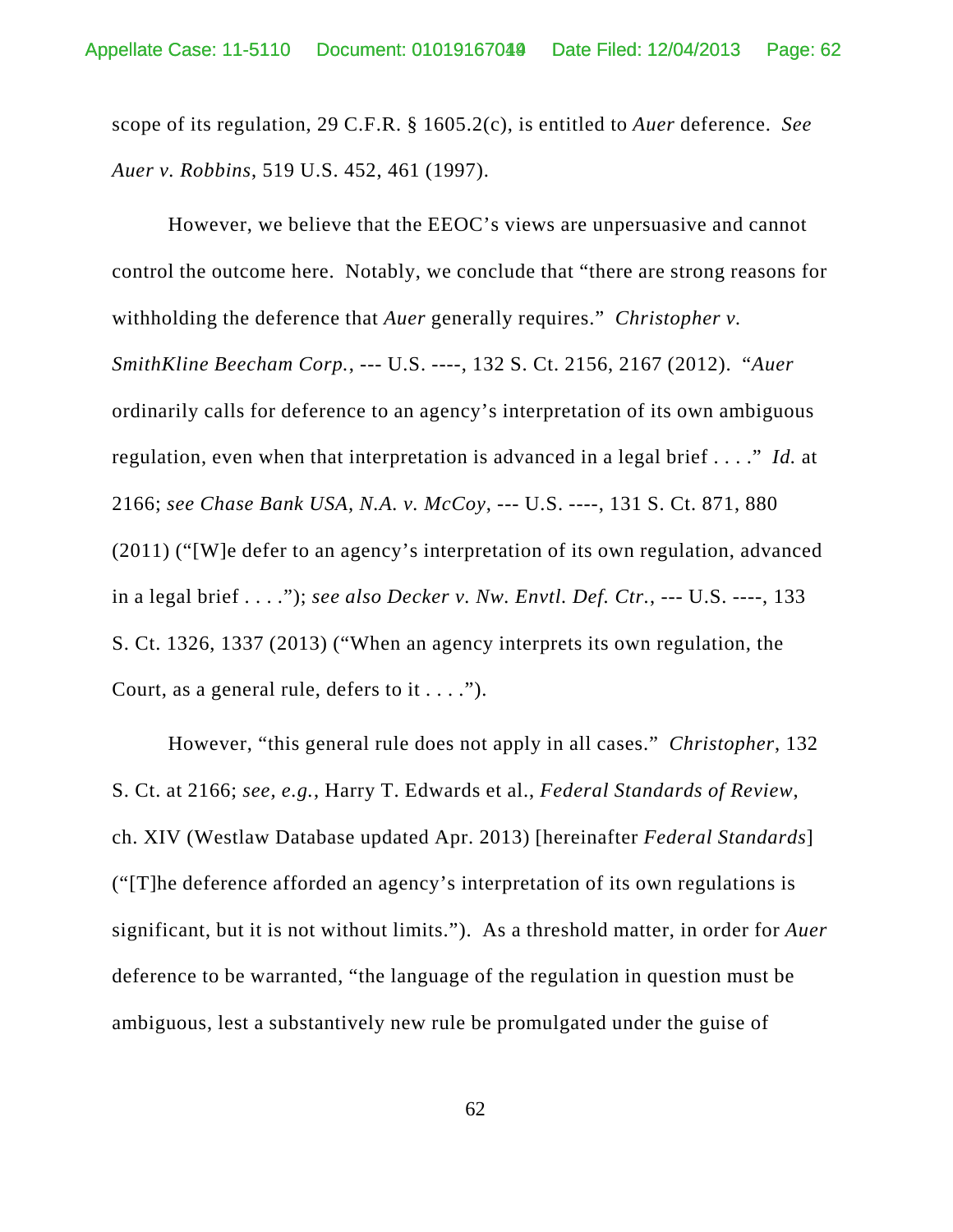scope of its regulation, 29 C.F.R. § 1605.2(c), is entitled to *Auer* deference. *See Auer v. Robbins*, 519 U.S. 452, 461 (1997).

However, we believe that the EEOC's views are unpersuasive and cannot control the outcome here. Notably, we conclude that "there are strong reasons for withholding the deference that *Auer* generally requires." *Christopher v. SmithKline Beecham Corp.*, --- U.S. ----, 132 S. Ct. 2156, 2167 (2012). "*Auer* ordinarily calls for deference to an agency's interpretation of its own ambiguous regulation, even when that interpretation is advanced in a legal brief . . . ." *Id.* at 2166; *see Chase Bank USA, N.A. v. McCoy*, --- U.S. ----, 131 S. Ct. 871, 880 (2011) ("[W]e defer to an agency's interpretation of its own regulation, advanced in a legal brief . . . ."); *see also Decker v. Nw. Envtl. Def. Ctr.*, --- U.S. ----, 133 S. Ct. 1326, 1337 (2013) ("When an agency interprets its own regulation, the Court, as a general rule, defers to it . . . .").

However, "this general rule does not apply in all cases." *Christopher*, 132 S. Ct. at 2166; *see, e.g.*, Harry T. Edwards et al., *Federal Standards of Review*, ch. XIV (Westlaw Database updated Apr. 2013) [hereinafter *Federal Standards*] ("[T]he deference afforded an agency's interpretation of its own regulations is significant, but it is not without limits."). As a threshold matter, in order for *Auer* deference to be warranted, "the language of the regulation in question must be ambiguous, lest a substantively new rule be promulgated under the guise of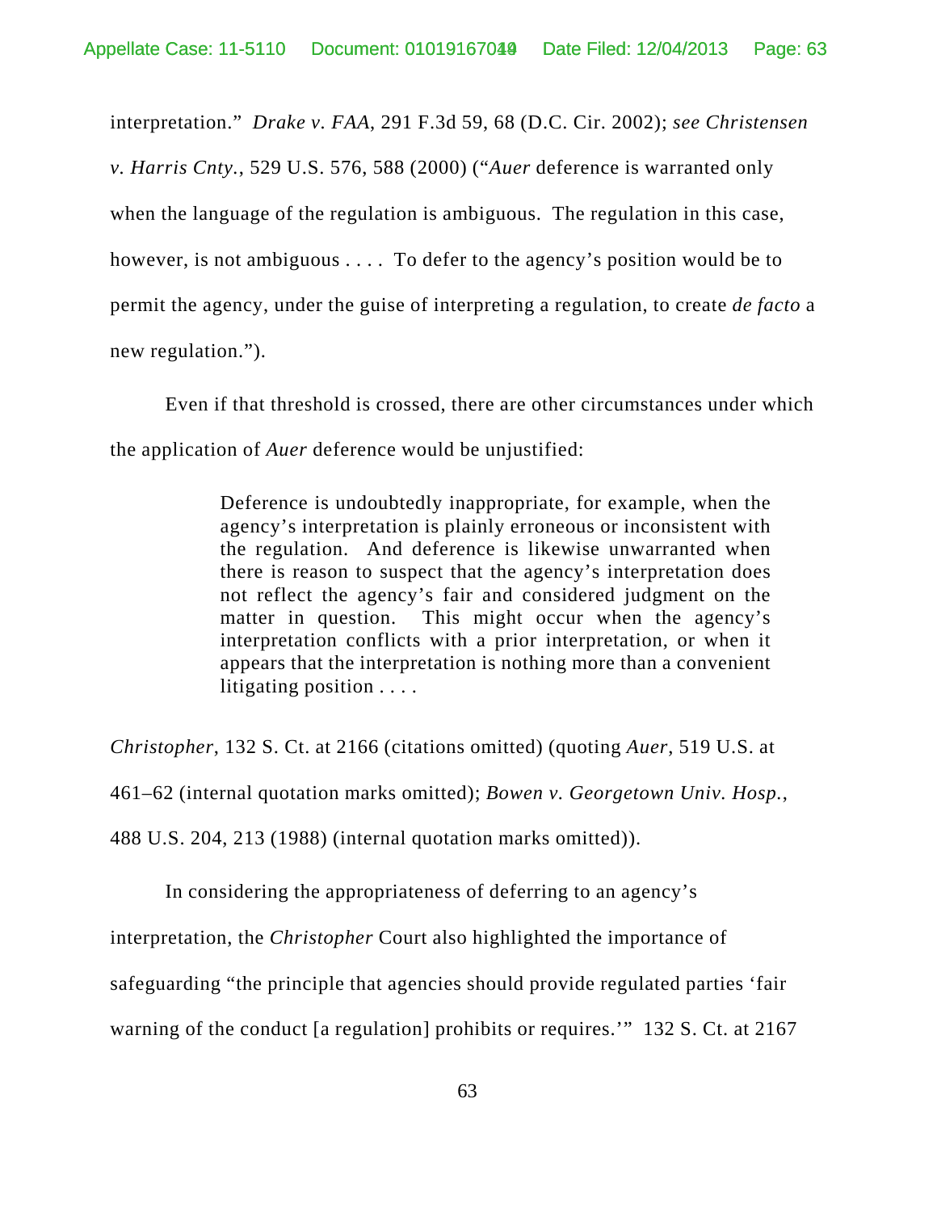interpretation." *Drake v. FAA*, 291 F.3d 59, 68 (D.C. Cir. 2002); *see Christensen v. Harris Cnty.*, 529 U.S. 576, 588 (2000) ("*Auer* deference is warranted only when the language of the regulation is ambiguous. The regulation in this case, however, is not ambiguous . . . . To defer to the agency's position would be to permit the agency, under the guise of interpreting a regulation, to create *de facto* a new regulation.").

Even if that threshold is crossed, there are other circumstances under which the application of *Auer* deference would be unjustified:

> Deference is undoubtedly inappropriate, for example, when the agency's interpretation is plainly erroneous or inconsistent with the regulation. And deference is likewise unwarranted when there is reason to suspect that the agency's interpretation does not reflect the agency's fair and considered judgment on the matter in question. This might occur when the agency's interpretation conflicts with a prior interpretation, or when it appears that the interpretation is nothing more than a convenient litigating position . . . .

*Christopher*, 132 S. Ct. at 2166 (citations omitted) (quoting *Auer*, 519 U.S. at 461–62 (internal quotation marks omitted); *Bowen v. Georgetown Univ. Hosp.*, 488 U.S. 204, 213 (1988) (internal quotation marks omitted)).

In considering the appropriateness of deferring to an agency's interpretation, the *Christopher* Court also highlighted the importance of safeguarding "the principle that agencies should provide regulated parties 'fair warning of the conduct [a regulation] prohibits or requires.'" 132 S. Ct. at 2167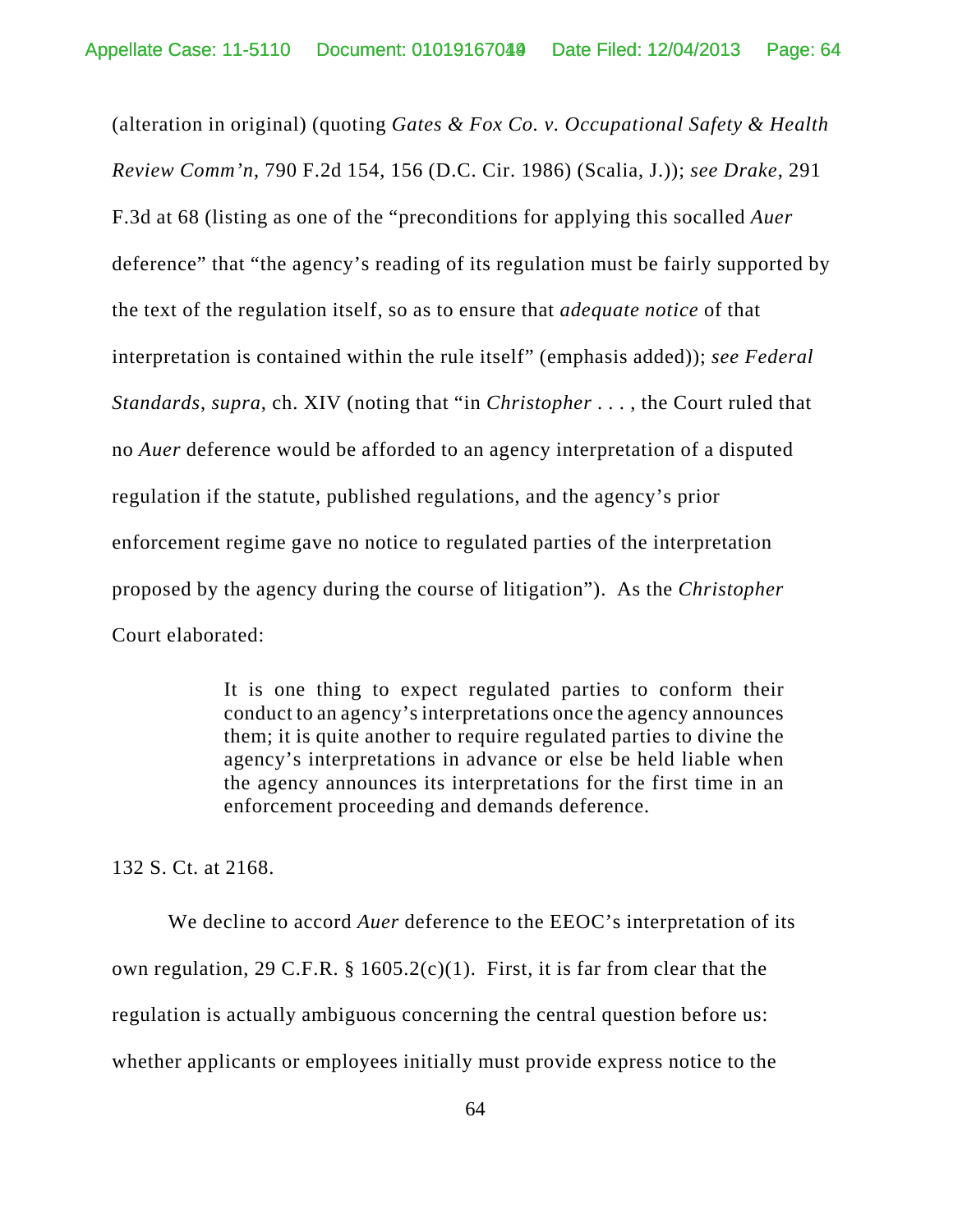(alteration in original) (quoting *Gates & Fox Co. v. Occupational Safety & Health Review Comm'n*, 790 F.2d 154, 156 (D.C. Cir. 1986) (Scalia, J.)); *see Drake*, 291 F.3d at 68 (listing as one of the "preconditions for applying this socalled *Auer* deference" that "the agency's reading of its regulation must be fairly supported by the text of the regulation itself, so as to ensure that *adequate notice* of that interpretation is contained within the rule itself" (emphasis added)); *see Federal Standards*, *supra*, ch. XIV (noting that "in *Christopher* . . . , the Court ruled that no *Auer* deference would be afforded to an agency interpretation of a disputed regulation if the statute, published regulations, and the agency's prior enforcement regime gave no notice to regulated parties of the interpretation proposed by the agency during the course of litigation"). As the *Christopher* Court elaborated:

> It is one thing to expect regulated parties to conform their conduct to an agency's interpretations once the agency announces them; it is quite another to require regulated parties to divine the agency's interpretations in advance or else be held liable when the agency announces its interpretations for the first time in an enforcement proceeding and demands deference.

132 S. Ct. at 2168.

We decline to accord *Auer* deference to the EEOC's interpretation of its own regulation, 29 C.F.R. § 1605.2(c)(1). First, it is far from clear that the regulation is actually ambiguous concerning the central question before us: whether applicants or employees initially must provide express notice to the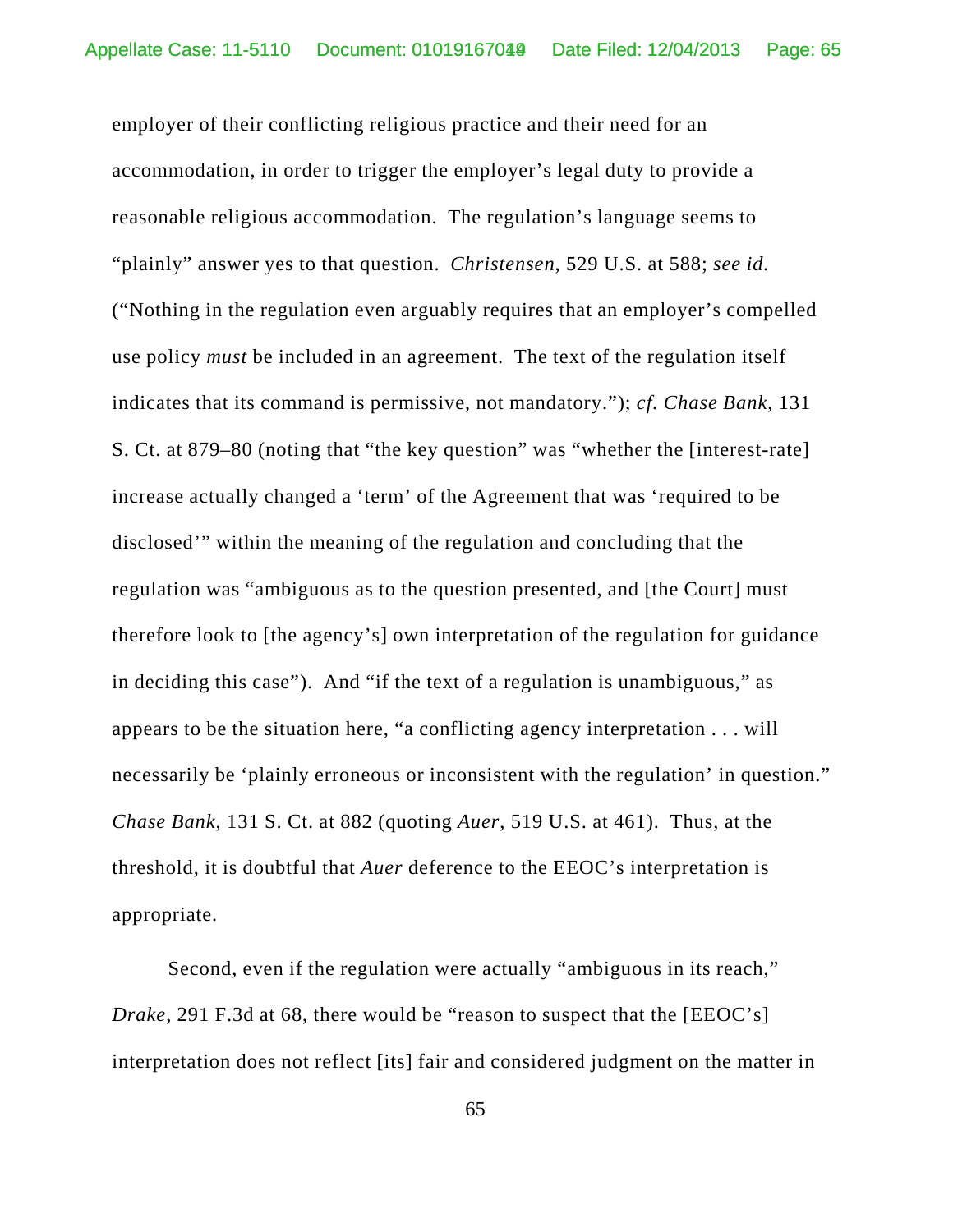employer of their conflicting religious practice and their need for an accommodation, in order to trigger the employer's legal duty to provide a reasonable religious accommodation. The regulation's language seems to "plainly" answer yes to that question. *Christensen*, 529 U.S. at 588; *see id.* ("Nothing in the regulation even arguably requires that an employer's compelled use policy *must* be included in an agreement. The text of the regulation itself indicates that its command is permissive, not mandatory."); *cf. Chase Bank*, 131 S. Ct. at 879–80 (noting that "the key question" was "whether the [interest-rate] increase actually changed a 'term' of the Agreement that was 'required to be disclosed'" within the meaning of the regulation and concluding that the regulation was "ambiguous as to the question presented, and [the Court] must therefore look to [the agency's] own interpretation of the regulation for guidance in deciding this case"). And "if the text of a regulation is unambiguous," as appears to be the situation here, "a conflicting agency interpretation . . . will necessarily be 'plainly erroneous or inconsistent with the regulation' in question." *Chase Bank*, 131 S. Ct. at 882 (quoting *Auer*, 519 U.S. at 461). Thus, at the threshold, it is doubtful that *Auer* deference to the EEOC's interpretation is appropriate.

Second, even if the regulation were actually "ambiguous in its reach," *Drake*, 291 F.3d at 68, there would be "reason to suspect that the [EEOC's] interpretation does not reflect [its] fair and considered judgment on the matter in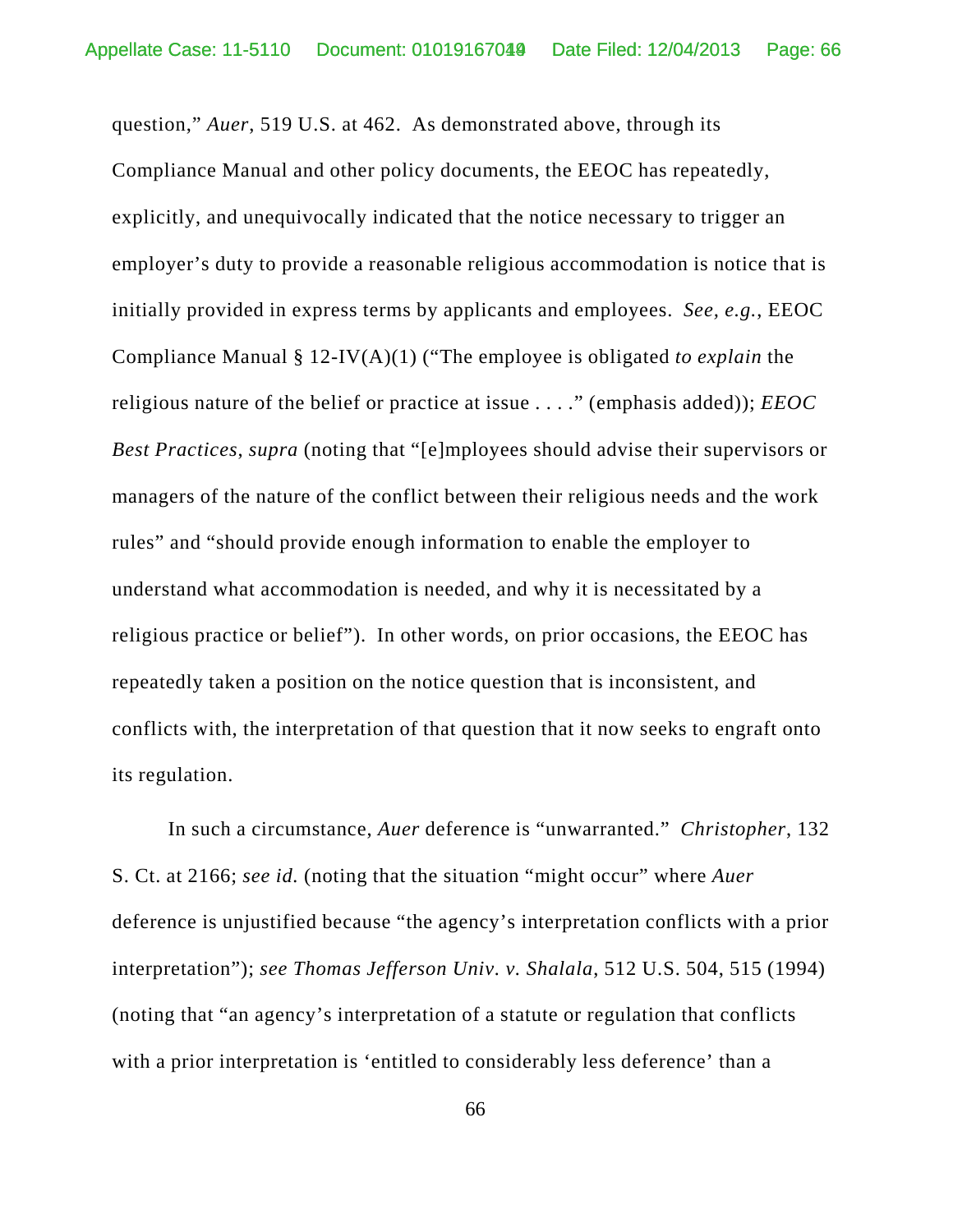question," *Auer*, 519 U.S. at 462. As demonstrated above, through its Compliance Manual and other policy documents, the EEOC has repeatedly, explicitly, and unequivocally indicated that the notice necessary to trigger an employer's duty to provide a reasonable religious accommodation is notice that is initially provided in express terms by applicants and employees. *See, e.g.*, EEOC Compliance Manual § 12-IV(A)(1) ("The employee is obligated *to explain* the religious nature of the belief or practice at issue . . . ." (emphasis added)); *EEOC Best Practices*, *supra* (noting that "[e]mployees should advise their supervisors or managers of the nature of the conflict between their religious needs and the work rules" and "should provide enough information to enable the employer to understand what accommodation is needed, and why it is necessitated by a religious practice or belief"). In other words, on prior occasions, the EEOC has repeatedly taken a position on the notice question that is inconsistent, and conflicts with, the interpretation of that question that it now seeks to engraft onto its regulation.

In such a circumstance, *Auer* deference is "unwarranted." *Christopher*, 132 S. Ct. at 2166; *see id.* (noting that the situation "might occur" where *Auer* deference is unjustified because "the agency's interpretation conflicts with a prior interpretation"); *see Thomas Jefferson Univ. v. Shalala*, 512 U.S. 504, 515 (1994) (noting that "an agency's interpretation of a statute or regulation that conflicts with a prior interpretation is 'entitled to considerably less deference' than a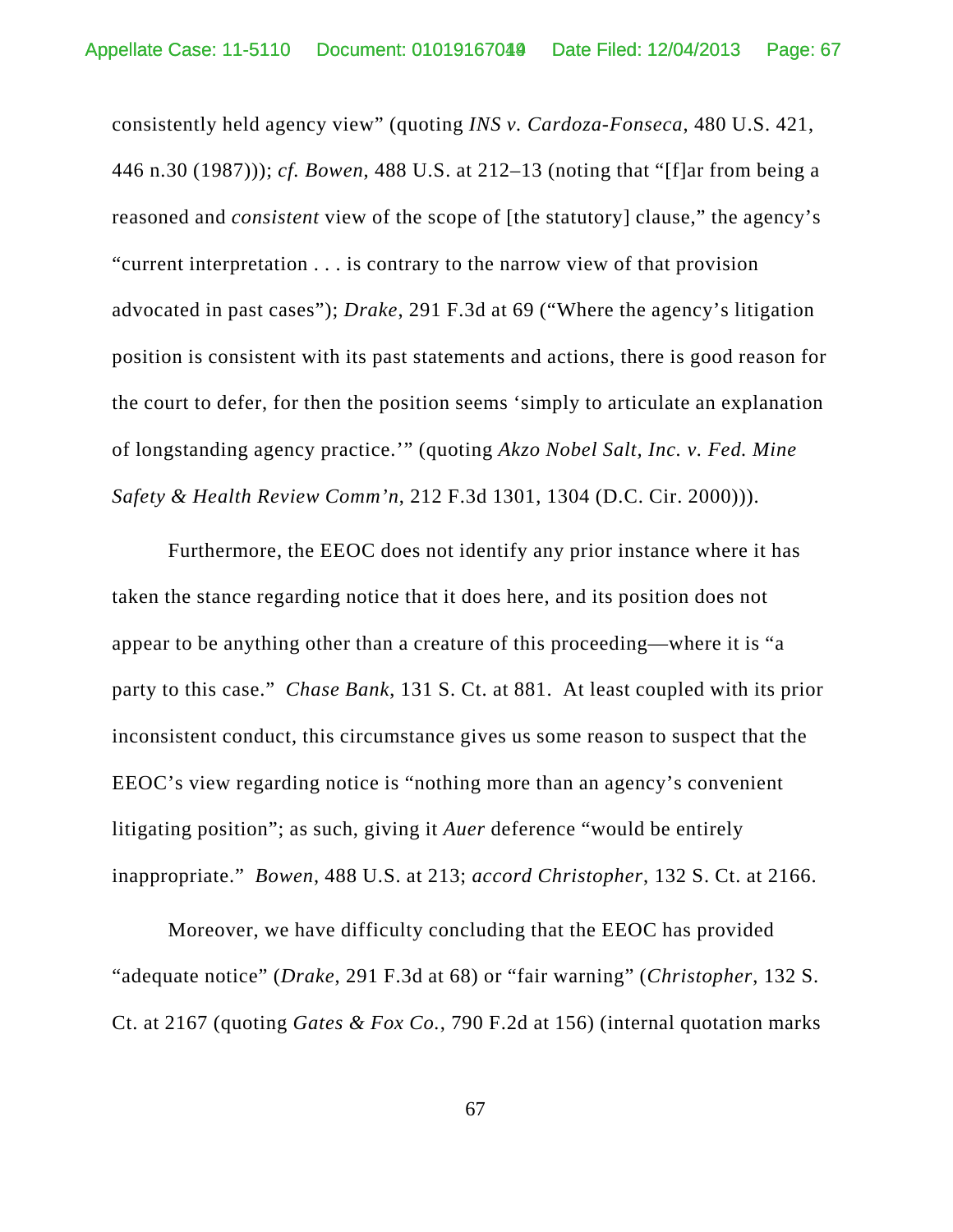consistently held agency view" (quoting *INS v. Cardoza-Fonseca*, 480 U.S. 421, 446 n.30 (1987))); *cf. Bowen*, 488 U.S. at 212–13 (noting that "[f]ar from being a reasoned and *consistent* view of the scope of [the statutory] clause," the agency's "current interpretation . . . is contrary to the narrow view of that provision advocated in past cases"); *Drake*, 291 F.3d at 69 ("Where the agency's litigation position is consistent with its past statements and actions, there is good reason for the court to defer, for then the position seems 'simply to articulate an explanation of longstanding agency practice.'" (quoting *Akzo Nobel Salt, Inc. v. Fed. Mine Safety & Health Review Comm'n*, 212 F.3d 1301, 1304 (D.C. Cir. 2000))).

Furthermore, the EEOC does not identify any prior instance where it has taken the stance regarding notice that it does here, and its position does not appear to be anything other than a creature of this proceeding—where it is "a party to this case." *Chase Bank*, 131 S. Ct. at 881. At least coupled with its prior inconsistent conduct, this circumstance gives us some reason to suspect that the EEOC's view regarding notice is "nothing more than an agency's convenient litigating position"; as such, giving it *Auer* deference "would be entirely inappropriate." *Bowen*, 488 U.S. at 213; *accord Christopher*, 132 S. Ct. at 2166.

Moreover, we have difficulty concluding that the EEOC has provided "adequate notice" (*Drake*, 291 F.3d at 68) or "fair warning" (*Christopher*, 132 S. Ct. at 2167 (quoting *Gates & Fox Co.*, 790 F.2d at 156) (internal quotation marks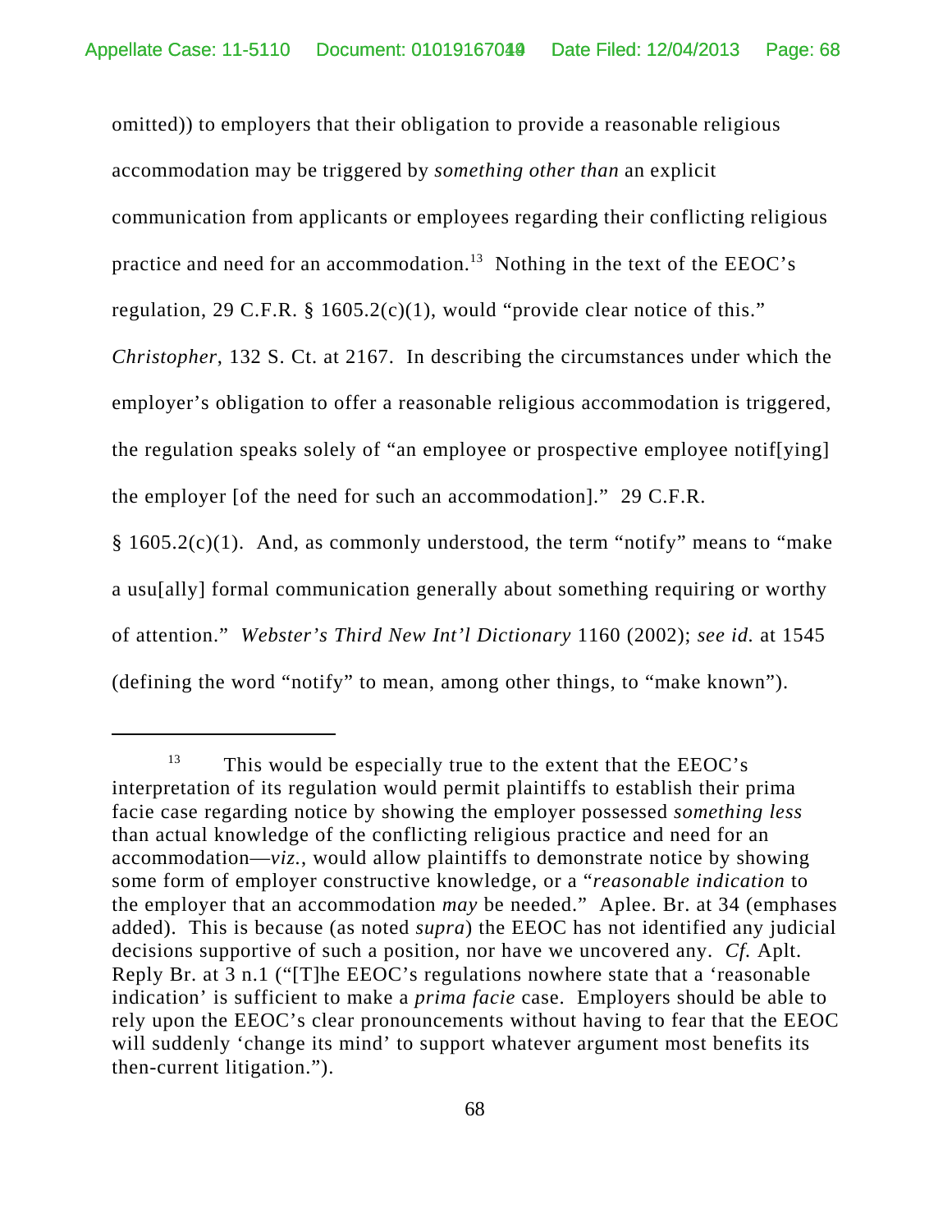omitted)) to employers that their obligation to provide a reasonable religious accommodation may be triggered by *something other than* an explicit communication from applicants or employees regarding their conflicting religious practice and need for an accommodation.[13] Nothing in the text of the EEOC's regulation, 29 C.F.R. § 1605.2(c)(1), would "provide clear notice of this." *Christopher*, 132 S. Ct. at 2167. In describing the circumstances under which the employer's obligation to offer a reasonable religious accommodation is triggered, the regulation speaks solely of "an employee or prospective employee notif[ying] the employer [of the need for such an accommodation]." 29 C.F.R. § 1605.2(c)(1). And, as commonly understood, the term "notify" means to "make a usu[ally] formal communication generally about something requiring or worthy of attention." *Webster's Third New Int'l Dictionary* 1160 (2002); *see id.* at 1545 (defining the word "notify" to mean, among other things, to "make known").

---

[13] This would be especially true to the extent that the EEOC's interpretation of its regulation would permit plaintiffs to establish their prima facie case regarding notice by showing the employer possessed *something less* than actual knowledge of the conflicting religious practice and need for an accommodation—*viz.*, would allow plaintiffs to demonstrate notice by showing some form of employer constructive knowledge, or a "*reasonable indication* to the employer that an accommodation *may* be needed." Aplee. Br. at 34 (emphases added). This is because (as noted *supra*) the EEOC has not identified any judicial decisions supportive of such a position, nor have we uncovered any. *Cf.* Aplt. Reply Br. at 3 n.1 ("[T]he EEOC's regulations nowhere state that a 'reasonable indication' is sufficient to make a *prima facie* case. Employers should be able to rely upon the EEOC's clear pronouncements without having to fear that the EEOC will suddenly 'change its mind' to support whatever argument most benefits its then-current litigation.").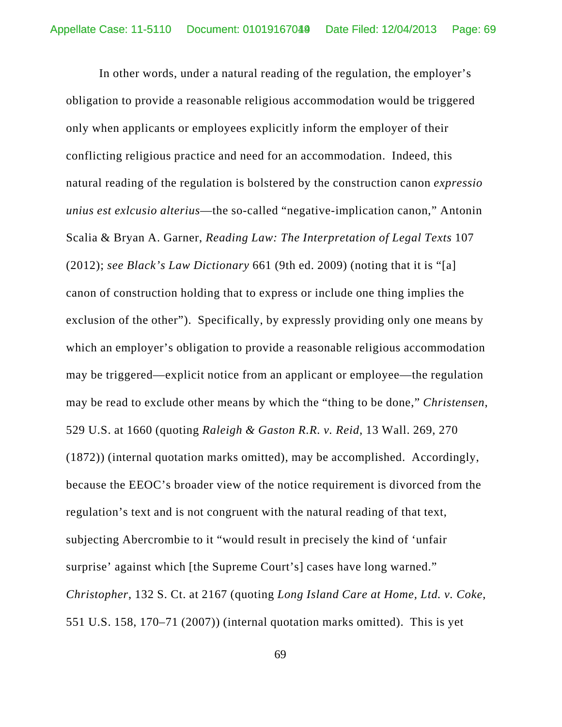In other words, under a natural reading of the regulation, the employer's obligation to provide a reasonable religious accommodation would be triggered only when applicants or employees explicitly inform the employer of their conflicting religious practice and need for an accommodation. Indeed, this natural reading of the regulation is bolstered by the construction canon *expressio unius est exlcusio alterius*—the so-called "negative-implication canon," Antonin Scalia & Bryan A. Garner, *Reading Law: The Interpretation of Legal Texts* 107 (2012); *see Black's Law Dictionary* 661 (9th ed. 2009) (noting that it is "[a] canon of construction holding that to express or include one thing implies the exclusion of the other"). Specifically, by expressly providing only one means by which an employer's obligation to provide a reasonable religious accommodation may be triggered—explicit notice from an applicant or employee—the regulation may be read to exclude other means by which the "thing to be done," *Christensen*, 529 U.S. at 1660 (quoting *Raleigh & Gaston R.R. v. Reid*, 13 Wall. 269, 270 (1872)) (internal quotation marks omitted), may be accomplished. Accordingly, because the EEOC's broader view of the notice requirement is divorced from the regulation's text and is not congruent with the natural reading of that text, subjecting Abercrombie to it "would result in precisely the kind of 'unfair surprise' against which [the Supreme Court's] cases have long warned." *Christopher*, 132 S. Ct. at 2167 (quoting *Long Island Care at Home, Ltd. v. Coke*, 551 U.S. 158, 170–71 (2007)) (internal quotation marks omitted). This is yet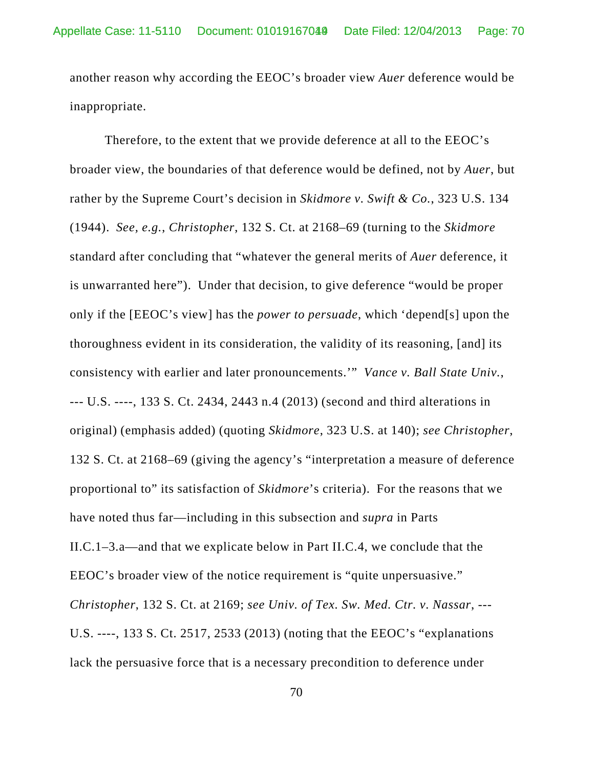another reason why according the EEOC's broader view *Auer* deference would be inappropriate.

Therefore, to the extent that we provide deference at all to the EEOC's broader view, the boundaries of that deference would be defined, not by *Auer*, but rather by the Supreme Court's decision in *Skidmore v. Swift & Co.*, 323 U.S. 134 (1944). *See, e.g.*, *Christopher*, 132 S. Ct. at 2168–69 (turning to the *Skidmore* standard after concluding that "whatever the general merits of *Auer* deference, it is unwarranted here"). Under that decision, to give deference "would be proper only if the [EEOC's view] has the *power to persuade*, which 'depend[s] upon the thoroughness evident in its consideration, the validity of its reasoning, [and] its consistency with earlier and later pronouncements.'" *Vance v. Ball State Univ.*, --- U.S. ----, 133 S. Ct. 2434, 2443 n.4 (2013) (second and third alterations in original) (emphasis added) (quoting *Skidmore*, 323 U.S. at 140); *see Christopher*, 132 S. Ct. at 2168–69 (giving the agency's "interpretation a measure of deference proportional to" its satisfaction of *Skidmore*'s criteria). For the reasons that we have noted thus far—including in this subsection and *supra* in Parts II.C.1–3.a—and that we explicate below in Part II.C.4, we conclude that the EEOC's broader view of the notice requirement is "quite unpersuasive." *Christopher*, 132 S. Ct. at 2169; *see Univ. of Tex. Sw. Med. Ctr. v. Nassar*, --- U.S. ----, 133 S. Ct. 2517, 2533 (2013) (noting that the EEOC's "explanations lack the persuasive force that is a necessary precondition to deference under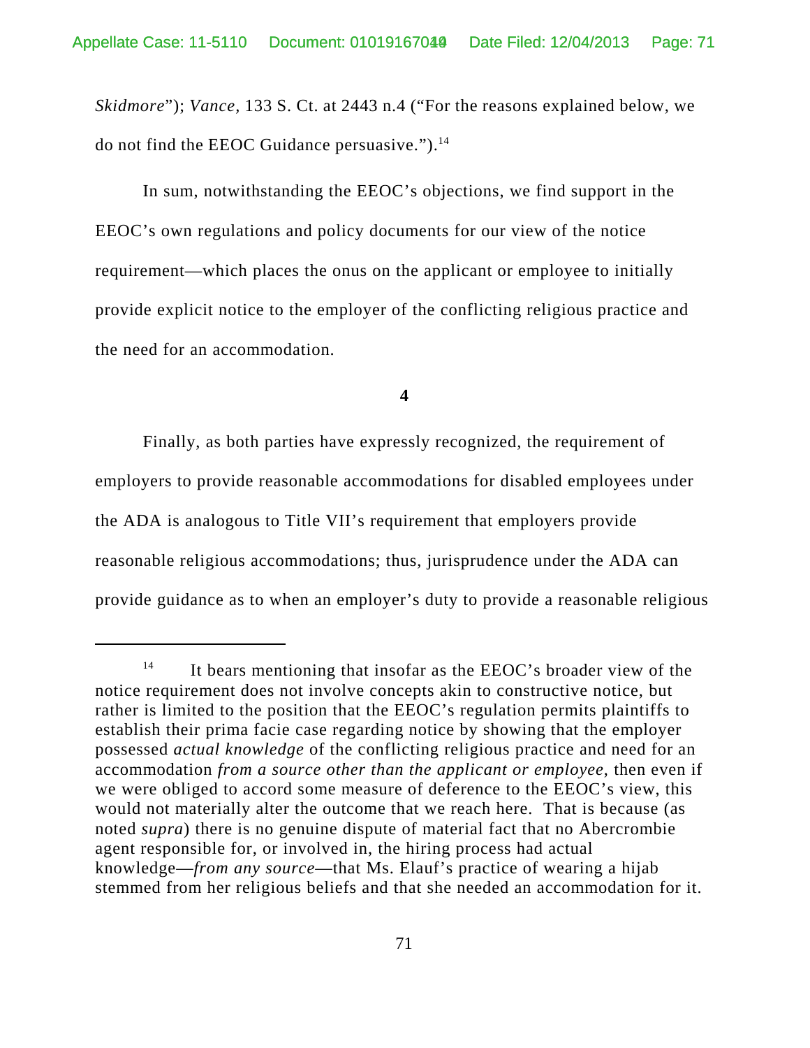*Skidmore*"); *Vance*, 133 S. Ct. at 2443 n.4 ("For the reasons explained below, we do not find the EEOC Guidance persuasive.").[14]

In sum, notwithstanding the EEOC's objections, we find support in the EEOC's own regulations and policy documents for our view of the notice requirement—which places the onus on the applicant or employee to initially provide explicit notice to the employer of the conflicting religious practice and the need for an accommodation.

**4**

Finally, as both parties have expressly recognized, the requirement of employers to provide reasonable accommodations for disabled employees under the ADA is analogous to Title VII's requirement that employers provide reasonable religious accommodations; thus, jurisprudence under the ADA can provide guidance as to when an employer's duty to provide a reasonable religious

---

[14] It bears mentioning that insofar as the EEOC's broader view of the notice requirement does not involve concepts akin to constructive notice, but rather is limited to the position that the EEOC's regulation permits plaintiffs to establish their prima facie case regarding notice by showing that the employer possessed *actual knowledge* of the conflicting religious practice and need for an accommodation *from a source other than the applicant or employee*, then even if we were obliged to accord some measure of deference to the EEOC's view, this would not materially alter the outcome that we reach here. That is because (as noted *supra*) there is no genuine dispute of material fact that no Abercrombie agent responsible for, or involved in, the hiring process had actual knowledge—*from any source*—that Ms. Elauf's practice of wearing a hijab stemmed from her religious beliefs and that she needed an accommodation for it.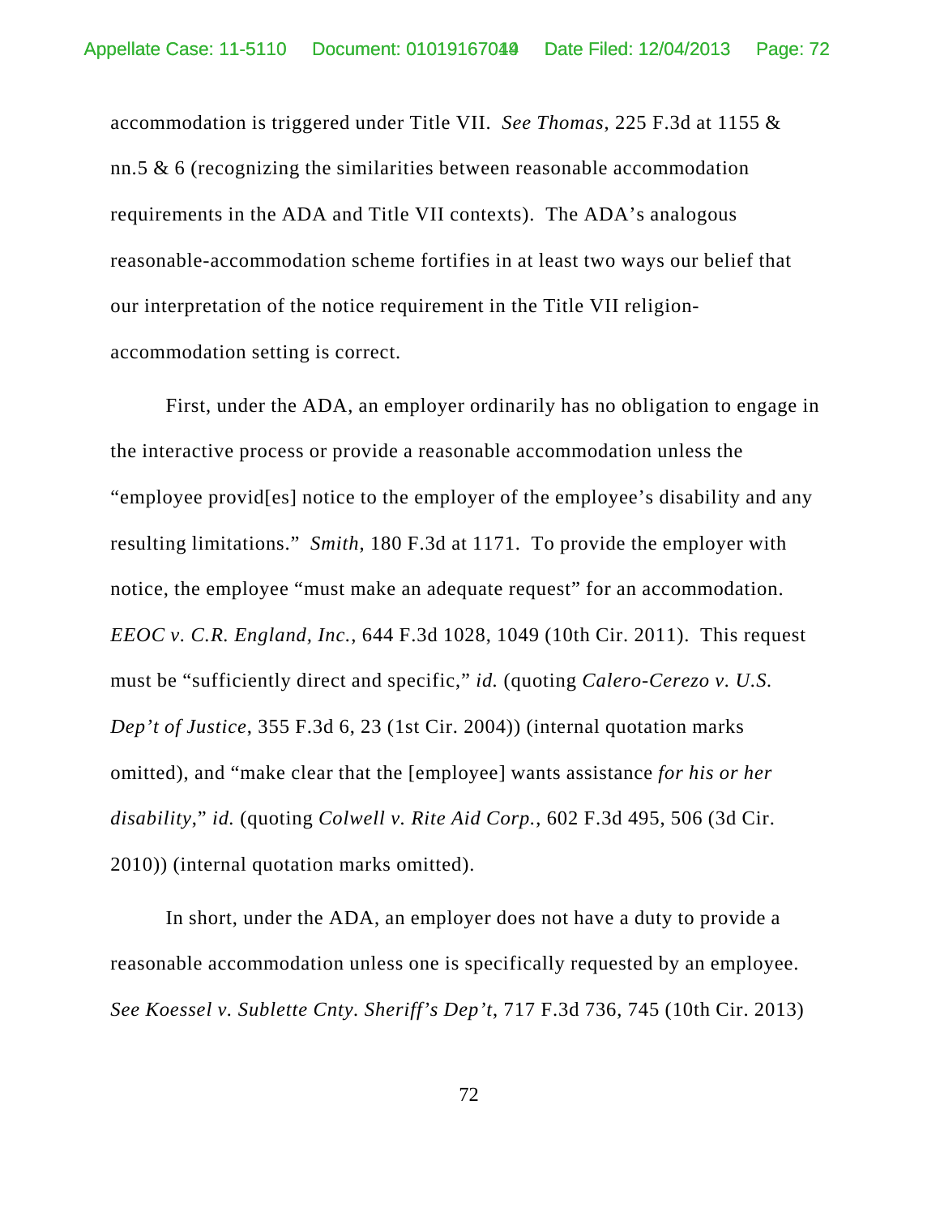accommodation is triggered under Title VII. *See Thomas*, 225 F.3d at 1155 & nn.5 & 6 (recognizing the similarities between reasonable accommodation requirements in the ADA and Title VII contexts). The ADA's analogous reasonable-accommodation scheme fortifies in at least two ways our belief that our interpretation of the notice requirement in the Title VII religion-accommodation setting is correct.

First, under the ADA, an employer ordinarily has no obligation to engage in the interactive process or provide a reasonable accommodation unless the "employee provid[es] notice to the employer of the employee's disability and any resulting limitations." *Smith*, 180 F.3d at 1171. To provide the employer with notice, the employee "must make an adequate request" for an accommodation. *EEOC v. C.R. England, Inc.*, 644 F.3d 1028, 1049 (10th Cir. 2011). This request must be "sufficiently direct and specific," *id.* (quoting *Calero-Cerezo v. U.S. Dep't of Justice*, 355 F.3d 6, 23 (1st Cir. 2004)) (internal quotation marks omitted), and "make clear that the [employee] wants assistance *for his or her disability*," *id.* (quoting *Colwell v. Rite Aid Corp.*, 602 F.3d 495, 506 (3d Cir. 2010)) (internal quotation marks omitted).

In short, under the ADA, an employer does not have a duty to provide a reasonable accommodation unless one is specifically requested by an employee. *See Koessel v. Sublette Cnty. Sheriff's Dep't*, 717 F.3d 736, 745 (10th Cir. 2013)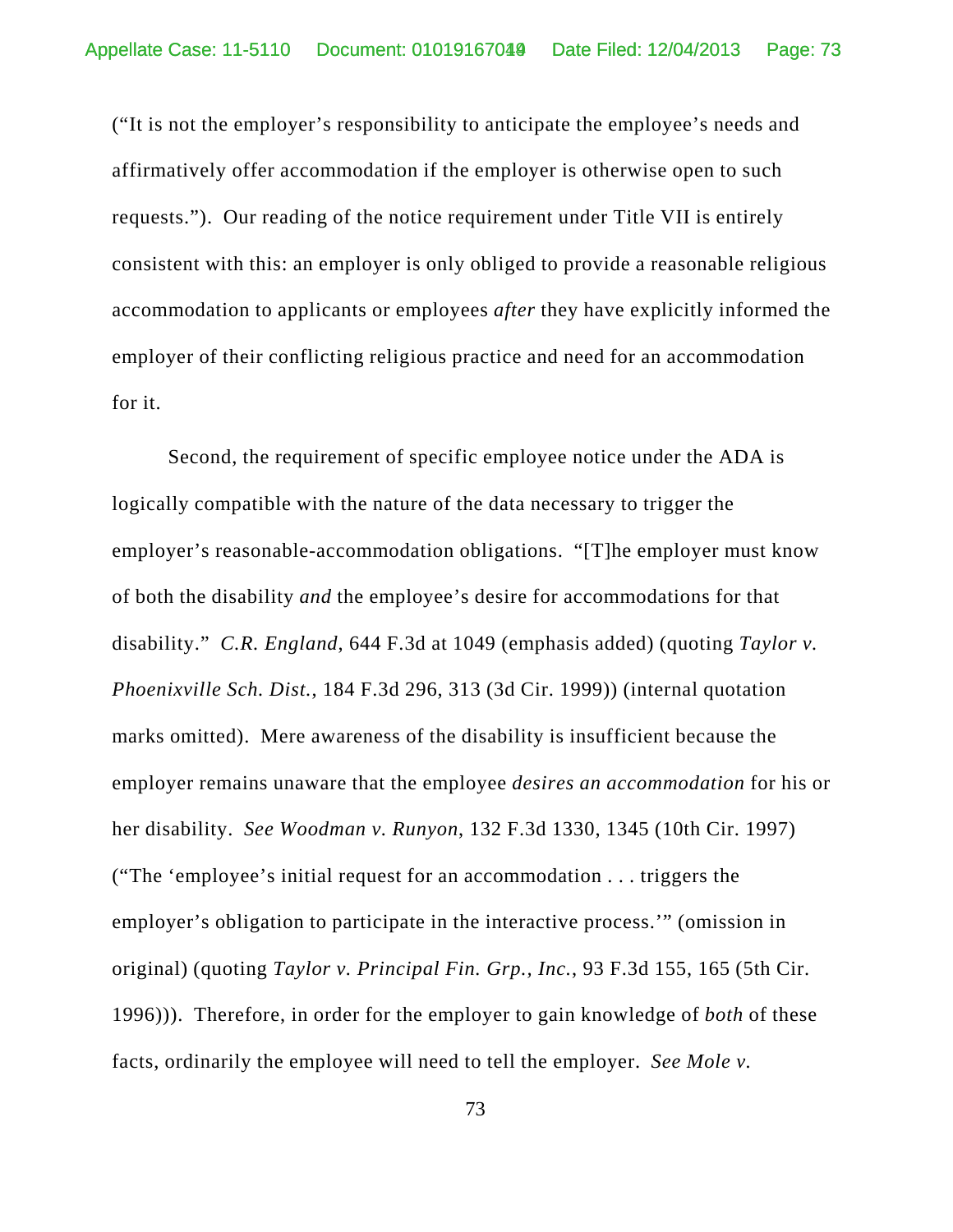(“It is not the employer’s responsibility to anticipate the employee’s needs and affirmatively offer accommodation if the employer is otherwise open to such requests.”). Our reading of the notice requirement under Title VII is entirely consistent with this: an employer is only obliged to provide a reasonable religious accommodation to applicants or employees *after* they have explicitly informed the employer of their conflicting religious practice and need for an accommodation for it.

Second, the requirement of specific employee notice under the ADA is logically compatible with the nature of the data necessary to trigger the employer’s reasonable-accommodation obligations. “[T]he employer must know of both the disability *and* the employee’s desire for accommodations for that disability.” *C.R. England*, 644 F.3d at 1049 (emphasis added) (quoting *Taylor v. Phoenixville Sch. Dist.*, 184 F.3d 296, 313 (3d Cir. 1999)) (internal quotation marks omitted). Mere awareness of the disability is insufficient because the employer remains unaware that the employee *desires an accommodation* for his or her disability. *See Woodman v. Runyon*, 132 F.3d 1330, 1345 (10th Cir. 1997) (“The ‘employee’s initial request for an accommodation . . . triggers the employer’s obligation to participate in the interactive process.’” (omission in original) (quoting *Taylor v. Principal Fin. Grp., Inc.*, 93 F.3d 155, 165 (5th Cir. 1996))). Therefore, in order for the employer to gain knowledge of *both* of these facts, ordinarily the employee will need to tell the employer. *See Mole v.*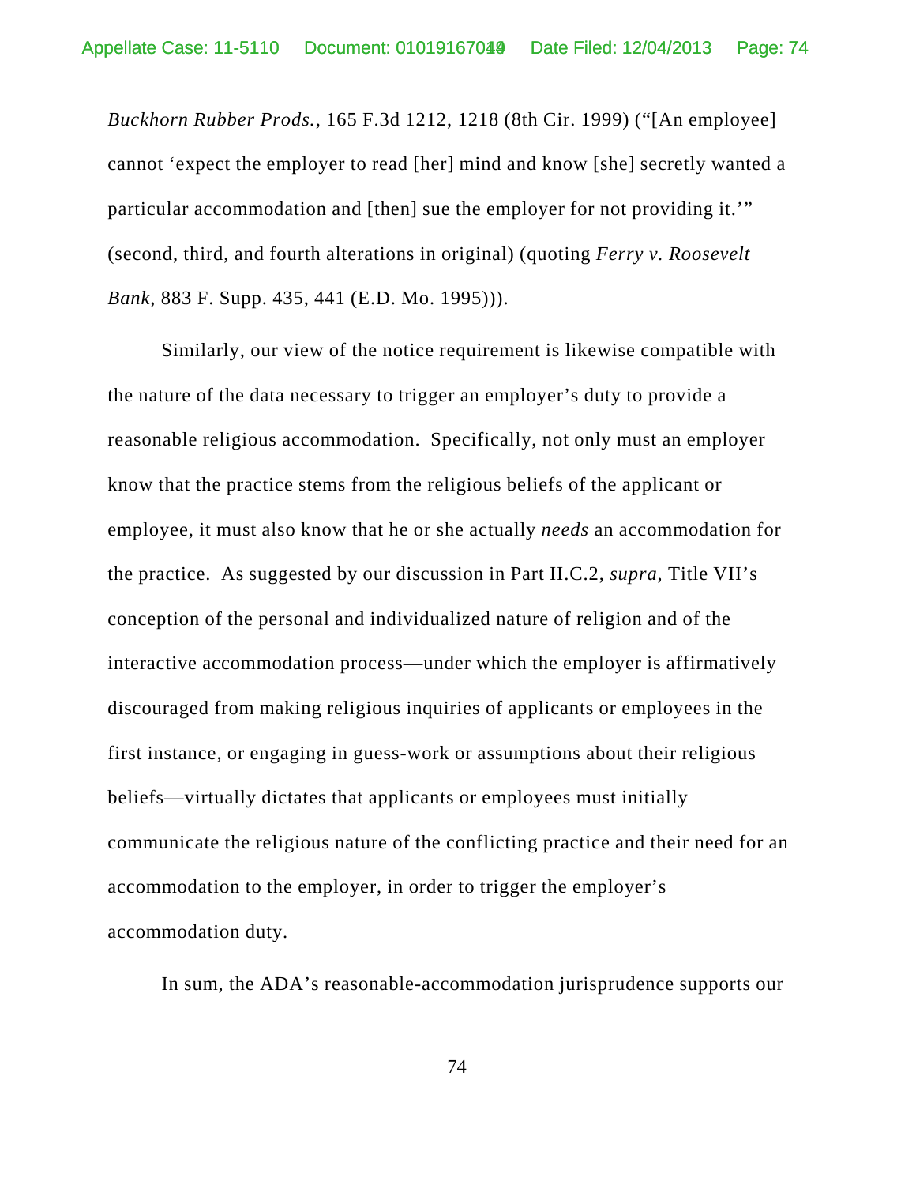*Buckhorn Rubber Prods.*, 165 F.3d 1212, 1218 (8th Cir. 1999) ("[An employee] cannot 'expect the employer to read [her] mind and know [she] secretly wanted a particular accommodation and [then] sue the employer for not providing it.'" (second, third, and fourth alterations in original) (quoting *Ferry v. Roosevelt Bank*, 883 F. Supp. 435, 441 (E.D. Mo. 1995))).

Similarly, our view of the notice requirement is likewise compatible with the nature of the data necessary to trigger an employer's duty to provide a reasonable religious accommodation. Specifically, not only must an employer know that the practice stems from the religious beliefs of the applicant or employee, it must also know that he or she actually *needs* an accommodation for the practice. As suggested by our discussion in Part II.C.2, *supra*, Title VII's conception of the personal and individualized nature of religion and of the interactive accommodation process—under which the employer is affirmatively discouraged from making religious inquiries of applicants or employees in the first instance, or engaging in guess-work or assumptions about their religious beliefs—virtually dictates that applicants or employees must initially communicate the religious nature of the conflicting practice and their need for an accommodation to the employer, in order to trigger the employer's accommodation duty.

In sum, the ADA's reasonable-accommodation jurisprudence supports our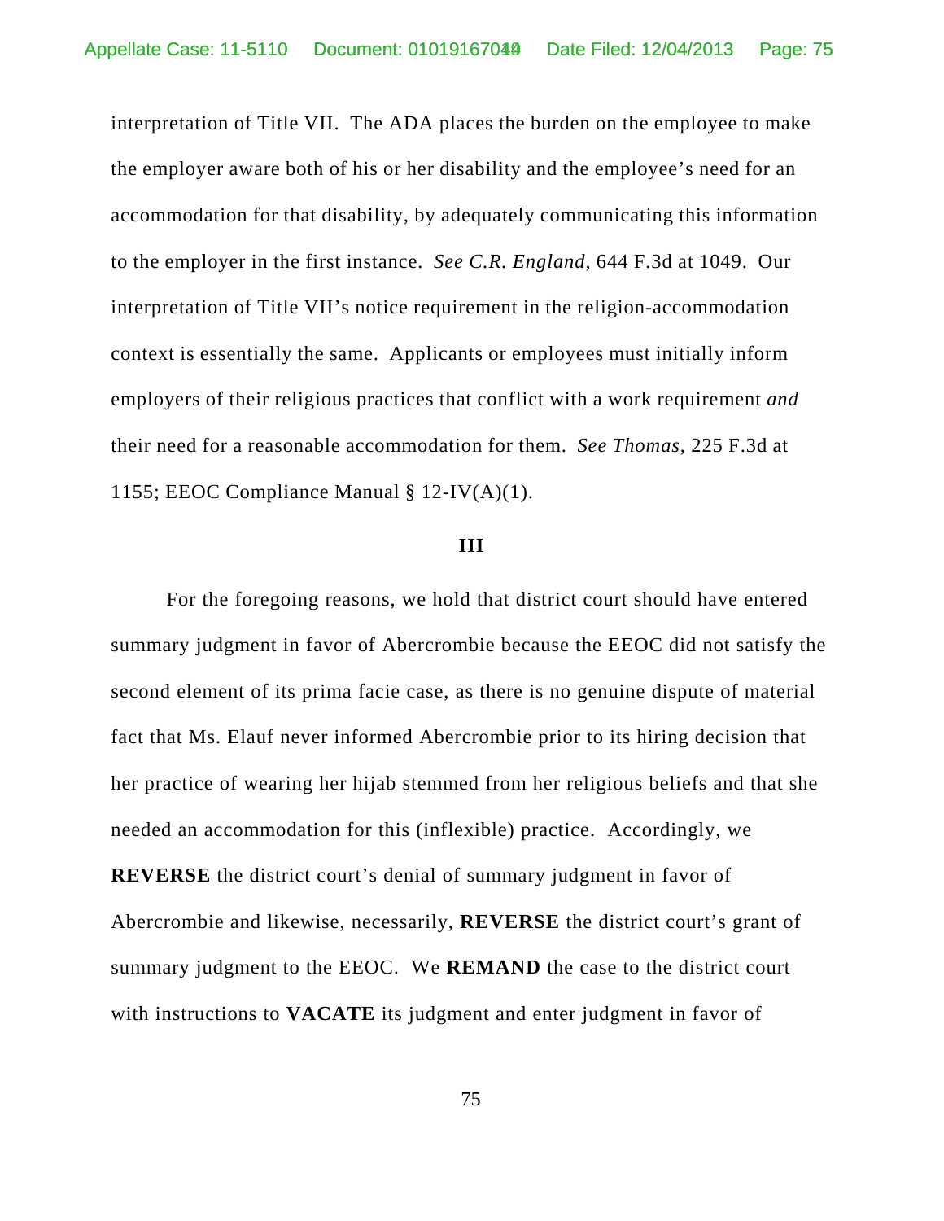interpretation of Title VII. The ADA places the burden on the employee to make the employer aware both of his or her disability and the employee's need for an accommodation for that disability, by adequately communicating this information to the employer in the first instance. *See C.R. England*, 644 F.3d at 1049. Our interpretation of Title VII's notice requirement in the religion-accommodation context is essentially the same. Applicants or employees must initially inform employers of their religious practices that conflict with a work requirement *and* their need for a reasonable accommodation for them. *See Thomas*, 225 F.3d at 1155; EEOC Compliance Manual § 12-IV(A)(1).

## III

For the foregoing reasons, we hold that district court should have entered summary judgment in favor of Abercrombie because the EEOC did not satisfy the second element of its prima facie case, as there is no genuine dispute of material fact that Ms. Elauf never informed Abercrombie prior to its hiring decision that her practice of wearing her hijab stemmed from her religious beliefs and that she needed an accommodation for this (inflexible) practice. Accordingly, we **REVERSE** the district court's denial of summary judgment in favor of Abercrombie and likewise, necessarily, **REVERSE** the district court's grant of summary judgment to the EEOC. We **REMAND** the case to the district court with instructions to **VACATE** its judgment and enter judgment in favor of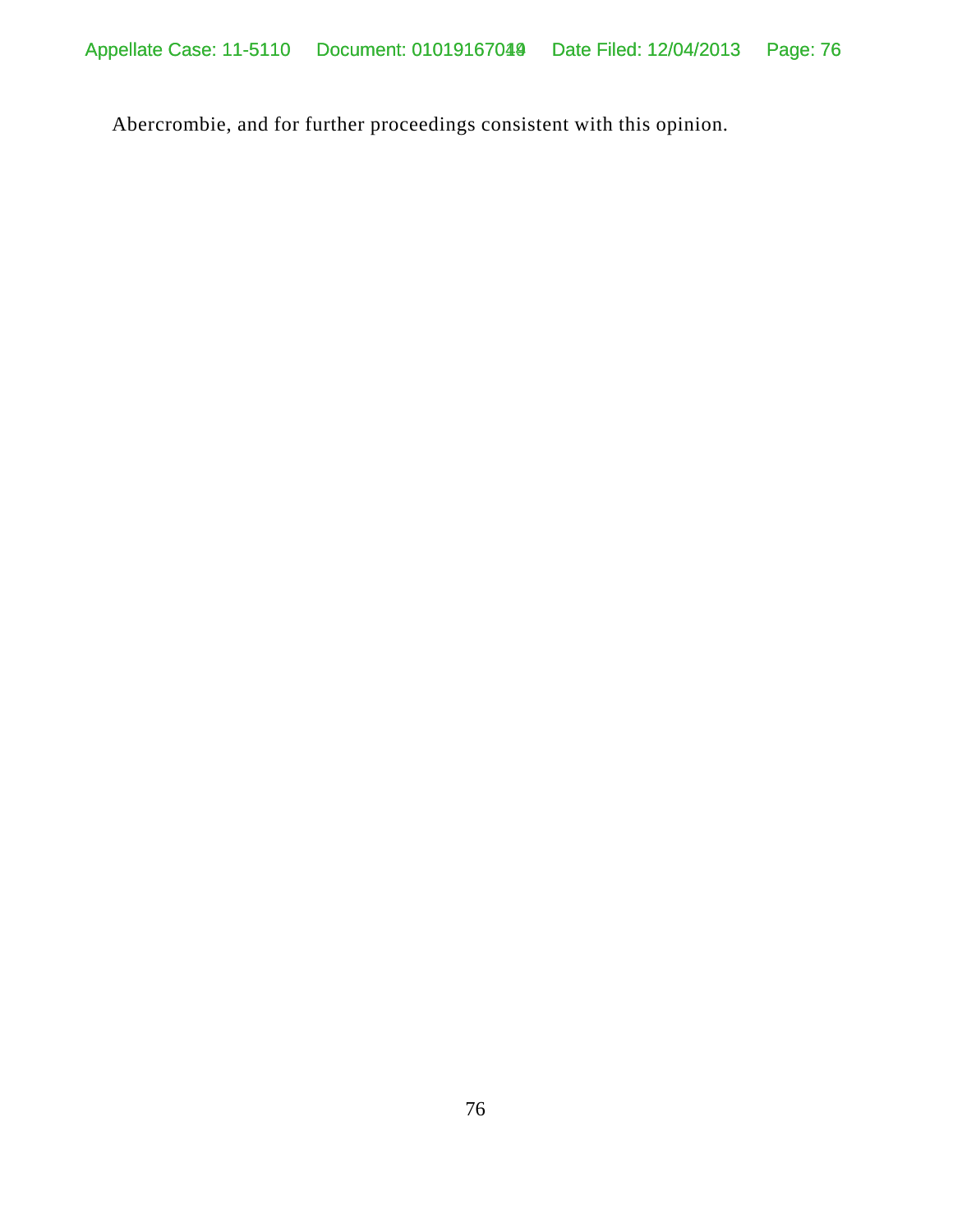Abercrombie, and for further proceedings consistent with this opinion.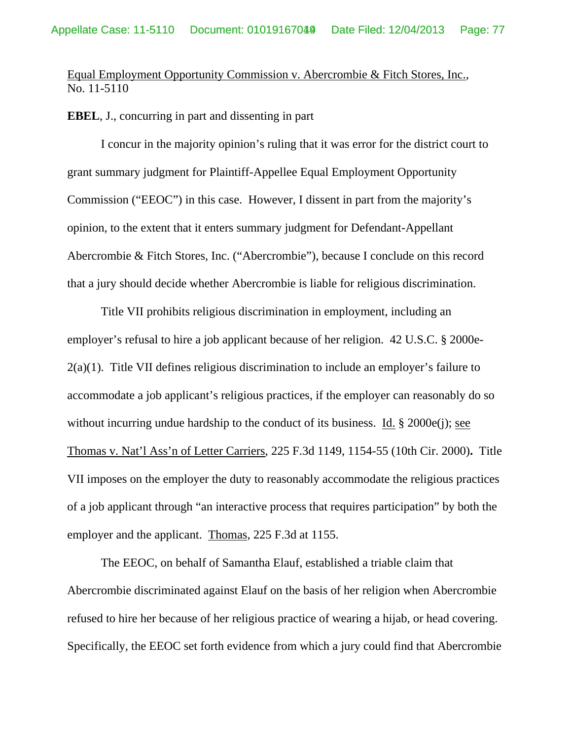Equal Employment Opportunity Commission v. Abercrombie & Fitch Stores, Inc., No. 11-5110

**EBEL**, J., concurring in part and dissenting in part

I concur in the majority opinion's ruling that it was error for the district court to grant summary judgment for Plaintiff-Appellee Equal Employment Opportunity Commission ("EEOC") in this case. However, I dissent in part from the majority's opinion, to the extent that it enters summary judgment for Defendant-Appellant Abercrombie & Fitch Stores, Inc. ("Abercrombie"), because I conclude on this record that a jury should decide whether Abercrombie is liable for religious discrimination.

Title VII prohibits religious discrimination in employment, including an employer's refusal to hire a job applicant because of her religion. 42 U.S.C. § 2000e-2(a)(1). Title VII defines religious discrimination to include an employer's failure to accommodate a job applicant's religious practices, if the employer can reasonably do so without incurring undue hardship to the conduct of its business. Id. § 2000e(j); see Thomas v. Nat'l Ass'n of Letter Carriers, 225 F.3d 1149, 1154-55 (10th Cir. 2000). Title VII imposes on the employer the duty to reasonably accommodate the religious practices of a job applicant through "an interactive process that requires participation" by both the employer and the applicant. Thomas, 225 F.3d at 1155.

The EEOC, on behalf of Samantha Elauf, established a triable claim that Abercrombie discriminated against Elauf on the basis of her religion when Abercrombie refused to hire her because of her religious practice of wearing a hijab, or head covering. Specifically, the EEOC set forth evidence from which a jury could find that Abercrombie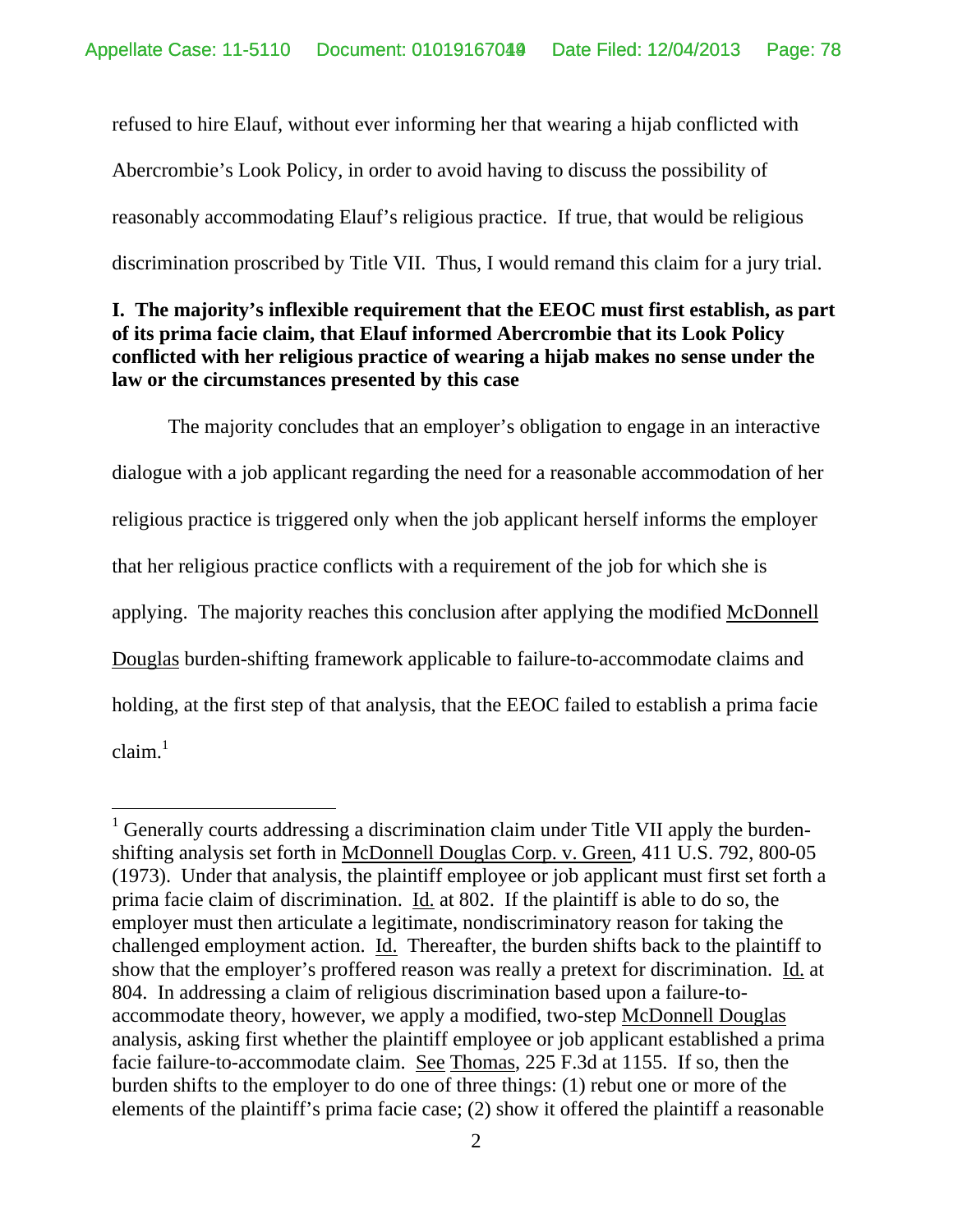refused to hire Elauf, without ever informing her that wearing a hijab conflicted with Abercrombie's Look Policy, in order to avoid having to discuss the possibility of reasonably accommodating Elauf's religious practice. If true, that would be religious discrimination proscribed by Title VII. Thus, I would remand this claim for a jury trial.

**I. The majority's inflexible requirement that the EEOC must first establish, as part of its prima facie claim, that Elauf informed Abercrombie that its Look Policy conflicted with her religious practice of wearing a hijab makes no sense under the law or the circumstances presented by this case**

The majority concludes that an employer's obligation to engage in an interactive dialogue with a job applicant regarding the need for a reasonable accommodation of her religious practice is triggered only when the job applicant herself informs the employer that her religious practice conflicts with a requirement of the job for which she is applying. The majority reaches this conclusion after applying the modified McDonnell Douglas burden-shifting framework applicable to failure-to-accommodate claims and holding, at the first step of that analysis, that the EEOC failed to establish a prima facie claim.[1]

---

[1] Generally courts addressing a discrimination claim under Title VII apply the burden-shifting analysis set forth in McDonnell Douglas Corp. v. Green, 411 U.S. 792, 800-05 (1973). Under that analysis, the plaintiff employee or job applicant must first set forth a prima facie claim of discrimination. Id. at 802. If the plaintiff is able to do so, the employer must then articulate a legitimate, nondiscriminatory reason for taking the challenged employment action. Id. Thereafter, the burden shifts back to the plaintiff to show that the employer's proffered reason was really a pretext for discrimination. Id. at 804. In addressing a claim of religious discrimination based upon a failure-to-accommodate theory, however, we apply a modified, two-step McDonnell Douglas analysis, asking first whether the plaintiff employee or job applicant established a prima facie failure-to-accommodate claim. See Thomas, 225 F.3d at 1155. If so, then the burden shifts to the employer to do one of three things: (1) rebut one or more of the elements of the plaintiff's prima facie case; (2) show it offered the plaintiff a reasonable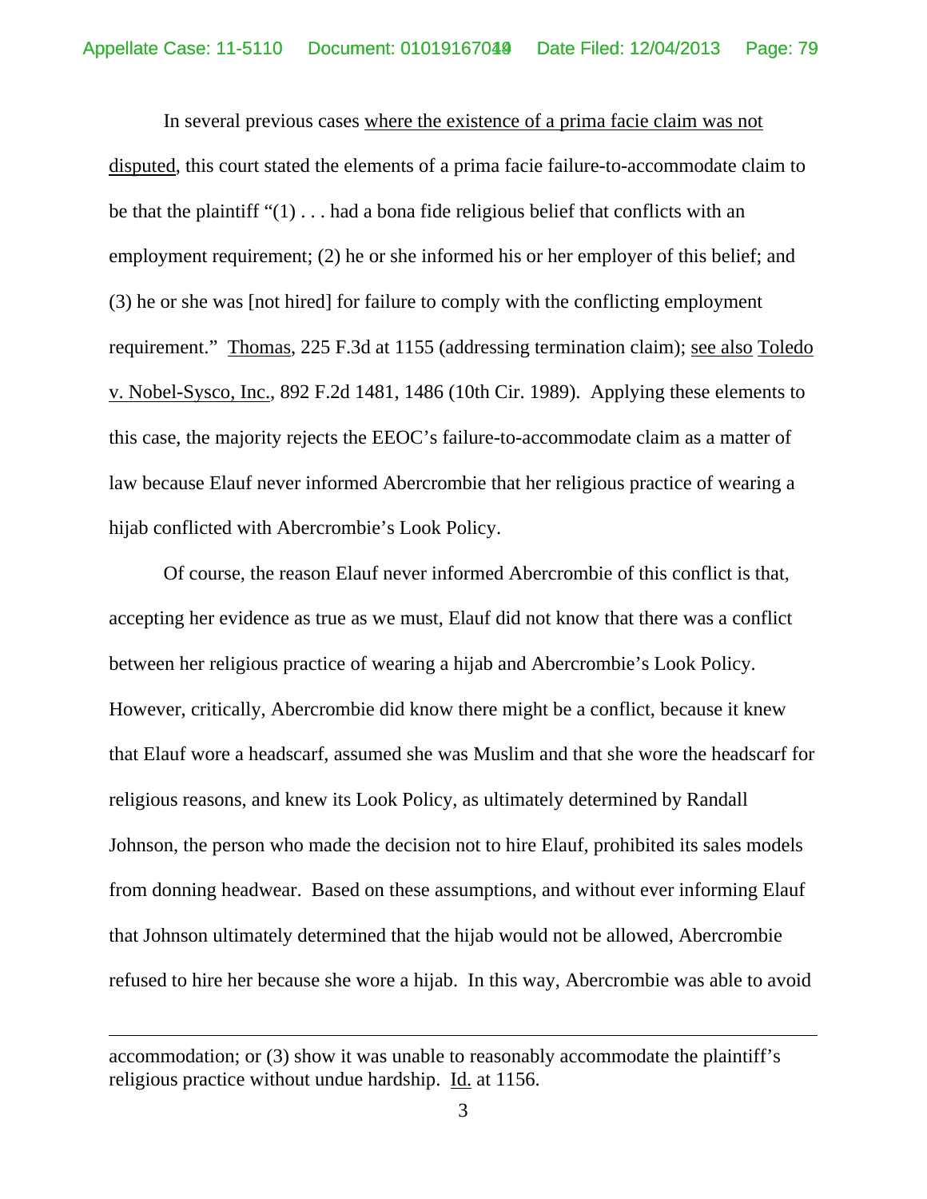In several previous cases <u>where the existence of a prima facie claim was not disputed</u>, this court stated the elements of a prima facie failure-to-accommodate claim to be that the plaintiff "(1) . . . had a bona fide religious belief that conflicts with an employment requirement; (2) he or she informed his or her employer of this belief; and (3) he or she was [not hired] for failure to comply with the conflicting employment requirement." <u>Thomas</u>, 225 F.3d at 1155 (addressing termination claim); <u>see also</u> <u>Toledo v. Nobel-Sysco, Inc.</u>, 892 F.2d 1481, 1486 (10th Cir. 1989). Applying these elements to this case, the majority rejects the EEOC's failure-to-accommodate claim as a matter of law because Elauf never informed Abercrombie that her religious practice of wearing a hijab conflicted with Abercrombie's Look Policy.

Of course, the reason Elauf never informed Abercrombie of this conflict is that, accepting her evidence as true as we must, Elauf did not know that there was a conflict between her religious practice of wearing a hijab and Abercrombie's Look Policy. However, critically, Abercrombie did know there might be a conflict, because it knew that Elauf wore a headscarf, assumed she was Muslim and that she wore the headscarf for religious reasons, and knew its Look Policy, as ultimately determined by Randall Johnson, the person who made the decision not to hire Elauf, prohibited its sales models from donning headwear. Based on these assumptions, and without ever informing Elauf that Johnson ultimately determined that the hijab would not be allowed, Abercrombie refused to hire her because she wore a hijab. In this way, Abercrombie was able to avoid

---

accommodation; or (3) show it was unable to reasonably accommodate the plaintiff's religious practice without undue hardship. <u>Id.</u> at 1156.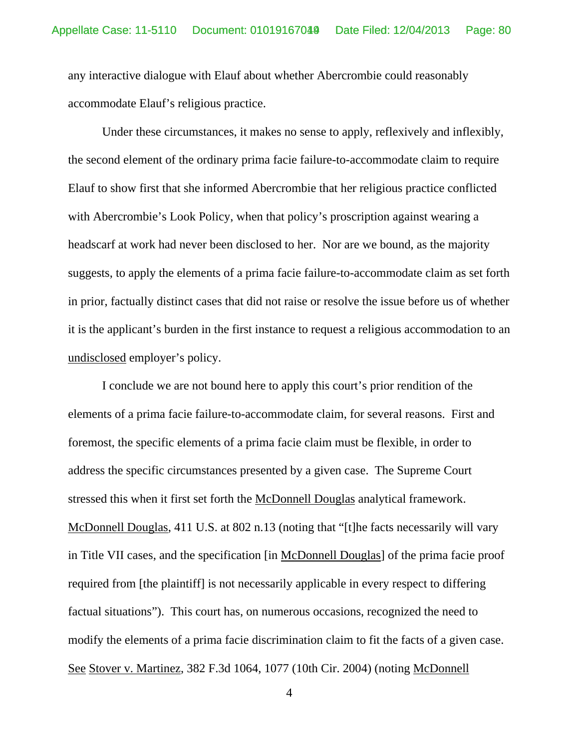any interactive dialogue with Elauf about whether Abercrombie could reasonably accommodate Elauf's religious practice.

Under these circumstances, it makes no sense to apply, reflexively and inflexibly, the second element of the ordinary prima facie failure-to-accommodate claim to require Elauf to show first that she informed Abercrombie that her religious practice conflicted with Abercrombie's Look Policy, when that policy's proscription against wearing a headscarf at work had never been disclosed to her. Nor are we bound, as the majority suggests, to apply the elements of a prima facie failure-to-accommodate claim as set forth in prior, factually distinct cases that did not raise or resolve the issue before us of whether it is the applicant's burden in the first instance to request a religious accommodation to an undisclosed employer's policy.

I conclude we are not bound here to apply this court's prior rendition of the elements of a prima facie failure-to-accommodate claim, for several reasons. First and foremost, the specific elements of a prima facie claim must be flexible, in order to address the specific circumstances presented by a given case. The Supreme Court stressed this when it first set forth the McDonnell Douglas analytical framework. McDonnell Douglas, 411 U.S. at 802 n.13 (noting that "[t]he facts necessarily will vary in Title VII cases, and the specification [in McDonnell Douglas] of the prima facie proof required from [the plaintiff] is not necessarily applicable in every respect to differing factual situations"). This court has, on numerous occasions, recognized the need to modify the elements of a prima facie discrimination claim to fit the facts of a given case. See Stover v. Martinez, 382 F.3d 1064, 1077 (10th Cir. 2004) (noting McDonnell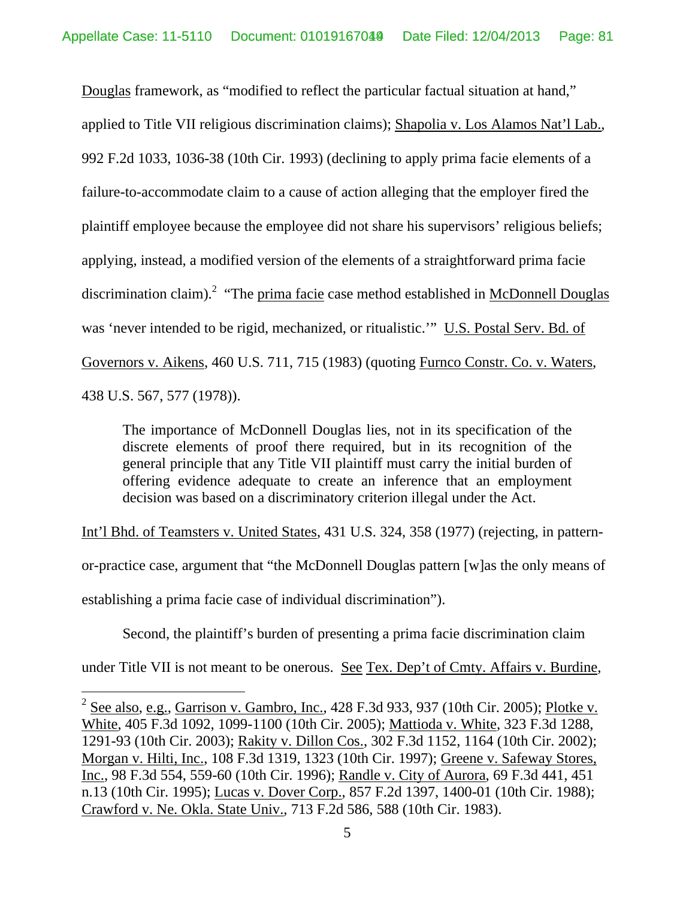Douglas framework, as "modified to reflect the particular factual situation at hand," applied to Title VII religious discrimination claims); Shapolia v. Los Alamos Nat'l Lab., 992 F.2d 1033, 1036-38 (10th Cir. 1993) (declining to apply prima facie elements of a failure-to-accommodate claim to a cause of action alleging that the employer fired the plaintiff employee because the employee did not share his supervisors' religious beliefs; applying, instead, a modified version of the elements of a straightforward prima facie discrimination claim).[2] "The prima facie case method established in McDonnell Douglas was 'never intended to be rigid, mechanized, or ritualistic.'" U.S. Postal Serv. Bd. of Governors v. Aikens, 460 U.S. 711, 715 (1983) (quoting Furnco Constr. Co. v. Waters, 438 U.S. 567, 577 (1978)).

> The importance of McDonnell Douglas lies, not in its specification of the discrete elements of proof there required, but in its recognition of the general principle that any Title VII plaintiff must carry the initial burden of offering evidence adequate to create an inference that an employment decision was based on a discriminatory criterion illegal under the Act.

Int'l Bhd. of Teamsters v. United States, 431 U.S. 324, 358 (1977) (rejecting, in pattern-or-practice case, argument that "the McDonnell Douglas pattern [w]as the only means of establishing a prima facie case of individual discrimination").

Second, the plaintiff's burden of presenting a prima facie discrimination claim under Title VII is not meant to be onerous. See Tex. Dep't of Cmty. Affairs v. Burdine,

---

[2] See also, e.g., Garrison v. Gambro, Inc., 428 F.3d 933, 937 (10th Cir. 2005); Plotke v. White, 405 F.3d 1092, 1099-1100 (10th Cir. 2005); Mattioda v. White, 323 F.3d 1288, 1291-93 (10th Cir. 2003); Rakity v. Dillon Cos., 302 F.3d 1152, 1164 (10th Cir. 2002); Morgan v. Hilti, Inc., 108 F.3d 1319, 1323 (10th Cir. 1997); Greene v. Safeway Stores, Inc., 98 F.3d 554, 559-60 (10th Cir. 1996); Randle v. City of Aurora, 69 F.3d 441, 451 n.13 (10th Cir. 1995); Lucas v. Dover Corp., 857 F.2d 1397, 1400-01 (10th Cir. 1988); Crawford v. Ne. Okla. State Univ., 713 F.2d 586, 588 (10th Cir. 1983).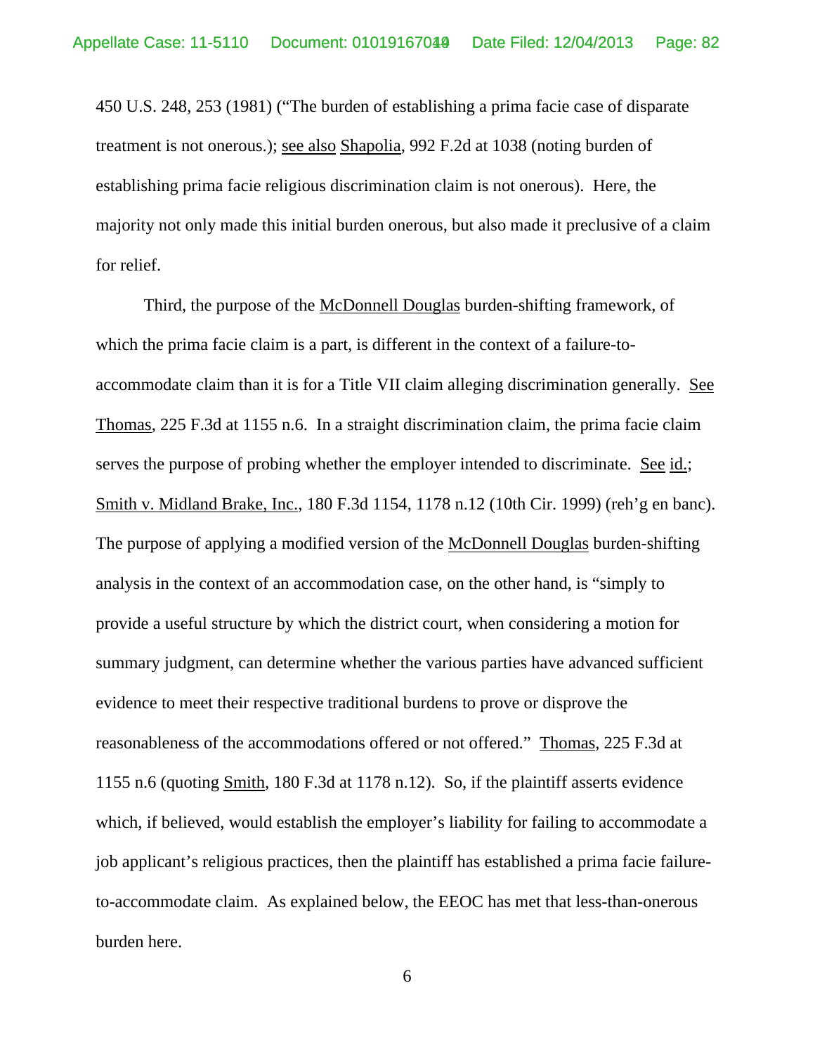450 U.S. 248, 253 (1981) ("The burden of establishing a prima facie case of disparate treatment is not onerous.); see also Shapolia, 992 F.2d at 1038 (noting burden of establishing prima facie religious discrimination claim is not onerous). Here, the majority not only made this initial burden onerous, but also made it preclusive of a claim for relief.

Third, the purpose of the McDonnell Douglas burden-shifting framework, of which the prima facie claim is a part, is different in the context of a failure-to-accommodate claim than it is for a Title VII claim alleging discrimination generally. See Thomas, 225 F.3d at 1155 n.6. In a straight discrimination claim, the prima facie claim serves the purpose of probing whether the employer intended to discriminate. See id.; Smith v. Midland Brake, Inc., 180 F.3d 1154, 1178 n.12 (10th Cir. 1999) (reh'g en banc). The purpose of applying a modified version of the McDonnell Douglas burden-shifting analysis in the context of an accommodation case, on the other hand, is "simply to provide a useful structure by which the district court, when considering a motion for summary judgment, can determine whether the various parties have advanced sufficient evidence to meet their respective traditional burdens to prove or disprove the reasonableness of the accommodations offered or not offered." Thomas, 225 F.3d at 1155 n.6 (quoting Smith, 180 F.3d at 1178 n.12). So, if the plaintiff asserts evidence which, if believed, would establish the employer's liability for failing to accommodate a job applicant's religious practices, then the plaintiff has established a prima facie failure-to-accommodate claim. As explained below, the EEOC has met that less-than-onerous burden here.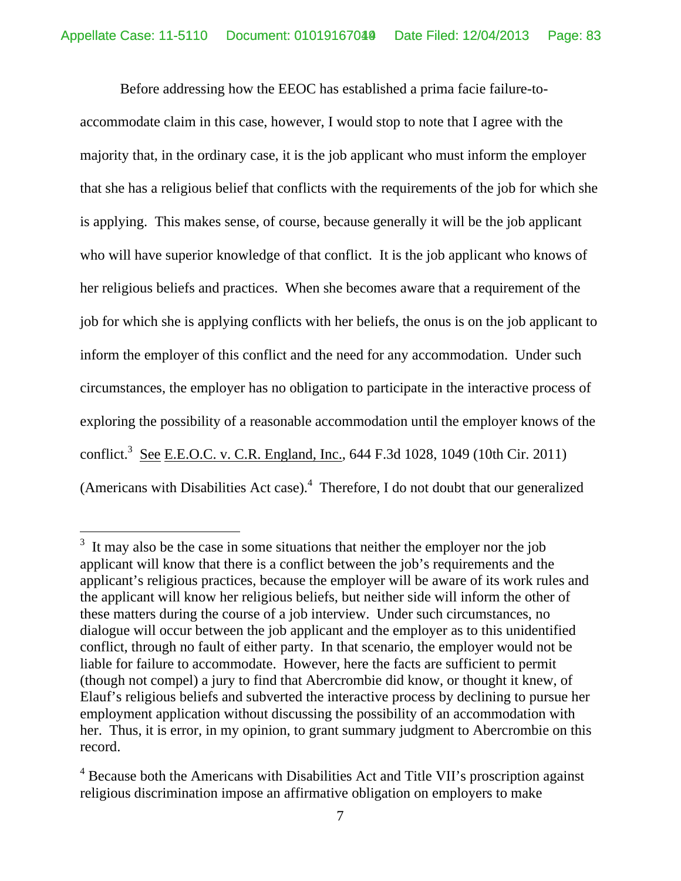Before addressing how the EEOC has established a prima facie failure-to-accommodate claim in this case, however, I would stop to note that I agree with the majority that, in the ordinary case, it is the job applicant who must inform the employer that she has a religious belief that conflicts with the requirements of the job for which she is applying. This makes sense, of course, because generally it will be the job applicant who will have superior knowledge of that conflict. It is the job applicant who knows of her religious beliefs and practices. When she becomes aware that a requirement of the job for which she is applying conflicts with her beliefs, the onus is on the job applicant to inform the employer of this conflict and the need for any accommodation. Under such circumstances, the employer has no obligation to participate in the interactive process of exploring the possibility of a reasonable accommodation until the employer knows of the conflict.[3] See E.E.O.C. v. C.R. England, Inc., 644 F.3d 1028, 1049 (10th Cir. 2011) (Americans with Disabilities Act case).[4] Therefore, I do not doubt that our generalized

[3] It may also be the case in some situations that neither the employer nor the job applicant will know that there is a conflict between the job's requirements and the applicant's religious practices, because the employer will be aware of its work rules and the applicant will know her religious beliefs, but neither side will inform the other of these matters during the course of a job interview. Under such circumstances, no dialogue will occur between the job applicant and the employer as to this unidentified conflict, through no fault of either party. In that scenario, the employer would not be liable for failure to accommodate. However, here the facts are sufficient to permit (though not compel) a jury to find that Abercrombie did know, or thought it knew, of Elauf's religious beliefs and subverted the interactive process by declining to pursue her employment application without discussing the possibility of an accommodation with her. Thus, it is error, in my opinion, to grant summary judgment to Abercrombie on this record.

[4] Because both the Americans with Disabilities Act and Title VII's proscription against religious discrimination impose an affirmative obligation on employers to make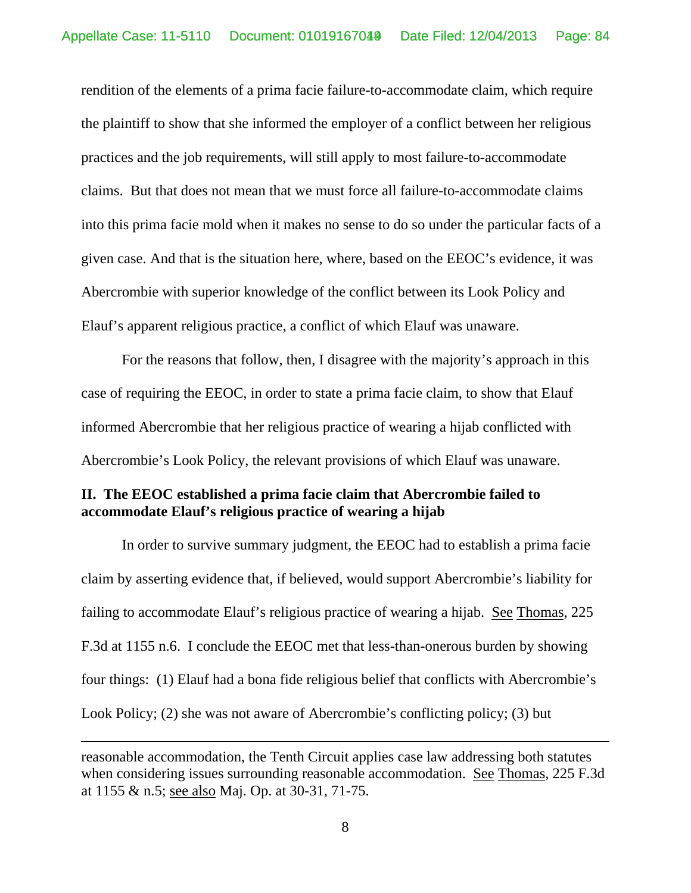rendition of the elements of a prima facie failure-to-accommodate claim, which require the plaintiff to show that she informed the employer of a conflict between her religious practices and the job requirements, will still apply to most failure-to-accommodate claims. But that does not mean that we must force all failure-to-accommodate claims into this prima facie mold when it makes no sense to do so under the particular facts of a given case. And that is the situation here, where, based on the EEOC's evidence, it was Abercrombie with superior knowledge of the conflict between its Look Policy and Elauf's apparent religious practice, a conflict of which Elauf was unaware.

For the reasons that follow, then, I disagree with the majority's approach in this case of requiring the EEOC, in order to state a prima facie claim, to show that Elauf informed Abercrombie that her religious practice of wearing a hijab conflicted with Abercrombie's Look Policy, the relevant provisions of which Elauf was unaware.

## II. The EEOC established a prima facie claim that Abercrombie failed to accommodate Elauf's religious practice of wearing a hijab

In order to survive summary judgment, the EEOC had to establish a prima facie claim by asserting evidence that, if believed, would support Abercrombie's liability for failing to accommodate Elauf's religious practice of wearing a hijab. See Thomas, 225 F.3d at 1155 n.6. I conclude the EEOC met that less-than-onerous burden by showing four things: (1) Elauf had a bona fide religious belief that conflicts with Abercrombie's Look Policy; (2) she was not aware of Abercrombie's conflicting policy; (3) but

---

reasonable accommodation, the Tenth Circuit applies case law addressing both statutes when considering issues surrounding reasonable accommodation. See Thomas, 225 F.3d at 1155 & n.5; see also Maj. Op. at 30-31, 71-75.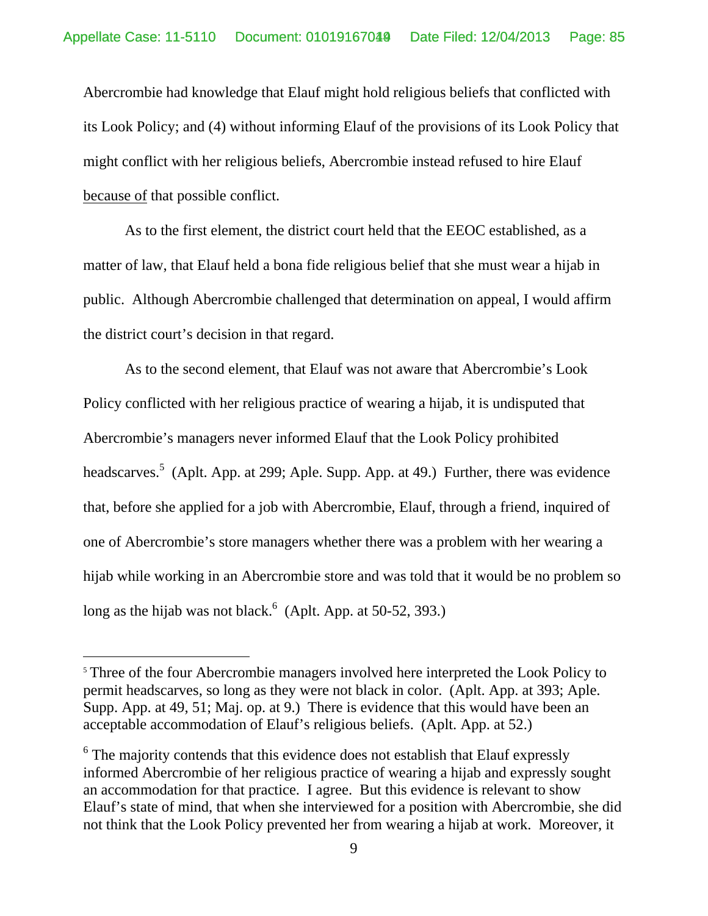Abercrombie had knowledge that Elauf might hold religious beliefs that conflicted with its Look Policy; and (4) without informing Elauf of the provisions of its Look Policy that might conflict with her religious beliefs, Abercrombie instead refused to hire Elauf <u>because of</u> that possible conflict.

As to the first element, the district court held that the EEOC established, as a matter of law, that Elauf held a bona fide religious belief that she must wear a hijab in public. Although Abercrombie challenged that determination on appeal, I would affirm the district court's decision in that regard.

As to the second element, that Elauf was not aware that Abercrombie's Look Policy conflicted with her religious practice of wearing a hijab, it is undisputed that Abercrombie's managers never informed Elauf that the Look Policy prohibited headscarves.[5] (Aplt. App. at 299; Aple. Supp. App. at 49.) Further, there was evidence that, before she applied for a job with Abercrombie, Elauf, through a friend, inquired of one of Abercrombie's store managers whether there was a problem with her wearing a hijab while working in an Abercrombie store and was told that it would be no problem so long as the hijab was not black.[6] (Aplt. App. at 50-52, 393.)

---

[5] Three of the four Abercrombie managers involved here interpreted the Look Policy to permit headscarves, so long as they were not black in color. (Aplt. App. at 393; Aple. Supp. App. at 49, 51; Maj. op. at 9.) There is evidence that this would have been an acceptable accommodation of Elauf's religious beliefs. (Aplt. App. at 52.)

[6] The majority contends that this evidence does not establish that Elauf expressly informed Abercrombie of her religious practice of wearing a hijab and expressly sought an accommodation for that practice. I agree. But this evidence is relevant to show Elauf's state of mind, that when she interviewed for a position with Abercrombie, she did not think that the Look Policy prevented her from wearing a hijab at work. Moreover, it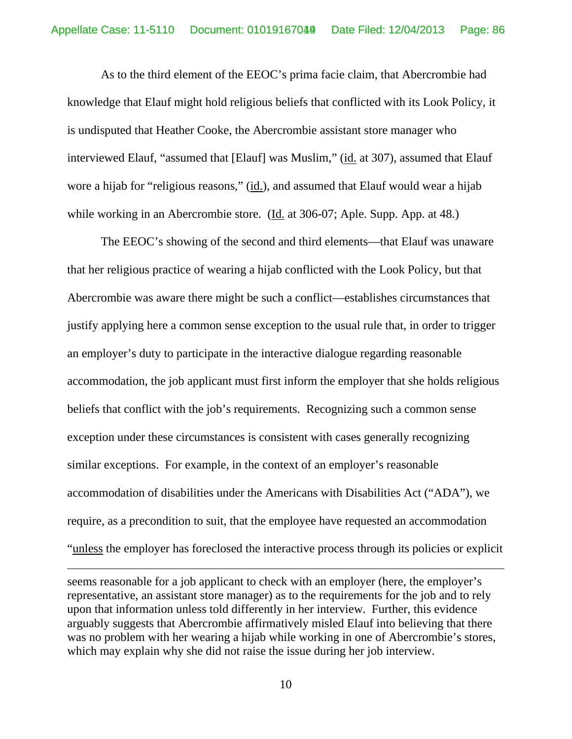As to the third element of the EEOC's prima facie claim, that Abercrombie had knowledge that Elauf might hold religious beliefs that conflicted with its Look Policy, it is undisputed that Heather Cooke, the Abercrombie assistant store manager who interviewed Elauf, "assumed that [Elauf] was Muslim," (id. at 307), assumed that Elauf wore a hijab for "religious reasons," (id.), and assumed that Elauf would wear a hijab while working in an Abercrombie store. (Id. at 306-07; Aple. Supp. App. at 48.)

The EEOC's showing of the second and third elements—that Elauf was unaware that her religious practice of wearing a hijab conflicted with the Look Policy, but that Abercrombie was aware there might be such a conflict—establishes circumstances that justify applying here a common sense exception to the usual rule that, in order to trigger an employer's duty to participate in the interactive dialogue regarding reasonable accommodation, the job applicant must first inform the employer that she holds religious beliefs that conflict with the job's requirements. Recognizing such a common sense exception under these circumstances is consistent with cases generally recognizing similar exceptions. For example, in the context of an employer's reasonable accommodation of disabilities under the Americans with Disabilities Act ("ADA"), we require, as a precondition to suit, that the employee have requested an accommodation "unless the employer has foreclosed the interactive process through its policies or explicit

---

seems reasonable for a job applicant to check with an employer (here, the employer's representative, an assistant store manager) as to the requirements for the job and to rely upon that information unless told differently in her interview. Further, this evidence arguably suggests that Abercrombie affirmatively misled Elauf into believing that there was no problem with her wearing a hijab while working in one of Abercrombie's stores, which may explain why she did not raise the issue during her job interview.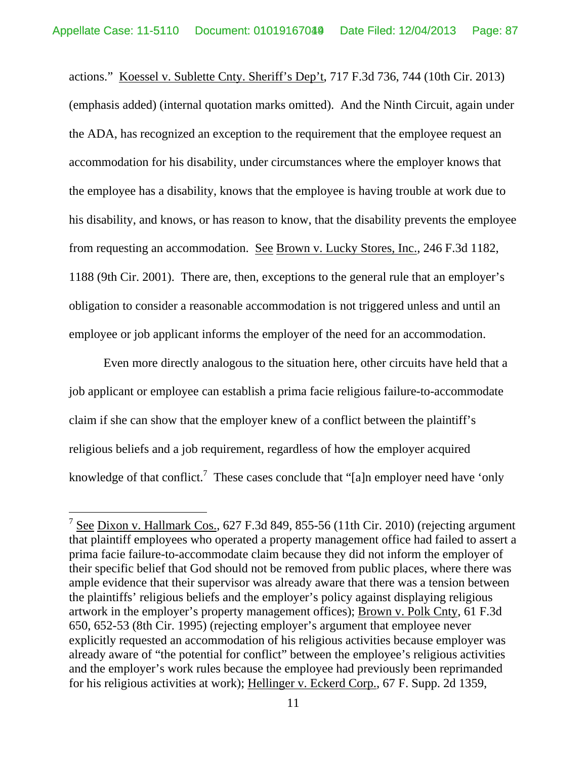actions." Koessel v. Sublette Cnty. Sheriff's Dep't, 717 F.3d 736, 744 (10th Cir. 2013) (emphasis added) (internal quotation marks omitted). And the Ninth Circuit, again under the ADA, has recognized an exception to the requirement that the employee request an accommodation for his disability, under circumstances where the employer knows that the employee has a disability, knows that the employee is having trouble at work due to his disability, and knows, or has reason to know, that the disability prevents the employee from requesting an accommodation. See Brown v. Lucky Stores, Inc., 246 F.3d 1182, 1188 (9th Cir. 2001). There are, then, exceptions to the general rule that an employer's obligation to consider a reasonable accommodation is not triggered unless and until an employee or job applicant informs the employer of the need for an accommodation.

Even more directly analogous to the situation here, other circuits have held that a job applicant or employee can establish a prima facie religious failure-to-accommodate claim if she can show that the employer knew of a conflict between the plaintiff's religious beliefs and a job requirement, regardless of how the employer acquired knowledge of that conflict.[7] These cases conclude that "[a]n employer need have 'only

---

[7] See Dixon v. Hallmark Cos., 627 F.3d 849, 855-56 (11th Cir. 2010) (rejecting argument that plaintiff employees who operated a property management office had failed to assert a prima facie failure-to-accommodate claim because they did not inform the employer of their specific belief that God should not be removed from public places, where there was ample evidence that their supervisor was already aware that there was a tension between the plaintiffs' religious beliefs and the employer's policy against displaying religious artwork in the employer's property management offices); Brown v. Polk Cnty, 61 F.3d 650, 652-53 (8th Cir. 1995) (rejecting employer's argument that employee never explicitly requested an accommodation of his religious activities because employer was already aware of "the potential for conflict" between the employee's religious activities and the employer's work rules because the employee had previously been reprimanded for his religious activities at work); Hellinger v. Eckerd Corp., 67 F. Supp. 2d 1359,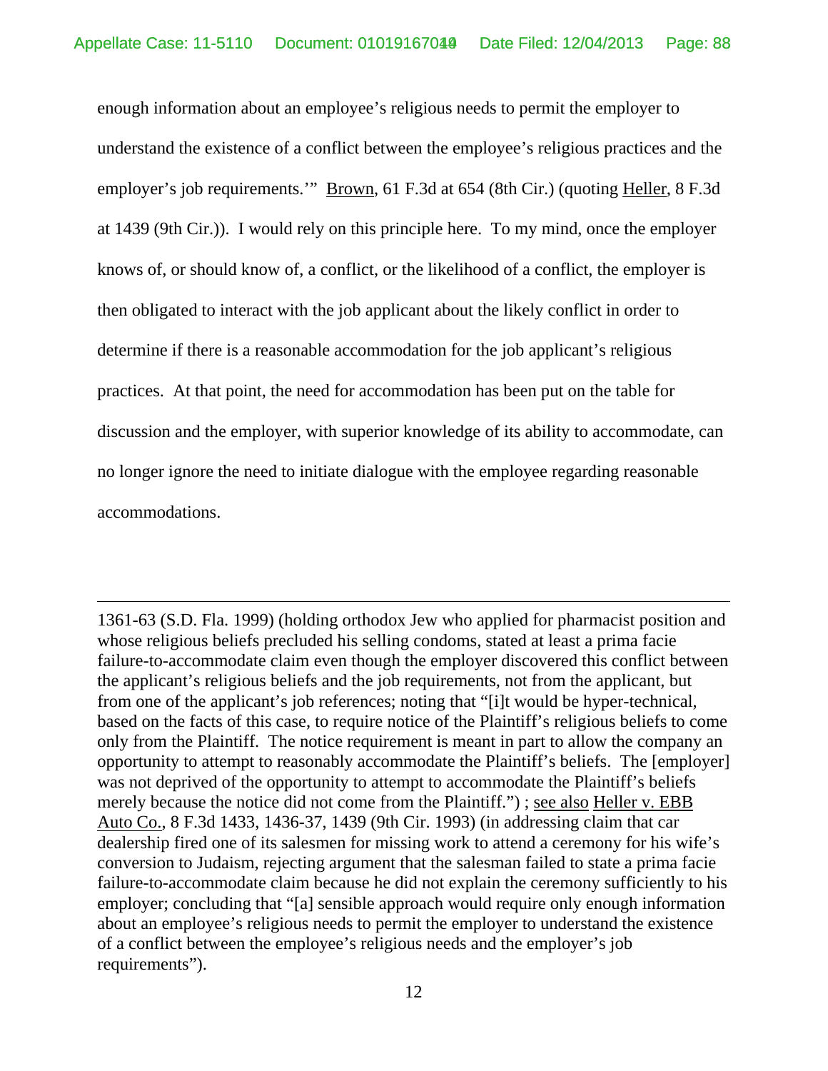enough information about an employee's religious needs to permit the employer to understand the existence of a conflict between the employee's religious practices and the employer's job requirements.'" Brown, 61 F.3d at 654 (8th Cir.) (quoting Heller, 8 F.3d at 1439 (9th Cir.)). I would rely on this principle here. To my mind, once the employer knows of, or should know of, a conflict, or the likelihood of a conflict, the employer is then obligated to interact with the job applicant about the likely conflict in order to determine if there is a reasonable accommodation for the job applicant's religious practices. At that point, the need for accommodation has been put on the table for discussion and the employer, with superior knowledge of its ability to accommodate, can no longer ignore the need to initiate dialogue with the employee regarding reasonable accommodations.

---

1361-63 (S.D. Fla. 1999) (holding orthodox Jew who applied for pharmacist position and whose religious beliefs precluded his selling condoms, stated at least a prima facie failure-to-accommodate claim even though the employer discovered this conflict between the applicant's religious beliefs and the job requirements, not from the applicant, but from one of the applicant's job references; noting that "[i]t would be hyper-technical, based on the facts of this case, to require notice of the Plaintiff's religious beliefs to come only from the Plaintiff. The notice requirement is meant in part to allow the company an opportunity to attempt to reasonably accommodate the Plaintiff's beliefs. The [employer] was not deprived of the opportunity to attempt to accommodate the Plaintiff's beliefs merely because the notice did not come from the Plaintiff.") ; see also Heller v. EBB Auto Co., 8 F.3d 1433, 1436-37, 1439 (9th Cir. 1993) (in addressing claim that car dealership fired one of its salesmen for missing work to attend a ceremony for his wife's conversion to Judaism, rejecting argument that the salesman failed to state a prima facie failure-to-accommodate claim because he did not explain the ceremony sufficiently to his employer; concluding that "[a] sensible approach would require only enough information about an employee's religious needs to permit the employer to understand the existence of a conflict between the employee's religious needs and the employer's job requirements").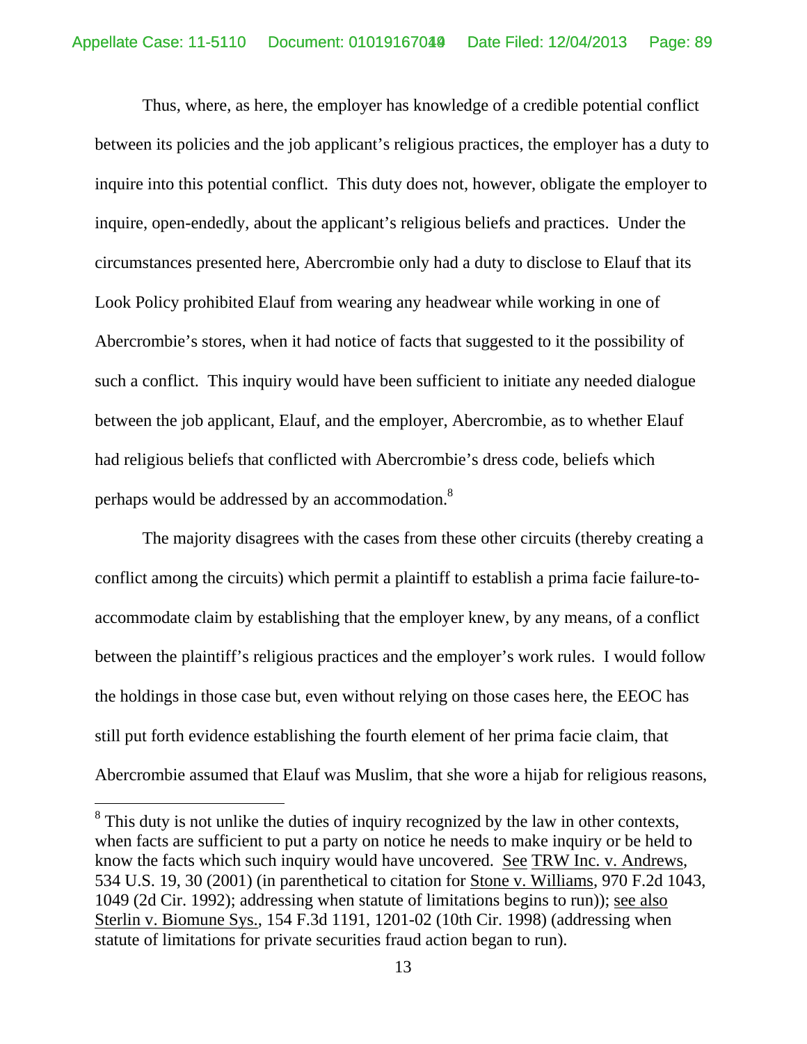Thus, where, as here, the employer has knowledge of a credible potential conflict between its policies and the job applicant's religious practices, the employer has a duty to inquire into this potential conflict. This duty does not, however, obligate the employer to inquire, open-endedly, about the applicant's religious beliefs and practices. Under the circumstances presented here, Abercrombie only had a duty to disclose to Elauf that its Look Policy prohibited Elauf from wearing any headwear while working in one of Abercrombie's stores, when it had notice of facts that suggested to it the possibility of such a conflict. This inquiry would have been sufficient to initiate any needed dialogue between the job applicant, Elauf, and the employer, Abercrombie, as to whether Elauf had religious beliefs that conflicted with Abercrombie's dress code, beliefs which perhaps would be addressed by an accommodation.[8]

The majority disagrees with the cases from these other circuits (thereby creating a conflict among the circuits) which permit a plaintiff to establish a prima facie failure-to-accommodate claim by establishing that the employer knew, by any means, of a conflict between the plaintiff's religious practices and the employer's work rules. I would follow the holdings in those case but, even without relying on those cases here, the EEOC has still put forth evidence establishing the fourth element of her prima facie claim, that Abercrombie assumed that Elauf was Muslim, that she wore a hijab for religious reasons,

---

[8] This duty is not unlike the duties of inquiry recognized by the law in other contexts, when facts are sufficient to put a party on notice he needs to make inquiry or be held to know the facts which such inquiry would have uncovered. See TRW Inc. v. Andrews, 534 U.S. 19, 30 (2001) (in parenthetical to citation for Stone v. Williams, 970 F.2d 1043, 1049 (2d Cir. 1992); addressing when statute of limitations begins to run)); see also Sterlin v. Biomune Sys., 154 F.3d 1191, 1201-02 (10th Cir. 1998) (addressing when statute of limitations for private securities fraud action began to run).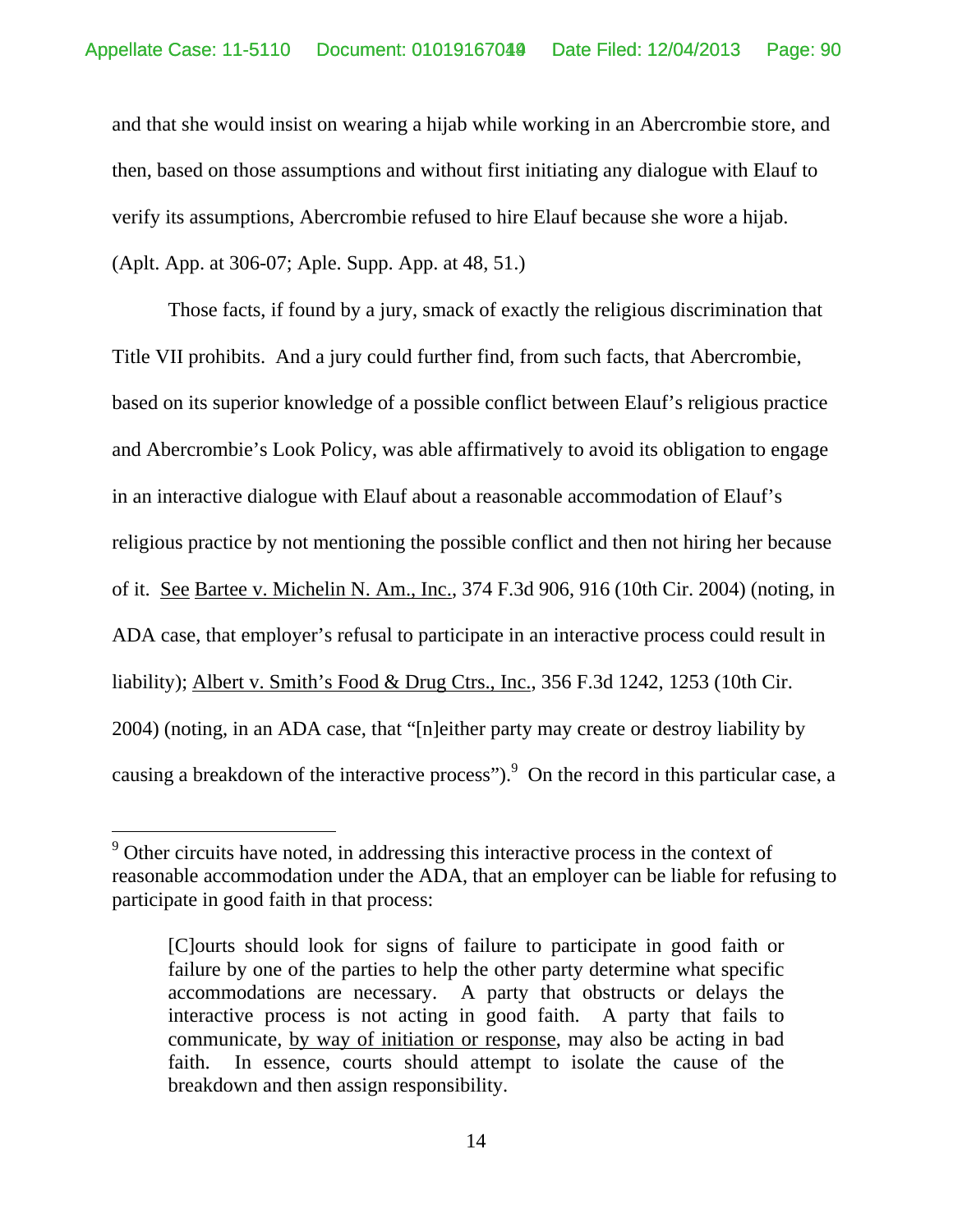and that she would insist on wearing a hijab while working in an Abercrombie store, and then, based on those assumptions and without first initiating any dialogue with Elauf to verify its assumptions, Abercrombie refused to hire Elauf because she wore a hijab. (Aplt. App. at 306-07; Aple. Supp. App. at 48, 51.)

Those facts, if found by a jury, smack of exactly the religious discrimination that Title VII prohibits. And a jury could further find, from such facts, that Abercrombie, based on its superior knowledge of a possible conflict between Elauf's religious practice and Abercrombie's Look Policy, was able affirmatively to avoid its obligation to engage in an interactive dialogue with Elauf about a reasonable accommodation of Elauf's religious practice by not mentioning the possible conflict and then not hiring her because of it. See Bartee v. Michelin N. Am., Inc., 374 F.3d 906, 916 (10th Cir. 2004) (noting, in ADA case, that employer's refusal to participate in an interactive process could result in liability); Albert v. Smith's Food & Drug Ctrs., Inc., 356 F.3d 1242, 1253 (10th Cir. 2004) (noting, in an ADA case, that "[n]either party may create or destroy liability by causing a breakdown of the interactive process").[9] On the record in this particular case, a

---

[9] Other circuits have noted, in addressing this interactive process in the context of reasonable accommodation under the ADA, that an employer can be liable for refusing to participate in good faith in that process:

> [C]ourts should look for signs of failure to participate in good faith or failure by one of the parties to help the other party determine what specific accommodations are necessary. A party that obstructs or delays the interactive process is not acting in good faith. A party that fails to communicate, by way of initiation or response, may also be acting in bad faith. In essence, courts should attempt to isolate the cause of the breakdown and then assign responsibility.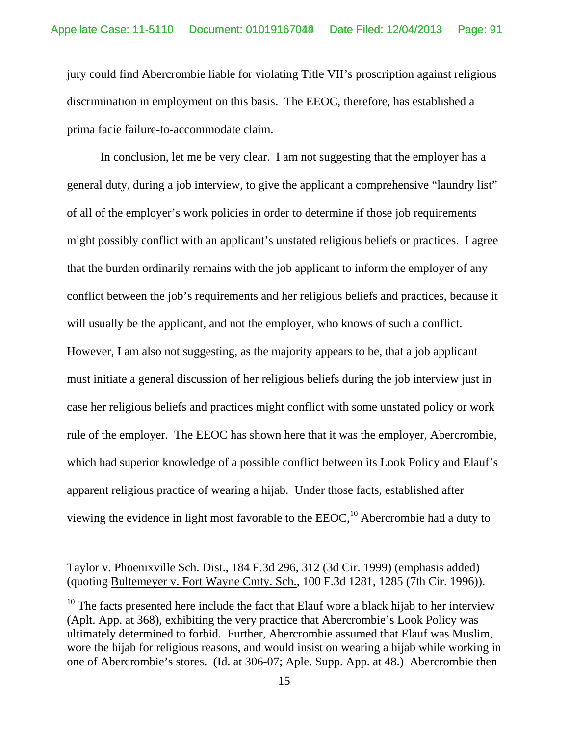jury could find Abercrombie liable for violating Title VII's proscription against religious discrimination in employment on this basis. The EEOC, therefore, has established a prima facie failure-to-accommodate claim.

In conclusion, let me be very clear. I am not suggesting that the employer has a general duty, during a job interview, to give the applicant a comprehensive "laundry list" of all of the employer's work policies in order to determine if those job requirements might possibly conflict with an applicant's unstated religious beliefs or practices. I agree that the burden ordinarily remains with the job applicant to inform the employer of any conflict between the job's requirements and her religious beliefs and practices, because it will usually be the applicant, and not the employer, who knows of such a conflict. However, I am also not suggesting, as the majority appears to be, that a job applicant must initiate a general discussion of her religious beliefs during the job interview just in case her religious beliefs and practices might conflict with some unstated policy or work rule of the employer. The EEOC has shown here that it was the employer, Abercrombie, which had superior knowledge of a possible conflict between its Look Policy and Elauf's apparent religious practice of wearing a hijab. Under those facts, established after viewing the evidence in light most favorable to the EEOC,[10] Abercrombie had a duty to

---

Taylor v. Phoenixville Sch. Dist., 184 F.3d 296, 312 (3d Cir. 1999) (emphasis added) (quoting Bultemeyer v. Fort Wayne Cmty. Sch., 100 F.3d 1281, 1285 (7th Cir. 1996)).

[10] The facts presented here include the fact that Elauf wore a black hijab to her interview (Aplt. App. at 368), exhibiting the very practice that Abercrombie's Look Policy was ultimately determined to forbid. Further, Abercrombie assumed that Elauf was Muslim, wore the hijab for religious reasons, and would insist on wearing a hijab while working in one of Abercrombie's stores. (Id. at 306-07; Aple. Supp. App. at 48.) Abercrombie then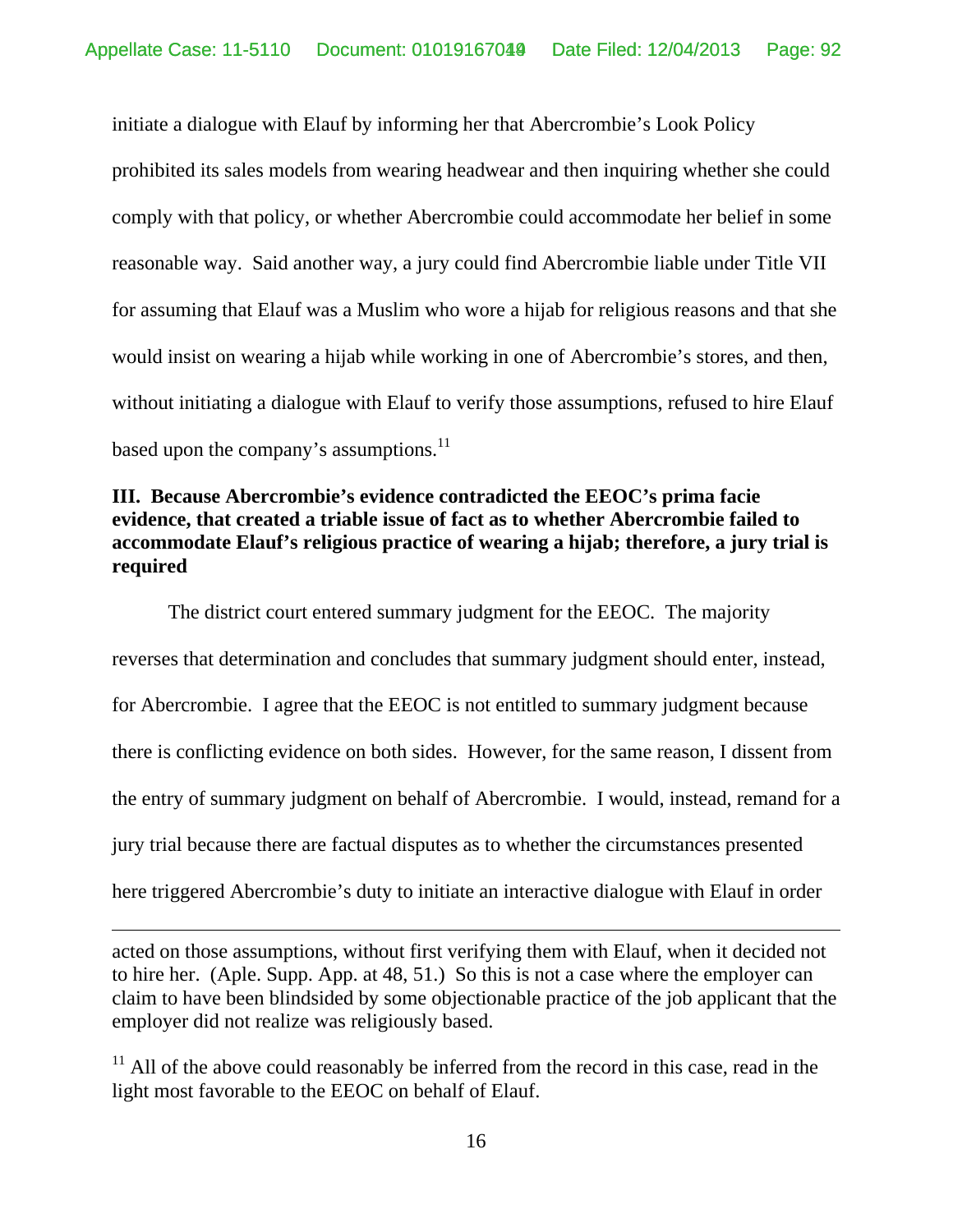initiate a dialogue with Elauf by informing her that Abercrombie's Look Policy prohibited its sales models from wearing headwear and then inquiring whether she could comply with that policy, or whether Abercrombie could accommodate her belief in some reasonable way. Said another way, a jury could find Abercrombie liable under Title VII for assuming that Elauf was a Muslim who wore a hijab for religious reasons and that she would insist on wearing a hijab while working in one of Abercrombie's stores, and then, without initiating a dialogue with Elauf to verify those assumptions, refused to hire Elauf based upon the company's assumptions.[11]

**III. Because Abercrombie's evidence contradicted the EEOC's prima facie evidence, that created a triable issue of fact as to whether Abercrombie failed to accommodate Elauf's religious practice of wearing a hijab; therefore, a jury trial is required**

The district court entered summary judgment for the EEOC. The majority reverses that determination and concludes that summary judgment should enter, instead, for Abercrombie. I agree that the EEOC is not entitled to summary judgment because there is conflicting evidence on both sides. However, for the same reason, I dissent from the entry of summary judgment on behalf of Abercrombie. I would, instead, remand for a jury trial because there are factual disputes as to whether the circumstances presented here triggered Abercrombie's duty to initiate an interactive dialogue with Elauf in order

---

acted on those assumptions, without first verifying them with Elauf, when it decided not to hire her. (Aple. Supp. App. at 48, 51.) So this is not a case where the employer can claim to have been blindsided by some objectionable practice of the job applicant that the employer did not realize was religiously based.

[11] All of the above could reasonably be inferred from the record in this case, read in the light most favorable to the EEOC on behalf of Elauf.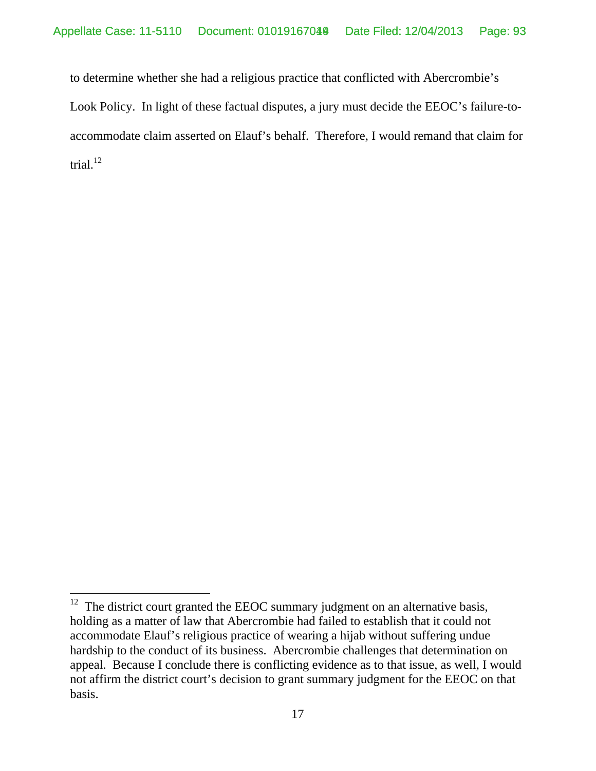to determine whether she had a religious practice that conflicted with Abercrombie's Look Policy. In light of these factual disputes, a jury must decide the EEOC's failure-to-accommodate claim asserted on Elauf's behalf. Therefore, I would remand that claim for trial.[12]

---

[12] The district court granted the EEOC summary judgment on an alternative basis, holding as a matter of law that Abercrombie had failed to establish that it could not accommodate Elauf's religious practice of wearing a hijab without suffering undue hardship to the conduct of its business. Abercrombie challenges that determination on appeal. Because I conclude there is conflicting evidence as to that issue, as well, I would not affirm the district court's decision to grant summary judgment for the EEOC on that basis.